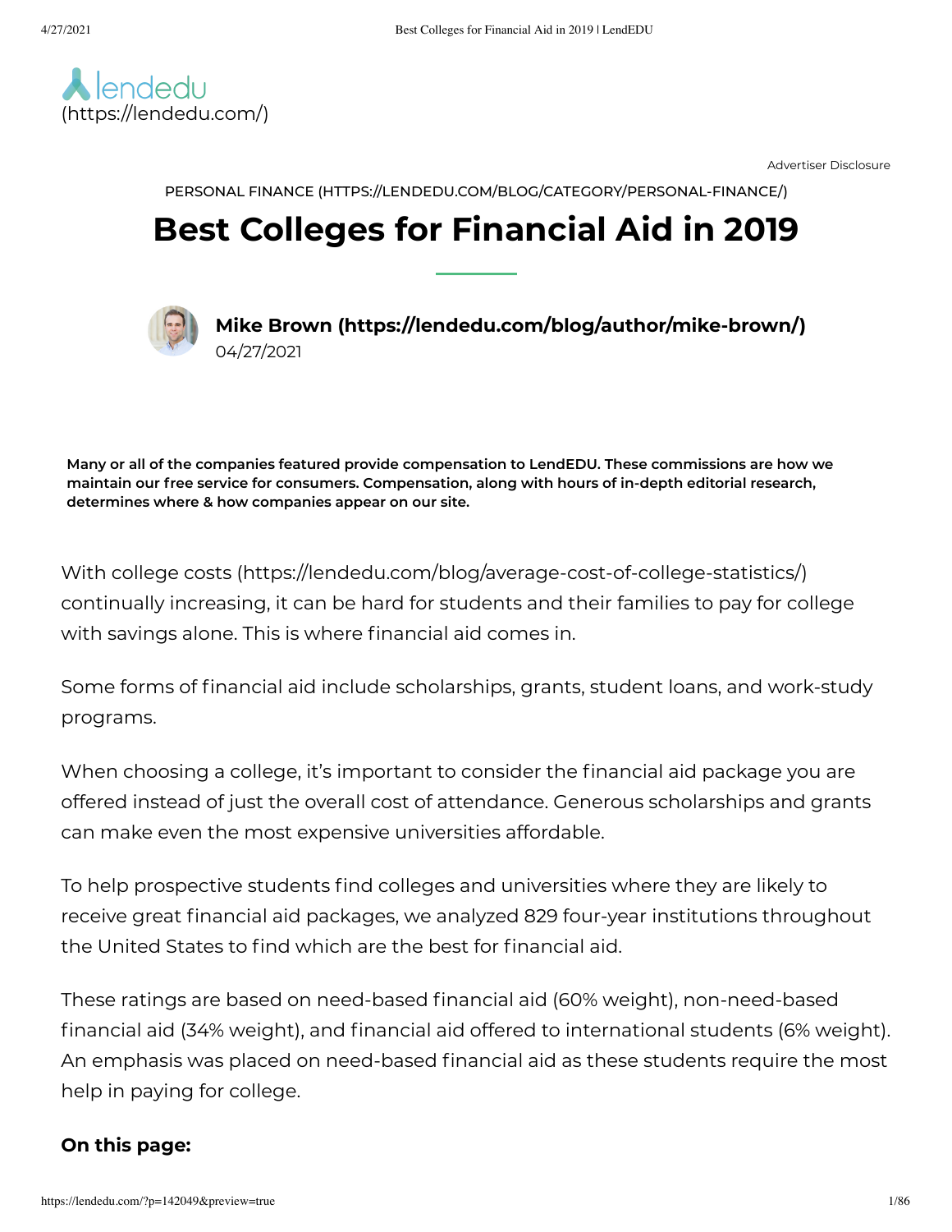lendedu
(https://lendedu.com/)

Advertiser Disclosure

PERSONAL FINANCE (HTTPS://LENDEDU.COM/BLOG/CATEGORY/PERSONAL-FINANCE/)

# Best Colleges for Financial Aid in 2019

**Mike Brown (https://lendedu.com/blog/author/mike-brown/)**
04/27/2021

**Many or all of the companies featured provide compensation to LendEDU. These commissions are how we maintain our free service for consumers. Compensation, along with hours of in-depth editorial research, determines where & how companies appear on our site.**

With college costs (https://lendedu.com/blog/average-cost-of-college-statistics/) continually increasing, it can be hard for students and their families to pay for college with savings alone. This is where financial aid comes in.

Some forms of financial aid include scholarships, grants, student loans, and work-study programs.

When choosing a college, it's important to consider the financial aid package you are offered instead of just the overall cost of attendance. Generous scholarships and grants can make even the most expensive universities affordable.

To help prospective students find colleges and universities where they are likely to receive great financial aid packages, we analyzed 829 four-year institutions throughout the United States to find which are the best for financial aid.

These ratings are based on need-based financial aid (60% weight), non-need-based financial aid (34% weight), and financial aid offered to international students (6% weight). An emphasis was placed on need-based financial aid as these students require the most help in paying for college.

**On this page:**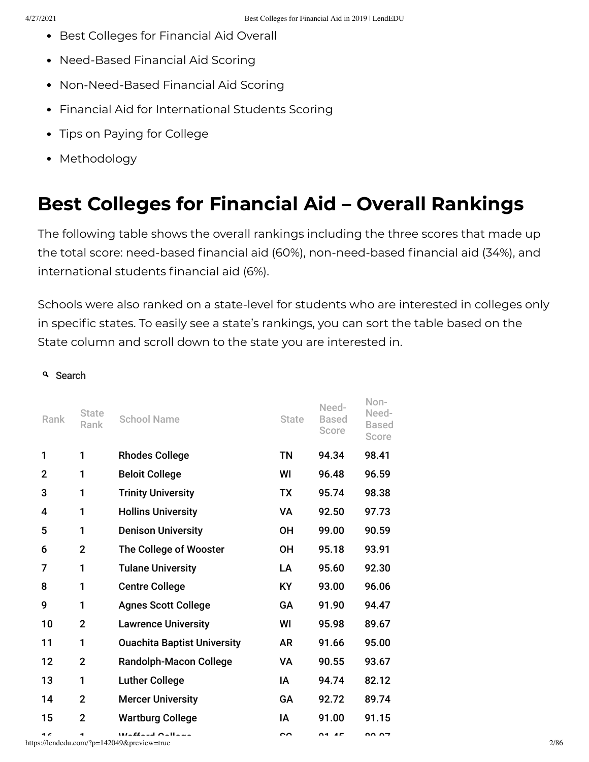- Best Colleges for Financial Aid Overall
- Need-Based Financial Aid Scoring
- Non-Need-Based Financial Aid Scoring
- Financial Aid for International Students Scoring
- Tips on Paying for College
- Methodology

## Best Colleges for Financial Aid – Overall Rankings

The following table shows the overall rankings including the three scores that made up the total score: need-based financial aid (60%), non-need-based financial aid (34%), and international students financial aid (6%).

Schools were also ranked on a state-level for students who are interested in colleges only in specific states. To easily see a state's rankings, you can sort the table based on the State column and scroll down to the state you are interested in.

Search

| Rank | State Rank | School Name | State | Need-Based Score | Non-Need-Based Score |
|---|---|---|---|---|---|
| 1 | 1 | Rhodes College | TN | 94.34 | 98.41 |
| 2 | 1 | Beloit College | WI | 96.48 | 96.59 |
| 3 | 1 | Trinity University | TX | 95.74 | 98.38 |
| 4 | 1 | Hollins University | VA | 92.50 | 97.73 |
| 5 | 1 | Denison University | OH | 99.00 | 90.59 |
| 6 | 2 | The College of Wooster | OH | 95.18 | 93.91 |
| 7 | 1 | Tulane University | LA | 95.60 | 92.30 |
| 8 | 1 | Centre College | KY | 93.00 | 96.06 |
| 9 | 1 | Agnes Scott College | GA | 91.90 | 94.47 |
| 10 | 2 | Lawrence University | WI | 95.98 | 89.67 |
| 11 | 1 | Ouachita Baptist University | AR | 91.66 | 95.00 |
| 12 | 2 | Randolph-Macon College | VA | 90.55 | 93.67 |
| 13 | 1 | Luther College | IA | 94.74 | 82.12 |
| 14 | 2 | Mercer University | GA | 92.72 | 89.74 |
| 15 | 2 | Wartburg College | IA | 91.00 | 91.15 |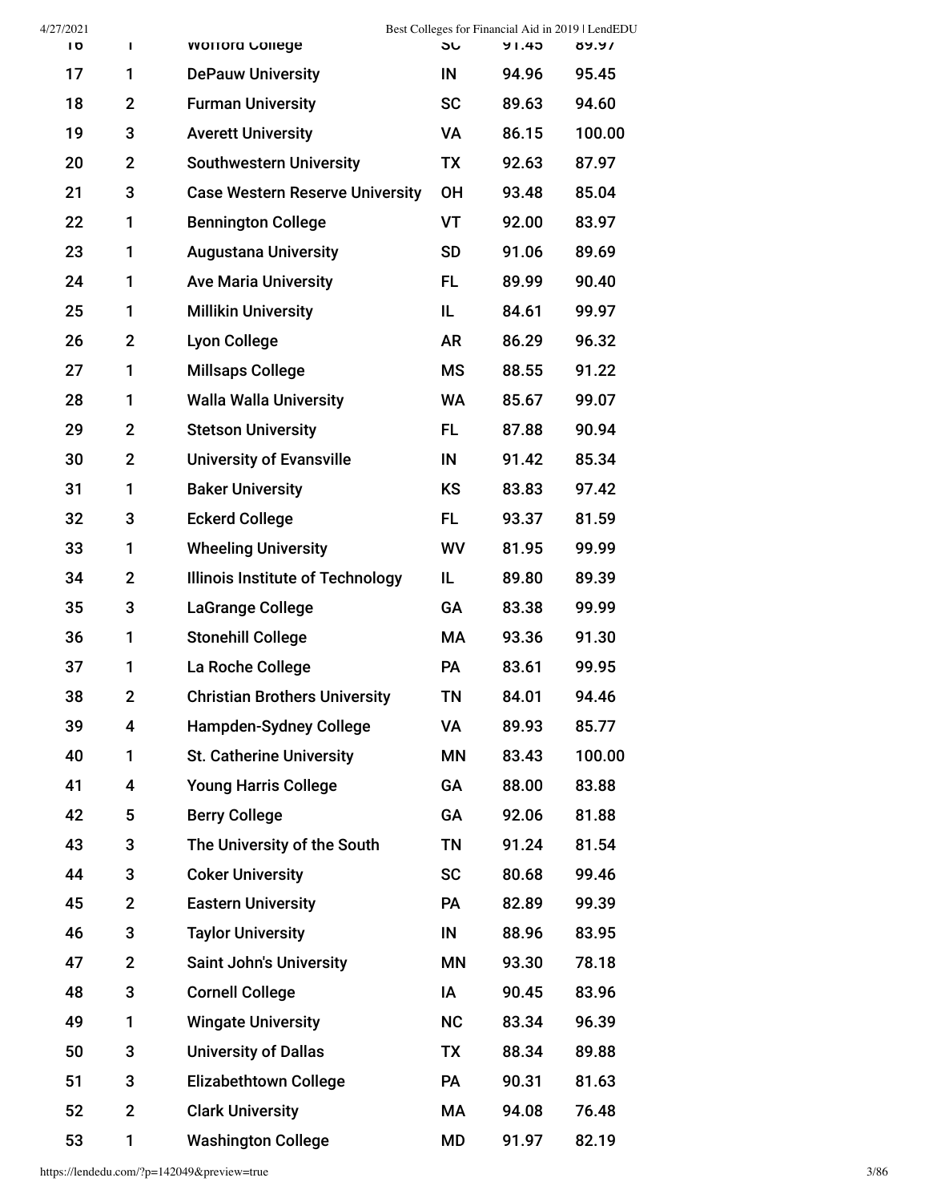| | | | | | |
|---|---|---|---|---|---|
| 16 | 1 | Wofford College | SC | 91.45 | 89.97 |
| 17 | 1 | DePauw University | IN | 94.96 | 95.45 |
| 18 | 2 | Furman University | SC | 89.63 | 94.60 |
| 19 | 3 | Averett University | VA | 86.15 | 100.00 |
| 20 | 2 | Southwestern University | TX | 92.63 | 87.97 |
| 21 | 3 | Case Western Reserve University | OH | 93.48 | 85.04 |
| 22 | 1 | Bennington College | VT | 92.00 | 83.97 |
| 23 | 1 | Augustana University | SD | 91.06 | 89.69 |
| 24 | 1 | Ave Maria University | FL | 89.99 | 90.40 |
| 25 | 1 | Millikin University | IL | 84.61 | 99.97 |
| 26 | 2 | Lyon College | AR | 86.29 | 96.32 |
| 27 | 1 | Millsaps College | MS | 88.55 | 91.22 |
| 28 | 1 | Walla Walla University | WA | 85.67 | 99.07 |
| 29 | 2 | Stetson University | FL | 87.88 | 90.94 |
| 30 | 2 | University of Evansville | IN | 91.42 | 85.34 |
| 31 | 1 | Baker University | KS | 83.83 | 97.42 |
| 32 | 3 | Eckerd College | FL | 93.37 | 81.59 |
| 33 | 1 | Wheeling University | WV | 81.95 | 99.99 |
| 34 | 2 | Illinois Institute of Technology | IL | 89.80 | 89.39 |
| 35 | 3 | LaGrange College | GA | 83.38 | 99.99 |
| 36 | 1 | Stonehill College | MA | 93.36 | 91.30 |
| 37 | 1 | La Roche College | PA | 83.61 | 99.95 |
| 38 | 2 | Christian Brothers University | TN | 84.01 | 94.46 |
| 39 | 4 | Hampden-Sydney College | VA | 89.93 | 85.77 |
| 40 | 1 | St. Catherine University | MN | 83.43 | 100.00 |
| 41 | 4 | Young Harris College | GA | 88.00 | 83.88 |
| 42 | 5 | Berry College | GA | 92.06 | 81.88 |
| 43 | 3 | The University of the South | TN | 91.24 | 81.54 |
| 44 | 3 | Coker University | SC | 80.68 | 99.46 |
| 45 | 2 | Eastern University | PA | 82.89 | 99.39 |
| 46 | 3 | Taylor University | IN | 88.96 | 83.95 |
| 47 | 2 | Saint John's University | MN | 93.30 | 78.18 |
| 48 | 3 | Cornell College | IA | 90.45 | 83.96 |
| 49 | 1 | Wingate University | NC | 83.34 | 96.39 |
| 50 | 3 | University of Dallas | TX | 88.34 | 89.88 |
| 51 | 3 | Elizabethtown College | PA | 90.31 | 81.63 |
| 52 | 2 | Clark University | MA | 94.08 | 76.48 |
| 53 | 1 | Washington College | MD | 91.97 | 82.19 |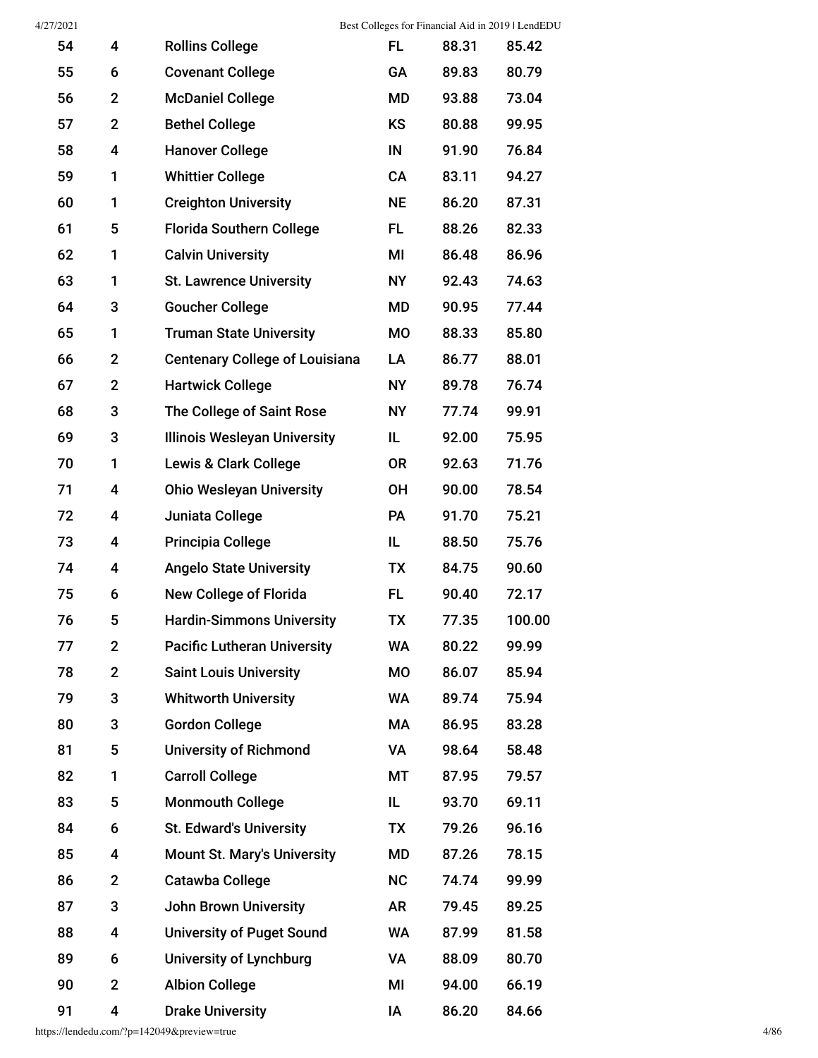| | | | | | |
|---|---|---|---|---|---|
| 54 | 4 | Rollins College | FL | 88.31 | 85.42 |
| 55 | 6 | Covenant College | GA | 89.83 | 80.79 |
| 56 | 2 | McDaniel College | MD | 93.88 | 73.04 |
| 57 | 2 | Bethel College | KS | 80.88 | 99.95 |
| 58 | 4 | Hanover College | IN | 91.90 | 76.84 |
| 59 | 1 | Whittier College | CA | 83.11 | 94.27 |
| 60 | 1 | Creighton University | NE | 86.20 | 87.31 |
| 61 | 5 | Florida Southern College | FL | 88.26 | 82.33 |
| 62 | 1 | Calvin University | MI | 86.48 | 86.96 |
| 63 | 1 | St. Lawrence University | NY | 92.43 | 74.63 |
| 64 | 3 | Goucher College | MD | 90.95 | 77.44 |
| 65 | 1 | Truman State University | MO | 88.33 | 85.80 |
| 66 | 2 | Centenary College of Louisiana | LA | 86.77 | 88.01 |
| 67 | 2 | Hartwick College | NY | 89.78 | 76.74 |
| 68 | 3 | The College of Saint Rose | NY | 77.74 | 99.91 |
| 69 | 3 | Illinois Wesleyan University | IL | 92.00 | 75.95 |
| 70 | 1 | Lewis & Clark College | OR | 92.63 | 71.76 |
| 71 | 4 | Ohio Wesleyan University | OH | 90.00 | 78.54 |
| 72 | 4 | Juniata College | PA | 91.70 | 75.21 |
| 73 | 4 | Principia College | IL | 88.50 | 75.76 |
| 74 | 4 | Angelo State University | TX | 84.75 | 90.60 |
| 75 | 6 | New College of Florida | FL | 90.40 | 72.17 |
| 76 | 5 | Hardin-Simmons University | TX | 77.35 | 100.00 |
| 77 | 2 | Pacific Lutheran University | WA | 80.22 | 99.99 |
| 78 | 2 | Saint Louis University | MO | 86.07 | 85.94 |
| 79 | 3 | Whitworth University | WA | 89.74 | 75.94 |
| 80 | 3 | Gordon College | MA | 86.95 | 83.28 |
| 81 | 5 | University of Richmond | VA | 98.64 | 58.48 |
| 82 | 1 | Carroll College | MT | 87.95 | 79.57 |
| 83 | 5 | Monmouth College | IL | 93.70 | 69.11 |
| 84 | 6 | St. Edward's University | TX | 79.26 | 96.16 |
| 85 | 4 | Mount St. Mary's University | MD | 87.26 | 78.15 |
| 86 | 2 | Catawba College | NC | 74.74 | 99.99 |
| 87 | 3 | John Brown University | AR | 79.45 | 89.25 |
| 88 | 4 | University of Puget Sound | WA | 87.99 | 81.58 |
| 89 | 6 | University of Lynchburg | VA | 88.09 | 80.70 |
| 90 | 2 | Albion College | MI | 94.00 | 66.19 |
| 91 | 4 | Drake University | IA | 86.20 | 84.66 |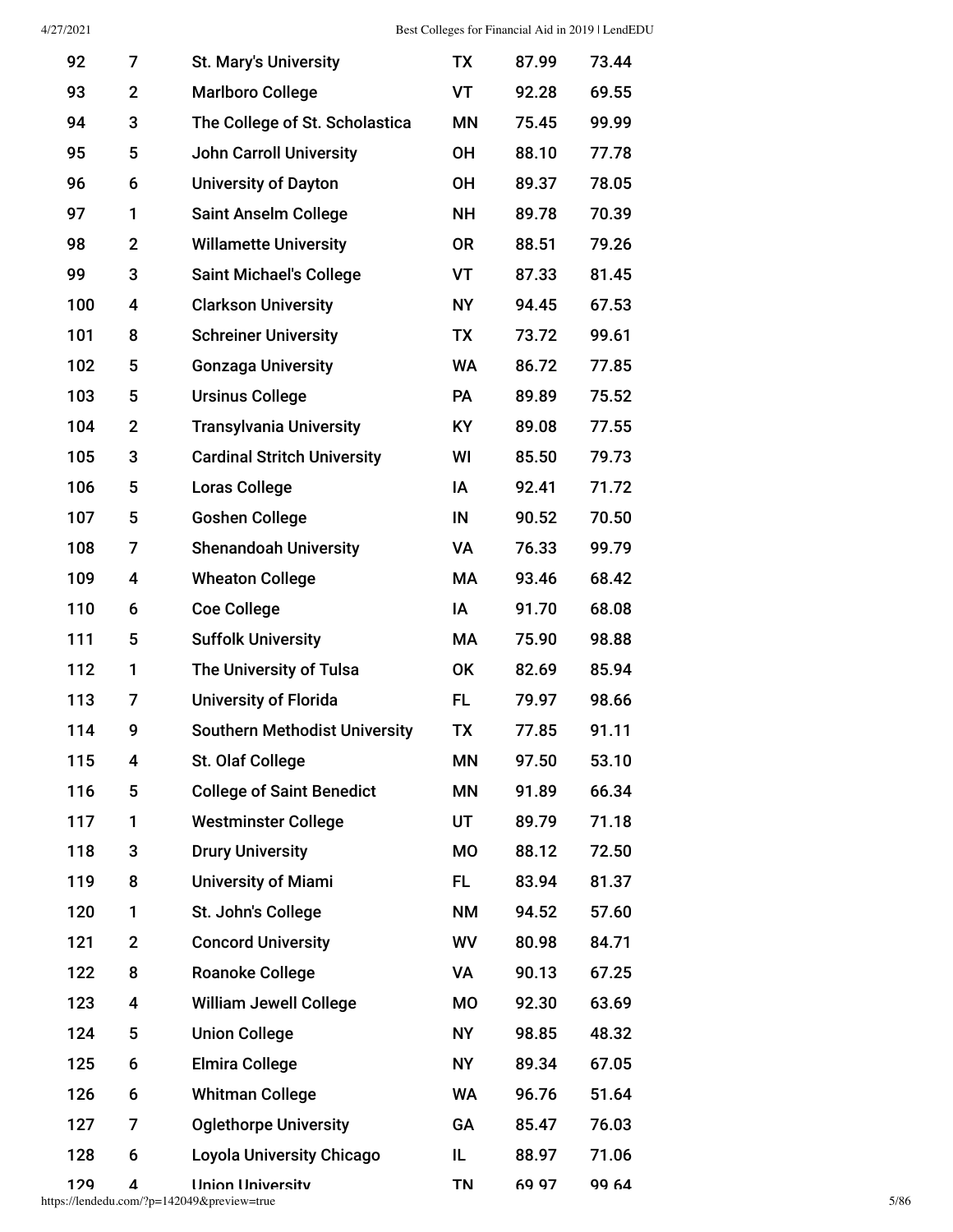| | | | | | |
|---|---|---|---|---|---|
| 92 | 7 | St. Mary's University | TX | 87.99 | 73.44 |
| 93 | 2 | Marlboro College | VT | 92.28 | 69.55 |
| 94 | 3 | The College of St. Scholastica | MN | 75.45 | 99.99 |
| 95 | 5 | John Carroll University | OH | 88.10 | 77.78 |
| 96 | 6 | University of Dayton | OH | 89.37 | 78.05 |
| 97 | 1 | Saint Anselm College | NH | 89.78 | 70.39 |
| 98 | 2 | Willamette University | OR | 88.51 | 79.26 |
| 99 | 3 | Saint Michael's College | VT | 87.33 | 81.45 |
| 100 | 4 | Clarkson University | NY | 94.45 | 67.53 |
| 101 | 8 | Schreiner University | TX | 73.72 | 99.61 |
| 102 | 5 | Gonzaga University | WA | 86.72 | 77.85 |
| 103 | 5 | Ursinus College | PA | 89.89 | 75.52 |
| 104 | 2 | Transylvania University | KY | 89.08 | 77.55 |
| 105 | 3 | Cardinal Stritch University | WI | 85.50 | 79.73 |
| 106 | 5 | Loras College | IA | 92.41 | 71.72 |
| 107 | 5 | Goshen College | IN | 90.52 | 70.50 |
| 108 | 7 | Shenandoah University | VA | 76.33 | 99.79 |
| 109 | 4 | Wheaton College | MA | 93.46 | 68.42 |
| 110 | 6 | Coe College | IA | 91.70 | 68.08 |
| 111 | 5 | Suffolk University | MA | 75.90 | 98.88 |
| 112 | 1 | The University of Tulsa | OK | 82.69 | 85.94 |
| 113 | 7 | University of Florida | FL | 79.97 | 98.66 |
| 114 | 9 | Southern Methodist University | TX | 77.85 | 91.11 |
| 115 | 4 | St. Olaf College | MN | 97.50 | 53.10 |
| 116 | 5 | College of Saint Benedict | MN | 91.89 | 66.34 |
| 117 | 1 | Westminster College | UT | 89.79 | 71.18 |
| 118 | 3 | Drury University | MO | 88.12 | 72.50 |
| 119 | 8 | University of Miami | FL | 83.94 | 81.37 |
| 120 | 1 | St. John's College | NM | 94.52 | 57.60 |
| 121 | 2 | Concord University | WV | 80.98 | 84.71 |
| 122 | 8 | Roanoke College | VA | 90.13 | 67.25 |
| 123 | 4 | William Jewell College | MO | 92.30 | 63.69 |
| 124 | 5 | Union College | NY | 98.85 | 48.32 |
| 125 | 6 | Elmira College | NY | 89.34 | 67.05 |
| 126 | 6 | Whitman College | WA | 96.76 | 51.64 |
| 127 | 7 | Oglethorpe University | GA | 85.47 | 76.03 |
| 128 | 6 | Loyola University Chicago | IL | 88.97 | 71.06 |
| 129 | 4 | Union University | TN | 69.97 | 99.64 |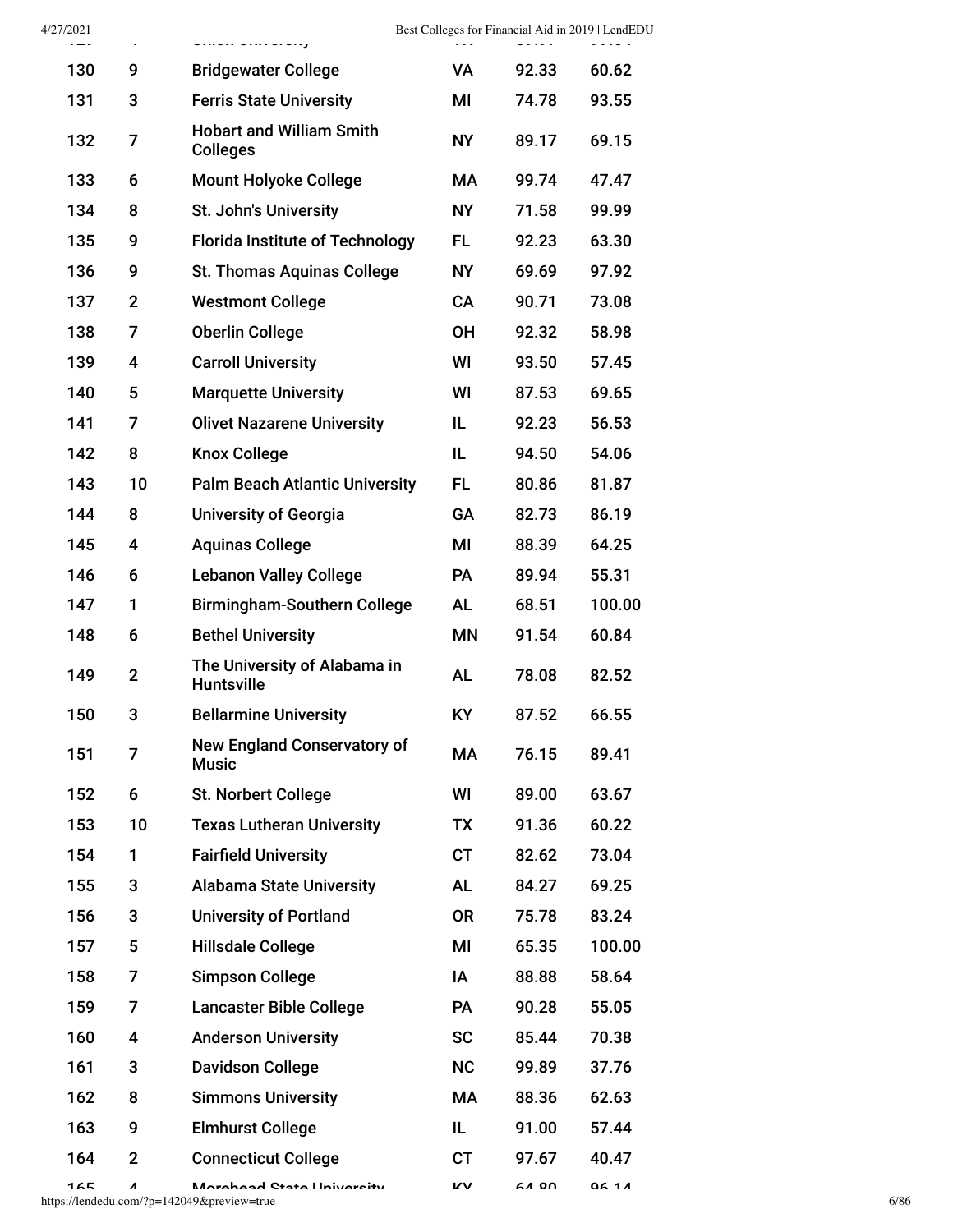| | | | | | |
|---|---|---|---|---|---|
| 130 | 9 | Bridgewater College | VA | 92.33 | 60.62 |
| 131 | 3 | Ferris State University | MI | 74.78 | 93.55 |
| 132 | 7 | Hobart and William Smith Colleges | NY | 89.17 | 69.15 |
| 133 | 6 | Mount Holyoke College | MA | 99.74 | 47.47 |
| 134 | 8 | St. John's University | NY | 71.58 | 99.99 |
| 135 | 9 | Florida Institute of Technology | FL | 92.23 | 63.30 |
| 136 | 9 | St. Thomas Aquinas College | NY | 69.69 | 97.92 |
| 137 | 2 | Westmont College | CA | 90.71 | 73.08 |
| 138 | 7 | Oberlin College | OH | 92.32 | 58.98 |
| 139 | 4 | Carroll University | WI | 93.50 | 57.45 |
| 140 | 5 | Marquette University | WI | 87.53 | 69.65 |
| 141 | 7 | Olivet Nazarene University | IL | 92.23 | 56.53 |
| 142 | 8 | Knox College | IL | 94.50 | 54.06 |
| 143 | 10 | Palm Beach Atlantic University | FL | 80.86 | 81.87 |
| 144 | 8 | University of Georgia | GA | 82.73 | 86.19 |
| 145 | 4 | Aquinas College | MI | 88.39 | 64.25 |
| 146 | 6 | Lebanon Valley College | PA | 89.94 | 55.31 |
| 147 | 1 | Birmingham-Southern College | AL | 68.51 | 100.00 |
| 148 | 6 | Bethel University | MN | 91.54 | 60.84 |
| 149 | 2 | The University of Alabama in Huntsville | AL | 78.08 | 82.52 |
| 150 | 3 | Bellarmine University | KY | 87.52 | 66.55 |
| 151 | 7 | New England Conservatory of Music | MA | 76.15 | 89.41 |
| 152 | 6 | St. Norbert College | WI | 89.00 | 63.67 |
| 153 | 10 | Texas Lutheran University | TX | 91.36 | 60.22 |
| 154 | 1 | Fairfield University | CT | 82.62 | 73.04 |
| 155 | 3 | Alabama State University | AL | 84.27 | 69.25 |
| 156 | 3 | University of Portland | OR | 75.78 | 83.24 |
| 157 | 5 | Hillsdale College | MI | 65.35 | 100.00 |
| 158 | 7 | Simpson College | IA | 88.88 | 58.64 |
| 159 | 7 | Lancaster Bible College | PA | 90.28 | 55.05 |
| 160 | 4 | Anderson University | SC | 85.44 | 70.38 |
| 161 | 3 | Davidson College | NC | 99.89 | 37.76 |
| 162 | 8 | Simmons University | MA | 88.36 | 62.63 |
| 163 | 9 | Elmhurst College | IL | 91.00 | 57.44 |
| 164 | 2 | Connecticut College | CT | 97.67 | 40.47 |
| 165 | 4 | Morehead State University | KY | 64.80 | 96.14 |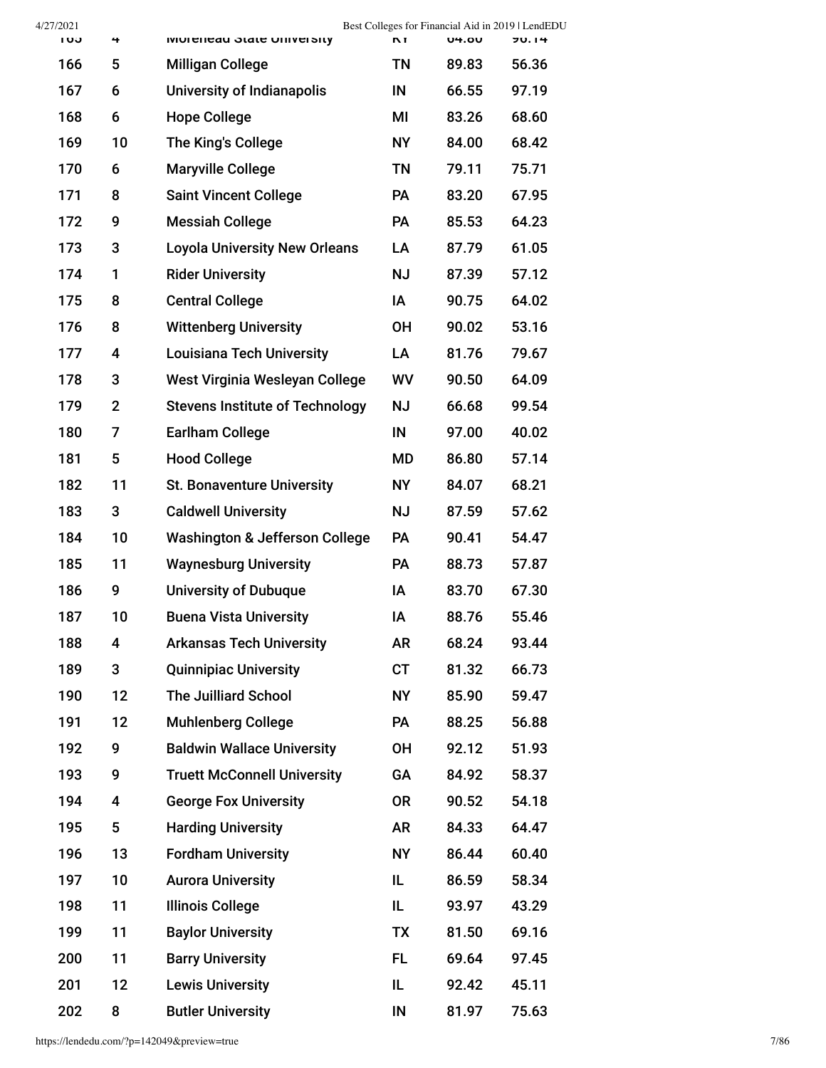| 165 | 4 | Morehead State University | KY | 64.80 | 96.14 |
|---|---|---|---|---|---|
| 166 | 5 | Milligan College | TN | 89.83 | 56.36 |
| 167 | 6 | University of Indianapolis | IN | 66.55 | 97.19 |
| 168 | 6 | Hope College | MI | 83.26 | 68.60 |
| 169 | 10 | The King's College | NY | 84.00 | 68.42 |
| 170 | 6 | Maryville College | TN | 79.11 | 75.71 |
| 171 | 8 | Saint Vincent College | PA | 83.20 | 67.95 |
| 172 | 9 | Messiah College | PA | 85.53 | 64.23 |
| 173 | 3 | Loyola University New Orleans | LA | 87.79 | 61.05 |
| 174 | 1 | Rider University | NJ | 87.39 | 57.12 |
| 175 | 8 | Central College | IA | 90.75 | 64.02 |
| 176 | 8 | Wittenberg University | OH | 90.02 | 53.16 |
| 177 | 4 | Louisiana Tech University | LA | 81.76 | 79.67 |
| 178 | 3 | West Virginia Wesleyan College | WV | 90.50 | 64.09 |
| 179 | 2 | Stevens Institute of Technology | NJ | 66.68 | 99.54 |
| 180 | 7 | Earlham College | IN | 97.00 | 40.02 |
| 181 | 5 | Hood College | MD | 86.80 | 57.14 |
| 182 | 11 | St. Bonaventure University | NY | 84.07 | 68.21 |
| 183 | 3 | Caldwell University | NJ | 87.59 | 57.62 |
| 184 | 10 | Washington & Jefferson College | PA | 90.41 | 54.47 |
| 185 | 11 | Waynesburg University | PA | 88.73 | 57.87 |
| 186 | 9 | University of Dubuque | IA | 83.70 | 67.30 |
| 187 | 10 | Buena Vista University | IA | 88.76 | 55.46 |
| 188 | 4 | Arkansas Tech University | AR | 68.24 | 93.44 |
| 189 | 3 | Quinnipiac University | CT | 81.32 | 66.73 |
| 190 | 12 | The Juilliard School | NY | 85.90 | 59.47 |
| 191 | 12 | Muhlenberg College | PA | 88.25 | 56.88 |
| 192 | 9 | Baldwin Wallace University | OH | 92.12 | 51.93 |
| 193 | 9 | Truett McConnell University | GA | 84.92 | 58.37 |
| 194 | 4 | George Fox University | OR | 90.52 | 54.18 |
| 195 | 5 | Harding University | AR | 84.33 | 64.47 |
| 196 | 13 | Fordham University | NY | 86.44 | 60.40 |
| 197 | 10 | Aurora University | IL | 86.59 | 58.34 |
| 198 | 11 | Illinois College | IL | 93.97 | 43.29 |
| 199 | 11 | Baylor University | TX | 81.50 | 69.16 |
| 200 | 11 | Barry University | FL | 69.64 | 97.45 |
| 201 | 12 | Lewis University | IL | 92.42 | 45.11 |
| 202 | 8 | Butler University | IN | 81.97 | 75.63 |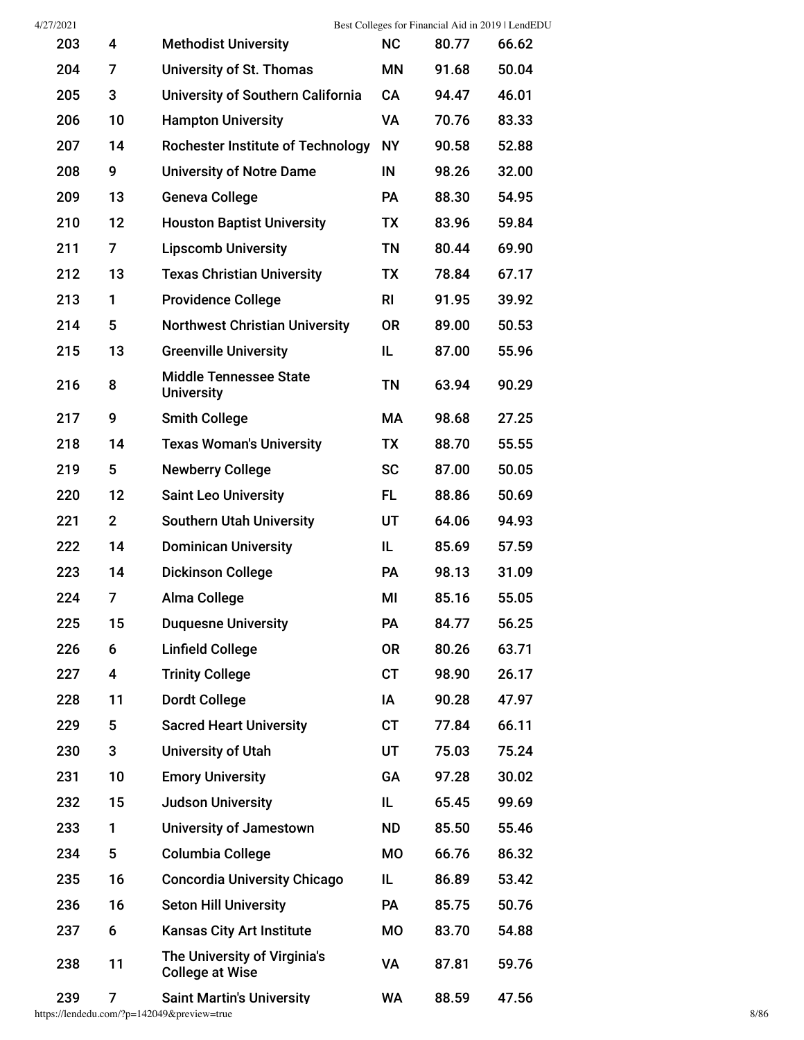| | | | | | |
|---|---|---|---|---|---|
| 203 | 4 | Methodist University | NC | 80.77 | 66.62 |
| 204 | 7 | University of St. Thomas | MN | 91.68 | 50.04 |
| 205 | 3 | University of Southern California | CA | 94.47 | 46.01 |
| 206 | 10 | Hampton University | VA | 70.76 | 83.33 |
| 207 | 14 | Rochester Institute of Technology | NY | 90.58 | 52.88 |
| 208 | 9 | University of Notre Dame | IN | 98.26 | 32.00 |
| 209 | 13 | Geneva College | PA | 88.30 | 54.95 |
| 210 | 12 | Houston Baptist University | TX | 83.96 | 59.84 |
| 211 | 7 | Lipscomb University | TN | 80.44 | 69.90 |
| 212 | 13 | Texas Christian University | TX | 78.84 | 67.17 |
| 213 | 1 | Providence College | RI | 91.95 | 39.92 |
| 214 | 5 | Northwest Christian University | OR | 89.00 | 50.53 |
| 215 | 13 | Greenville University | IL | 87.00 | 55.96 |
| 216 | 8 | Middle Tennessee State University | TN | 63.94 | 90.29 |
| 217 | 9 | Smith College | MA | 98.68 | 27.25 |
| 218 | 14 | Texas Woman's University | TX | 88.70 | 55.55 |
| 219 | 5 | Newberry College | SC | 87.00 | 50.05 |
| 220 | 12 | Saint Leo University | FL | 88.86 | 50.69 |
| 221 | 2 | Southern Utah University | UT | 64.06 | 94.93 |
| 222 | 14 | Dominican University | IL | 85.69 | 57.59 |
| 223 | 14 | Dickinson College | PA | 98.13 | 31.09 |
| 224 | 7 | Alma College | MI | 85.16 | 55.05 |
| 225 | 15 | Duquesne University | PA | 84.77 | 56.25 |
| 226 | 6 | Linfield College | OR | 80.26 | 63.71 |
| 227 | 4 | Trinity College | CT | 98.90 | 26.17 |
| 228 | 11 | Dordt College | IA | 90.28 | 47.97 |
| 229 | 5 | Sacred Heart University | CT | 77.84 | 66.11 |
| 230 | 3 | University of Utah | UT | 75.03 | 75.24 |
| 231 | 10 | Emory University | GA | 97.28 | 30.02 |
| 232 | 15 | Judson University | IL | 65.45 | 99.69 |
| 233 | 1 | University of Jamestown | ND | 85.50 | 55.46 |
| 234 | 5 | Columbia College | MO | 66.76 | 86.32 |
| 235 | 16 | Concordia University Chicago | IL | 86.89 | 53.42 |
| 236 | 16 | Seton Hill University | PA | 85.75 | 50.76 |
| 237 | 6 | Kansas City Art Institute | MO | 83.70 | 54.88 |
| 238 | 11 | The University of Virginia's College at Wise | VA | 87.81 | 59.76 |
| 239 | 7 | Saint Martin's University | WA | 88.59 | 47.56 |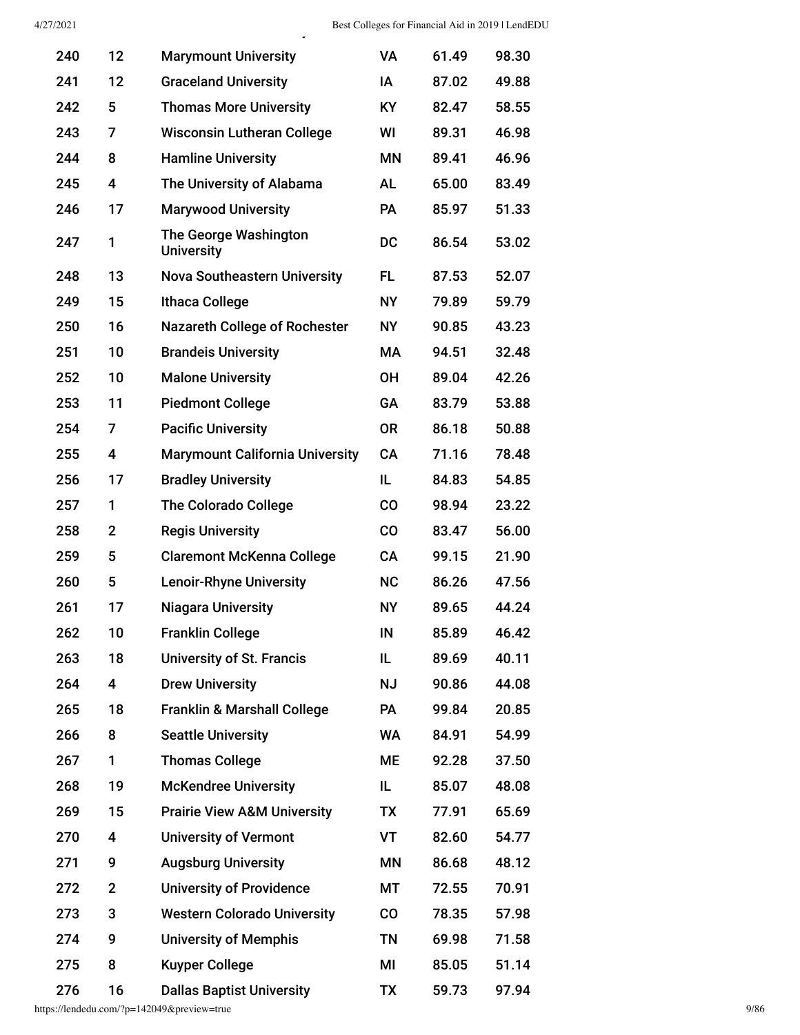| | | | | | |
|---|---|---|---|---|---|
| 240 | 12 | Marymount University | VA | 61.49 | 98.30 |
| 241 | 12 | Graceland University | IA | 87.02 | 49.88 |
| 242 | 5 | Thomas More University | KY | 82.47 | 58.55 |
| 243 | 7 | Wisconsin Lutheran College | WI | 89.31 | 46.98 |
| 244 | 8 | Hamline University | MN | 89.41 | 46.96 |
| 245 | 4 | The University of Alabama | AL | 65.00 | 83.49 |
| 246 | 17 | Marywood University | PA | 85.97 | 51.33 |
| 247 | 1 | The George Washington University | DC | 86.54 | 53.02 |
| 248 | 13 | Nova Southeastern University | FL | 87.53 | 52.07 |
| 249 | 15 | Ithaca College | NY | 79.89 | 59.79 |
| 250 | 16 | Nazareth College of Rochester | NY | 90.85 | 43.23 |
| 251 | 10 | Brandeis University | MA | 94.51 | 32.48 |
| 252 | 10 | Malone University | OH | 89.04 | 42.26 |
| 253 | 11 | Piedmont College | GA | 83.79 | 53.88 |
| 254 | 7 | Pacific University | OR | 86.18 | 50.88 |
| 255 | 4 | Marymount California University | CA | 71.16 | 78.48 |
| 256 | 17 | Bradley University | IL | 84.83 | 54.85 |
| 257 | 1 | The Colorado College | CO | 98.94 | 23.22 |
| 258 | 2 | Regis University | CO | 83.47 | 56.00 |
| 259 | 5 | Claremont McKenna College | CA | 99.15 | 21.90 |
| 260 | 5 | Lenoir-Rhyne University | NC | 86.26 | 47.56 |
| 261 | 17 | Niagara University | NY | 89.65 | 44.24 |
| 262 | 10 | Franklin College | IN | 85.89 | 46.42 |
| 263 | 18 | University of St. Francis | IL | 89.69 | 40.11 |
| 264 | 4 | Drew University | NJ | 90.86 | 44.08 |
| 265 | 18 | Franklin & Marshall College | PA | 99.84 | 20.85 |
| 266 | 8 | Seattle University | WA | 84.91 | 54.99 |
| 267 | 1 | Thomas College | ME | 92.28 | 37.50 |
| 268 | 19 | McKendree University | IL | 85.07 | 48.08 |
| 269 | 15 | Prairie View A&M University | TX | 77.91 | 65.69 |
| 270 | 4 | University of Vermont | VT | 82.60 | 54.77 |
| 271 | 9 | Augsburg University | MN | 86.68 | 48.12 |
| 272 | 2 | University of Providence | MT | 72.55 | 70.91 |
| 273 | 3 | Western Colorado University | CO | 78.35 | 57.98 |
| 274 | 9 | University of Memphis | TN | 69.98 | 71.58 |
| 275 | 8 | Kuyper College | MI | 85.05 | 51.14 |
| 276 | 16 | Dallas Baptist University | TX | 59.73 | 97.94 |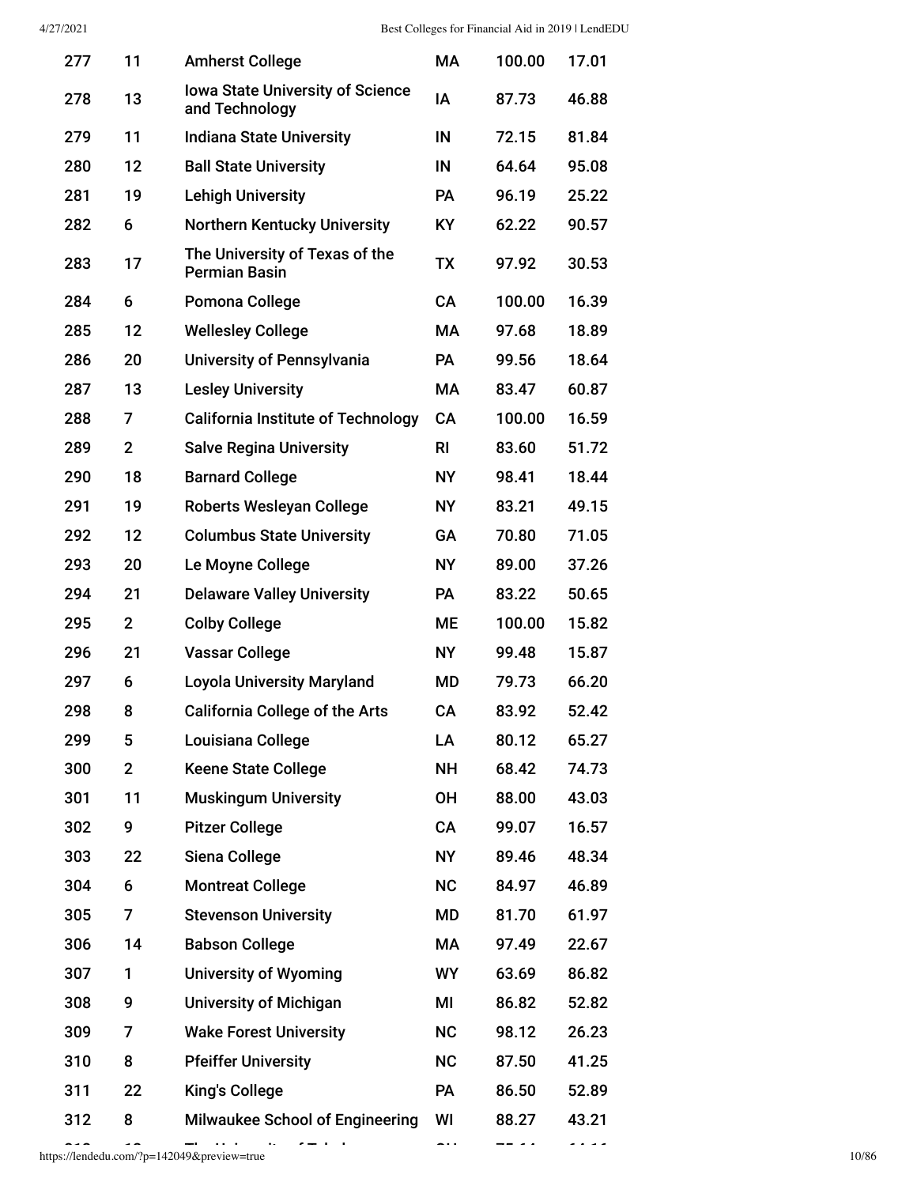| | | | | | |
|---|---|---|---|---|---|
| 277 | 11 | Amherst College | MA | 100.00 | 17.01 |
| 278 | 13 | Iowa State University of Science and Technology | IA | 87.73 | 46.88 |
| 279 | 11 | Indiana State University | IN | 72.15 | 81.84 |
| 280 | 12 | Ball State University | IN | 64.64 | 95.08 |
| 281 | 19 | Lehigh University | PA | 96.19 | 25.22 |
| 282 | 6 | Northern Kentucky University | KY | 62.22 | 90.57 |
| 283 | 17 | The University of Texas of the Permian Basin | TX | 97.92 | 30.53 |
| 284 | 6 | Pomona College | CA | 100.00 | 16.39 |
| 285 | 12 | Wellesley College | MA | 97.68 | 18.89 |
| 286 | 20 | University of Pennsylvania | PA | 99.56 | 18.64 |
| 287 | 13 | Lesley University | MA | 83.47 | 60.87 |
| 288 | 7 | California Institute of Technology | CA | 100.00 | 16.59 |
| 289 | 2 | Salve Regina University | RI | 83.60 | 51.72 |
| 290 | 18 | Barnard College | NY | 98.41 | 18.44 |
| 291 | 19 | Roberts Wesleyan College | NY | 83.21 | 49.15 |
| 292 | 12 | Columbus State University | GA | 70.80 | 71.05 |
| 293 | 20 | Le Moyne College | NY | 89.00 | 37.26 |
| 294 | 21 | Delaware Valley University | PA | 83.22 | 50.65 |
| 295 | 2 | Colby College | ME | 100.00 | 15.82 |
| 296 | 21 | Vassar College | NY | 99.48 | 15.87 |
| 297 | 6 | Loyola University Maryland | MD | 79.73 | 66.20 |
| 298 | 8 | California College of the Arts | CA | 83.92 | 52.42 |
| 299 | 5 | Louisiana College | LA | 80.12 | 65.27 |
| 300 | 2 | Keene State College | NH | 68.42 | 74.73 |
| 301 | 11 | Muskingum University | OH | 88.00 | 43.03 |
| 302 | 9 | Pitzer College | CA | 99.07 | 16.57 |
| 303 | 22 | Siena College | NY | 89.46 | 48.34 |
| 304 | 6 | Montreat College | NC | 84.97 | 46.89 |
| 305 | 7 | Stevenson University | MD | 81.70 | 61.97 |
| 306 | 14 | Babson College | MA | 97.49 | 22.67 |
| 307 | 1 | University of Wyoming | WY | 63.69 | 86.82 |
| 308 | 9 | University of Michigan | MI | 86.82 | 52.82 |
| 309 | 7 | Wake Forest University | NC | 98.12 | 26.23 |
| 310 | 8 | Pfeiffer University | NC | 87.50 | 41.25 |
| 311 | 22 | King's College | PA | 86.50 | 52.89 |
| 312 | 8 | Milwaukee School of Engineering | WI | 88.27 | 43.21 |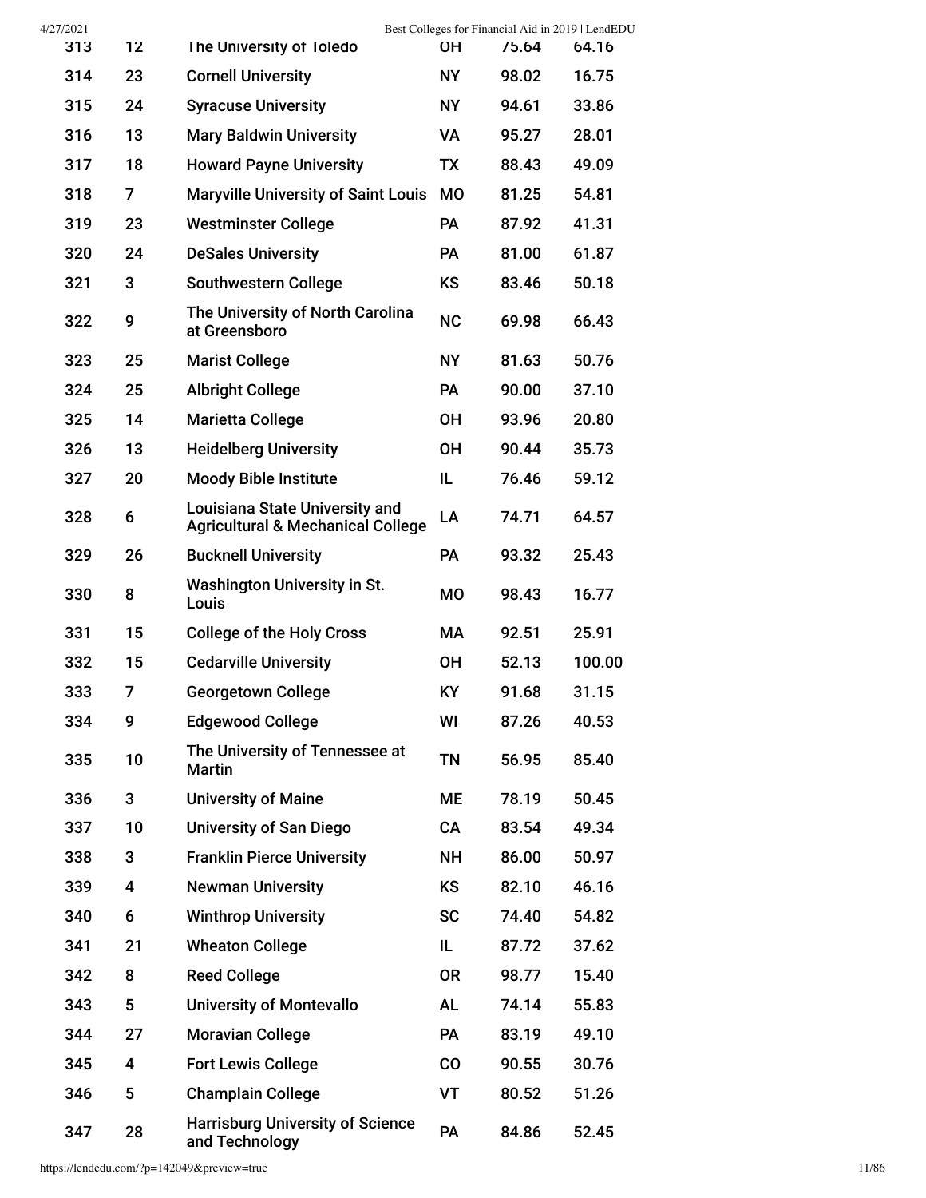| 313 | 12 | The University of Toledo | OH | 75.64 | 64.16 |
|---|---|---|---|---|---|
| 314 | 23 | Cornell University | NY | 98.02 | 16.75 |
| 315 | 24 | Syracuse University | NY | 94.61 | 33.86 |
| 316 | 13 | Mary Baldwin University | VA | 95.27 | 28.01 |
| 317 | 18 | Howard Payne University | TX | 88.43 | 49.09 |
| 318 | 7 | Maryville University of Saint Louis | MO | 81.25 | 54.81 |
| 319 | 23 | Westminster College | PA | 87.92 | 41.31 |
| 320 | 24 | DeSales University | PA | 81.00 | 61.87 |
| 321 | 3 | Southwestern College | KS | 83.46 | 50.18 |
| 322 | 9 | The University of North Carolina at Greensboro | NC | 69.98 | 66.43 |
| 323 | 25 | Marist College | NY | 81.63 | 50.76 |
| 324 | 25 | Albright College | PA | 90.00 | 37.10 |
| 325 | 14 | Marietta College | OH | 93.96 | 20.80 |
| 326 | 13 | Heidelberg University | OH | 90.44 | 35.73 |
| 327 | 20 | Moody Bible Institute | IL | 76.46 | 59.12 |
| 328 | 6 | Louisiana State University and Agricultural & Mechanical College | LA | 74.71 | 64.57 |
| 329 | 26 | Bucknell University | PA | 93.32 | 25.43 |
| 330 | 8 | Washington University in St. Louis | MO | 98.43 | 16.77 |
| 331 | 15 | College of the Holy Cross | MA | 92.51 | 25.91 |
| 332 | 15 | Cedarville University | OH | 52.13 | 100.00 |
| 333 | 7 | Georgetown College | KY | 91.68 | 31.15 |
| 334 | 9 | Edgewood College | WI | 87.26 | 40.53 |
| 335 | 10 | The University of Tennessee at Martin | TN | 56.95 | 85.40 |
| 336 | 3 | University of Maine | ME | 78.19 | 50.45 |
| 337 | 10 | University of San Diego | CA | 83.54 | 49.34 |
| 338 | 3 | Franklin Pierce University | NH | 86.00 | 50.97 |
| 339 | 4 | Newman University | KS | 82.10 | 46.16 |
| 340 | 6 | Winthrop University | SC | 74.40 | 54.82 |
| 341 | 21 | Wheaton College | IL | 87.72 | 37.62 |
| 342 | 8 | Reed College | OR | 98.77 | 15.40 |
| 343 | 5 | University of Montevallo | AL | 74.14 | 55.83 |
| 344 | 27 | Moravian College | PA | 83.19 | 49.10 |
| 345 | 4 | Fort Lewis College | CO | 90.55 | 30.76 |
| 346 | 5 | Champlain College | VT | 80.52 | 51.26 |
| 347 | 28 | Harrisburg University of Science and Technology | PA | 84.86 | 52.45 |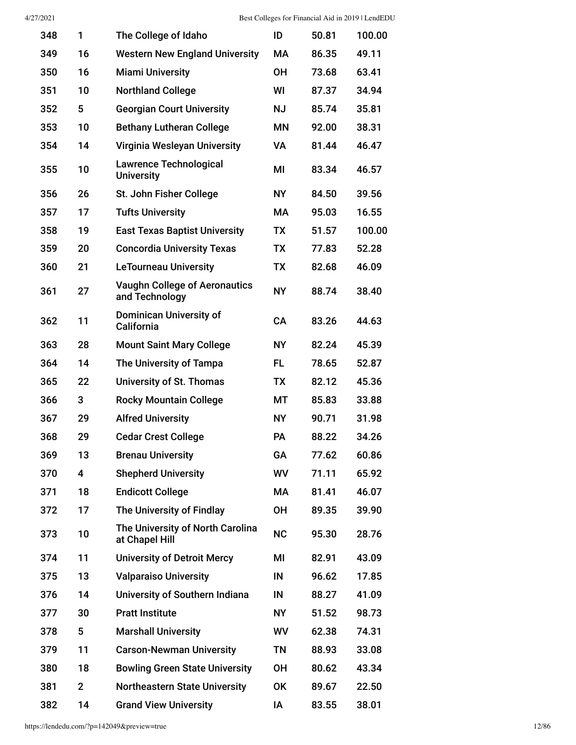| | | | | | |
|---|---|---|---|---|---|
| 348 | 1 | The College of Idaho | ID | 50.81 | 100.00 |
| 349 | 16 | Western New England University | MA | 86.35 | 49.11 |
| 350 | 16 | Miami University | OH | 73.68 | 63.41 |
| 351 | 10 | Northland College | WI | 87.37 | 34.94 |
| 352 | 5 | Georgian Court University | NJ | 85.74 | 35.81 |
| 353 | 10 | Bethany Lutheran College | MN | 92.00 | 38.31 |
| 354 | 14 | Virginia Wesleyan University | VA | 81.44 | 46.47 |
| 355 | 10 | Lawrence Technological University | MI | 83.34 | 46.57 |
| 356 | 26 | St. John Fisher College | NY | 84.50 | 39.56 |
| 357 | 17 | Tufts University | MA | 95.03 | 16.55 |
| 358 | 19 | East Texas Baptist University | TX | 51.57 | 100.00 |
| 359 | 20 | Concordia University Texas | TX | 77.83 | 52.28 |
| 360 | 21 | LeTourneau University | TX | 82.68 | 46.09 |
| 361 | 27 | Vaughn College of Aeronautics and Technology | NY | 88.74 | 38.40 |
| 362 | 11 | Dominican University of California | CA | 83.26 | 44.63 |
| 363 | 28 | Mount Saint Mary College | NY | 82.24 | 45.39 |
| 364 | 14 | The University of Tampa | FL | 78.65 | 52.87 |
| 365 | 22 | University of St. Thomas | TX | 82.12 | 45.36 |
| 366 | 3 | Rocky Mountain College | MT | 85.83 | 33.88 |
| 367 | 29 | Alfred University | NY | 90.71 | 31.98 |
| 368 | 29 | Cedar Crest College | PA | 88.22 | 34.26 |
| 369 | 13 | Brenau University | GA | 77.62 | 60.86 |
| 370 | 4 | Shepherd University | WV | 71.11 | 65.92 |
| 371 | 18 | Endicott College | MA | 81.41 | 46.07 |
| 372 | 17 | The University of Findlay | OH | 89.35 | 39.90 |
| 373 | 10 | The University of North Carolina at Chapel Hill | NC | 95.30 | 28.76 |
| 374 | 11 | University of Detroit Mercy | MI | 82.91 | 43.09 |
| 375 | 13 | Valparaiso University | IN | 96.62 | 17.85 |
| 376 | 14 | University of Southern Indiana | IN | 88.27 | 41.09 |
| 377 | 30 | Pratt Institute | NY | 51.52 | 98.73 |
| 378 | 5 | Marshall University | WV | 62.38 | 74.31 |
| 379 | 11 | Carson-Newman University | TN | 88.93 | 33.08 |
| 380 | 18 | Bowling Green State University | OH | 80.62 | 43.34 |
| 381 | 2 | Northeastern State University | OK | 89.67 | 22.50 |
| 382 | 14 | Grand View University | IA | 83.55 | 38.01 |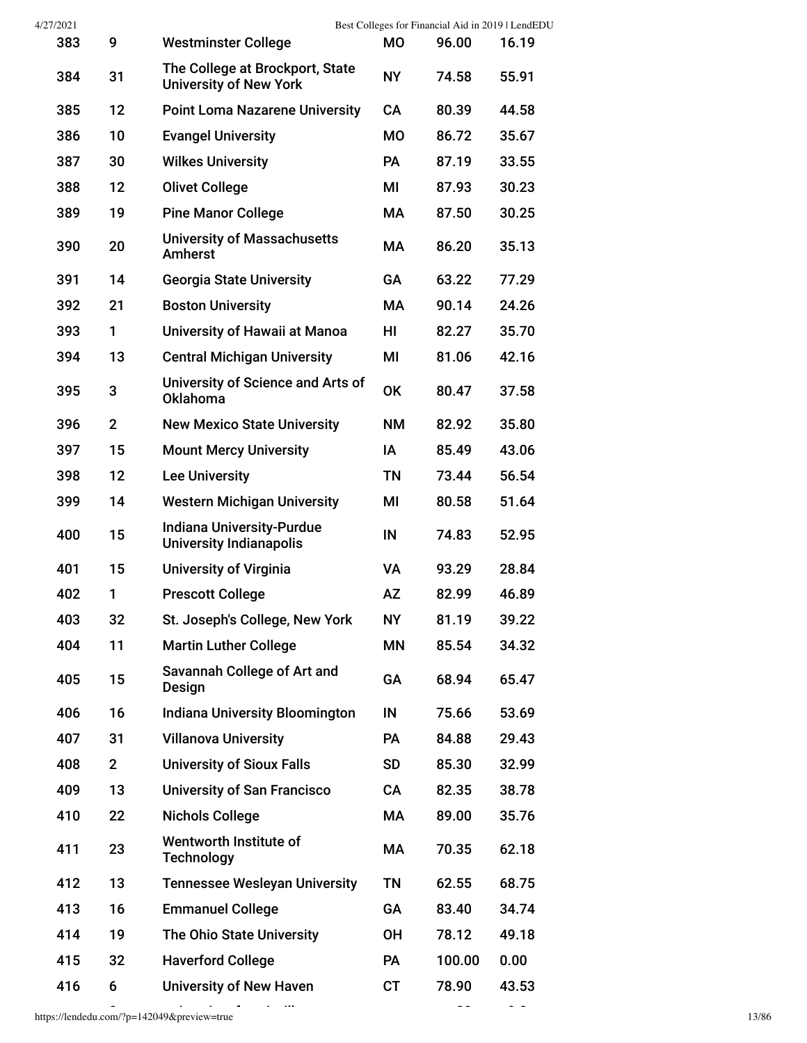| | | | | | |
|---|---|---|---|---|---|
| 383 | 9 | Westminster College | MO | 96.00 | 16.19 |
| 384 | 31 | The College at Brockport, State University of New York | NY | 74.58 | 55.91 |
| 385 | 12 | Point Loma Nazarene University | CA | 80.39 | 44.58 |
| 386 | 10 | Evangel University | MO | 86.72 | 35.67 |
| 387 | 30 | Wilkes University | PA | 87.19 | 33.55 |
| 388 | 12 | Olivet College | MI | 87.93 | 30.23 |
| 389 | 19 | Pine Manor College | MA | 87.50 | 30.25 |
| 390 | 20 | University of Massachusetts Amherst | MA | 86.20 | 35.13 |
| 391 | 14 | Georgia State University | GA | 63.22 | 77.29 |
| 392 | 21 | Boston University | MA | 90.14 | 24.26 |
| 393 | 1 | University of Hawaii at Manoa | HI | 82.27 | 35.70 |
| 394 | 13 | Central Michigan University | MI | 81.06 | 42.16 |
| 395 | 3 | University of Science and Arts of Oklahoma | OK | 80.47 | 37.58 |
| 396 | 2 | New Mexico State University | NM | 82.92 | 35.80 |
| 397 | 15 | Mount Mercy University | IA | 85.49 | 43.06 |
| 398 | 12 | Lee University | TN | 73.44 | 56.54 |
| 399 | 14 | Western Michigan University | MI | 80.58 | 51.64 |
| 400 | 15 | Indiana University-Purdue University Indianapolis | IN | 74.83 | 52.95 |
| 401 | 15 | University of Virginia | VA | 93.29 | 28.84 |
| 402 | 1 | Prescott College | AZ | 82.99 | 46.89 |
| 403 | 32 | St. Joseph's College, New York | NY | 81.19 | 39.22 |
| 404 | 11 | Martin Luther College | MN | 85.54 | 34.32 |
| 405 | 15 | Savannah College of Art and Design | GA | 68.94 | 65.47 |
| 406 | 16 | Indiana University Bloomington | IN | 75.66 | 53.69 |
| 407 | 31 | Villanova University | PA | 84.88 | 29.43 |
| 408 | 2 | University of Sioux Falls | SD | 85.30 | 32.99 |
| 409 | 13 | University of San Francisco | CA | 82.35 | 38.78 |
| 410 | 22 | Nichols College | MA | 89.00 | 35.76 |
| 411 | 23 | Wentworth Institute of Technology | MA | 70.35 | 62.18 |
| 412 | 13 | Tennessee Wesleyan University | TN | 62.55 | 68.75 |
| 413 | 16 | Emmanuel College | GA | 83.40 | 34.74 |
| 414 | 19 | The Ohio State University | OH | 78.12 | 49.18 |
| 415 | 32 | Haverford College | PA | 100.00 | 0.00 |
| 416 | 6 | University of New Haven | CT | 78.90 | 43.53 |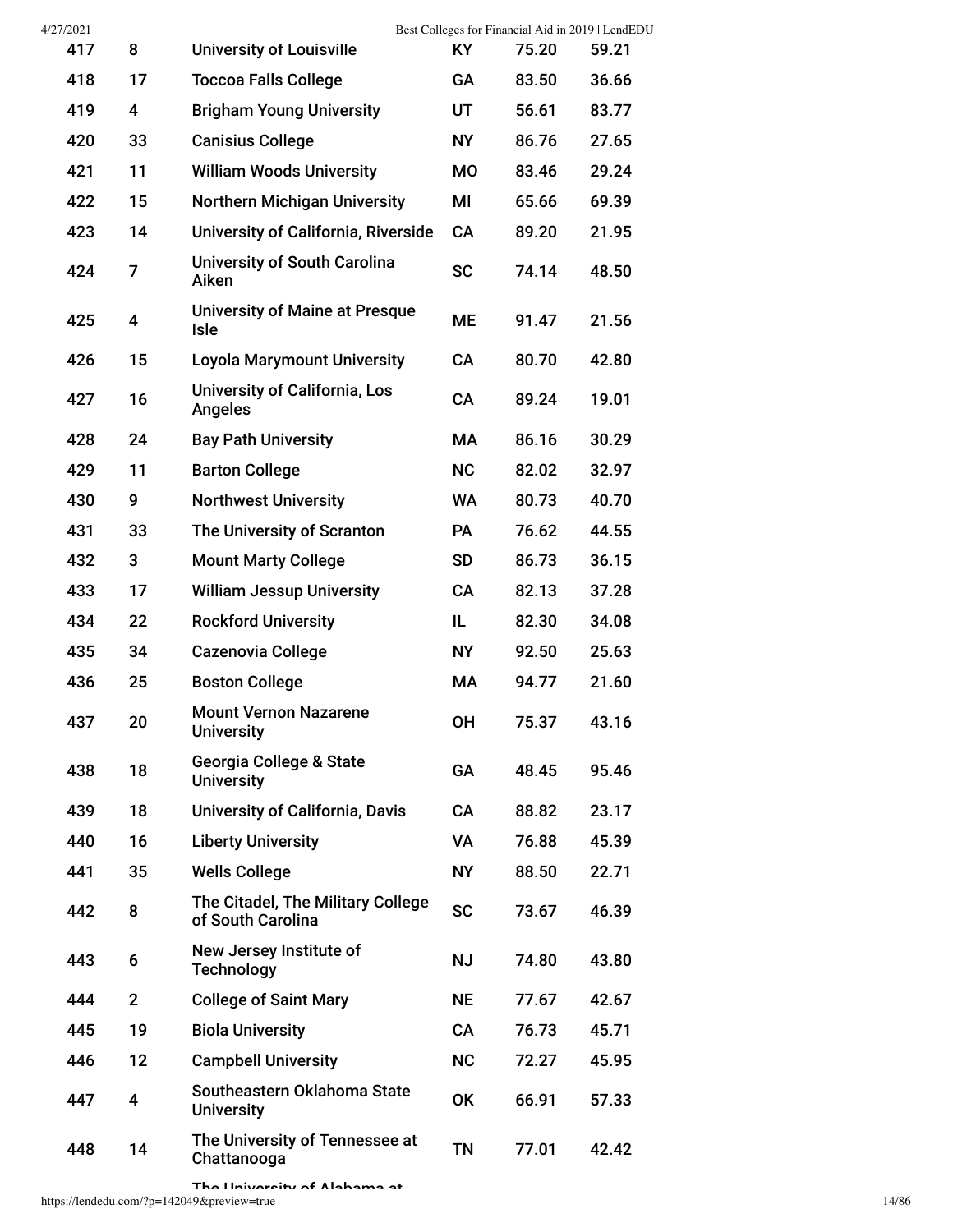| | | | | | |
|---|---|---|---|---|---|
| 417 | 8 | University of Louisville | KY | 75.20 | 59.21 |
| 418 | 17 | Toccoa Falls College | GA | 83.50 | 36.66 |
| 419 | 4 | Brigham Young University | UT | 56.61 | 83.77 |
| 420 | 33 | Canisius College | NY | 86.76 | 27.65 |
| 421 | 11 | William Woods University | MO | 83.46 | 29.24 |
| 422 | 15 | Northern Michigan University | MI | 65.66 | 69.39 |
| 423 | 14 | University of California, Riverside | CA | 89.20 | 21.95 |
| 424 | 7 | University of South Carolina Aiken | SC | 74.14 | 48.50 |
| 425 | 4 | University of Maine at Presque Isle | ME | 91.47 | 21.56 |
| 426 | 15 | Loyola Marymount University | CA | 80.70 | 42.80 |
| 427 | 16 | University of California, Los Angeles | CA | 89.24 | 19.01 |
| 428 | 24 | Bay Path University | MA | 86.16 | 30.29 |
| 429 | 11 | Barton College | NC | 82.02 | 32.97 |
| 430 | 9 | Northwest University | WA | 80.73 | 40.70 |
| 431 | 33 | The University of Scranton | PA | 76.62 | 44.55 |
| 432 | 3 | Mount Marty College | SD | 86.73 | 36.15 |
| 433 | 17 | William Jessup University | CA | 82.13 | 37.28 |
| 434 | 22 | Rockford University | IL | 82.30 | 34.08 |
| 435 | 34 | Cazenovia College | NY | 92.50 | 25.63 |
| 436 | 25 | Boston College | MA | 94.77 | 21.60 |
| 437 | 20 | Mount Vernon Nazarene University | OH | 75.37 | 43.16 |
| 438 | 18 | Georgia College & State University | GA | 48.45 | 95.46 |
| 439 | 18 | University of California, Davis | CA | 88.82 | 23.17 |
| 440 | 16 | Liberty University | VA | 76.88 | 45.39 |
| 441 | 35 | Wells College | NY | 88.50 | 22.71 |
| 442 | 8 | The Citadel, The Military College of South Carolina | SC | 73.67 | 46.39 |
| 443 | 6 | New Jersey Institute of Technology | NJ | 74.80 | 43.80 |
| 444 | 2 | College of Saint Mary | NE | 77.67 | 42.67 |
| 445 | 19 | Biola University | CA | 76.73 | 45.71 |
| 446 | 12 | Campbell University | NC | 72.27 | 45.95 |
| 447 | 4 | Southeastern Oklahoma State University | OK | 66.91 | 57.33 |
| 448 | 14 | The University of Tennessee at Chattanooga | TN | 77.01 | 42.42 |

The University of Alabama at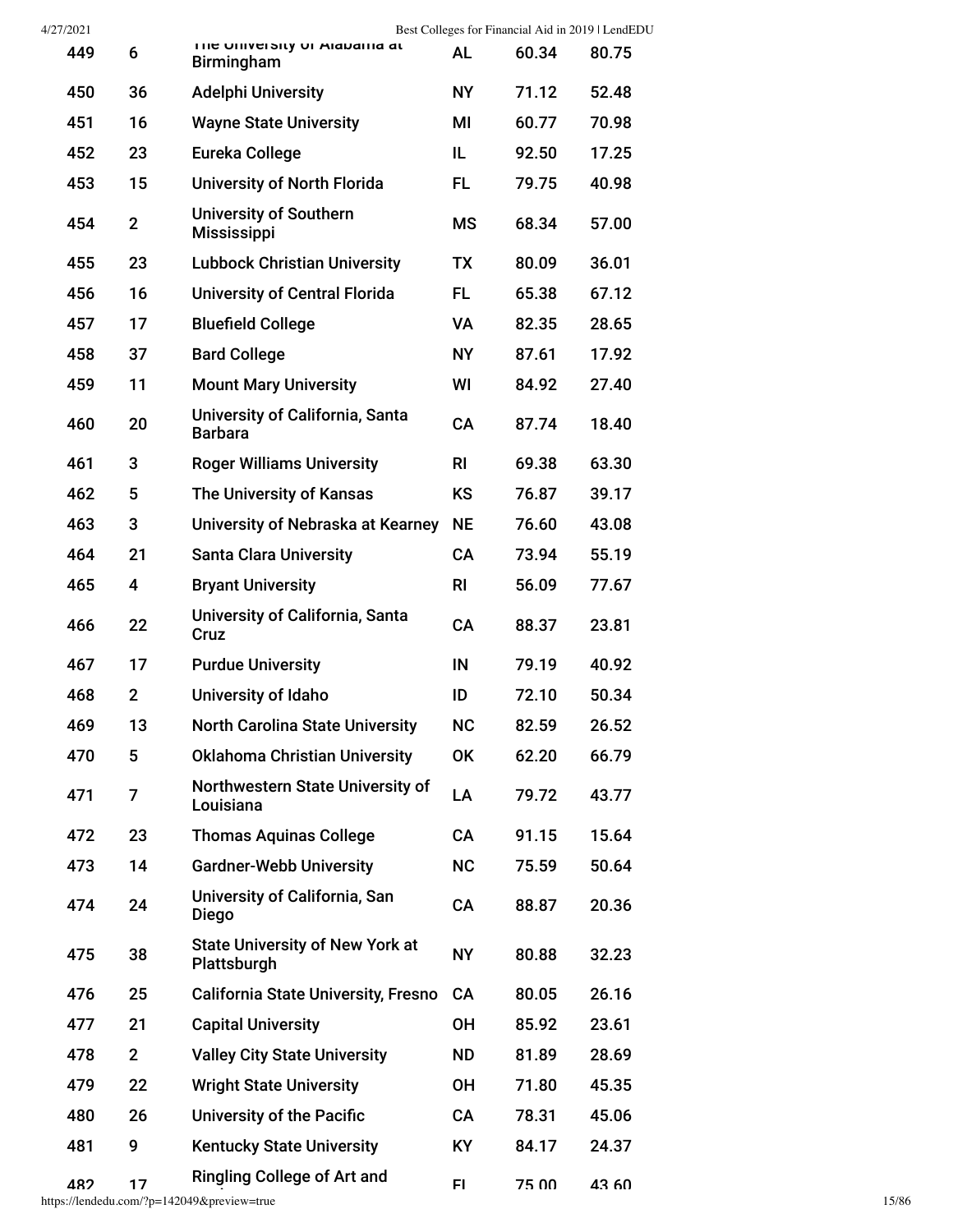| | | | | | |
|---|---|---|---|---|---|
| 449 | 6 | The University of Alabama at Birmingham | AL | 60.34 | 80.75 |
| 450 | 36 | Adelphi University | NY | 71.12 | 52.48 |
| 451 | 16 | Wayne State University | MI | 60.77 | 70.98 |
| 452 | 23 | Eureka College | IL | 92.50 | 17.25 |
| 453 | 15 | University of North Florida | FL | 79.75 | 40.98 |
| 454 | 2 | University of Southern Mississippi | MS | 68.34 | 57.00 |
| 455 | 23 | Lubbock Christian University | TX | 80.09 | 36.01 |
| 456 | 16 | University of Central Florida | FL | 65.38 | 67.12 |
| 457 | 17 | Bluefield College | VA | 82.35 | 28.65 |
| 458 | 37 | Bard College | NY | 87.61 | 17.92 |
| 459 | 11 | Mount Mary University | WI | 84.92 | 27.40 |
| 460 | 20 | University of California, Santa Barbara | CA | 87.74 | 18.40 |
| 461 | 3 | Roger Williams University | RI | 69.38 | 63.30 |
| 462 | 5 | The University of Kansas | KS | 76.87 | 39.17 |
| 463 | 3 | University of Nebraska at Kearney | NE | 76.60 | 43.08 |
| 464 | 21 | Santa Clara University | CA | 73.94 | 55.19 |
| 465 | 4 | Bryant University | RI | 56.09 | 77.67 |
| 466 | 22 | University of California, Santa Cruz | CA | 88.37 | 23.81 |
| 467 | 17 | Purdue University | IN | 79.19 | 40.92 |
| 468 | 2 | University of Idaho | ID | 72.10 | 50.34 |
| 469 | 13 | North Carolina State University | NC | 82.59 | 26.52 |
| 470 | 5 | Oklahoma Christian University | OK | 62.20 | 66.79 |
| 471 | 7 | Northwestern State University of Louisiana | LA | 79.72 | 43.77 |
| 472 | 23 | Thomas Aquinas College | CA | 91.15 | 15.64 |
| 473 | 14 | Gardner-Webb University | NC | 75.59 | 50.64 |
| 474 | 24 | University of California, San Diego | CA | 88.87 | 20.36 |
| 475 | 38 | State University of New York at Plattsburgh | NY | 80.88 | 32.23 |
| 476 | 25 | California State University, Fresno | CA | 80.05 | 26.16 |
| 477 | 21 | Capital University | OH | 85.92 | 23.61 |
| 478 | 2 | Valley City State University | ND | 81.89 | 28.69 |
| 479 | 22 | Wright State University | OH | 71.80 | 45.35 |
| 480 | 26 | University of the Pacific | CA | 78.31 | 45.06 |
| 481 | 9 | Kentucky State University | KY | 84.17 | 24.37 |
| 482 | 17 | Ringling College of Art and | FL | 75.00 | 43.60 |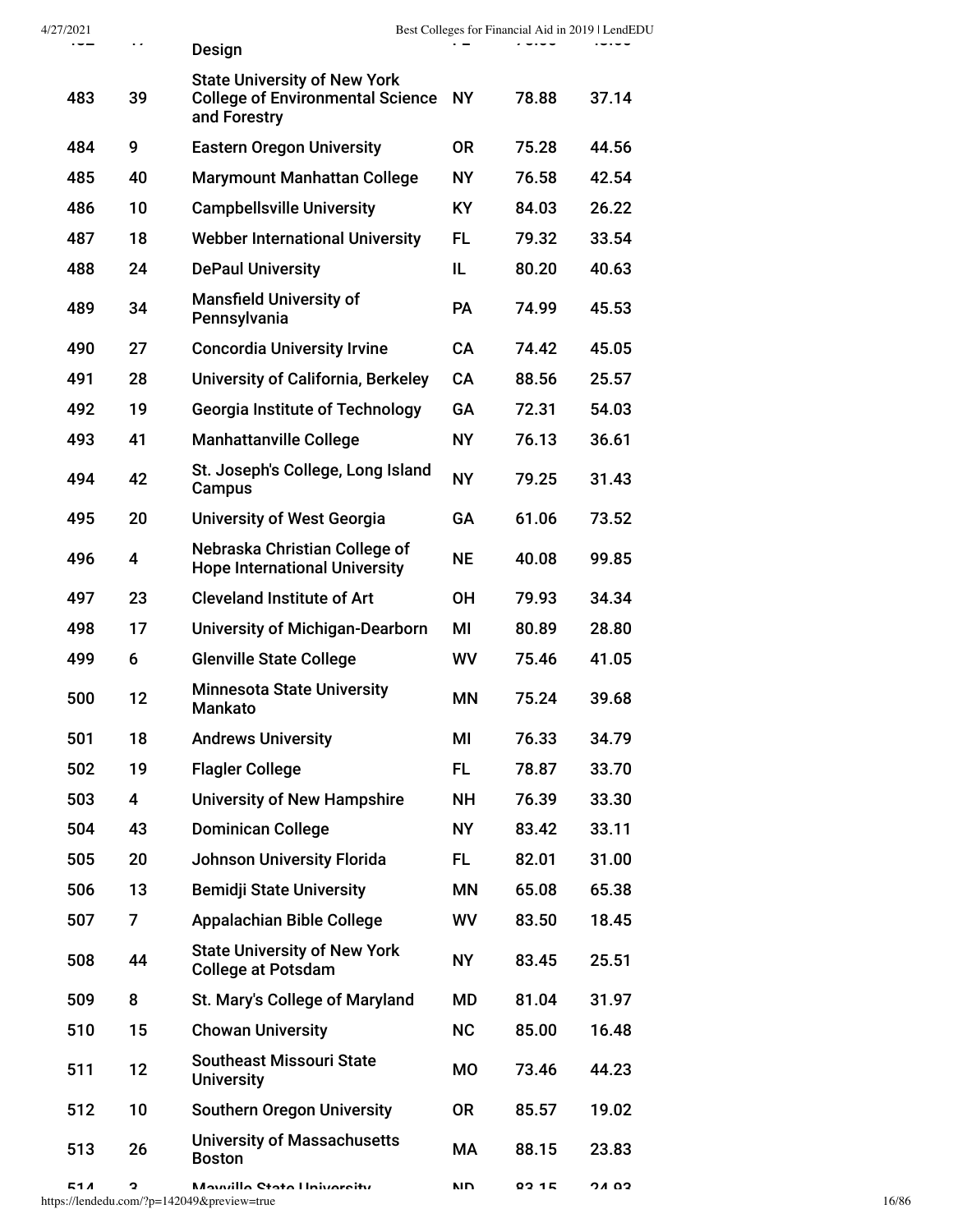| | | | | | |
|---|---|---|---|---|---|
| 483 | 39 | State University of New York College of Environmental Science and Forestry | NY | 78.88 | 37.14 |
| 484 | 9 | Eastern Oregon University | OR | 75.28 | 44.56 |
| 485 | 40 | Marymount Manhattan College | NY | 76.58 | 42.54 |
| 486 | 10 | Campbellsville University | KY | 84.03 | 26.22 |
| 487 | 18 | Webber International University | FL | 79.32 | 33.54 |
| 488 | 24 | DePaul University | IL | 80.20 | 40.63 |
| 489 | 34 | Mansfield University of Pennsylvania | PA | 74.99 | 45.53 |
| 490 | 27 | Concordia University Irvine | CA | 74.42 | 45.05 |
| 491 | 28 | University of California, Berkeley | CA | 88.56 | 25.57 |
| 492 | 19 | Georgia Institute of Technology | GA | 72.31 | 54.03 |
| 493 | 41 | Manhattanville College | NY | 76.13 | 36.61 |
| 494 | 42 | St. Joseph's College, Long Island Campus | NY | 79.25 | 31.43 |
| 495 | 20 | University of West Georgia | GA | 61.06 | 73.52 |
| 496 | 4 | Nebraska Christian College of Hope International University | NE | 40.08 | 99.85 |
| 497 | 23 | Cleveland Institute of Art | OH | 79.93 | 34.34 |
| 498 | 17 | University of Michigan-Dearborn | MI | 80.89 | 28.80 |
| 499 | 6 | Glenville State College | WV | 75.46 | 41.05 |
| 500 | 12 | Minnesota State University Mankato | MN | 75.24 | 39.68 |
| 501 | 18 | Andrews University | MI | 76.33 | 34.79 |
| 502 | 19 | Flagler College | FL | 78.87 | 33.70 |
| 503 | 4 | University of New Hampshire | NH | 76.39 | 33.30 |
| 504 | 43 | Dominican College | NY | 83.42 | 33.11 |
| 505 | 20 | Johnson University Florida | FL | 82.01 | 31.00 |
| 506 | 13 | Bemidji State University | MN | 65.08 | 65.38 |
| 507 | 7 | Appalachian Bible College | WV | 83.50 | 18.45 |
| 508 | 44 | State University of New York College at Potsdam | NY | 83.45 | 25.51 |
| 509 | 8 | St. Mary's College of Maryland | MD | 81.04 | 31.97 |
| 510 | 15 | Chowan University | NC | 85.00 | 16.48 |
| 511 | 12 | Southeast Missouri State University | MO | 73.46 | 44.23 |
| 512 | 10 | Southern Oregon University | OR | 85.57 | 19.02 |
| 513 | 26 | University of Massachusetts Boston | MA | 88.15 | 23.83 |
| 514 | 3 | Mayville State University | ND | 83.15 | 24.93 |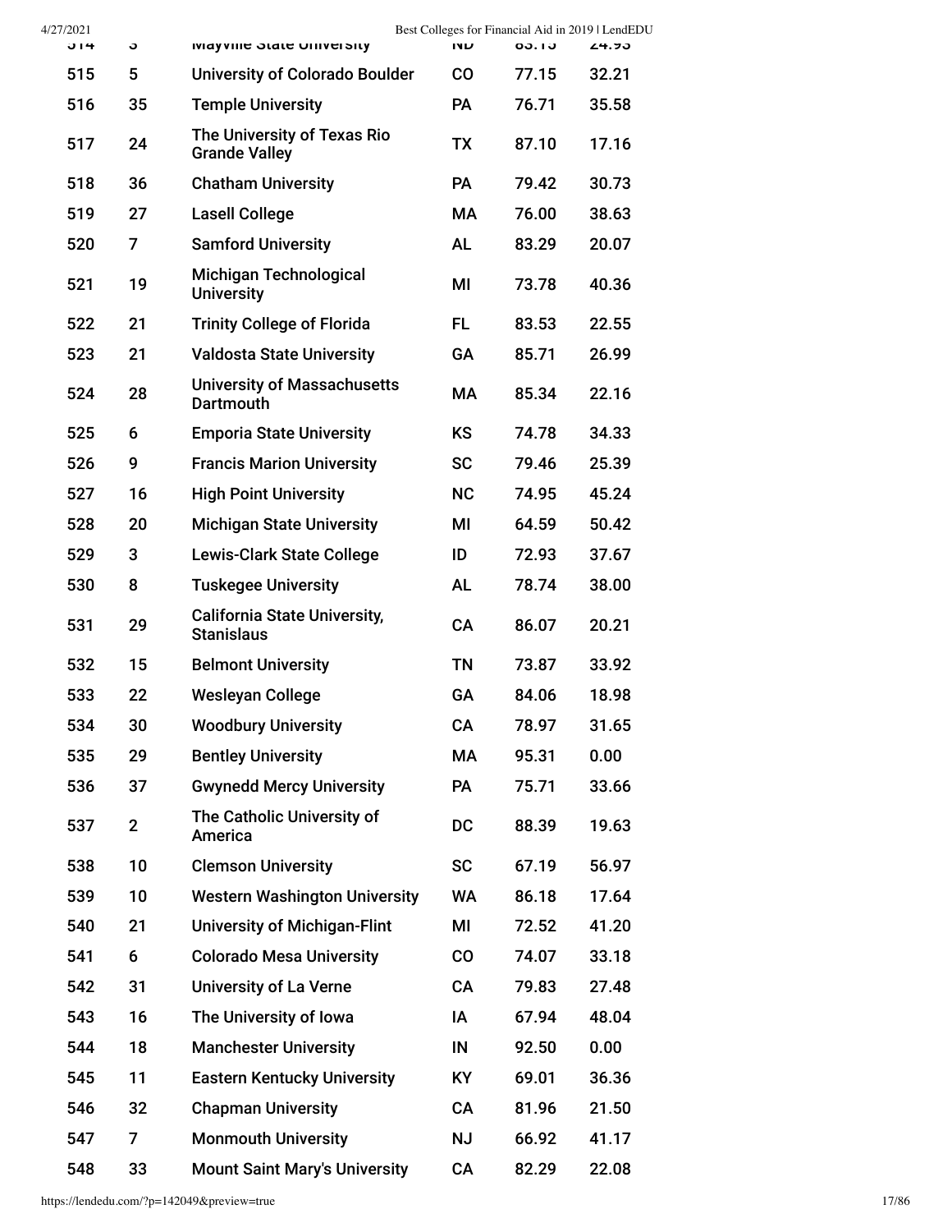| 514 | 3 | Mayville State University | ND | 83.15 | 24.93 |
|---|---|---|---|---|---|
| 515 | 5 | University of Colorado Boulder | CO | 77.15 | 32.21 |
| 516 | 35 | Temple University | PA | 76.71 | 35.58 |
| 517 | 24 | The University of Texas Rio Grande Valley | TX | 87.10 | 17.16 |
| 518 | 36 | Chatham University | PA | 79.42 | 30.73 |
| 519 | 27 | Lasell College | MA | 76.00 | 38.63 |
| 520 | 7 | Samford University | AL | 83.29 | 20.07 |
| 521 | 19 | Michigan Technological University | MI | 73.78 | 40.36 |
| 522 | 21 | Trinity College of Florida | FL | 83.53 | 22.55 |
| 523 | 21 | Valdosta State University | GA | 85.71 | 26.99 |
| 524 | 28 | University of Massachusetts Dartmouth | MA | 85.34 | 22.16 |
| 525 | 6 | Emporia State University | KS | 74.78 | 34.33 |
| 526 | 9 | Francis Marion University | SC | 79.46 | 25.39 |
| 527 | 16 | High Point University | NC | 74.95 | 45.24 |
| 528 | 20 | Michigan State University | MI | 64.59 | 50.42 |
| 529 | 3 | Lewis-Clark State College | ID | 72.93 | 37.67 |
| 530 | 8 | Tuskegee University | AL | 78.74 | 38.00 |
| 531 | 29 | California State University, Stanislaus | CA | 86.07 | 20.21 |
| 532 | 15 | Belmont University | TN | 73.87 | 33.92 |
| 533 | 22 | Wesleyan College | GA | 84.06 | 18.98 |
| 534 | 30 | Woodbury University | CA | 78.97 | 31.65 |
| 535 | 29 | Bentley University | MA | 95.31 | 0.00 |
| 536 | 37 | Gwynedd Mercy University | PA | 75.71 | 33.66 |
| 537 | 2 | The Catholic University of America | DC | 88.39 | 19.63 |
| 538 | 10 | Clemson University | SC | 67.19 | 56.97 |
| 539 | 10 | Western Washington University | WA | 86.18 | 17.64 |
| 540 | 21 | University of Michigan-Flint | MI | 72.52 | 41.20 |
| 541 | 6 | Colorado Mesa University | CO | 74.07 | 33.18 |
| 542 | 31 | University of La Verne | CA | 79.83 | 27.48 |
| 543 | 16 | The University of Iowa | IA | 67.94 | 48.04 |
| 544 | 18 | Manchester University | IN | 92.50 | 0.00 |
| 545 | 11 | Eastern Kentucky University | KY | 69.01 | 36.36 |
| 546 | 32 | Chapman University | CA | 81.96 | 21.50 |
| 547 | 7 | Monmouth University | NJ | 66.92 | 41.17 |
| 548 | 33 | Mount Saint Mary's University | CA | 82.29 | 22.08 |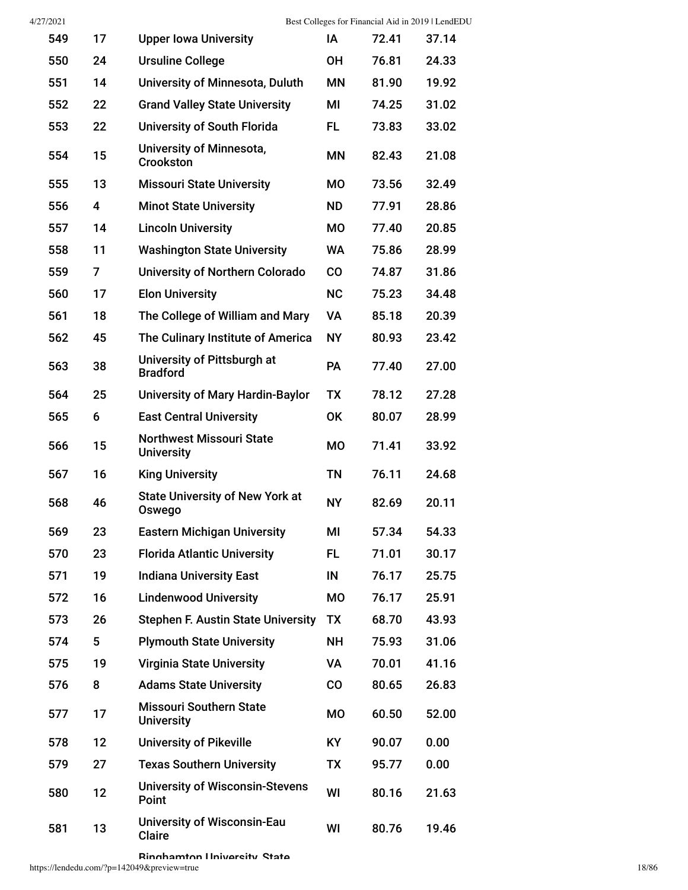| | | | | | |
|---|---|---|---|---|---|
| 549 | 17 | **Upper Iowa University** | **IA** | 72.41 | 37.14 |
| 550 | 24 | **Ursuline College** | **OH** | 76.81 | 24.33 |
| 551 | 14 | **University of Minnesota, Duluth** | **MN** | 81.90 | 19.92 |
| 552 | 22 | **Grand Valley State University** | **MI** | 74.25 | 31.02 |
| 553 | 22 | **University of South Florida** | **FL** | 73.83 | 33.02 |
| 554 | 15 | **University of Minnesota, Crookston** | **MN** | 82.43 | 21.08 |
| 555 | 13 | **Missouri State University** | **MO** | 73.56 | 32.49 |
| 556 | 4 | **Minot State University** | **ND** | 77.91 | 28.86 |
| 557 | 14 | **Lincoln University** | **MO** | 77.40 | 20.85 |
| 558 | 11 | **Washington State University** | **WA** | 75.86 | 28.99 |
| 559 | 7 | **University of Northern Colorado** | **CO** | 74.87 | 31.86 |
| 560 | 17 | **Elon University** | **NC** | 75.23 | 34.48 |
| 561 | 18 | **The College of William and Mary** | **VA** | 85.18 | 20.39 |
| 562 | 45 | **The Culinary Institute of America** | **NY** | 80.93 | 23.42 |
| 563 | 38 | **University of Pittsburgh at Bradford** | **PA** | 77.40 | 27.00 |
| 564 | 25 | **University of Mary Hardin-Baylor** | **TX** | 78.12 | 27.28 |
| 565 | 6 | **East Central University** | **OK** | 80.07 | 28.99 |
| 566 | 15 | **Northwest Missouri State University** | **MO** | 71.41 | 33.92 |
| 567 | 16 | **King University** | **TN** | 76.11 | 24.68 |
| 568 | 46 | **State University of New York at Oswego** | **NY** | 82.69 | 20.11 |
| 569 | 23 | **Eastern Michigan University** | **MI** | 57.34 | 54.33 |
| 570 | 23 | **Florida Atlantic University** | **FL** | 71.01 | 30.17 |
| 571 | 19 | **Indiana University East** | **IN** | 76.17 | 25.75 |
| 572 | 16 | **Lindenwood University** | **MO** | 76.17 | 25.91 |
| 573 | 26 | **Stephen F. Austin State University** | **TX** | 68.70 | 43.93 |
| 574 | 5 | **Plymouth State University** | **NH** | 75.93 | 31.06 |
| 575 | 19 | **Virginia State University** | **VA** | 70.01 | 41.16 |
| 576 | 8 | **Adams State University** | **CO** | 80.65 | 26.83 |
| 577 | 17 | **Missouri Southern State University** | **MO** | 60.50 | 52.00 |
| 578 | 12 | **University of Pikeville** | **KY** | 90.07 | 0.00 |
| 579 | 27 | **Texas Southern University** | **TX** | 95.77 | 0.00 |
| 580 | 12 | **University of Wisconsin-Stevens Point** | **WI** | 80.16 | 21.63 |
| 581 | 13 | **University of Wisconsin-Eau Claire** | **WI** | 80.76 | 19.46 |

**Binghamton University, State**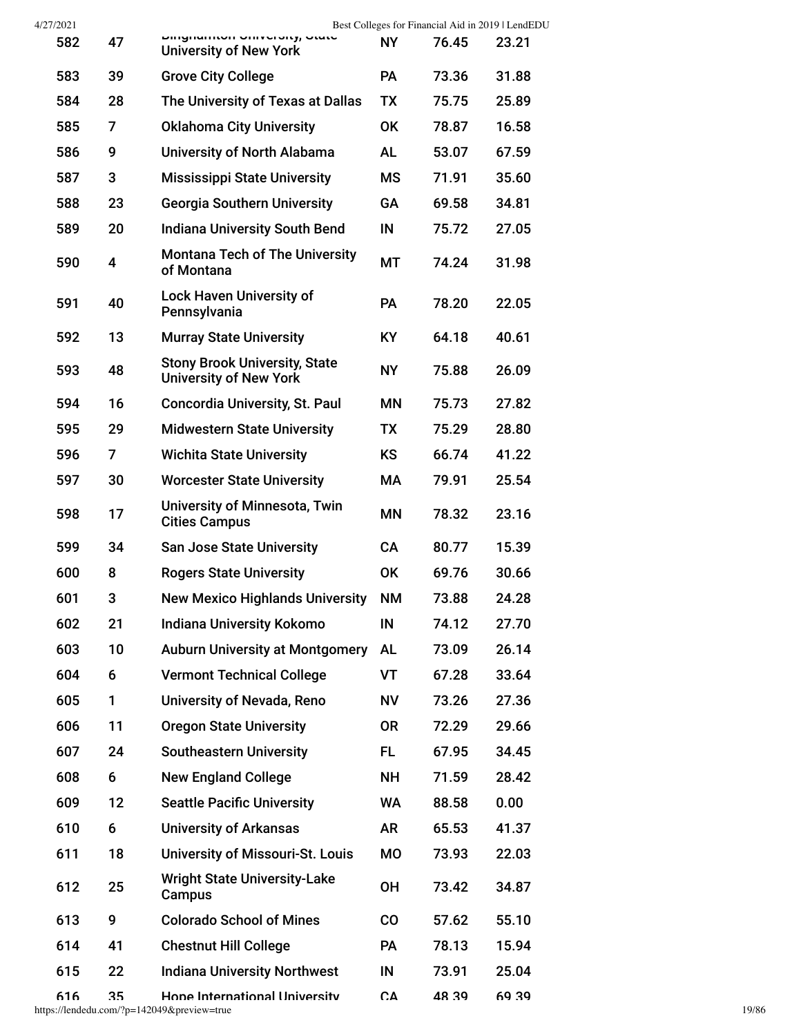| | | | | | |
|---|---|---|---|---|---|
| 582 | 47 | Binghamton University, State University of New York | NY | 76.45 | 23.21 |
| 583 | 39 | Grove City College | PA | 73.36 | 31.88 |
| 584 | 28 | The University of Texas at Dallas | TX | 75.75 | 25.89 |
| 585 | 7 | Oklahoma City University | OK | 78.87 | 16.58 |
| 586 | 9 | University of North Alabama | AL | 53.07 | 67.59 |
| 587 | 3 | Mississippi State University | MS | 71.91 | 35.60 |
| 588 | 23 | Georgia Southern University | GA | 69.58 | 34.81 |
| 589 | 20 | Indiana University South Bend | IN | 75.72 | 27.05 |
| 590 | 4 | Montana Tech of The University of Montana | MT | 74.24 | 31.98 |
| 591 | 40 | Lock Haven University of Pennsylvania | PA | 78.20 | 22.05 |
| 592 | 13 | Murray State University | KY | 64.18 | 40.61 |
| 593 | 48 | Stony Brook University, State University of New York | NY | 75.88 | 26.09 |
| 594 | 16 | Concordia University, St. Paul | MN | 75.73 | 27.82 |
| 595 | 29 | Midwestern State University | TX | 75.29 | 28.80 |
| 596 | 7 | Wichita State University | KS | 66.74 | 41.22 |
| 597 | 30 | Worcester State University | MA | 79.91 | 25.54 |
| 598 | 17 | University of Minnesota, Twin Cities Campus | MN | 78.32 | 23.16 |
| 599 | 34 | San Jose State University | CA | 80.77 | 15.39 |
| 600 | 8 | Rogers State University | OK | 69.76 | 30.66 |
| 601 | 3 | New Mexico Highlands University | NM | 73.88 | 24.28 |
| 602 | 21 | Indiana University Kokomo | IN | 74.12 | 27.70 |
| 603 | 10 | Auburn University at Montgomery | AL | 73.09 | 26.14 |
| 604 | 6 | Vermont Technical College | VT | 67.28 | 33.64 |
| 605 | 1 | University of Nevada, Reno | NV | 73.26 | 27.36 |
| 606 | 11 | Oregon State University | OR | 72.29 | 29.66 |
| 607 | 24 | Southeastern University | FL | 67.95 | 34.45 |
| 608 | 6 | New England College | NH | 71.59 | 28.42 |
| 609 | 12 | Seattle Pacific University | WA | 88.58 | 0.00 |
| 610 | 6 | University of Arkansas | AR | 65.53 | 41.37 |
| 611 | 18 | University of Missouri-St. Louis | MO | 73.93 | 22.03 |
| 612 | 25 | Wright State University-Lake Campus | OH | 73.42 | 34.87 |
| 613 | 9 | Colorado School of Mines | CO | 57.62 | 55.10 |
| 614 | 41 | Chestnut Hill College | PA | 78.13 | 15.94 |
| 615 | 22 | Indiana University Northwest | IN | 73.91 | 25.04 |
| 616 | 35 | Hope International University | CA | 48.39 | 69.39 |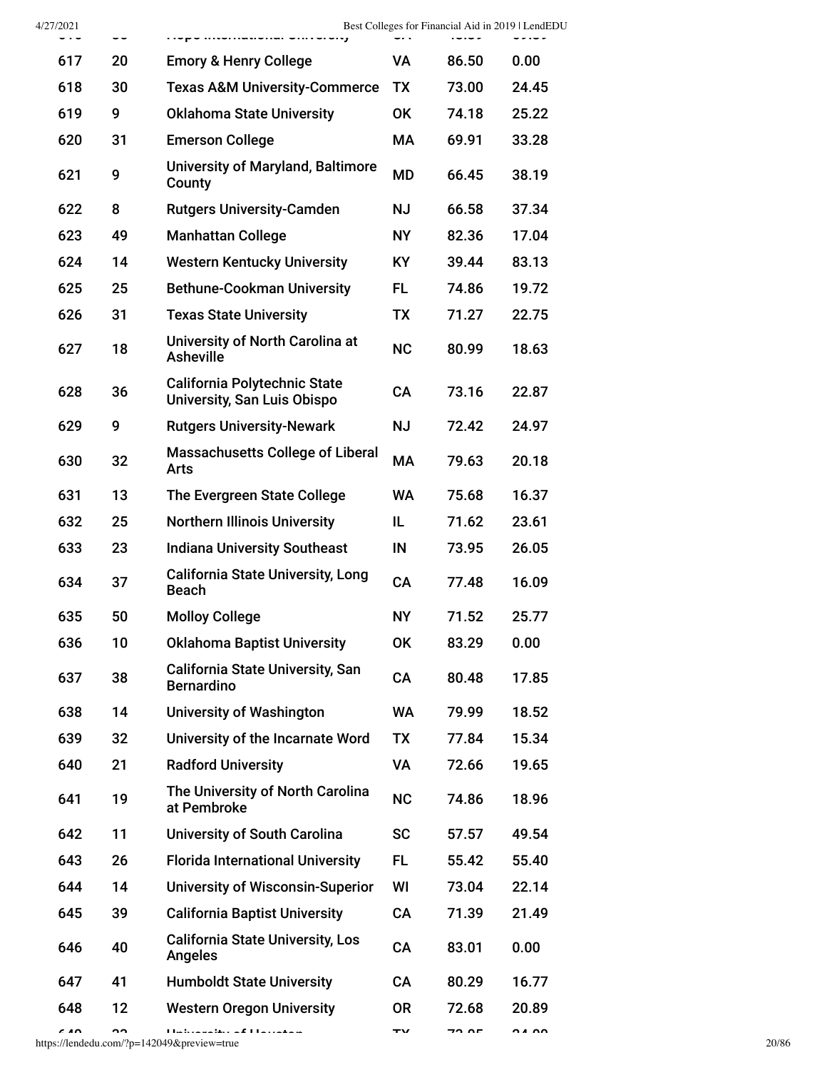| | | | | | |
|---|---|---|---|---|---|
| 617 | 20 | Emory & Henry College | VA | 86.50 | 0.00 |
| 618 | 30 | Texas A&M University-Commerce | TX | 73.00 | 24.45 |
| 619 | 9 | Oklahoma State University | OK | 74.18 | 25.22 |
| 620 | 31 | Emerson College | MA | 69.91 | 33.28 |
| 621 | 9 | University of Maryland, Baltimore County | MD | 66.45 | 38.19 |
| 622 | 8 | Rutgers University-Camden | NJ | 66.58 | 37.34 |
| 623 | 49 | Manhattan College | NY | 82.36 | 17.04 |
| 624 | 14 | Western Kentucky University | KY | 39.44 | 83.13 |
| 625 | 25 | Bethune-Cookman University | FL | 74.86 | 19.72 |
| 626 | 31 | Texas State University | TX | 71.27 | 22.75 |
| 627 | 18 | University of North Carolina at Asheville | NC | 80.99 | 18.63 |
| 628 | 36 | California Polytechnic State University, San Luis Obispo | CA | 73.16 | 22.87 |
| 629 | 9 | Rutgers University-Newark | NJ | 72.42 | 24.97 |
| 630 | 32 | Massachusetts College of Liberal Arts | MA | 79.63 | 20.18 |
| 631 | 13 | The Evergreen State College | WA | 75.68 | 16.37 |
| 632 | 25 | Northern Illinois University | IL | 71.62 | 23.61 |
| 633 | 23 | Indiana University Southeast | IN | 73.95 | 26.05 |
| 634 | 37 | California State University, Long Beach | CA | 77.48 | 16.09 |
| 635 | 50 | Molloy College | NY | 71.52 | 25.77 |
| 636 | 10 | Oklahoma Baptist University | OK | 83.29 | 0.00 |
| 637 | 38 | California State University, San Bernardino | CA | 80.48 | 17.85 |
| 638 | 14 | University of Washington | WA | 79.99 | 18.52 |
| 639 | 32 | University of the Incarnate Word | TX | 77.84 | 15.34 |
| 640 | 21 | Radford University | VA | 72.66 | 19.65 |
| 641 | 19 | The University of North Carolina at Pembroke | NC | 74.86 | 18.96 |
| 642 | 11 | University of South Carolina | SC | 57.57 | 49.54 |
| 643 | 26 | Florida International University | FL | 55.42 | 55.40 |
| 644 | 14 | University of Wisconsin-Superior | WI | 73.04 | 22.14 |
| 645 | 39 | California Baptist University | CA | 71.39 | 21.49 |
| 646 | 40 | California State University, Los Angeles | CA | 83.01 | 0.00 |
| 647 | 41 | Humboldt State University | CA | 80.29 | 16.77 |
| 648 | 12 | Western Oregon University | OR | 72.68 | 20.89 |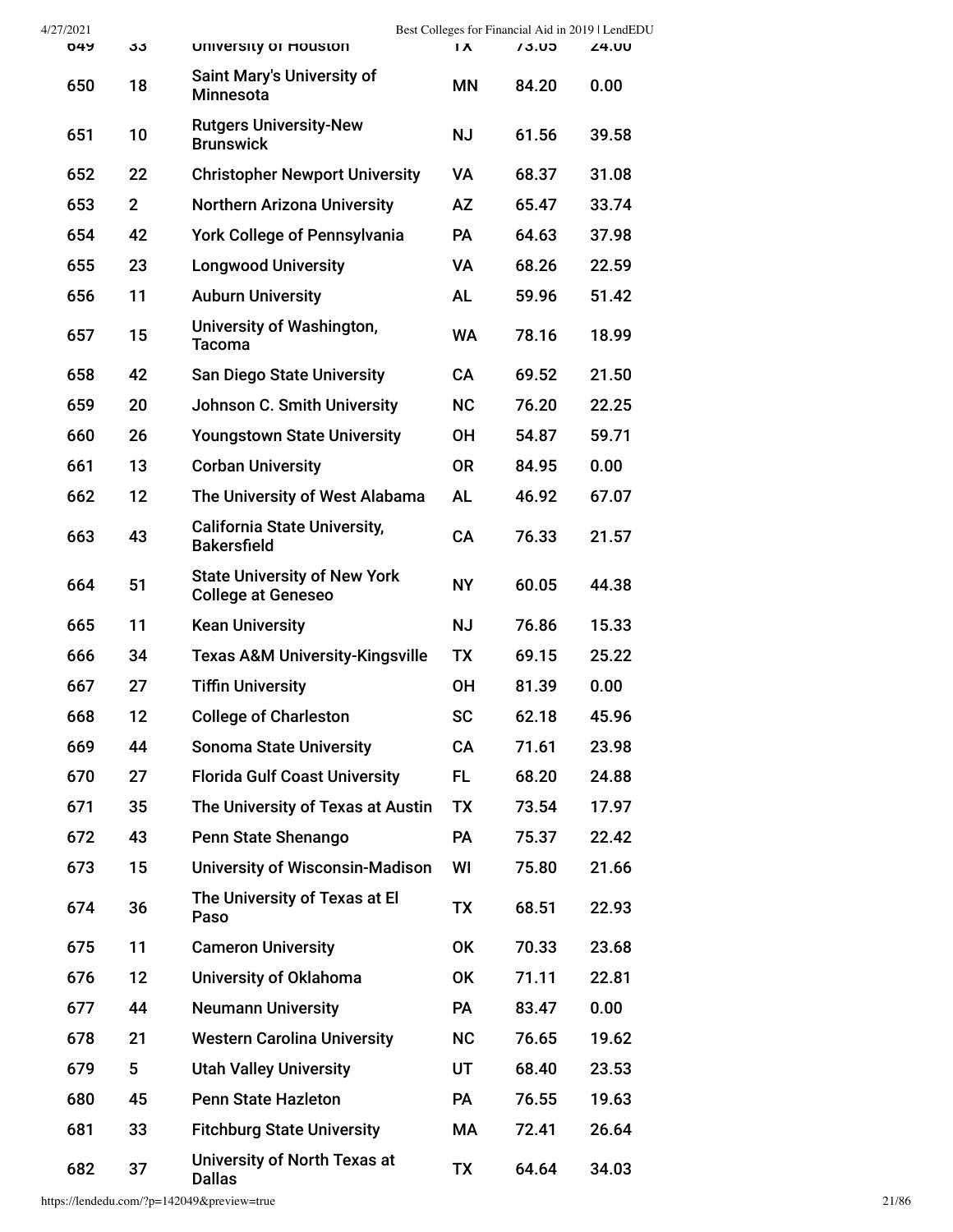| | | | | | |
|---|---|---|---|---|---|
| 649 | 33 | University of Houston | TX | 73.05 | 24.00 |
| 650 | 18 | Saint Mary's University of Minnesota | MN | 84.20 | 0.00 |
| 651 | 10 | Rutgers University-New Brunswick | NJ | 61.56 | 39.58 |
| 652 | 22 | Christopher Newport University | VA | 68.37 | 31.08 |
| 653 | 2 | Northern Arizona University | AZ | 65.47 | 33.74 |
| 654 | 42 | York College of Pennsylvania | PA | 64.63 | 37.98 |
| 655 | 23 | Longwood University | VA | 68.26 | 22.59 |
| 656 | 11 | Auburn University | AL | 59.96 | 51.42 |
| 657 | 15 | University of Washington, Tacoma | WA | 78.16 | 18.99 |
| 658 | 42 | San Diego State University | CA | 69.52 | 21.50 |
| 659 | 20 | Johnson C. Smith University | NC | 76.20 | 22.25 |
| 660 | 26 | Youngstown State University | OH | 54.87 | 59.71 |
| 661 | 13 | Corban University | OR | 84.95 | 0.00 |
| 662 | 12 | The University of West Alabama | AL | 46.92 | 67.07 |
| 663 | 43 | California State University, Bakersfield | CA | 76.33 | 21.57 |
| 664 | 51 | State University of New York College at Geneseo | NY | 60.05 | 44.38 |
| 665 | 11 | Kean University | NJ | 76.86 | 15.33 |
| 666 | 34 | Texas A&M University-Kingsville | TX | 69.15 | 25.22 |
| 667 | 27 | Tiffin University | OH | 81.39 | 0.00 |
| 668 | 12 | College of Charleston | SC | 62.18 | 45.96 |
| 669 | 44 | Sonoma State University | CA | 71.61 | 23.98 |
| 670 | 27 | Florida Gulf Coast University | FL | 68.20 | 24.88 |
| 671 | 35 | The University of Texas at Austin | TX | 73.54 | 17.97 |
| 672 | 43 | Penn State Shenango | PA | 75.37 | 22.42 |
| 673 | 15 | University of Wisconsin-Madison | WI | 75.80 | 21.66 |
| 674 | 36 | The University of Texas at El Paso | TX | 68.51 | 22.93 |
| 675 | 11 | Cameron University | OK | 70.33 | 23.68 |
| 676 | 12 | University of Oklahoma | OK | 71.11 | 22.81 |
| 677 | 44 | Neumann University | PA | 83.47 | 0.00 |
| 678 | 21 | Western Carolina University | NC | 76.65 | 19.62 |
| 679 | 5 | Utah Valley University | UT | 68.40 | 23.53 |
| 680 | 45 | Penn State Hazleton | PA | 76.55 | 19.63 |
| 681 | 33 | Fitchburg State University | MA | 72.41 | 26.64 |
| 682 | 37 | University of North Texas at Dallas | TX | 64.64 | 34.03 |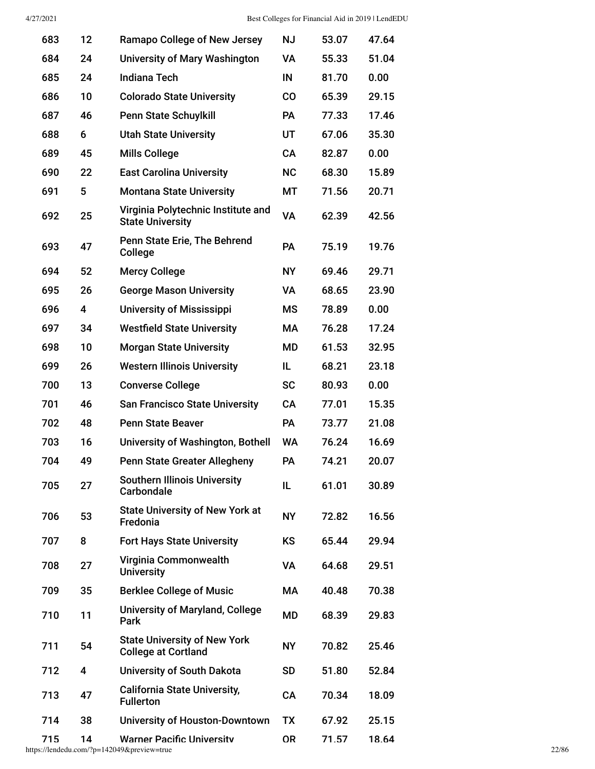| | | | | | |
|---|---|---|---|---|---|
| 683 | 12 | Ramapo College of New Jersey | NJ | 53.07 | 47.64 |
| 684 | 24 | University of Mary Washington | VA | 55.33 | 51.04 |
| 685 | 24 | Indiana Tech | IN | 81.70 | 0.00 |
| 686 | 10 | Colorado State University | CO | 65.39 | 29.15 |
| 687 | 46 | Penn State Schuylkill | PA | 77.33 | 17.46 |
| 688 | 6 | Utah State University | UT | 67.06 | 35.30 |
| 689 | 45 | Mills College | CA | 82.87 | 0.00 |
| 690 | 22 | East Carolina University | NC | 68.30 | 15.89 |
| 691 | 5 | Montana State University | MT | 71.56 | 20.71 |
| 692 | 25 | Virginia Polytechnic Institute and State University | VA | 62.39 | 42.56 |
| 693 | 47 | Penn State Erie, The Behrend College | PA | 75.19 | 19.76 |
| 694 | 52 | Mercy College | NY | 69.46 | 29.71 |
| 695 | 26 | George Mason University | VA | 68.65 | 23.90 |
| 696 | 4 | University of Mississippi | MS | 78.89 | 0.00 |
| 697 | 34 | Westfield State University | MA | 76.28 | 17.24 |
| 698 | 10 | Morgan State University | MD | 61.53 | 32.95 |
| 699 | 26 | Western Illinois University | IL | 68.21 | 23.18 |
| 700 | 13 | Converse College | SC | 80.93 | 0.00 |
| 701 | 46 | San Francisco State University | CA | 77.01 | 15.35 |
| 702 | 48 | Penn State Beaver | PA | 73.77 | 21.08 |
| 703 | 16 | University of Washington, Bothell | WA | 76.24 | 16.69 |
| 704 | 49 | Penn State Greater Allegheny | PA | 74.21 | 20.07 |
| 705 | 27 | Southern Illinois University Carbondale | IL | 61.01 | 30.89 |
| 706 | 53 | State University of New York at Fredonia | NY | 72.82 | 16.56 |
| 707 | 8 | Fort Hays State University | KS | 65.44 | 29.94 |
| 708 | 27 | Virginia Commonwealth University | VA | 64.68 | 29.51 |
| 709 | 35 | Berklee College of Music | MA | 40.48 | 70.38 |
| 710 | 11 | University of Maryland, College Park | MD | 68.39 | 29.83 |
| 711 | 54 | State University of New York College at Cortland | NY | 70.82 | 25.46 |
| 712 | 4 | University of South Dakota | SD | 51.80 | 52.84 |
| 713 | 47 | California State University, Fullerton | CA | 70.34 | 18.09 |
| 714 | 38 | University of Houston-Downtown | TX | 67.92 | 25.15 |
| 715 | 14 | Warner Pacific University | OR | 71.57 | 18.64 |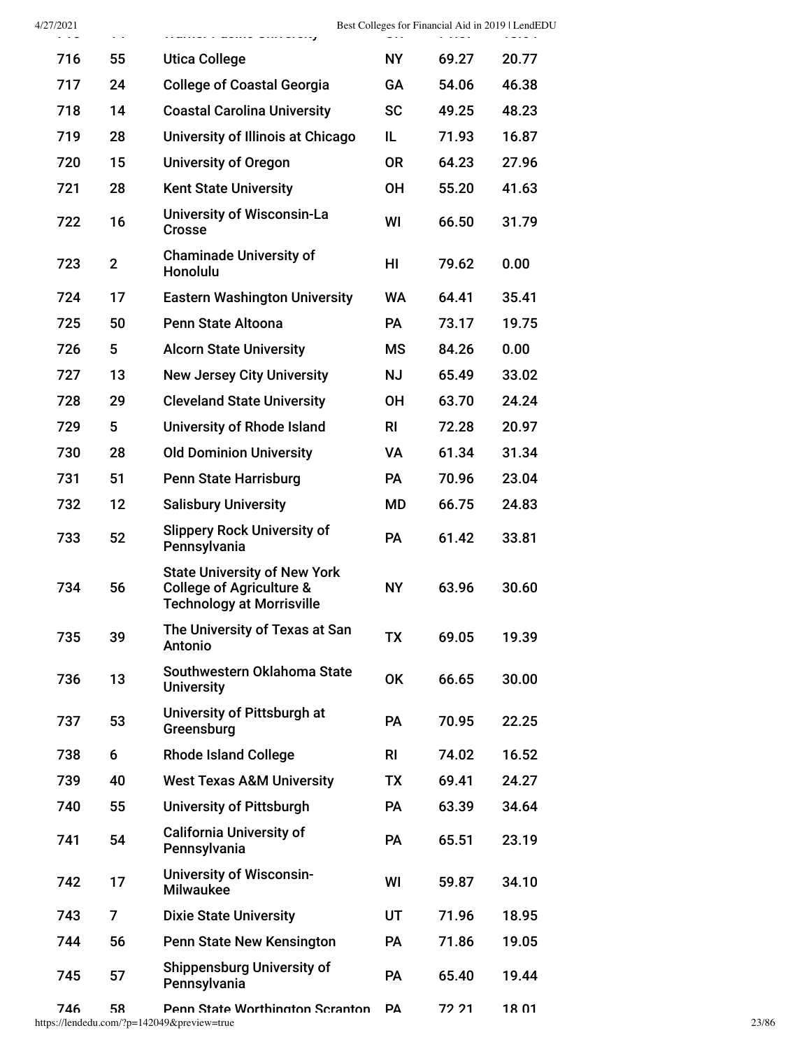| | | | | | |
|---|---|---|---|---|---|
| 716 | 55 | Utica College | NY | 69.27 | 20.77 |
| 717 | 24 | College of Coastal Georgia | GA | 54.06 | 46.38 |
| 718 | 14 | Coastal Carolina University | SC | 49.25 | 48.23 |
| 719 | 28 | University of Illinois at Chicago | IL | 71.93 | 16.87 |
| 720 | 15 | University of Oregon | OR | 64.23 | 27.96 |
| 721 | 28 | Kent State University | OH | 55.20 | 41.63 |
| 722 | 16 | University of Wisconsin-La Crosse | WI | 66.50 | 31.79 |
| 723 | 2 | Chaminade University of Honolulu | HI | 79.62 | 0.00 |
| 724 | 17 | Eastern Washington University | WA | 64.41 | 35.41 |
| 725 | 50 | Penn State Altoona | PA | 73.17 | 19.75 |
| 726 | 5 | Alcorn State University | MS | 84.26 | 0.00 |
| 727 | 13 | New Jersey City University | NJ | 65.49 | 33.02 |
| 728 | 29 | Cleveland State University | OH | 63.70 | 24.24 |
| 729 | 5 | University of Rhode Island | RI | 72.28 | 20.97 |
| 730 | 28 | Old Dominion University | VA | 61.34 | 31.34 |
| 731 | 51 | Penn State Harrisburg | PA | 70.96 | 23.04 |
| 732 | 12 | Salisbury University | MD | 66.75 | 24.83 |
| 733 | 52 | Slippery Rock University of Pennsylvania | PA | 61.42 | 33.81 |
| 734 | 56 | State University of New York College of Agriculture & Technology at Morrisville | NY | 63.96 | 30.60 |
| 735 | 39 | The University of Texas at San Antonio | TX | 69.05 | 19.39 |
| 736 | 13 | Southwestern Oklahoma State University | OK | 66.65 | 30.00 |
| 737 | 53 | University of Pittsburgh at Greensburg | PA | 70.95 | 22.25 |
| 738 | 6 | Rhode Island College | RI | 74.02 | 16.52 |
| 739 | 40 | West Texas A&M University | TX | 69.41 | 24.27 |
| 740 | 55 | University of Pittsburgh | PA | 63.39 | 34.64 |
| 741 | 54 | California University of Pennsylvania | PA | 65.51 | 23.19 |
| 742 | 17 | University of Wisconsin-Milwaukee | WI | 59.87 | 34.10 |
| 743 | 7 | Dixie State University | UT | 71.96 | 18.95 |
| 744 | 56 | Penn State New Kensington | PA | 71.86 | 19.05 |
| 745 | 57 | Shippensburg University of Pennsylvania | PA | 65.40 | 19.44 |
| 746 | 58 | Penn State Worthington Scranton | PA | 72.21 | 18.01 |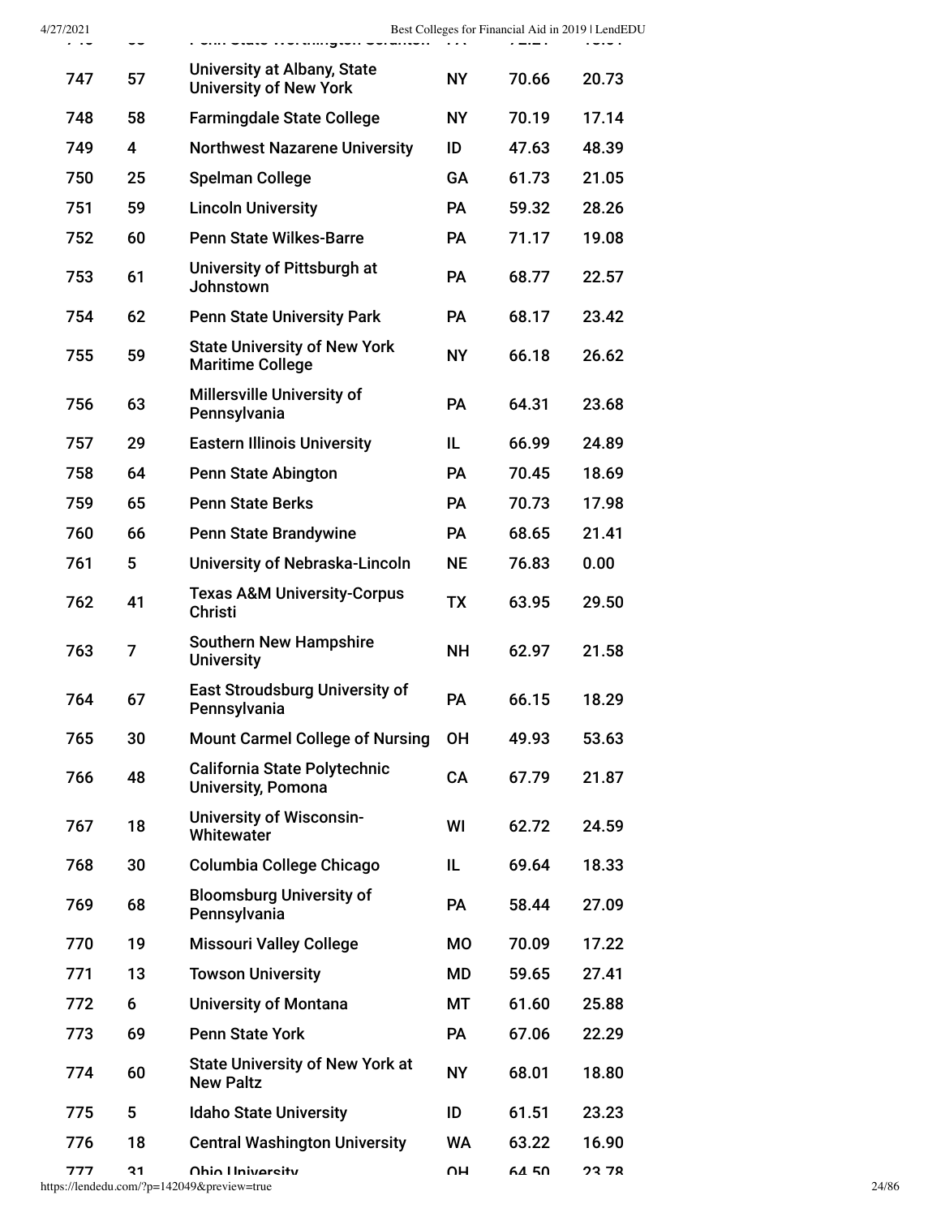| | | | | | |
|---|---|---|---|---|---|
| 747 | 57 | University at Albany, State University of New York | NY | 70.66 | 20.73 |
| 748 | 58 | Farmingdale State College | NY | 70.19 | 17.14 |
| 749 | 4 | Northwest Nazarene University | ID | 47.63 | 48.39 |
| 750 | 25 | Spelman College | GA | 61.73 | 21.05 |
| 751 | 59 | Lincoln University | PA | 59.32 | 28.26 |
| 752 | 60 | Penn State Wilkes-Barre | PA | 71.17 | 19.08 |
| 753 | 61 | University of Pittsburgh at Johnstown | PA | 68.77 | 22.57 |
| 754 | 62 | Penn State University Park | PA | 68.17 | 23.42 |
| 755 | 59 | State University of New York Maritime College | NY | 66.18 | 26.62 |
| 756 | 63 | Millersville University of Pennsylvania | PA | 64.31 | 23.68 |
| 757 | 29 | Eastern Illinois University | IL | 66.99 | 24.89 |
| 758 | 64 | Penn State Abington | PA | 70.45 | 18.69 |
| 759 | 65 | Penn State Berks | PA | 70.73 | 17.98 |
| 760 | 66 | Penn State Brandywine | PA | 68.65 | 21.41 |
| 761 | 5 | University of Nebraska-Lincoln | NE | 76.83 | 0.00 |
| 762 | 41 | Texas A&M University-Corpus Christi | TX | 63.95 | 29.50 |
| 763 | 7 | Southern New Hampshire University | NH | 62.97 | 21.58 |
| 764 | 67 | East Stroudsburg University of Pennsylvania | PA | 66.15 | 18.29 |
| 765 | 30 | Mount Carmel College of Nursing | OH | 49.93 | 53.63 |
| 766 | 48 | California State Polytechnic University, Pomona | CA | 67.79 | 21.87 |
| 767 | 18 | University of Wisconsin-Whitewater | WI | 62.72 | 24.59 |
| 768 | 30 | Columbia College Chicago | IL | 69.64 | 18.33 |
| 769 | 68 | Bloomsburg University of Pennsylvania | PA | 58.44 | 27.09 |
| 770 | 19 | Missouri Valley College | MO | 70.09 | 17.22 |
| 771 | 13 | Towson University | MD | 59.65 | 27.41 |
| 772 | 6 | University of Montana | MT | 61.60 | 25.88 |
| 773 | 69 | Penn State York | PA | 67.06 | 22.29 |
| 774 | 60 | State University of New York at New Paltz | NY | 68.01 | 18.80 |
| 775 | 5 | Idaho State University | ID | 61.51 | 23.23 |
| 776 | 18 | Central Washington University | WA | 63.22 | 16.90 |
| 777 | 31 | Ohio University | OH | 64.50 | 23.78 |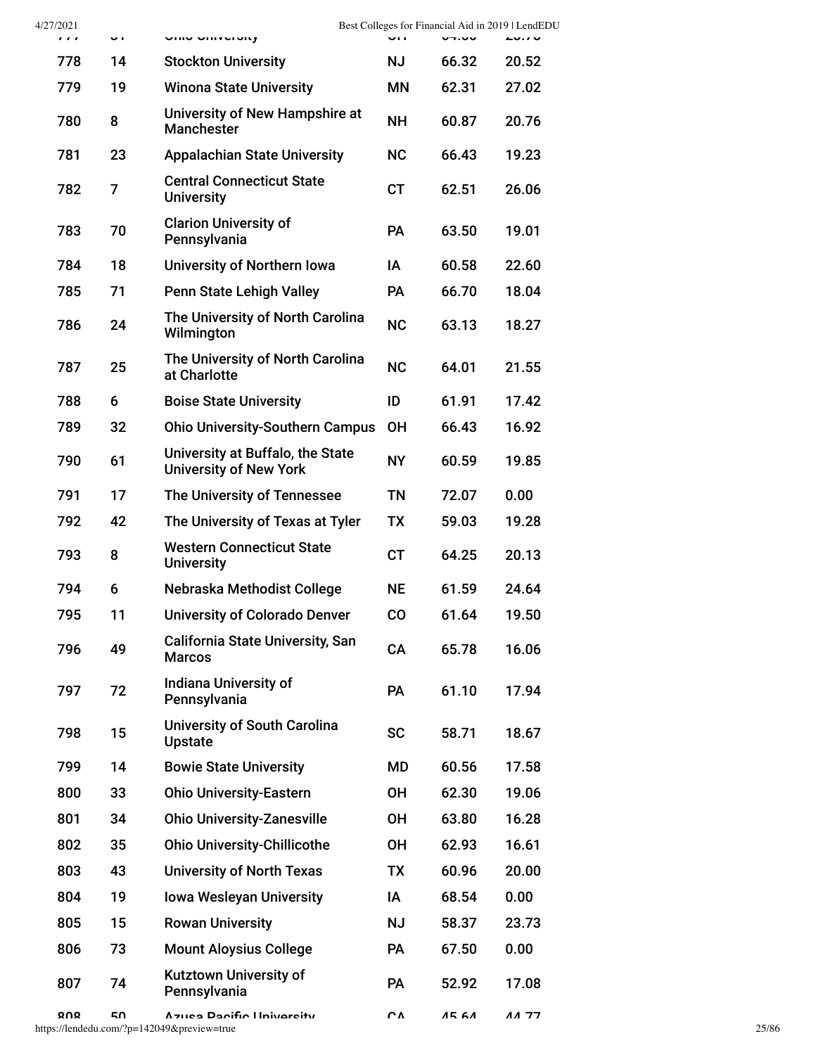| 777 | 31 | Ohio University | OH | 64.00 | 20.78 |
|---|---|---|---|---|---|
| 778 | 14 | Stockton University | NJ | 66.32 | 20.52 |
| 779 | 19 | Winona State University | MN | 62.31 | 27.02 |
| 780 | 8 | University of New Hampshire at Manchester | NH | 60.87 | 20.76 |
| 781 | 23 | Appalachian State University | NC | 66.43 | 19.23 |
| 782 | 7 | Central Connecticut State University | CT | 62.51 | 26.06 |
| 783 | 70 | Clarion University of Pennsylvania | PA | 63.50 | 19.01 |
| 784 | 18 | University of Northern Iowa | IA | 60.58 | 22.60 |
| 785 | 71 | Penn State Lehigh Valley | PA | 66.70 | 18.04 |
| 786 | 24 | The University of North Carolina Wilmington | NC | 63.13 | 18.27 |
| 787 | 25 | The University of North Carolina at Charlotte | NC | 64.01 | 21.55 |
| 788 | 6 | Boise State University | ID | 61.91 | 17.42 |
| 789 | 32 | Ohio University-Southern Campus | OH | 66.43 | 16.92 |
| 790 | 61 | University at Buffalo, the State University of New York | NY | 60.59 | 19.85 |
| 791 | 17 | The University of Tennessee | TN | 72.07 | 0.00 |
| 792 | 42 | The University of Texas at Tyler | TX | 59.03 | 19.28 |
| 793 | 8 | Western Connecticut State University | CT | 64.25 | 20.13 |
| 794 | 6 | Nebraska Methodist College | NE | 61.59 | 24.64 |
| 795 | 11 | University of Colorado Denver | CO | 61.64 | 19.50 |
| 796 | 49 | California State University, San Marcos | CA | 65.78 | 16.06 |
| 797 | 72 | Indiana University of Pennsylvania | PA | 61.10 | 17.94 |
| 798 | 15 | University of South Carolina Upstate | SC | 58.71 | 18.67 |
| 799 | 14 | Bowie State University | MD | 60.56 | 17.58 |
| 800 | 33 | Ohio University-Eastern | OH | 62.30 | 19.06 |
| 801 | 34 | Ohio University-Zanesville | OH | 63.80 | 16.28 |
| 802 | 35 | Ohio University-Chillicothe | OH | 62.93 | 16.61 |
| 803 | 43 | University of North Texas | TX | 60.96 | 20.00 |
| 804 | 19 | Iowa Wesleyan University | IA | 68.54 | 0.00 |
| 805 | 15 | Rowan University | NJ | 58.37 | 23.73 |
| 806 | 73 | Mount Aloysius College | PA | 67.50 | 0.00 |
| 807 | 74 | Kutztown University of Pennsylvania | PA | 52.92 | 17.08 |
| 808 | 50 | Azusa Pacific University | CA | 45.64 | 44.77 |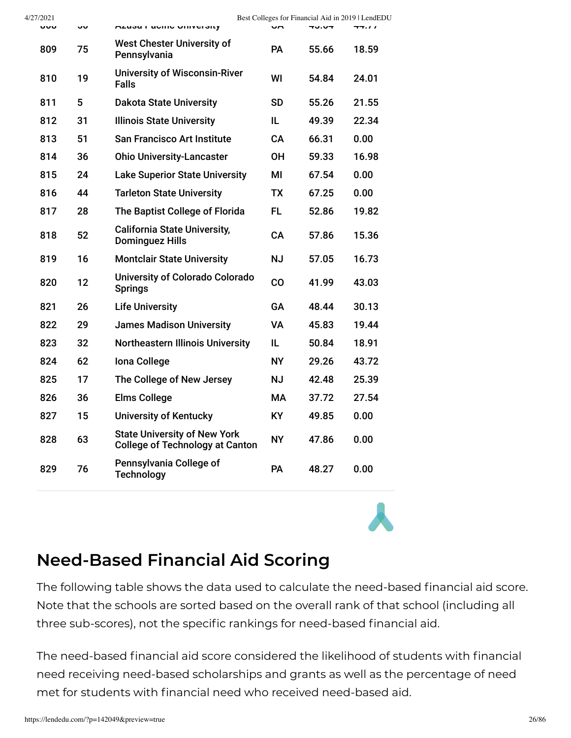| 808 | 56 | Azusa Pacific University | CA | 45.64 | 44.77 |
|---|---|---|---|---|---|
| 809 | 75 | West Chester University of Pennsylvania | PA | 55.66 | 18.59 |
| 810 | 19 | University of Wisconsin-River Falls | WI | 54.84 | 24.01 |
| 811 | 5 | Dakota State University | SD | 55.26 | 21.55 |
| 812 | 31 | Illinois State University | IL | 49.39 | 22.34 |
| 813 | 51 | San Francisco Art Institute | CA | 66.31 | 0.00 |
| 814 | 36 | Ohio University-Lancaster | OH | 59.33 | 16.98 |
| 815 | 24 | Lake Superior State University | MI | 67.54 | 0.00 |
| 816 | 44 | Tarleton State University | TX | 67.25 | 0.00 |
| 817 | 28 | The Baptist College of Florida | FL | 52.86 | 19.82 |
| 818 | 52 | California State University, Dominguez Hills | CA | 57.86 | 15.36 |
| 819 | 16 | Montclair State University | NJ | 57.05 | 16.73 |
| 820 | 12 | University of Colorado Colorado Springs | CO | 41.99 | 43.03 |
| 821 | 26 | Life University | GA | 48.44 | 30.13 |
| 822 | 29 | James Madison University | VA | 45.83 | 19.44 |
| 823 | 32 | Northeastern Illinois University | IL | 50.84 | 18.91 |
| 824 | 62 | Iona College | NY | 29.26 | 43.72 |
| 825 | 17 | The College of New Jersey | NJ | 42.48 | 25.39 |
| 826 | 36 | Elms College | MA | 37.72 | 27.54 |
| 827 | 15 | University of Kentucky | KY | 49.85 | 0.00 |
| 828 | 63 | State University of New York College of Technology at Canton | NY | 47.86 | 0.00 |
| 829 | 76 | Pennsylvania College of Technology | PA | 48.27 | 0.00 |

## Need-Based Financial Aid Scoring

The following table shows the data used to calculate the need-based financial aid score. Note that the schools are sorted based on the overall rank of that school (including all three sub-scores), not the specific rankings for need-based financial aid.

The need-based financial aid score considered the likelihood of students with financial need receiving need-based scholarships and grants as well as the percentage of need met for students with financial need who received need-based aid.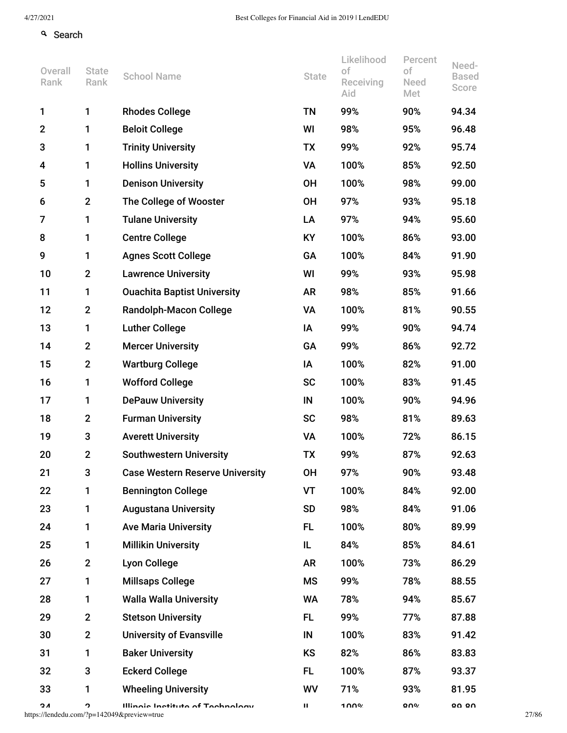Search

| Overall Rank | State Rank | School Name | State | Likelihood of Receiving Aid | Percent of Need Met | Need-Based Score |
|---|---|---|---|---|---|---|
| 1 | 1 | Rhodes College | TN | 99% | 90% | 94.34 |
| 2 | 1 | Beloit College | WI | 98% | 95% | 96.48 |
| 3 | 1 | Trinity University | TX | 99% | 92% | 95.74 |
| 4 | 1 | Hollins University | VA | 100% | 85% | 92.50 |
| 5 | 1 | Denison University | OH | 100% | 98% | 99.00 |
| 6 | 2 | The College of Wooster | OH | 97% | 93% | 95.18 |
| 7 | 1 | Tulane University | LA | 97% | 94% | 95.60 |
| 8 | 1 | Centre College | KY | 100% | 86% | 93.00 |
| 9 | 1 | Agnes Scott College | GA | 100% | 84% | 91.90 |
| 10 | 2 | Lawrence University | WI | 99% | 93% | 95.98 |
| 11 | 1 | Ouachita Baptist University | AR | 98% | 85% | 91.66 |
| 12 | 2 | Randolph-Macon College | VA | 100% | 81% | 90.55 |
| 13 | 1 | Luther College | IA | 99% | 90% | 94.74 |
| 14 | 2 | Mercer University | GA | 99% | 86% | 92.72 |
| 15 | 2 | Wartburg College | IA | 100% | 82% | 91.00 |
| 16 | 1 | Wofford College | SC | 100% | 83% | 91.45 |
| 17 | 1 | DePauw University | IN | 100% | 90% | 94.96 |
| 18 | 2 | Furman University | SC | 98% | 81% | 89.63 |
| 19 | 3 | Averett University | VA | 100% | 72% | 86.15 |
| 20 | 2 | Southwestern University | TX | 99% | 87% | 92.63 |
| 21 | 3 | Case Western Reserve University | OH | 97% | 90% | 93.48 |
| 22 | 1 | Bennington College | VT | 100% | 84% | 92.00 |
| 23 | 1 | Augustana University | SD | 98% | 84% | 91.06 |
| 24 | 1 | Ave Maria University | FL | 100% | 80% | 89.99 |
| 25 | 1 | Millikin University | IL | 84% | 85% | 84.61 |
| 26 | 2 | Lyon College | AR | 100% | 73% | 86.29 |
| 27 | 1 | Millsaps College | MS | 99% | 78% | 88.55 |
| 28 | 1 | Walla Walla University | WA | 78% | 94% | 85.67 |
| 29 | 2 | Stetson University | FL | 99% | 77% | 87.88 |
| 30 | 2 | University of Evansville | IN | 100% | 83% | 91.42 |
| 31 | 1 | Baker University | KS | 82% | 86% | 83.83 |
| 32 | 3 | Eckerd College | FL | 100% | 87% | 93.37 |
| 33 | 1 | Wheeling University | WV | 71% | 93% | 81.95 |
| 34 | 2 | Illinois Institute of Technology | IL | 100% | 80% | 89.80 |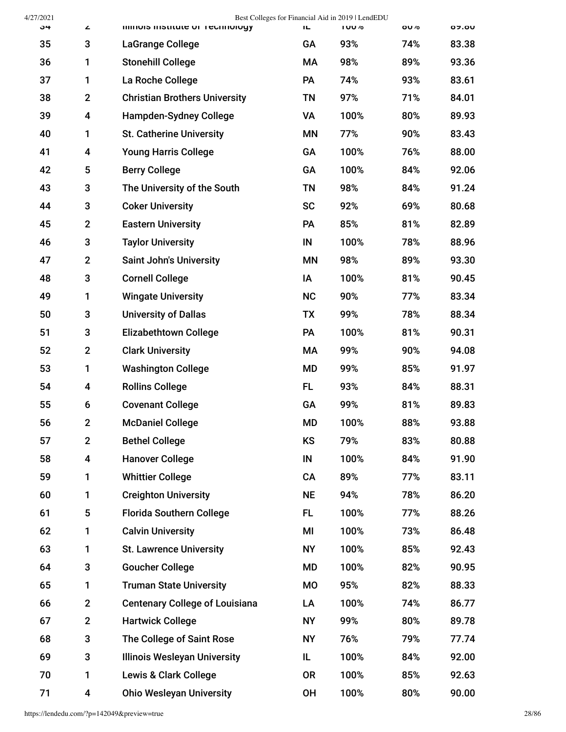| 34 | 2 | Illinois Institute of Technology | IL | 100% | 80% | 89.80 |
|---|---|---|---|---|---|---|
| 35 | 3 | LaGrange College | GA | 93% | 74% | 83.38 |
| 36 | 1 | Stonehill College | MA | 98% | 89% | 93.36 |
| 37 | 1 | La Roche College | PA | 74% | 93% | 83.61 |
| 38 | 2 | Christian Brothers University | TN | 97% | 71% | 84.01 |
| 39 | 4 | Hampden-Sydney College | VA | 100% | 80% | 89.93 |
| 40 | 1 | St. Catherine University | MN | 77% | 90% | 83.43 |
| 41 | 4 | Young Harris College | GA | 100% | 76% | 88.00 |
| 42 | 5 | Berry College | GA | 100% | 84% | 92.06 |
| 43 | 3 | The University of the South | TN | 98% | 84% | 91.24 |
| 44 | 3 | Coker University | SC | 92% | 69% | 80.68 |
| 45 | 2 | Eastern University | PA | 85% | 81% | 82.89 |
| 46 | 3 | Taylor University | IN | 100% | 78% | 88.96 |
| 47 | 2 | Saint John's University | MN | 98% | 89% | 93.30 |
| 48 | 3 | Cornell College | IA | 100% | 81% | 90.45 |
| 49 | 1 | Wingate University | NC | 90% | 77% | 83.34 |
| 50 | 3 | University of Dallas | TX | 99% | 78% | 88.34 |
| 51 | 3 | Elizabethtown College | PA | 100% | 81% | 90.31 |
| 52 | 2 | Clark University | MA | 99% | 90% | 94.08 |
| 53 | 1 | Washington College | MD | 99% | 85% | 91.97 |
| 54 | 4 | Rollins College | FL | 93% | 84% | 88.31 |
| 55 | 6 | Covenant College | GA | 99% | 81% | 89.83 |
| 56 | 2 | McDaniel College | MD | 100% | 88% | 93.88 |
| 57 | 2 | Bethel College | KS | 79% | 83% | 80.88 |
| 58 | 4 | Hanover College | IN | 100% | 84% | 91.90 |
| 59 | 1 | Whittier College | CA | 89% | 77% | 83.11 |
| 60 | 1 | Creighton University | NE | 94% | 78% | 86.20 |
| 61 | 5 | Florida Southern College | FL | 100% | 77% | 88.26 |
| 62 | 1 | Calvin University | MI | 100% | 73% | 86.48 |
| 63 | 1 | St. Lawrence University | NY | 100% | 85% | 92.43 |
| 64 | 3 | Goucher College | MD | 100% | 82% | 90.95 |
| 65 | 1 | Truman State University | MO | 95% | 82% | 88.33 |
| 66 | 2 | Centenary College of Louisiana | LA | 100% | 74% | 86.77 |
| 67 | 2 | Hartwick College | NY | 99% | 80% | 89.78 |
| 68 | 3 | The College of Saint Rose | NY | 76% | 79% | 77.74 |
| 69 | 3 | Illinois Wesleyan University | IL | 100% | 84% | 92.00 |
| 70 | 1 | Lewis & Clark College | OR | 100% | 85% | 92.63 |
| 71 | 4 | Ohio Wesleyan University | OH | 100% | 80% | 90.00 |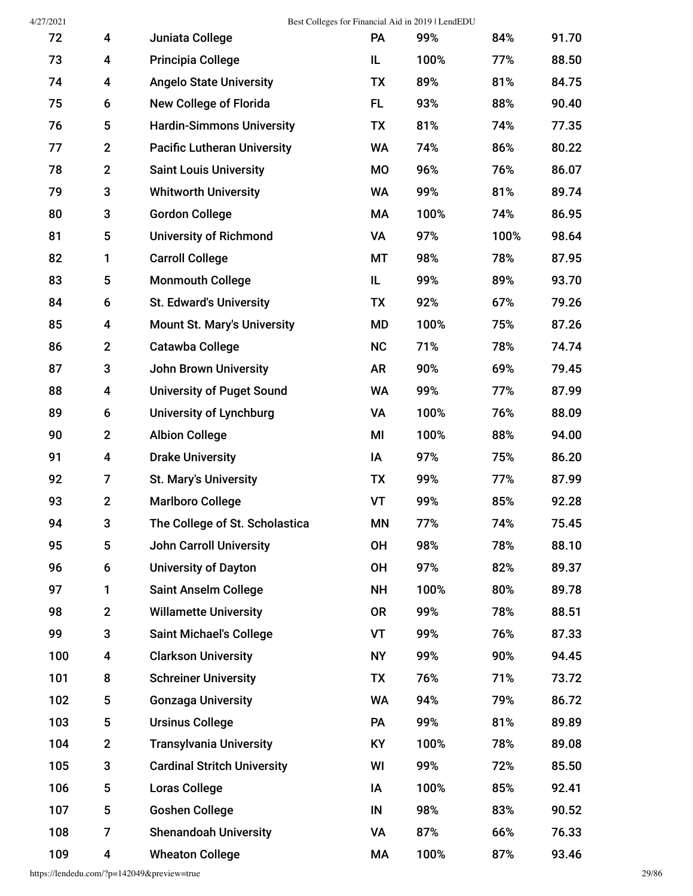| | | | | | | |
|---|---|---|---|---|---|---|
| 72 | 4 | Juniata College | PA | 99% | 84% | 91.70 |
| 73 | 4 | Principia College | IL | 100% | 77% | 88.50 |
| 74 | 4 | Angelo State University | TX | 89% | 81% | 84.75 |
| 75 | 6 | New College of Florida | FL | 93% | 88% | 90.40 |
| 76 | 5 | Hardin-Simmons University | TX | 81% | 74% | 77.35 |
| 77 | 2 | Pacific Lutheran University | WA | 74% | 86% | 80.22 |
| 78 | 2 | Saint Louis University | MO | 96% | 76% | 86.07 |
| 79 | 3 | Whitworth University | WA | 99% | 81% | 89.74 |
| 80 | 3 | Gordon College | MA | 100% | 74% | 86.95 |
| 81 | 5 | University of Richmond | VA | 97% | 100% | 98.64 |
| 82 | 1 | Carroll College | MT | 98% | 78% | 87.95 |
| 83 | 5 | Monmouth College | IL | 99% | 89% | 93.70 |
| 84 | 6 | St. Edward's University | TX | 92% | 67% | 79.26 |
| 85 | 4 | Mount St. Mary's University | MD | 100% | 75% | 87.26 |
| 86 | 2 | Catawba College | NC | 71% | 78% | 74.74 |
| 87 | 3 | John Brown University | AR | 90% | 69% | 79.45 |
| 88 | 4 | University of Puget Sound | WA | 99% | 77% | 87.99 |
| 89 | 6 | University of Lynchburg | VA | 100% | 76% | 88.09 |
| 90 | 2 | Albion College | MI | 100% | 88% | 94.00 |
| 91 | 4 | Drake University | IA | 97% | 75% | 86.20 |
| 92 | 7 | St. Mary's University | TX | 99% | 77% | 87.99 |
| 93 | 2 | Marlboro College | VT | 99% | 85% | 92.28 |
| 94 | 3 | The College of St. Scholastica | MN | 77% | 74% | 75.45 |
| 95 | 5 | John Carroll University | OH | 98% | 78% | 88.10 |
| 96 | 6 | University of Dayton | OH | 97% | 82% | 89.37 |
| 97 | 1 | Saint Anselm College | NH | 100% | 80% | 89.78 |
| 98 | 2 | Willamette University | OR | 99% | 78% | 88.51 |
| 99 | 3 | Saint Michael's College | VT | 99% | 76% | 87.33 |
| 100 | 4 | Clarkson University | NY | 99% | 90% | 94.45 |
| 101 | 8 | Schreiner University | TX | 76% | 71% | 73.72 |
| 102 | 5 | Gonzaga University | WA | 94% | 79% | 86.72 |
| 103 | 5 | Ursinus College | PA | 99% | 81% | 89.89 |
| 104 | 2 | Transylvania University | KY | 100% | 78% | 89.08 |
| 105 | 3 | Cardinal Stritch University | WI | 99% | 72% | 85.50 |
| 106 | 5 | Loras College | IA | 100% | 85% | 92.41 |
| 107 | 5 | Goshen College | IN | 98% | 83% | 90.52 |
| 108 | 7 | Shenandoah University | VA | 87% | 66% | 76.33 |
| 109 | 4 | Wheaton College | MA | 100% | 87% | 93.46 |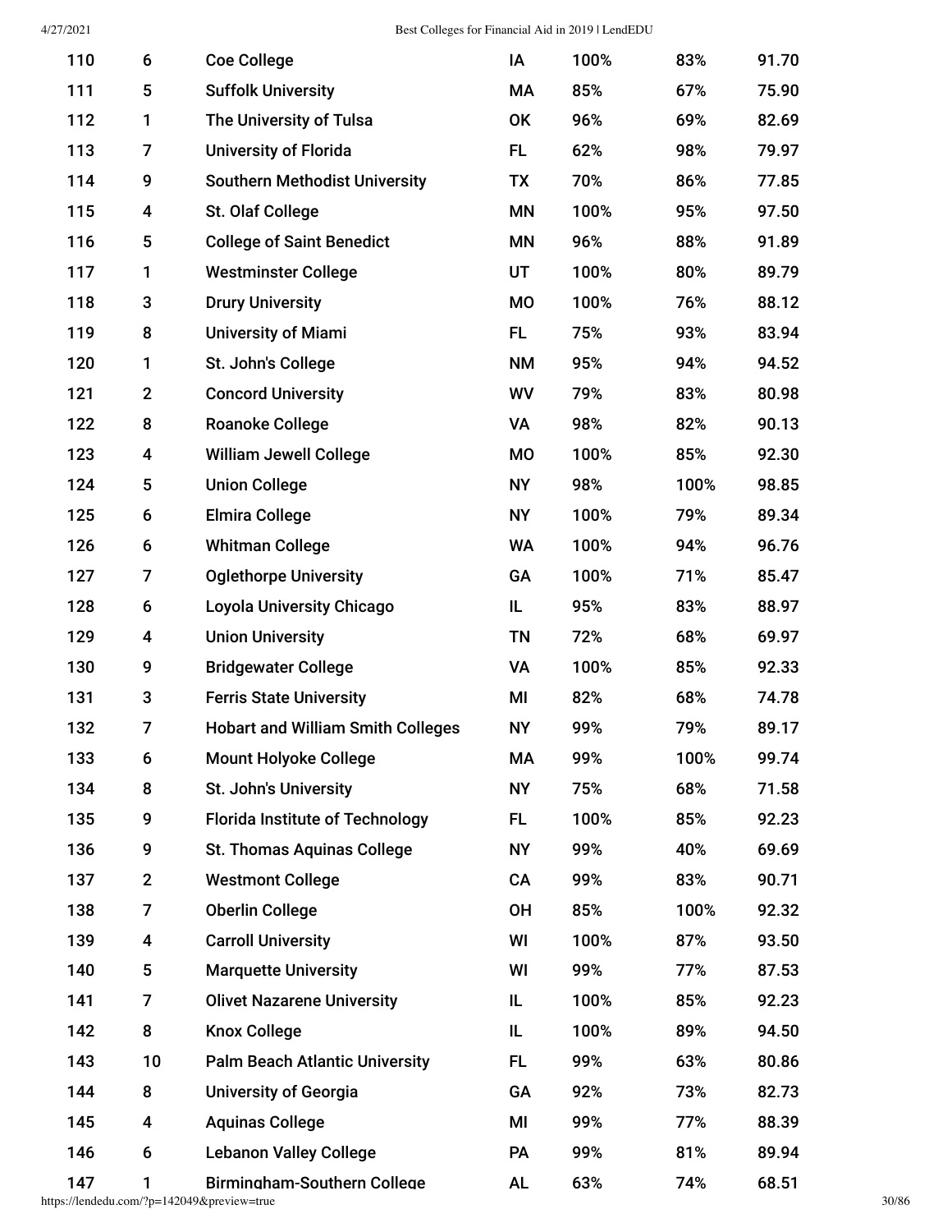| | | | | | | |
|---|---|---|---|---|---|---|
| 110 | 6 | Coe College | IA | 100% | 83% | 91.70 |
| 111 | 5 | Suffolk University | MA | 85% | 67% | 75.90 |
| 112 | 1 | The University of Tulsa | OK | 96% | 69% | 82.69 |
| 113 | 7 | University of Florida | FL | 62% | 98% | 79.97 |
| 114 | 9 | Southern Methodist University | TX | 70% | 86% | 77.85 |
| 115 | 4 | St. Olaf College | MN | 100% | 95% | 97.50 |
| 116 | 5 | College of Saint Benedict | MN | 96% | 88% | 91.89 |
| 117 | 1 | Westminster College | UT | 100% | 80% | 89.79 |
| 118 | 3 | Drury University | MO | 100% | 76% | 88.12 |
| 119 | 8 | University of Miami | FL | 75% | 93% | 83.94 |
| 120 | 1 | St. John's College | NM | 95% | 94% | 94.52 |
| 121 | 2 | Concord University | WV | 79% | 83% | 80.98 |
| 122 | 8 | Roanoke College | VA | 98% | 82% | 90.13 |
| 123 | 4 | William Jewell College | MO | 100% | 85% | 92.30 |
| 124 | 5 | Union College | NY | 98% | 100% | 98.85 |
| 125 | 6 | Elmira College | NY | 100% | 79% | 89.34 |
| 126 | 6 | Whitman College | WA | 100% | 94% | 96.76 |
| 127 | 7 | Oglethorpe University | GA | 100% | 71% | 85.47 |
| 128 | 6 | Loyola University Chicago | IL | 95% | 83% | 88.97 |
| 129 | 4 | Union University | TN | 72% | 68% | 69.97 |
| 130 | 9 | Bridgewater College | VA | 100% | 85% | 92.33 |
| 131 | 3 | Ferris State University | MI | 82% | 68% | 74.78 |
| 132 | 7 | Hobart and William Smith Colleges | NY | 99% | 79% | 89.17 |
| 133 | 6 | Mount Holyoke College | MA | 99% | 100% | 99.74 |
| 134 | 8 | St. John's University | NY | 75% | 68% | 71.58 |
| 135 | 9 | Florida Institute of Technology | FL | 100% | 85% | 92.23 |
| 136 | 9 | St. Thomas Aquinas College | NY | 99% | 40% | 69.69 |
| 137 | 2 | Westmont College | CA | 99% | 83% | 90.71 |
| 138 | 7 | Oberlin College | OH | 85% | 100% | 92.32 |
| 139 | 4 | Carroll University | WI | 100% | 87% | 93.50 |
| 140 | 5 | Marquette University | WI | 99% | 77% | 87.53 |
| 141 | 7 | Olivet Nazarene University | IL | 100% | 85% | 92.23 |
| 142 | 8 | Knox College | IL | 100% | 89% | 94.50 |
| 143 | 10 | Palm Beach Atlantic University | FL | 99% | 63% | 80.86 |
| 144 | 8 | University of Georgia | GA | 92% | 73% | 82.73 |
| 145 | 4 | Aquinas College | MI | 99% | 77% | 88.39 |
| 146 | 6 | Lebanon Valley College | PA | 99% | 81% | 89.94 |
| 147 | 1 | Birmingham-Southern College | AL | 63% | 74% | 68.51 |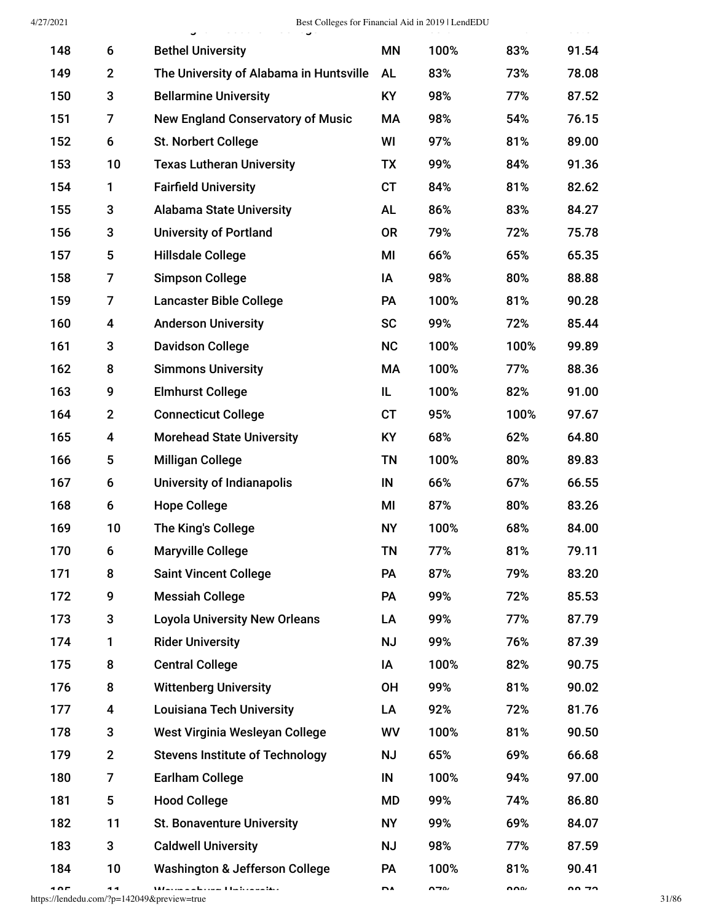| 148 | 6 | Bethel University | MN | 100% | 83% | 91.54 |
|---|---|---|---|---|---|---|
| 149 | 2 | The University of Alabama in Huntsville | AL | 83% | 73% | 78.08 |
| 150 | 3 | Bellarmine University | KY | 98% | 77% | 87.52 |
| 151 | 7 | New England Conservatory of Music | MA | 98% | 54% | 76.15 |
| 152 | 6 | St. Norbert College | WI | 97% | 81% | 89.00 |
| 153 | 10 | Texas Lutheran University | TX | 99% | 84% | 91.36 |
| 154 | 1 | Fairfield University | CT | 84% | 81% | 82.62 |
| 155 | 3 | Alabama State University | AL | 86% | 83% | 84.27 |
| 156 | 3 | University of Portland | OR | 79% | 72% | 75.78 |
| 157 | 5 | Hillsdale College | MI | 66% | 65% | 65.35 |
| 158 | 7 | Simpson College | IA | 98% | 80% | 88.88 |
| 159 | 7 | Lancaster Bible College | PA | 100% | 81% | 90.28 |
| 160 | 4 | Anderson University | SC | 99% | 72% | 85.44 |
| 161 | 3 | Davidson College | NC | 100% | 100% | 99.89 |
| 162 | 8 | Simmons University | MA | 100% | 77% | 88.36 |
| 163 | 9 | Elmhurst College | IL | 100% | 82% | 91.00 |
| 164 | 2 | Connecticut College | CT | 95% | 100% | 97.67 |
| 165 | 4 | Morehead State University | KY | 68% | 62% | 64.80 |
| 166 | 5 | Milligan College | TN | 100% | 80% | 89.83 |
| 167 | 6 | University of Indianapolis | IN | 66% | 67% | 66.55 |
| 168 | 6 | Hope College | MI | 87% | 80% | 83.26 |
| 169 | 10 | The King's College | NY | 100% | 68% | 84.00 |
| 170 | 6 | Maryville College | TN | 77% | 81% | 79.11 |
| 171 | 8 | Saint Vincent College | PA | 87% | 79% | 83.20 |
| 172 | 9 | Messiah College | PA | 99% | 72% | 85.53 |
| 173 | 3 | Loyola University New Orleans | LA | 99% | 77% | 87.79 |
| 174 | 1 | Rider University | NJ | 99% | 76% | 87.39 |
| 175 | 8 | Central College | IA | 100% | 82% | 90.75 |
| 176 | 8 | Wittenberg University | OH | 99% | 81% | 90.02 |
| 177 | 4 | Louisiana Tech University | LA | 92% | 72% | 81.76 |
| 178 | 3 | West Virginia Wesleyan College | WV | 100% | 81% | 90.50 |
| 179 | 2 | Stevens Institute of Technology | NJ | 65% | 69% | 66.68 |
| 180 | 7 | Earlham College | IN | 100% | 94% | 97.00 |
| 181 | 5 | Hood College | MD | 99% | 74% | 86.80 |
| 182 | 11 | St. Bonaventure University | NY | 99% | 69% | 84.07 |
| 183 | 3 | Caldwell University | NJ | 98% | 77% | 87.59 |
| 184 | 10 | Washington & Jefferson College | PA | 100% | 81% | 90.41 |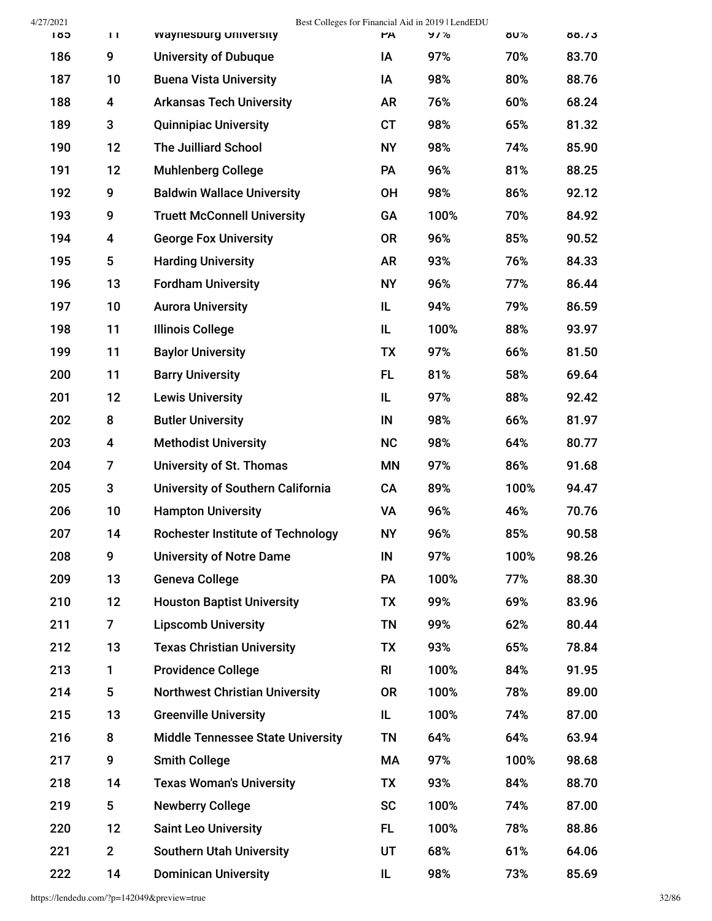| | | | | | | |
|---|---|---|---|---|---|---|
| 185 | 11 | Waynesburg University | PA | 97% | 80% | 88.73 |
| 186 | 9 | University of Dubuque | IA | 97% | 70% | 83.70 |
| 187 | 10 | Buena Vista University | IA | 98% | 80% | 88.76 |
| 188 | 4 | Arkansas Tech University | AR | 76% | 60% | 68.24 |
| 189 | 3 | Quinnipiac University | CT | 98% | 65% | 81.32 |
| 190 | 12 | The Juilliard School | NY | 98% | 74% | 85.90 |
| 191 | 12 | Muhlenberg College | PA | 96% | 81% | 88.25 |
| 192 | 9 | Baldwin Wallace University | OH | 98% | 86% | 92.12 |
| 193 | 9 | Truett McConnell University | GA | 100% | 70% | 84.92 |
| 194 | 4 | George Fox University | OR | 96% | 85% | 90.52 |
| 195 | 5 | Harding University | AR | 93% | 76% | 84.33 |
| 196 | 13 | Fordham University | NY | 96% | 77% | 86.44 |
| 197 | 10 | Aurora University | IL | 94% | 79% | 86.59 |
| 198 | 11 | Illinois College | IL | 100% | 88% | 93.97 |
| 199 | 11 | Baylor University | TX | 97% | 66% | 81.50 |
| 200 | 11 | Barry University | FL | 81% | 58% | 69.64 |
| 201 | 12 | Lewis University | IL | 97% | 88% | 92.42 |
| 202 | 8 | Butler University | IN | 98% | 66% | 81.97 |
| 203 | 4 | Methodist University | NC | 98% | 64% | 80.77 |
| 204 | 7 | University of St. Thomas | MN | 97% | 86% | 91.68 |
| 205 | 3 | University of Southern California | CA | 89% | 100% | 94.47 |
| 206 | 10 | Hampton University | VA | 96% | 46% | 70.76 |
| 207 | 14 | Rochester Institute of Technology | NY | 96% | 85% | 90.58 |
| 208 | 9 | University of Notre Dame | IN | 97% | 100% | 98.26 |
| 209 | 13 | Geneva College | PA | 100% | 77% | 88.30 |
| 210 | 12 | Houston Baptist University | TX | 99% | 69% | 83.96 |
| 211 | 7 | Lipscomb University | TN | 99% | 62% | 80.44 |
| 212 | 13 | Texas Christian University | TX | 93% | 65% | 78.84 |
| 213 | 1 | Providence College | RI | 100% | 84% | 91.95 |
| 214 | 5 | Northwest Christian University | OR | 100% | 78% | 89.00 |
| 215 | 13 | Greenville University | IL | 100% | 74% | 87.00 |
| 216 | 8 | Middle Tennessee State University | TN | 64% | 64% | 63.94 |
| 217 | 9 | Smith College | MA | 97% | 100% | 98.68 |
| 218 | 14 | Texas Woman's University | TX | 93% | 84% | 88.70 |
| 219 | 5 | Newberry College | SC | 100% | 74% | 87.00 |
| 220 | 12 | Saint Leo University | FL | 100% | 78% | 88.86 |
| 221 | 2 | Southern Utah University | UT | 68% | 61% | 64.06 |
| 222 | 14 | Dominican University | IL | 98% | 73% | 85.69 |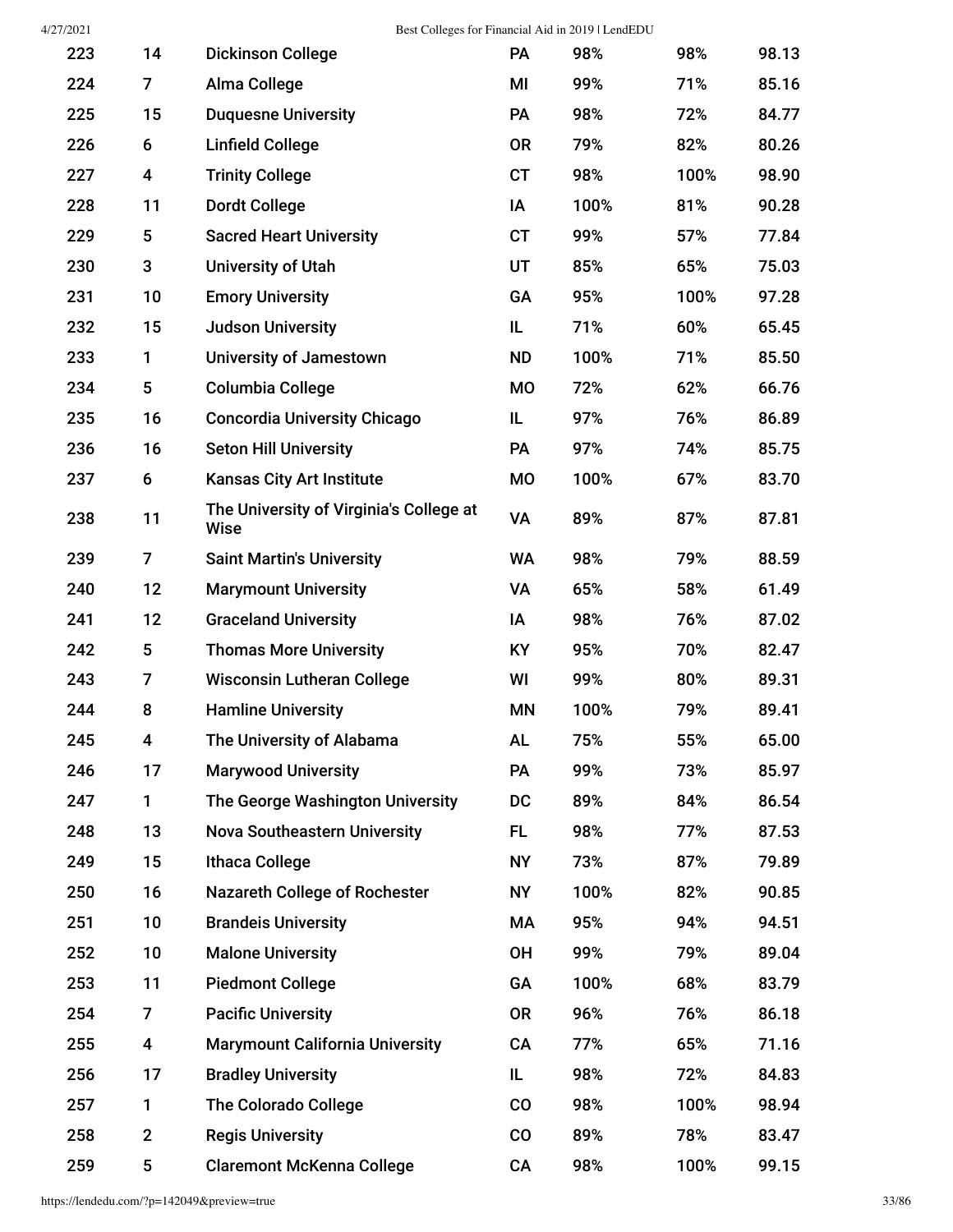| | | | | | | |
|---|---|---|---|---|---|---|
| 223 | 14 | Dickinson College | PA | 98% | 98% | 98.13 |
| 224 | 7 | Alma College | MI | 99% | 71% | 85.16 |
| 225 | 15 | Duquesne University | PA | 98% | 72% | 84.77 |
| 226 | 6 | Linfield College | OR | 79% | 82% | 80.26 |
| 227 | 4 | Trinity College | CT | 98% | 100% | 98.90 |
| 228 | 11 | Dordt College | IA | 100% | 81% | 90.28 |
| 229 | 5 | Sacred Heart University | CT | 99% | 57% | 77.84 |
| 230 | 3 | University of Utah | UT | 85% | 65% | 75.03 |
| 231 | 10 | Emory University | GA | 95% | 100% | 97.28 |
| 232 | 15 | Judson University | IL | 71% | 60% | 65.45 |
| 233 | 1 | University of Jamestown | ND | 100% | 71% | 85.50 |
| 234 | 5 | Columbia College | MO | 72% | 62% | 66.76 |
| 235 | 16 | Concordia University Chicago | IL | 97% | 76% | 86.89 |
| 236 | 16 | Seton Hill University | PA | 97% | 74% | 85.75 |
| 237 | 6 | Kansas City Art Institute | MO | 100% | 67% | 83.70 |
| 238 | 11 | The University of Virginia's College at Wise | VA | 89% | 87% | 87.81 |
| 239 | 7 | Saint Martin's University | WA | 98% | 79% | 88.59 |
| 240 | 12 | Marymount University | VA | 65% | 58% | 61.49 |
| 241 | 12 | Graceland University | IA | 98% | 76% | 87.02 |
| 242 | 5 | Thomas More University | KY | 95% | 70% | 82.47 |
| 243 | 7 | Wisconsin Lutheran College | WI | 99% | 80% | 89.31 |
| 244 | 8 | Hamline University | MN | 100% | 79% | 89.41 |
| 245 | 4 | The University of Alabama | AL | 75% | 55% | 65.00 |
| 246 | 17 | Marywood University | PA | 99% | 73% | 85.97 |
| 247 | 1 | The George Washington University | DC | 89% | 84% | 86.54 |
| 248 | 13 | Nova Southeastern University | FL | 98% | 77% | 87.53 |
| 249 | 15 | Ithaca College | NY | 73% | 87% | 79.89 |
| 250 | 16 | Nazareth College of Rochester | NY | 100% | 82% | 90.85 |
| 251 | 10 | Brandeis University | MA | 95% | 94% | 94.51 |
| 252 | 10 | Malone University | OH | 99% | 79% | 89.04 |
| 253 | 11 | Piedmont College | GA | 100% | 68% | 83.79 |
| 254 | 7 | Pacific University | OR | 96% | 76% | 86.18 |
| 255 | 4 | Marymount California University | CA | 77% | 65% | 71.16 |
| 256 | 17 | Bradley University | IL | 98% | 72% | 84.83 |
| 257 | 1 | The Colorado College | CO | 98% | 100% | 98.94 |
| 258 | 2 | Regis University | CO | 89% | 78% | 83.47 |
| 259 | 5 | Claremont McKenna College | CA | 98% | 100% | 99.15 |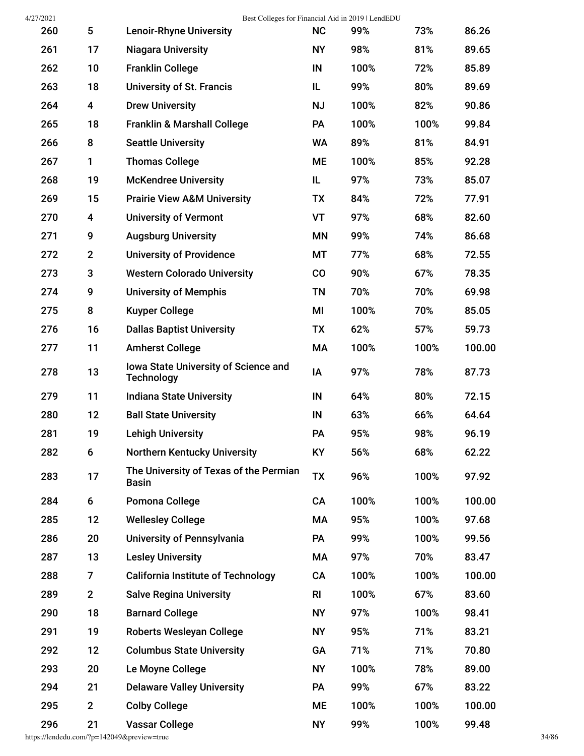| | | | | | | |
|---|---|---|---|---|---|---|
| 260 | 5 | Lenoir-Rhyne University | NC | 99% | 73% | 86.26 |
| 261 | 17 | Niagara University | NY | 98% | 81% | 89.65 |
| 262 | 10 | Franklin College | IN | 100% | 72% | 85.89 |
| 263 | 18 | University of St. Francis | IL | 99% | 80% | 89.69 |
| 264 | 4 | Drew University | NJ | 100% | 82% | 90.86 |
| 265 | 18 | Franklin & Marshall College | PA | 100% | 100% | 99.84 |
| 266 | 8 | Seattle University | WA | 89% | 81% | 84.91 |
| 267 | 1 | Thomas College | ME | 100% | 85% | 92.28 |
| 268 | 19 | McKendree University | IL | 97% | 73% | 85.07 |
| 269 | 15 | Prairie View A&M University | TX | 84% | 72% | 77.91 |
| 270 | 4 | University of Vermont | VT | 97% | 68% | 82.60 |
| 271 | 9 | Augsburg University | MN | 99% | 74% | 86.68 |
| 272 | 2 | University of Providence | MT | 77% | 68% | 72.55 |
| 273 | 3 | Western Colorado University | CO | 90% | 67% | 78.35 |
| 274 | 9 | University of Memphis | TN | 70% | 70% | 69.98 |
| 275 | 8 | Kuyper College | MI | 100% | 70% | 85.05 |
| 276 | 16 | Dallas Baptist University | TX | 62% | 57% | 59.73 |
| 277 | 11 | Amherst College | MA | 100% | 100% | 100.00 |
| 278 | 13 | Iowa State University of Science and Technology | IA | 97% | 78% | 87.73 |
| 279 | 11 | Indiana State University | IN | 64% | 80% | 72.15 |
| 280 | 12 | Ball State University | IN | 63% | 66% | 64.64 |
| 281 | 19 | Lehigh University | PA | 95% | 98% | 96.19 |
| 282 | 6 | Northern Kentucky University | KY | 56% | 68% | 62.22 |
| 283 | 17 | The University of Texas of the Permian Basin | TX | 96% | 100% | 97.92 |
| 284 | 6 | Pomona College | CA | 100% | 100% | 100.00 |
| 285 | 12 | Wellesley College | MA | 95% | 100% | 97.68 |
| 286 | 20 | University of Pennsylvania | PA | 99% | 100% | 99.56 |
| 287 | 13 | Lesley University | MA | 97% | 70% | 83.47 |
| 288 | 7 | California Institute of Technology | CA | 100% | 100% | 100.00 |
| 289 | 2 | Salve Regina University | RI | 100% | 67% | 83.60 |
| 290 | 18 | Barnard College | NY | 97% | 100% | 98.41 |
| 291 | 19 | Roberts Wesleyan College | NY | 95% | 71% | 83.21 |
| 292 | 12 | Columbus State University | GA | 71% | 71% | 70.80 |
| 293 | 20 | Le Moyne College | NY | 100% | 78% | 89.00 |
| 294 | 21 | Delaware Valley University | PA | 99% | 67% | 83.22 |
| 295 | 2 | Colby College | ME | 100% | 100% | 100.00 |
| 296 | 21 | Vassar College | NY | 99% | 100% | 99.48 |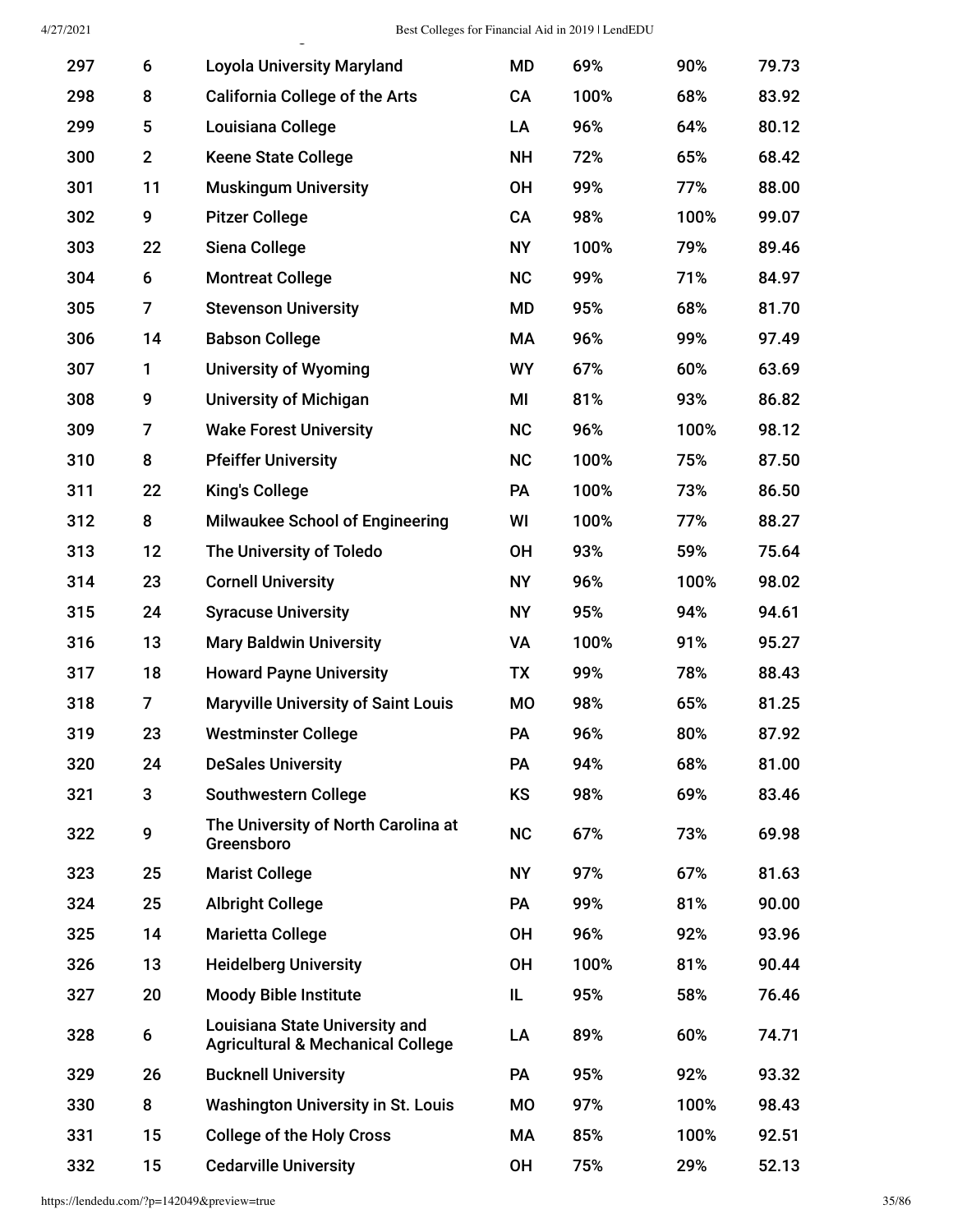| | | | | | | |
|---|---|---|---|---|---|---|
| 297 | 6 | **Loyola University Maryland** | MD | 69% | 90% | 79.73 |
| 298 | 8 | **California College of the Arts** | CA | 100% | 68% | 83.92 |
| 299 | 5 | **Louisiana College** | LA | 96% | 64% | 80.12 |
| 300 | 2 | **Keene State College** | NH | 72% | 65% | 68.42 |
| 301 | 11 | **Muskingum University** | OH | 99% | 77% | 88.00 |
| 302 | 9 | **Pitzer College** | CA | 98% | 100% | 99.07 |
| 303 | 22 | **Siena College** | NY | 100% | 79% | 89.46 |
| 304 | 6 | **Montreat College** | NC | 99% | 71% | 84.97 |
| 305 | 7 | **Stevenson University** | MD | 95% | 68% | 81.70 |
| 306 | 14 | **Babson College** | MA | 96% | 99% | 97.49 |
| 307 | 1 | **University of Wyoming** | WY | 67% | 60% | 63.69 |
| 308 | 9 | **University of Michigan** | MI | 81% | 93% | 86.82 |
| 309 | 7 | **Wake Forest University** | NC | 96% | 100% | 98.12 |
| 310 | 8 | **Pfeiffer University** | NC | 100% | 75% | 87.50 |
| 311 | 22 | **King's College** | PA | 100% | 73% | 86.50 |
| 312 | 8 | **Milwaukee School of Engineering** | WI | 100% | 77% | 88.27 |
| 313 | 12 | **The University of Toledo** | OH | 93% | 59% | 75.64 |
| 314 | 23 | **Cornell University** | NY | 96% | 100% | 98.02 |
| 315 | 24 | **Syracuse University** | NY | 95% | 94% | 94.61 |
| 316 | 13 | **Mary Baldwin University** | VA | 100% | 91% | 95.27 |
| 317 | 18 | **Howard Payne University** | TX | 99% | 78% | 88.43 |
| 318 | 7 | **Maryville University of Saint Louis** | MO | 98% | 65% | 81.25 |
| 319 | 23 | **Westminster College** | PA | 96% | 80% | 87.92 |
| 320 | 24 | **DeSales University** | PA | 94% | 68% | 81.00 |
| 321 | 3 | **Southwestern College** | KS | 98% | 69% | 83.46 |
| 322 | 9 | **The University of North Carolina at Greensboro** | NC | 67% | 73% | 69.98 |
| 323 | 25 | **Marist College** | NY | 97% | 67% | 81.63 |
| 324 | 25 | **Albright College** | PA | 99% | 81% | 90.00 |
| 325 | 14 | **Marietta College** | OH | 96% | 92% | 93.96 |
| 326 | 13 | **Heidelberg University** | OH | 100% | 81% | 90.44 |
| 327 | 20 | **Moody Bible Institute** | IL | 95% | 58% | 76.46 |
| 328 | 6 | **Louisiana State University and Agricultural & Mechanical College** | LA | 89% | 60% | 74.71 |
| 329 | 26 | **Bucknell University** | PA | 95% | 92% | 93.32 |
| 330 | 8 | **Washington University in St. Louis** | MO | 97% | 100% | 98.43 |
| 331 | 15 | **College of the Holy Cross** | MA | 85% | 100% | 92.51 |
| 332 | 15 | **Cedarville University** | OH | 75% | 29% | 52.13 |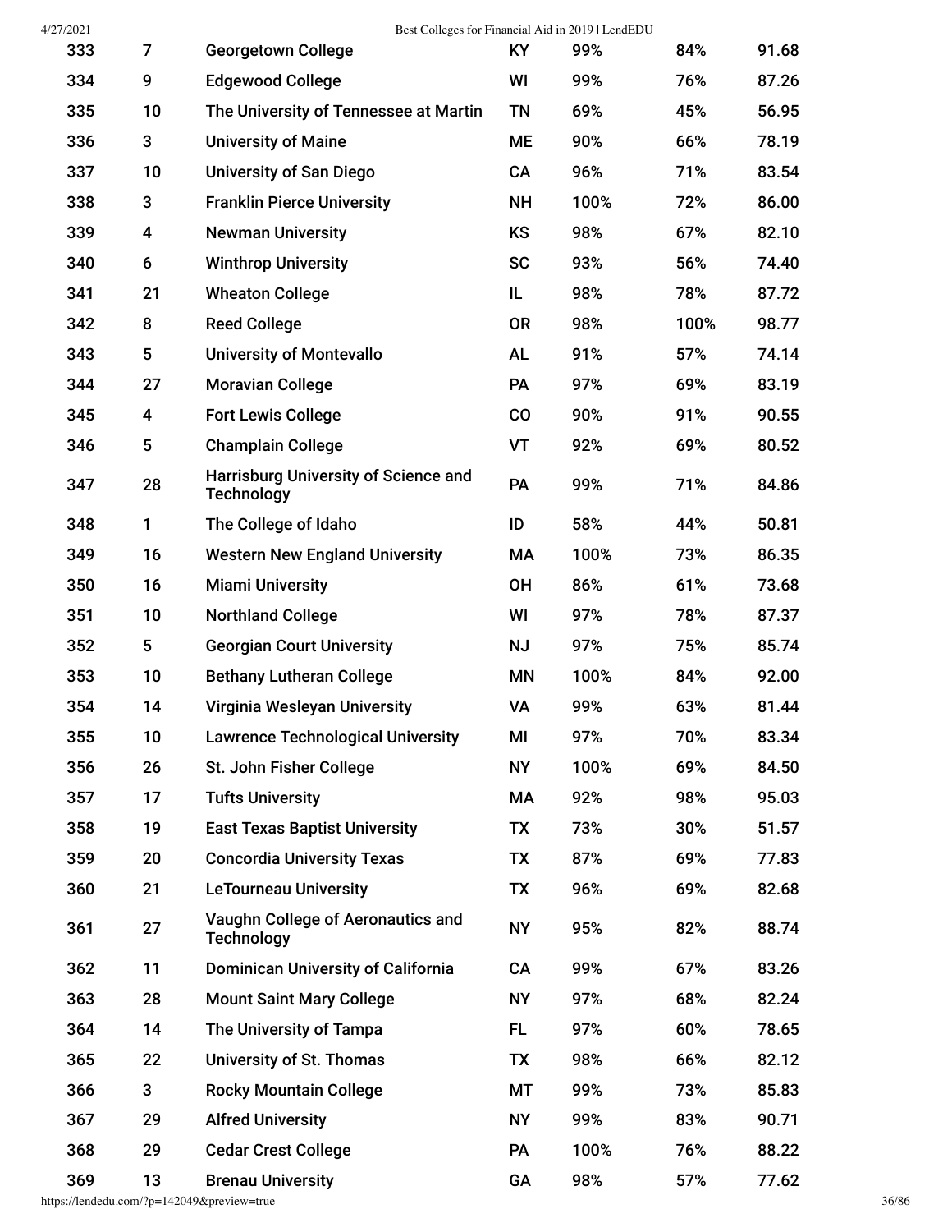| | | | | | | |
|---|---|---|---|---|---|---|
| 333 | 7 | Georgetown College | KY | 99% | 84% | 91.68 |
| 334 | 9 | Edgewood College | WI | 99% | 76% | 87.26 |
| 335 | 10 | The University of Tennessee at Martin | TN | 69% | 45% | 56.95 |
| 336 | 3 | University of Maine | ME | 90% | 66% | 78.19 |
| 337 | 10 | University of San Diego | CA | 96% | 71% | 83.54 |
| 338 | 3 | Franklin Pierce University | NH | 100% | 72% | 86.00 |
| 339 | 4 | Newman University | KS | 98% | 67% | 82.10 |
| 340 | 6 | Winthrop University | SC | 93% | 56% | 74.40 |
| 341 | 21 | Wheaton College | IL | 98% | 78% | 87.72 |
| 342 | 8 | Reed College | OR | 98% | 100% | 98.77 |
| 343 | 5 | University of Montevallo | AL | 91% | 57% | 74.14 |
| 344 | 27 | Moravian College | PA | 97% | 69% | 83.19 |
| 345 | 4 | Fort Lewis College | CO | 90% | 91% | 90.55 |
| 346 | 5 | Champlain College | VT | 92% | 69% | 80.52 |
| 347 | 28 | Harrisburg University of Science and Technology | PA | 99% | 71% | 84.86 |
| 348 | 1 | The College of Idaho | ID | 58% | 44% | 50.81 |
| 349 | 16 | Western New England University | MA | 100% | 73% | 86.35 |
| 350 | 16 | Miami University | OH | 86% | 61% | 73.68 |
| 351 | 10 | Northland College | WI | 97% | 78% | 87.37 |
| 352 | 5 | Georgian Court University | NJ | 97% | 75% | 85.74 |
| 353 | 10 | Bethany Lutheran College | MN | 100% | 84% | 92.00 |
| 354 | 14 | Virginia Wesleyan University | VA | 99% | 63% | 81.44 |
| 355 | 10 | Lawrence Technological University | MI | 97% | 70% | 83.34 |
| 356 | 26 | St. John Fisher College | NY | 100% | 69% | 84.50 |
| 357 | 17 | Tufts University | MA | 92% | 98% | 95.03 |
| 358 | 19 | East Texas Baptist University | TX | 73% | 30% | 51.57 |
| 359 | 20 | Concordia University Texas | TX | 87% | 69% | 77.83 |
| 360 | 21 | LeTourneau University | TX | 96% | 69% | 82.68 |
| 361 | 27 | Vaughn College of Aeronautics and Technology | NY | 95% | 82% | 88.74 |
| 362 | 11 | Dominican University of California | CA | 99% | 67% | 83.26 |
| 363 | 28 | Mount Saint Mary College | NY | 97% | 68% | 82.24 |
| 364 | 14 | The University of Tampa | FL | 97% | 60% | 78.65 |
| 365 | 22 | University of St. Thomas | TX | 98% | 66% | 82.12 |
| 366 | 3 | Rocky Mountain College | MT | 99% | 73% | 85.83 |
| 367 | 29 | Alfred University | NY | 99% | 83% | 90.71 |
| 368 | 29 | Cedar Crest College | PA | 100% | 76% | 88.22 |
| 369 | 13 | Brenau University | GA | 98% | 57% | 77.62 |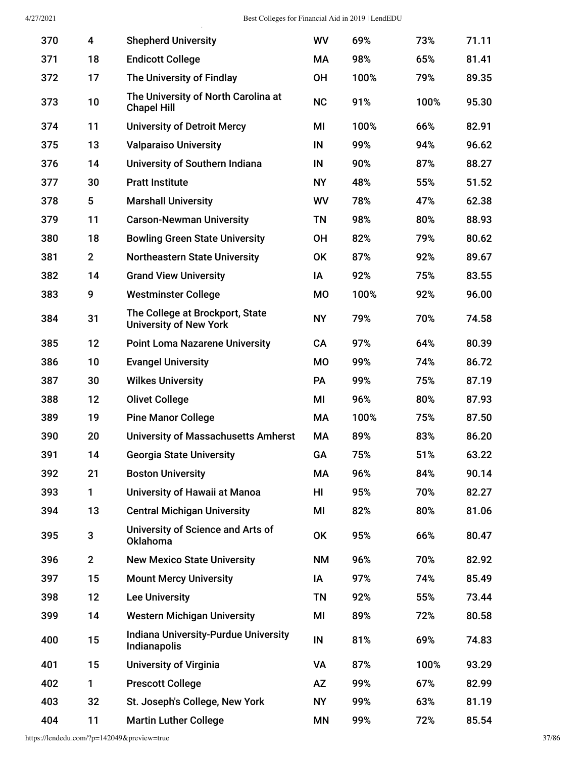| | | | | | | |
|---|---|---|---|---|---|---|
| 370 | 4 | Shepherd University | WV | 69% | 73% | 71.11 |
| 371 | 18 | Endicott College | MA | 98% | 65% | 81.41 |
| 372 | 17 | The University of Findlay | OH | 100% | 79% | 89.35 |
| 373 | 10 | The University of North Carolina at Chapel Hill | NC | 91% | 100% | 95.30 |
| 374 | 11 | University of Detroit Mercy | MI | 100% | 66% | 82.91 |
| 375 | 13 | Valparaiso University | IN | 99% | 94% | 96.62 |
| 376 | 14 | University of Southern Indiana | IN | 90% | 87% | 88.27 |
| 377 | 30 | Pratt Institute | NY | 48% | 55% | 51.52 |
| 378 | 5 | Marshall University | WV | 78% | 47% | 62.38 |
| 379 | 11 | Carson-Newman University | TN | 98% | 80% | 88.93 |
| 380 | 18 | Bowling Green State University | OH | 82% | 79% | 80.62 |
| 381 | 2 | Northeastern State University | OK | 87% | 92% | 89.67 |
| 382 | 14 | Grand View University | IA | 92% | 75% | 83.55 |
| 383 | 9 | Westminster College | MO | 100% | 92% | 96.00 |
| 384 | 31 | The College at Brockport, State University of New York | NY | 79% | 70% | 74.58 |
| 385 | 12 | Point Loma Nazarene University | CA | 97% | 64% | 80.39 |
| 386 | 10 | Evangel University | MO | 99% | 74% | 86.72 |
| 387 | 30 | Wilkes University | PA | 99% | 75% | 87.19 |
| 388 | 12 | Olivet College | MI | 96% | 80% | 87.93 |
| 389 | 19 | Pine Manor College | MA | 100% | 75% | 87.50 |
| 390 | 20 | University of Massachusetts Amherst | MA | 89% | 83% | 86.20 |
| 391 | 14 | Georgia State University | GA | 75% | 51% | 63.22 |
| 392 | 21 | Boston University | MA | 96% | 84% | 90.14 |
| 393 | 1 | University of Hawaii at Manoa | HI | 95% | 70% | 82.27 |
| 394 | 13 | Central Michigan University | MI | 82% | 80% | 81.06 |
| 395 | 3 | University of Science and Arts of Oklahoma | OK | 95% | 66% | 80.47 |
| 396 | 2 | New Mexico State University | NM | 96% | 70% | 82.92 |
| 397 | 15 | Mount Mercy University | IA | 97% | 74% | 85.49 |
| 398 | 12 | Lee University | TN | 92% | 55% | 73.44 |
| 399 | 14 | Western Michigan University | MI | 89% | 72% | 80.58 |
| 400 | 15 | Indiana University-Purdue University Indianapolis | IN | 81% | 69% | 74.83 |
| 401 | 15 | University of Virginia | VA | 87% | 100% | 93.29 |
| 402 | 1 | Prescott College | AZ | 99% | 67% | 82.99 |
| 403 | 32 | St. Joseph's College, New York | NY | 99% | 63% | 81.19 |
| 404 | 11 | Martin Luther College | MN | 99% | 72% | 85.54 |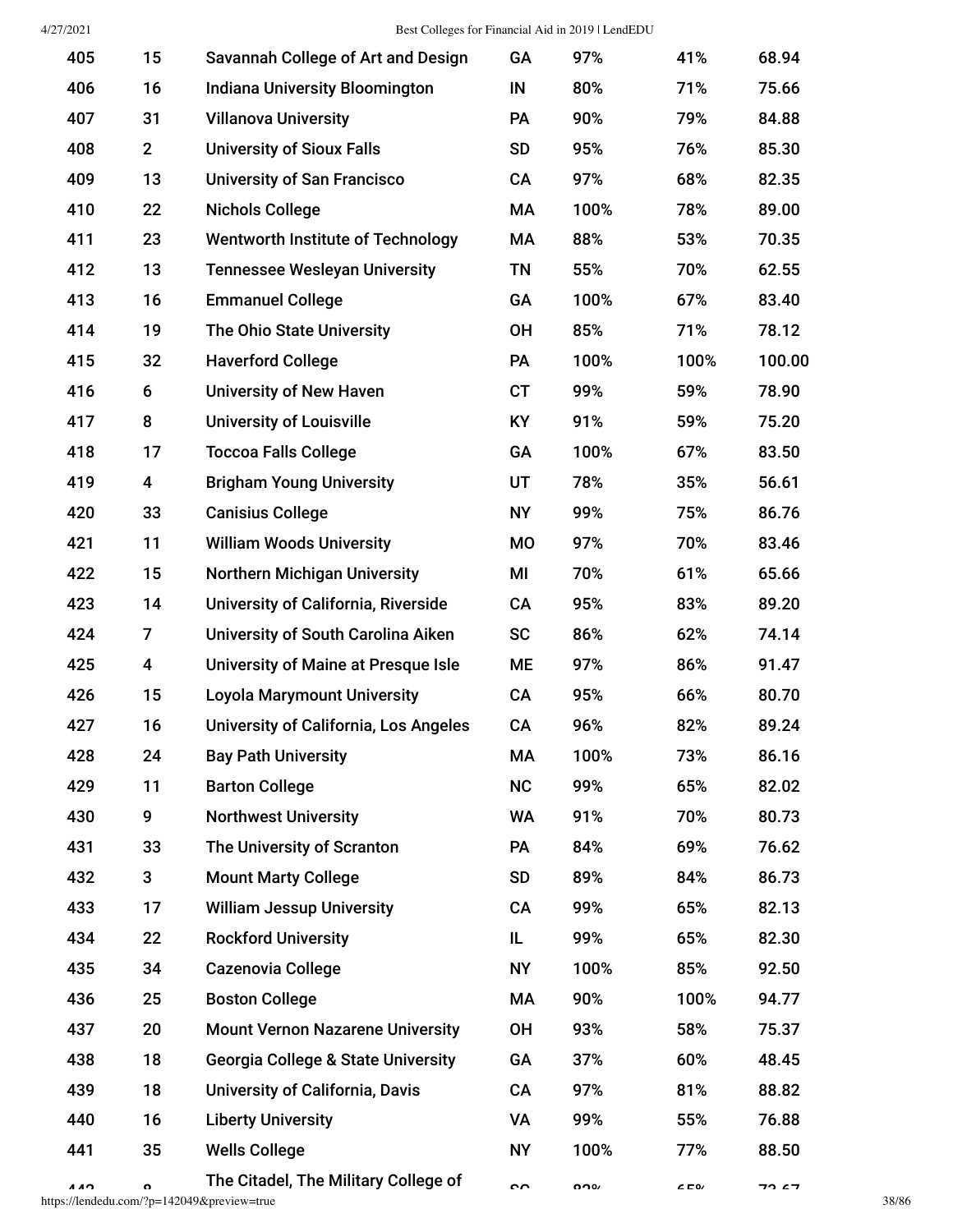| | | | | | | |
|---|---|---|---|---|---|---|
| 405 | 15 | Savannah College of Art and Design | GA | 97% | 41% | 68.94 |
| 406 | 16 | Indiana University Bloomington | IN | 80% | 71% | 75.66 |
| 407 | 31 | Villanova University | PA | 90% | 79% | 84.88 |
| 408 | 2 | University of Sioux Falls | SD | 95% | 76% | 85.30 |
| 409 | 13 | University of San Francisco | CA | 97% | 68% | 82.35 |
| 410 | 22 | Nichols College | MA | 100% | 78% | 89.00 |
| 411 | 23 | Wentworth Institute of Technology | MA | 88% | 53% | 70.35 |
| 412 | 13 | Tennessee Wesleyan University | TN | 55% | 70% | 62.55 |
| 413 | 16 | Emmanuel College | GA | 100% | 67% | 83.40 |
| 414 | 19 | The Ohio State University | OH | 85% | 71% | 78.12 |
| 415 | 32 | Haverford College | PA | 100% | 100% | 100.00 |
| 416 | 6 | University of New Haven | CT | 99% | 59% | 78.90 |
| 417 | 8 | University of Louisville | KY | 91% | 59% | 75.20 |
| 418 | 17 | Toccoa Falls College | GA | 100% | 67% | 83.50 |
| 419 | 4 | Brigham Young University | UT | 78% | 35% | 56.61 |
| 420 | 33 | Canisius College | NY | 99% | 75% | 86.76 |
| 421 | 11 | William Woods University | MO | 97% | 70% | 83.46 |
| 422 | 15 | Northern Michigan University | MI | 70% | 61% | 65.66 |
| 423 | 14 | University of California, Riverside | CA | 95% | 83% | 89.20 |
| 424 | 7 | University of South Carolina Aiken | SC | 86% | 62% | 74.14 |
| 425 | 4 | University of Maine at Presque Isle | ME | 97% | 86% | 91.47 |
| 426 | 15 | Loyola Marymount University | CA | 95% | 66% | 80.70 |
| 427 | 16 | University of California, Los Angeles | CA | 96% | 82% | 89.24 |
| 428 | 24 | Bay Path University | MA | 100% | 73% | 86.16 |
| 429 | 11 | Barton College | NC | 99% | 65% | 82.02 |
| 430 | 9 | Northwest University | WA | 91% | 70% | 80.73 |
| 431 | 33 | The University of Scranton | PA | 84% | 69% | 76.62 |
| 432 | 3 | Mount Marty College | SD | 89% | 84% | 86.73 |
| 433 | 17 | William Jessup University | CA | 99% | 65% | 82.13 |
| 434 | 22 | Rockford University | IL | 99% | 65% | 82.30 |
| 435 | 34 | Cazenovia College | NY | 100% | 85% | 92.50 |
| 436 | 25 | Boston College | MA | 90% | 100% | 94.77 |
| 437 | 20 | Mount Vernon Nazarene University | OH | 93% | 58% | 75.37 |
| 438 | 18 | Georgia College & State University | GA | 37% | 60% | 48.45 |
| 439 | 18 | University of California, Davis | CA | 97% | 81% | 88.82 |
| 440 | 16 | Liberty University | VA | 99% | 55% | 76.88 |
| 441 | 35 | Wells College | NY | 100% | 77% | 88.50 |
| 442 | 8 | The Citadel, The Military College of | SC | 82% | 65% | 73.67 |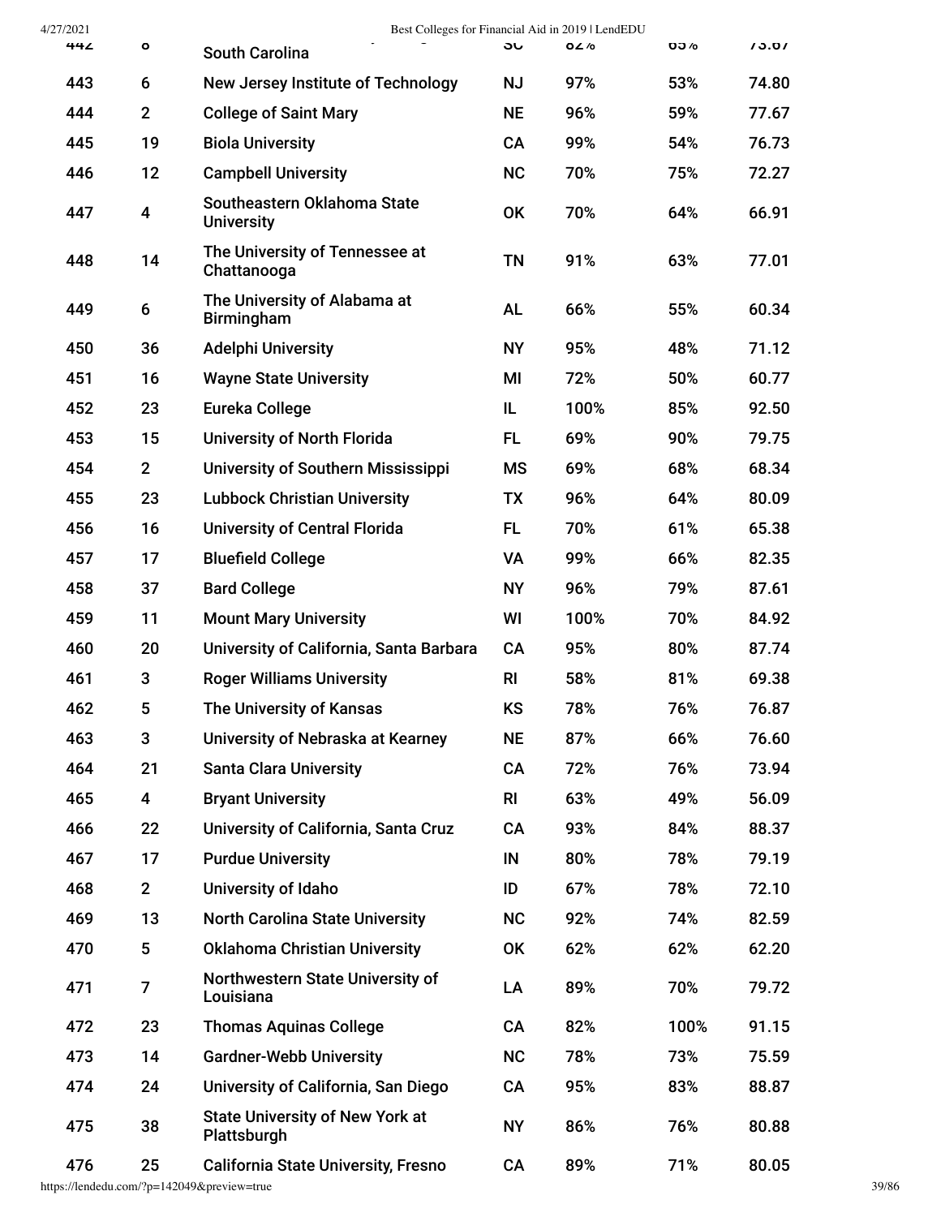| | | | | | | |
|---|---|---|---|---|---|---|
| 442 | 8 | South Carolina | SC | 82% | 65% | 73.67 |
| 443 | 6 | New Jersey Institute of Technology | NJ | 97% | 53% | 74.80 |
| 444 | 2 | College of Saint Mary | NE | 96% | 59% | 77.67 |
| 445 | 19 | Biola University | CA | 99% | 54% | 76.73 |
| 446 | 12 | Campbell University | NC | 70% | 75% | 72.27 |
| 447 | 4 | Southeastern Oklahoma State University | OK | 70% | 64% | 66.91 |
| 448 | 14 | The University of Tennessee at Chattanooga | TN | 91% | 63% | 77.01 |
| 449 | 6 | The University of Alabama at Birmingham | AL | 66% | 55% | 60.34 |
| 450 | 36 | Adelphi University | NY | 95% | 48% | 71.12 |
| 451 | 16 | Wayne State University | MI | 72% | 50% | 60.77 |
| 452 | 23 | Eureka College | IL | 100% | 85% | 92.50 |
| 453 | 15 | University of North Florida | FL | 69% | 90% | 79.75 |
| 454 | 2 | University of Southern Mississippi | MS | 69% | 68% | 68.34 |
| 455 | 23 | Lubbock Christian University | TX | 96% | 64% | 80.09 |
| 456 | 16 | University of Central Florida | FL | 70% | 61% | 65.38 |
| 457 | 17 | Bluefield College | VA | 99% | 66% | 82.35 |
| 458 | 37 | Bard College | NY | 96% | 79% | 87.61 |
| 459 | 11 | Mount Mary University | WI | 100% | 70% | 84.92 |
| 460 | 20 | University of California, Santa Barbara | CA | 95% | 80% | 87.74 |
| 461 | 3 | Roger Williams University | RI | 58% | 81% | 69.38 |
| 462 | 5 | The University of Kansas | KS | 78% | 76% | 76.87 |
| 463 | 3 | University of Nebraska at Kearney | NE | 87% | 66% | 76.60 |
| 464 | 21 | Santa Clara University | CA | 72% | 76% | 73.94 |
| 465 | 4 | Bryant University | RI | 63% | 49% | 56.09 |
| 466 | 22 | University of California, Santa Cruz | CA | 93% | 84% | 88.37 |
| 467 | 17 | Purdue University | IN | 80% | 78% | 79.19 |
| 468 | 2 | University of Idaho | ID | 67% | 78% | 72.10 |
| 469 | 13 | North Carolina State University | NC | 92% | 74% | 82.59 |
| 470 | 5 | Oklahoma Christian University | OK | 62% | 62% | 62.20 |
| 471 | 7 | Northwestern State University of Louisiana | LA | 89% | 70% | 79.72 |
| 472 | 23 | Thomas Aquinas College | CA | 82% | 100% | 91.15 |
| 473 | 14 | Gardner-Webb University | NC | 78% | 73% | 75.59 |
| 474 | 24 | University of California, San Diego | CA | 95% | 83% | 88.87 |
| 475 | 38 | State University of New York at Plattsburgh | NY | 86% | 76% | 80.88 |
| 476 | 25 | California State University, Fresno | CA | 89% | 71% | 80.05 |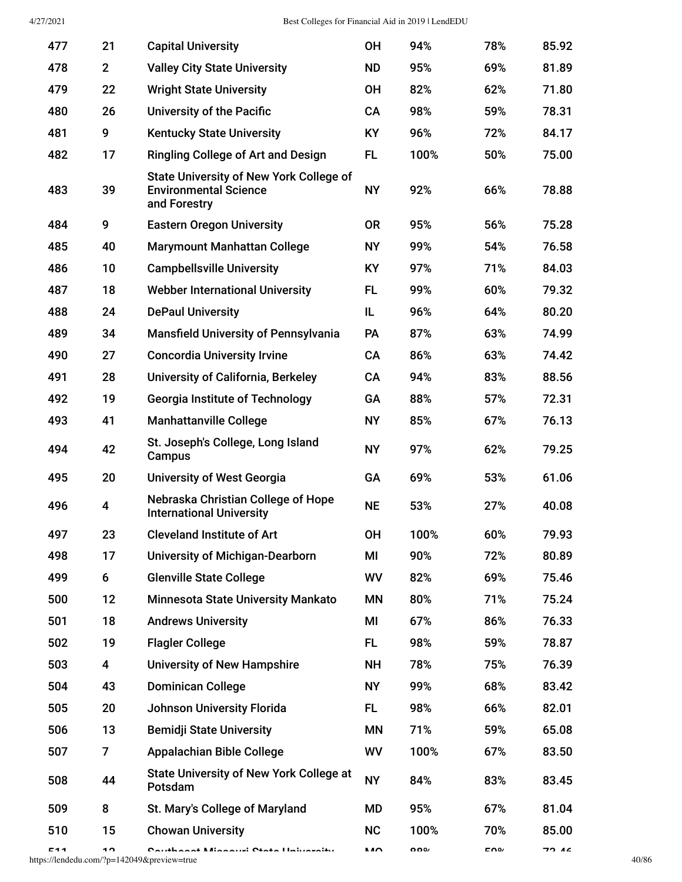| | | | | | | |
|---|---|---|---|---|---|---|
| 477 | 21 | Capital University | OH | 94% | 78% | 85.92 |
| 478 | 2 | Valley City State University | ND | 95% | 69% | 81.89 |
| 479 | 22 | Wright State University | OH | 82% | 62% | 71.80 |
| 480 | 26 | University of the Pacific | CA | 98% | 59% | 78.31 |
| 481 | 9 | Kentucky State University | KY | 96% | 72% | 84.17 |
| 482 | 17 | Ringling College of Art and Design | FL | 100% | 50% | 75.00 |
| 483 | 39 | State University of New York College of Environmental Science and Forestry | NY | 92% | 66% | 78.88 |
| 484 | 9 | Eastern Oregon University | OR | 95% | 56% | 75.28 |
| 485 | 40 | Marymount Manhattan College | NY | 99% | 54% | 76.58 |
| 486 | 10 | Campbellsville University | KY | 97% | 71% | 84.03 |
| 487 | 18 | Webber International University | FL | 99% | 60% | 79.32 |
| 488 | 24 | DePaul University | IL | 96% | 64% | 80.20 |
| 489 | 34 | Mansfield University of Pennsylvania | PA | 87% | 63% | 74.99 |
| 490 | 27 | Concordia University Irvine | CA | 86% | 63% | 74.42 |
| 491 | 28 | University of California, Berkeley | CA | 94% | 83% | 88.56 |
| 492 | 19 | Georgia Institute of Technology | GA | 88% | 57% | 72.31 |
| 493 | 41 | Manhattanville College | NY | 85% | 67% | 76.13 |
| 494 | 42 | St. Joseph's College, Long Island Campus | NY | 97% | 62% | 79.25 |
| 495 | 20 | University of West Georgia | GA | 69% | 53% | 61.06 |
| 496 | 4 | Nebraska Christian College of Hope International University | NE | 53% | 27% | 40.08 |
| 497 | 23 | Cleveland Institute of Art | OH | 100% | 60% | 79.93 |
| 498 | 17 | University of Michigan-Dearborn | MI | 90% | 72% | 80.89 |
| 499 | 6 | Glenville State College | WV | 82% | 69% | 75.46 |
| 500 | 12 | Minnesota State University Mankato | MN | 80% | 71% | 75.24 |
| 501 | 18 | Andrews University | MI | 67% | 86% | 76.33 |
| 502 | 19 | Flagler College | FL | 98% | 59% | 78.87 |
| 503 | 4 | University of New Hampshire | NH | 78% | 75% | 76.39 |
| 504 | 43 | Dominican College | NY | 99% | 68% | 83.42 |
| 505 | 20 | Johnson University Florida | FL | 98% | 66% | 82.01 |
| 506 | 13 | Bemidji State University | MN | 71% | 59% | 65.08 |
| 507 | 7 | Appalachian Bible College | WV | 100% | 67% | 83.50 |
| 508 | 44 | State University of New York College at Potsdam | NY | 84% | 83% | 83.45 |
| 509 | 8 | St. Mary's College of Maryland | MD | 95% | 67% | 81.04 |
| 510 | 15 | Chowan University | NC | 100% | 70% | 85.00 |
| 511 | 12 | Southeast Missouri State University | MO | 88% | 59% | 73.46 |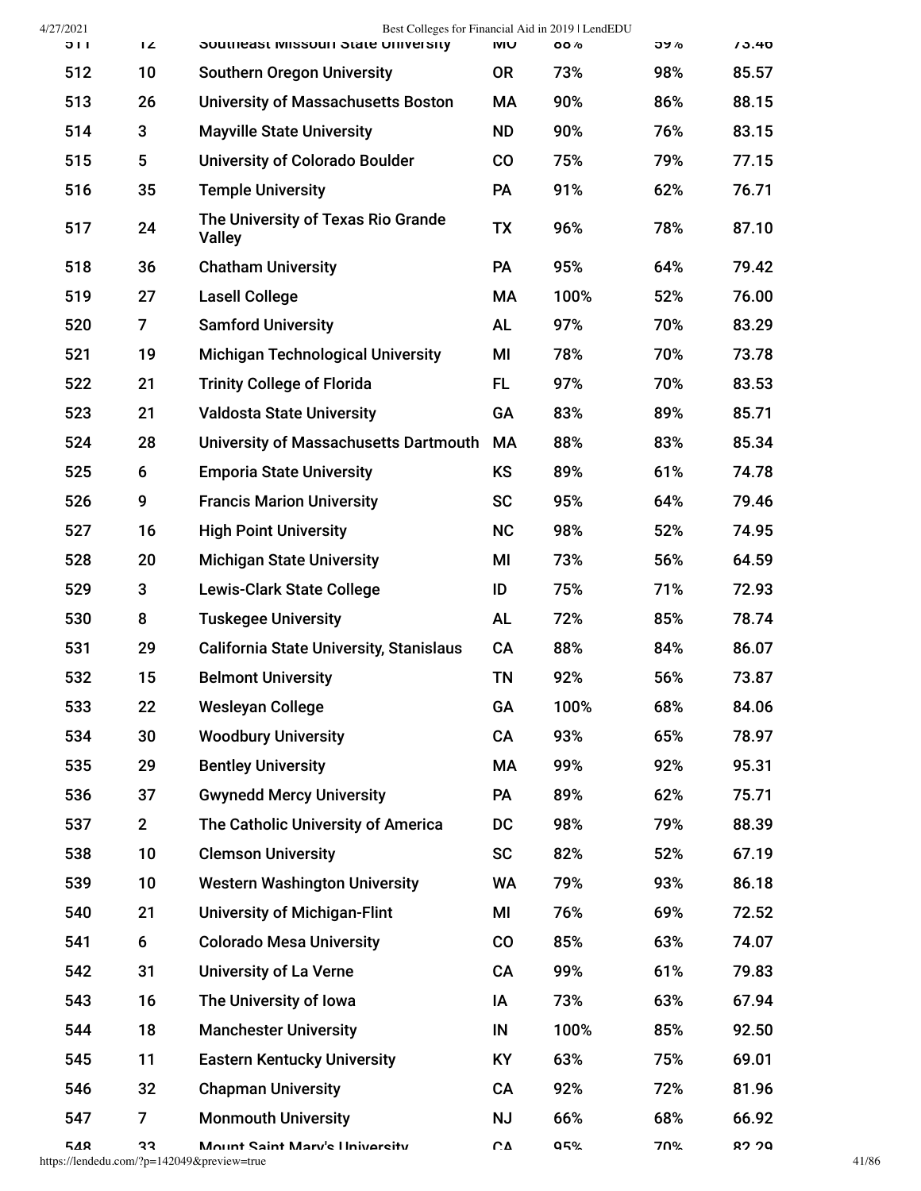| 511 | 12 | Southeast Missouri State University | MO | 88% | 59% | 73.46 |
|---|---|---|---|---|---|---|
| 512 | 10 | Southern Oregon University | OR | 73% | 98% | 85.57 |
| 513 | 26 | University of Massachusetts Boston | MA | 90% | 86% | 88.15 |
| 514 | 3 | Mayville State University | ND | 90% | 76% | 83.15 |
| 515 | 5 | University of Colorado Boulder | CO | 75% | 79% | 77.15 |
| 516 | 35 | Temple University | PA | 91% | 62% | 76.71 |
| 517 | 24 | The University of Texas Rio Grande Valley | TX | 96% | 78% | 87.10 |
| 518 | 36 | Chatham University | PA | 95% | 64% | 79.42 |
| 519 | 27 | Lasell College | MA | 100% | 52% | 76.00 |
| 520 | 7 | Samford University | AL | 97% | 70% | 83.29 |
| 521 | 19 | Michigan Technological University | MI | 78% | 70% | 73.78 |
| 522 | 21 | Trinity College of Florida | FL | 97% | 70% | 83.53 |
| 523 | 21 | Valdosta State University | GA | 83% | 89% | 85.71 |
| 524 | 28 | University of Massachusetts Dartmouth | MA | 88% | 83% | 85.34 |
| 525 | 6 | Emporia State University | KS | 89% | 61% | 74.78 |
| 526 | 9 | Francis Marion University | SC | 95% | 64% | 79.46 |
| 527 | 16 | High Point University | NC | 98% | 52% | 74.95 |
| 528 | 20 | Michigan State University | MI | 73% | 56% | 64.59 |
| 529 | 3 | Lewis-Clark State College | ID | 75% | 71% | 72.93 |
| 530 | 8 | Tuskegee University | AL | 72% | 85% | 78.74 |
| 531 | 29 | California State University, Stanislaus | CA | 88% | 84% | 86.07 |
| 532 | 15 | Belmont University | TN | 92% | 56% | 73.87 |
| 533 | 22 | Wesleyan College | GA | 100% | 68% | 84.06 |
| 534 | 30 | Woodbury University | CA | 93% | 65% | 78.97 |
| 535 | 29 | Bentley University | MA | 99% | 92% | 95.31 |
| 536 | 37 | Gwynedd Mercy University | PA | 89% | 62% | 75.71 |
| 537 | 2 | The Catholic University of America | DC | 98% | 79% | 88.39 |
| 538 | 10 | Clemson University | SC | 82% | 52% | 67.19 |
| 539 | 10 | Western Washington University | WA | 79% | 93% | 86.18 |
| 540 | 21 | University of Michigan-Flint | MI | 76% | 69% | 72.52 |
| 541 | 6 | Colorado Mesa University | CO | 85% | 63% | 74.07 |
| 542 | 31 | University of La Verne | CA | 99% | 61% | 79.83 |
| 543 | 16 | The University of Iowa | IA | 73% | 63% | 67.94 |
| 544 | 18 | Manchester University | IN | 100% | 85% | 92.50 |
| 545 | 11 | Eastern Kentucky University | KY | 63% | 75% | 69.01 |
| 546 | 32 | Chapman University | CA | 92% | 72% | 81.96 |
| 547 | 7 | Monmouth University | NJ | 66% | 68% | 66.92 |
| 548 | 33 | Mount Saint Mary's University | CA | 95% | 70% | 82.29 |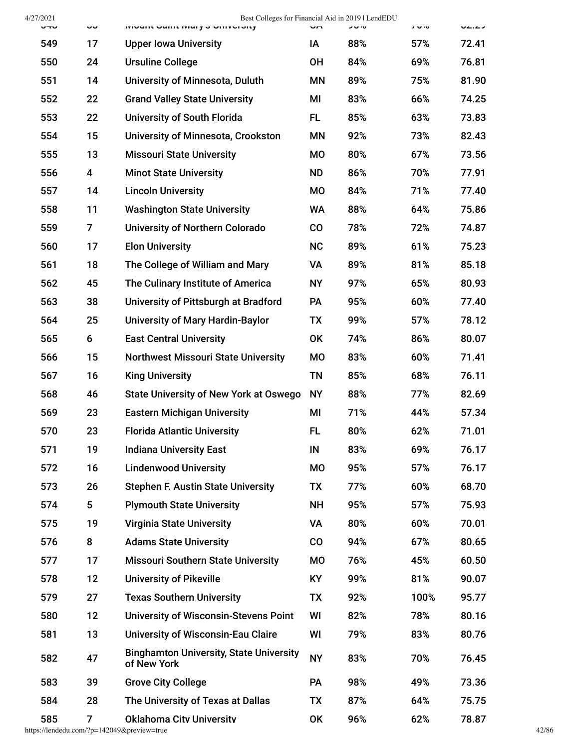| | | | | | | |
|---|---|---|---|---|---|---|
| 549 | 17 | Upper Iowa University | IA | 88% | 57% | 72.41 |
| 550 | 24 | Ursuline College | OH | 84% | 69% | 76.81 |
| 551 | 14 | University of Minnesota, Duluth | MN | 89% | 75% | 81.90 |
| 552 | 22 | Grand Valley State University | MI | 83% | 66% | 74.25 |
| 553 | 22 | University of South Florida | FL | 85% | 63% | 73.83 |
| 554 | 15 | University of Minnesota, Crookston | MN | 92% | 73% | 82.43 |
| 555 | 13 | Missouri State University | MO | 80% | 67% | 73.56 |
| 556 | 4 | Minot State University | ND | 86% | 70% | 77.91 |
| 557 | 14 | Lincoln University | MO | 84% | 71% | 77.40 |
| 558 | 11 | Washington State University | WA | 88% | 64% | 75.86 |
| 559 | 7 | University of Northern Colorado | CO | 78% | 72% | 74.87 |
| 560 | 17 | Elon University | NC | 89% | 61% | 75.23 |
| 561 | 18 | The College of William and Mary | VA | 89% | 81% | 85.18 |
| 562 | 45 | The Culinary Institute of America | NY | 97% | 65% | 80.93 |
| 563 | 38 | University of Pittsburgh at Bradford | PA | 95% | 60% | 77.40 |
| 564 | 25 | University of Mary Hardin-Baylor | TX | 99% | 57% | 78.12 |
| 565 | 6 | East Central University | OK | 74% | 86% | 80.07 |
| 566 | 15 | Northwest Missouri State University | MO | 83% | 60% | 71.41 |
| 567 | 16 | King University | TN | 85% | 68% | 76.11 |
| 568 | 46 | State University of New York at Oswego | NY | 88% | 77% | 82.69 |
| 569 | 23 | Eastern Michigan University | MI | 71% | 44% | 57.34 |
| 570 | 23 | Florida Atlantic University | FL | 80% | 62% | 71.01 |
| 571 | 19 | Indiana University East | IN | 83% | 69% | 76.17 |
| 572 | 16 | Lindenwood University | MO | 95% | 57% | 76.17 |
| 573 | 26 | Stephen F. Austin State University | TX | 77% | 60% | 68.70 |
| 574 | 5 | Plymouth State University | NH | 95% | 57% | 75.93 |
| 575 | 19 | Virginia State University | VA | 80% | 60% | 70.01 |
| 576 | 8 | Adams State University | CO | 94% | 67% | 80.65 |
| 577 | 17 | Missouri Southern State University | MO | 76% | 45% | 60.50 |
| 578 | 12 | University of Pikeville | KY | 99% | 81% | 90.07 |
| 579 | 27 | Texas Southern University | TX | 92% | 100% | 95.77 |
| 580 | 12 | University of Wisconsin-Stevens Point | WI | 82% | 78% | 80.16 |
| 581 | 13 | University of Wisconsin-Eau Claire | WI | 79% | 83% | 80.76 |
| 582 | 47 | Binghamton University, State University of New York | NY | 83% | 70% | 76.45 |
| 583 | 39 | Grove City College | PA | 98% | 49% | 73.36 |
| 584 | 28 | The University of Texas at Dallas | TX | 87% | 64% | 75.75 |
| 585 | 7 | Oklahoma City University | OK | 96% | 62% | 78.87 |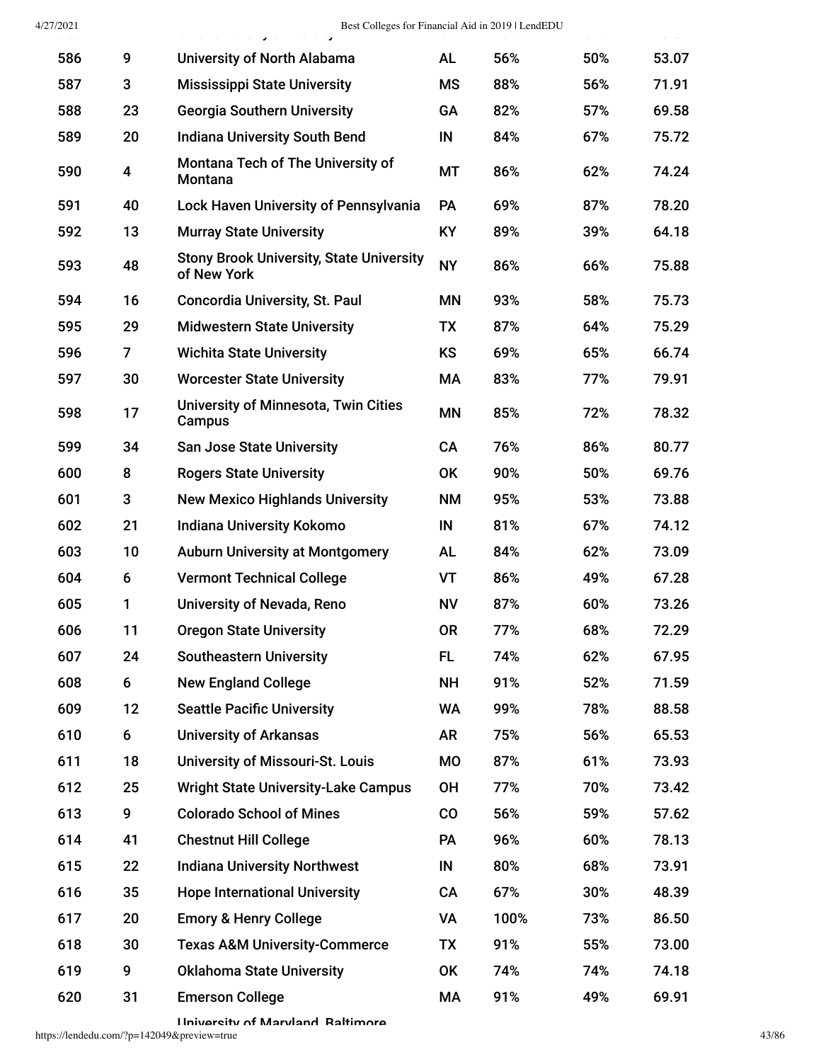| | | | | | | |
|---|---|---|---|---|---|---|
| 586 | 9 | University of North Alabama | AL | 56% | 50% | 53.07 |
| 587 | 3 | Mississippi State University | MS | 88% | 56% | 71.91 |
| 588 | 23 | Georgia Southern University | GA | 82% | 57% | 69.58 |
| 589 | 20 | Indiana University South Bend | IN | 84% | 67% | 75.72 |
| 590 | 4 | Montana Tech of The University of Montana | MT | 86% | 62% | 74.24 |
| 591 | 40 | Lock Haven University of Pennsylvania | PA | 69% | 87% | 78.20 |
| 592 | 13 | Murray State University | KY | 89% | 39% | 64.18 |
| 593 | 48 | Stony Brook University, State University of New York | NY | 86% | 66% | 75.88 |
| 594 | 16 | Concordia University, St. Paul | MN | 93% | 58% | 75.73 |
| 595 | 29 | Midwestern State University | TX | 87% | 64% | 75.29 |
| 596 | 7 | Wichita State University | KS | 69% | 65% | 66.74 |
| 597 | 30 | Worcester State University | MA | 83% | 77% | 79.91 |
| 598 | 17 | University of Minnesota, Twin Cities Campus | MN | 85% | 72% | 78.32 |
| 599 | 34 | San Jose State University | CA | 76% | 86% | 80.77 |
| 600 | 8 | Rogers State University | OK | 90% | 50% | 69.76 |
| 601 | 3 | New Mexico Highlands University | NM | 95% | 53% | 73.88 |
| 602 | 21 | Indiana University Kokomo | IN | 81% | 67% | 74.12 |
| 603 | 10 | Auburn University at Montgomery | AL | 84% | 62% | 73.09 |
| 604 | 6 | Vermont Technical College | VT | 86% | 49% | 67.28 |
| 605 | 1 | University of Nevada, Reno | NV | 87% | 60% | 73.26 |
| 606 | 11 | Oregon State University | OR | 77% | 68% | 72.29 |
| 607 | 24 | Southeastern University | FL | 74% | 62% | 67.95 |
| 608 | 6 | New England College | NH | 91% | 52% | 71.59 |
| 609 | 12 | Seattle Pacific University | WA | 99% | 78% | 88.58 |
| 610 | 6 | University of Arkansas | AR | 75% | 56% | 65.53 |
| 611 | 18 | University of Missouri-St. Louis | MO | 87% | 61% | 73.93 |
| 612 | 25 | Wright State University-Lake Campus | OH | 77% | 70% | 73.42 |
| 613 | 9 | Colorado School of Mines | CO | 56% | 59% | 57.62 |
| 614 | 41 | Chestnut Hill College | PA | 96% | 60% | 78.13 |
| 615 | 22 | Indiana University Northwest | IN | 80% | 68% | 73.91 |
| 616 | 35 | Hope International University | CA | 67% | 30% | 48.39 |
| 617 | 20 | Emory & Henry College | VA | 100% | 73% | 86.50 |
| 618 | 30 | Texas A&M University-Commerce | TX | 91% | 55% | 73.00 |
| 619 | 9 | Oklahoma State University | OK | 74% | 74% | 74.18 |
| 620 | 31 | Emerson College | MA | 91% | 49% | 69.91 |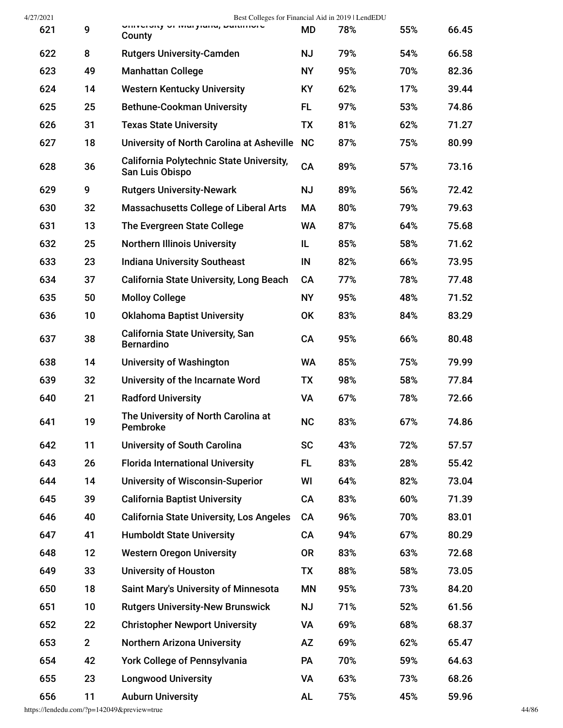| | | | | | | |
|---|---|---|---|---|---|---|
| 621 | 9 | University of Maryland, Baltimore County | MD | 78% | 55% | 66.45 |
| 622 | 8 | Rutgers University-Camden | NJ | 79% | 54% | 66.58 |
| 623 | 49 | Manhattan College | NY | 95% | 70% | 82.36 |
| 624 | 14 | Western Kentucky University | KY | 62% | 17% | 39.44 |
| 625 | 25 | Bethune-Cookman University | FL | 97% | 53% | 74.86 |
| 626 | 31 | Texas State University | TX | 81% | 62% | 71.27 |
| 627 | 18 | University of North Carolina at Asheville | NC | 87% | 75% | 80.99 |
| 628 | 36 | California Polytechnic State University, San Luis Obispo | CA | 89% | 57% | 73.16 |
| 629 | 9 | Rutgers University-Newark | NJ | 89% | 56% | 72.42 |
| 630 | 32 | Massachusetts College of Liberal Arts | MA | 80% | 79% | 79.63 |
| 631 | 13 | The Evergreen State College | WA | 87% | 64% | 75.68 |
| 632 | 25 | Northern Illinois University | IL | 85% | 58% | 71.62 |
| 633 | 23 | Indiana University Southeast | IN | 82% | 66% | 73.95 |
| 634 | 37 | California State University, Long Beach | CA | 77% | 78% | 77.48 |
| 635 | 50 | Molloy College | NY | 95% | 48% | 71.52 |
| 636 | 10 | Oklahoma Baptist University | OK | 83% | 84% | 83.29 |
| 637 | 38 | California State University, San Bernardino | CA | 95% | 66% | 80.48 |
| 638 | 14 | University of Washington | WA | 85% | 75% | 79.99 |
| 639 | 32 | University of the Incarnate Word | TX | 98% | 58% | 77.84 |
| 640 | 21 | Radford University | VA | 67% | 78% | 72.66 |
| 641 | 19 | The University of North Carolina at Pembroke | NC | 83% | 67% | 74.86 |
| 642 | 11 | University of South Carolina | SC | 43% | 72% | 57.57 |
| 643 | 26 | Florida International University | FL | 83% | 28% | 55.42 |
| 644 | 14 | University of Wisconsin-Superior | WI | 64% | 82% | 73.04 |
| 645 | 39 | California Baptist University | CA | 83% | 60% | 71.39 |
| 646 | 40 | California State University, Los Angeles | CA | 96% | 70% | 83.01 |
| 647 | 41 | Humboldt State University | CA | 94% | 67% | 80.29 |
| 648 | 12 | Western Oregon University | OR | 83% | 63% | 72.68 |
| 649 | 33 | University of Houston | TX | 88% | 58% | 73.05 |
| 650 | 18 | Saint Mary's University of Minnesota | MN | 95% | 73% | 84.20 |
| 651 | 10 | Rutgers University-New Brunswick | NJ | 71% | 52% | 61.56 |
| 652 | 22 | Christopher Newport University | VA | 69% | 68% | 68.37 |
| 653 | 2 | Northern Arizona University | AZ | 69% | 62% | 65.47 |
| 654 | 42 | York College of Pennsylvania | PA | 70% | 59% | 64.63 |
| 655 | 23 | Longwood University | VA | 63% | 73% | 68.26 |
| 656 | 11 | Auburn University | AL | 75% | 45% | 59.96 |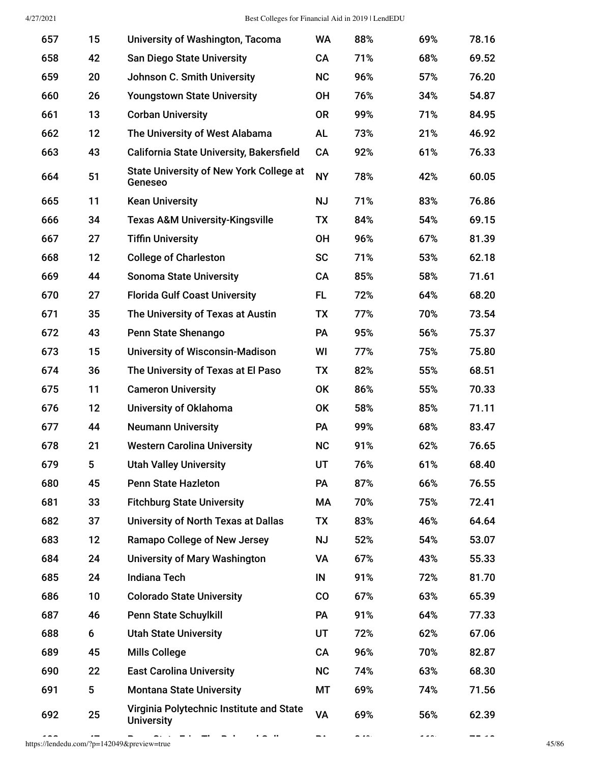| | | | | | | |
|---|---|---|---|---|---|---|
| 657 | 15 | University of Washington, Tacoma | WA | 88% | 69% | 78.16 |
| 658 | 42 | San Diego State University | CA | 71% | 68% | 69.52 |
| 659 | 20 | Johnson C. Smith University | NC | 96% | 57% | 76.20 |
| 660 | 26 | Youngstown State University | OH | 76% | 34% | 54.87 |
| 661 | 13 | Corban University | OR | 99% | 71% | 84.95 |
| 662 | 12 | The University of West Alabama | AL | 73% | 21% | 46.92 |
| 663 | 43 | California State University, Bakersfield | CA | 92% | 61% | 76.33 |
| 664 | 51 | State University of New York College at Geneseo | NY | 78% | 42% | 60.05 |
| 665 | 11 | Kean University | NJ | 71% | 83% | 76.86 |
| 666 | 34 | Texas A&M University-Kingsville | TX | 84% | 54% | 69.15 |
| 667 | 27 | Tiffin University | OH | 96% | 67% | 81.39 |
| 668 | 12 | College of Charleston | SC | 71% | 53% | 62.18 |
| 669 | 44 | Sonoma State University | CA | 85% | 58% | 71.61 |
| 670 | 27 | Florida Gulf Coast University | FL | 72% | 64% | 68.20 |
| 671 | 35 | The University of Texas at Austin | TX | 77% | 70% | 73.54 |
| 672 | 43 | Penn State Shenango | PA | 95% | 56% | 75.37 |
| 673 | 15 | University of Wisconsin-Madison | WI | 77% | 75% | 75.80 |
| 674 | 36 | The University of Texas at El Paso | TX | 82% | 55% | 68.51 |
| 675 | 11 | Cameron University | OK | 86% | 55% | 70.33 |
| 676 | 12 | University of Oklahoma | OK | 58% | 85% | 71.11 |
| 677 | 44 | Neumann University | PA | 99% | 68% | 83.47 |
| 678 | 21 | Western Carolina University | NC | 91% | 62% | 76.65 |
| 679 | 5 | Utah Valley University | UT | 76% | 61% | 68.40 |
| 680 | 45 | Penn State Hazleton | PA | 87% | 66% | 76.55 |
| 681 | 33 | Fitchburg State University | MA | 70% | 75% | 72.41 |
| 682 | 37 | University of North Texas at Dallas | TX | 83% | 46% | 64.64 |
| 683 | 12 | Ramapo College of New Jersey | NJ | 52% | 54% | 53.07 |
| 684 | 24 | University of Mary Washington | VA | 67% | 43% | 55.33 |
| 685 | 24 | Indiana Tech | IN | 91% | 72% | 81.70 |
| 686 | 10 | Colorado State University | CO | 67% | 63% | 65.39 |
| 687 | 46 | Penn State Schuylkill | PA | 91% | 64% | 77.33 |
| 688 | 6 | Utah State University | UT | 72% | 62% | 67.06 |
| 689 | 45 | Mills College | CA | 96% | 70% | 82.87 |
| 690 | 22 | East Carolina University | NC | 74% | 63% | 68.30 |
| 691 | 5 | Montana State University | MT | 69% | 74% | 71.56 |
| 692 | 25 | Virginia Polytechnic Institute and State University | VA | 69% | 56% | 62.39 |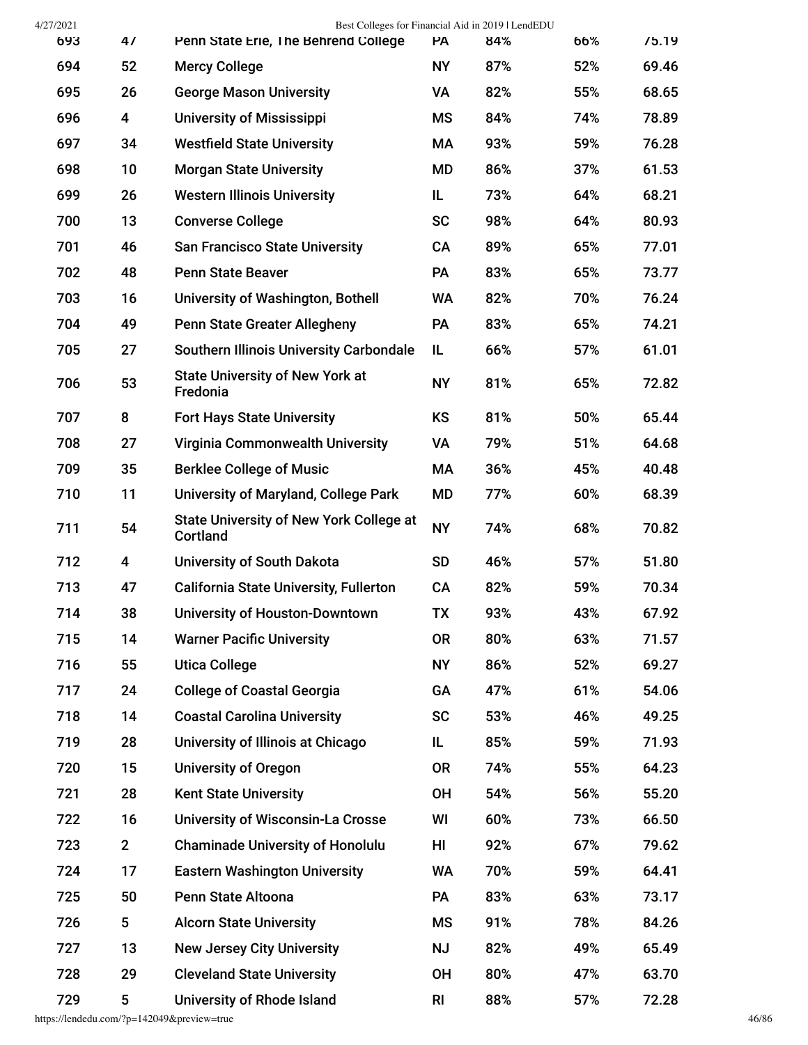| | | | | | | |
|---|---|---|---|---|---|---|
| 693 | 47 | Penn State Erie, The Behrend College | PA | 84% | 66% | 75.19 |
| 694 | 52 | Mercy College | NY | 87% | 52% | 69.46 |
| 695 | 26 | George Mason University | VA | 82% | 55% | 68.65 |
| 696 | 4 | University of Mississippi | MS | 84% | 74% | 78.89 |
| 697 | 34 | Westfield State University | MA | 93% | 59% | 76.28 |
| 698 | 10 | Morgan State University | MD | 86% | 37% | 61.53 |
| 699 | 26 | Western Illinois University | IL | 73% | 64% | 68.21 |
| 700 | 13 | Converse College | SC | 98% | 64% | 80.93 |
| 701 | 46 | San Francisco State University | CA | 89% | 65% | 77.01 |
| 702 | 48 | Penn State Beaver | PA | 83% | 65% | 73.77 |
| 703 | 16 | University of Washington, Bothell | WA | 82% | 70% | 76.24 |
| 704 | 49 | Penn State Greater Allegheny | PA | 83% | 65% | 74.21 |
| 705 | 27 | Southern Illinois University Carbondale | IL | 66% | 57% | 61.01 |
| 706 | 53 | State University of New York at Fredonia | NY | 81% | 65% | 72.82 |
| 707 | 8 | Fort Hays State University | KS | 81% | 50% | 65.44 |
| 708 | 27 | Virginia Commonwealth University | VA | 79% | 51% | 64.68 |
| 709 | 35 | Berklee College of Music | MA | 36% | 45% | 40.48 |
| 710 | 11 | University of Maryland, College Park | MD | 77% | 60% | 68.39 |
| 711 | 54 | State University of New York College at Cortland | NY | 74% | 68% | 70.82 |
| 712 | 4 | University of South Dakota | SD | 46% | 57% | 51.80 |
| 713 | 47 | California State University, Fullerton | CA | 82% | 59% | 70.34 |
| 714 | 38 | University of Houston-Downtown | TX | 93% | 43% | 67.92 |
| 715 | 14 | Warner Pacific University | OR | 80% | 63% | 71.57 |
| 716 | 55 | Utica College | NY | 86% | 52% | 69.27 |
| 717 | 24 | College of Coastal Georgia | GA | 47% | 61% | 54.06 |
| 718 | 14 | Coastal Carolina University | SC | 53% | 46% | 49.25 |
| 719 | 28 | University of Illinois at Chicago | IL | 85% | 59% | 71.93 |
| 720 | 15 | University of Oregon | OR | 74% | 55% | 64.23 |
| 721 | 28 | Kent State University | OH | 54% | 56% | 55.20 |
| 722 | 16 | University of Wisconsin-La Crosse | WI | 60% | 73% | 66.50 |
| 723 | 2 | Chaminade University of Honolulu | HI | 92% | 67% | 79.62 |
| 724 | 17 | Eastern Washington University | WA | 70% | 59% | 64.41 |
| 725 | 50 | Penn State Altoona | PA | 83% | 63% | 73.17 |
| 726 | 5 | Alcorn State University | MS | 91% | 78% | 84.26 |
| 727 | 13 | New Jersey City University | NJ | 82% | 49% | 65.49 |
| 728 | 29 | Cleveland State University | OH | 80% | 47% | 63.70 |
| 729 | 5 | University of Rhode Island | RI | 88% | 57% | 72.28 |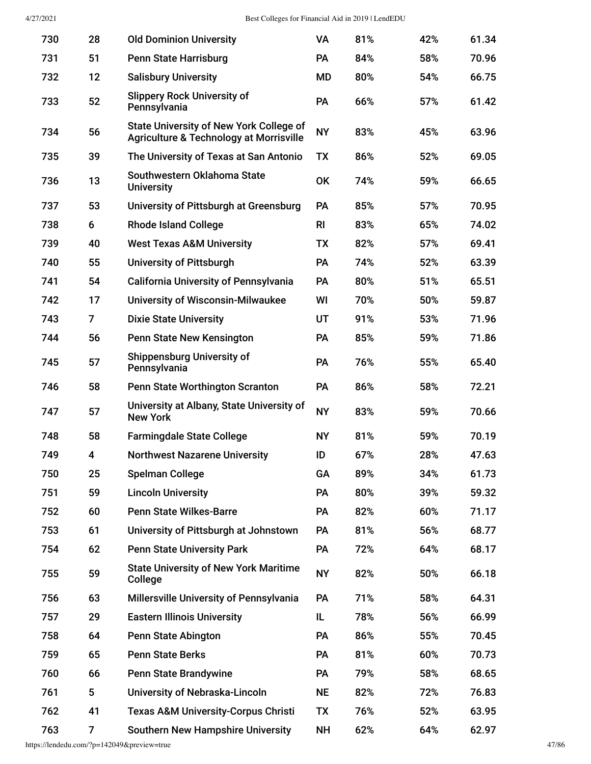| | | | | | | |
|---|---|---|---|---|---|---|
| 730 | 28 | Old Dominion University | VA | 81% | 42% | 61.34 |
| 731 | 51 | Penn State Harrisburg | PA | 84% | 58% | 70.96 |
| 732 | 12 | Salisbury University | MD | 80% | 54% | 66.75 |
| 733 | 52 | Slippery Rock University of Pennsylvania | PA | 66% | 57% | 61.42 |
| 734 | 56 | State University of New York College of Agriculture & Technology at Morrisville | NY | 83% | 45% | 63.96 |
| 735 | 39 | The University of Texas at San Antonio | TX | 86% | 52% | 69.05 |
| 736 | 13 | Southwestern Oklahoma State University | OK | 74% | 59% | 66.65 |
| 737 | 53 | University of Pittsburgh at Greensburg | PA | 85% | 57% | 70.95 |
| 738 | 6 | Rhode Island College | RI | 83% | 65% | 74.02 |
| 739 | 40 | West Texas A&M University | TX | 82% | 57% | 69.41 |
| 740 | 55 | University of Pittsburgh | PA | 74% | 52% | 63.39 |
| 741 | 54 | California University of Pennsylvania | PA | 80% | 51% | 65.51 |
| 742 | 17 | University of Wisconsin-Milwaukee | WI | 70% | 50% | 59.87 |
| 743 | 7 | Dixie State University | UT | 91% | 53% | 71.96 |
| 744 | 56 | Penn State New Kensington | PA | 85% | 59% | 71.86 |
| 745 | 57 | Shippensburg University of Pennsylvania | PA | 76% | 55% | 65.40 |
| 746 | 58 | Penn State Worthington Scranton | PA | 86% | 58% | 72.21 |
| 747 | 57 | University at Albany, State University of New York | NY | 83% | 59% | 70.66 |
| 748 | 58 | Farmingdale State College | NY | 81% | 59% | 70.19 |
| 749 | 4 | Northwest Nazarene University | ID | 67% | 28% | 47.63 |
| 750 | 25 | Spelman College | GA | 89% | 34% | 61.73 |
| 751 | 59 | Lincoln University | PA | 80% | 39% | 59.32 |
| 752 | 60 | Penn State Wilkes-Barre | PA | 82% | 60% | 71.17 |
| 753 | 61 | University of Pittsburgh at Johnstown | PA | 81% | 56% | 68.77 |
| 754 | 62 | Penn State University Park | PA | 72% | 64% | 68.17 |
| 755 | 59 | State University of New York Maritime College | NY | 82% | 50% | 66.18 |
| 756 | 63 | Millersville University of Pennsylvania | PA | 71% | 58% | 64.31 |
| 757 | 29 | Eastern Illinois University | IL | 78% | 56% | 66.99 |
| 758 | 64 | Penn State Abington | PA | 86% | 55% | 70.45 |
| 759 | 65 | Penn State Berks | PA | 81% | 60% | 70.73 |
| 760 | 66 | Penn State Brandywine | PA | 79% | 58% | 68.65 |
| 761 | 5 | University of Nebraska-Lincoln | NE | 82% | 72% | 76.83 |
| 762 | 41 | Texas A&M University-Corpus Christi | TX | 76% | 52% | 63.95 |
| 763 | 7 | Southern New Hampshire University | NH | 62% | 64% | 62.97 |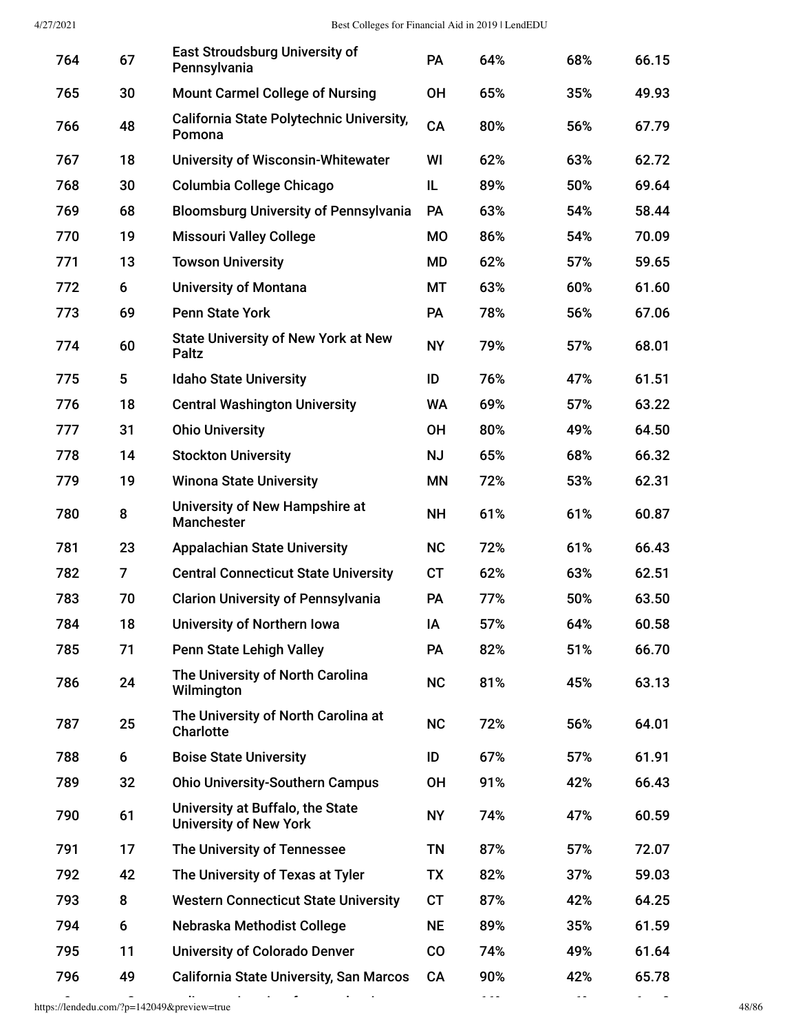| | | | | | | |
|---|---|---|---|---|---|---|
| 764 | 67 | East Stroudsburg University of Pennsylvania | PA | 64% | 68% | 66.15 |
| 765 | 30 | Mount Carmel College of Nursing | OH | 65% | 35% | 49.93 |
| 766 | 48 | California State Polytechnic University, Pomona | CA | 80% | 56% | 67.79 |
| 767 | 18 | University of Wisconsin-Whitewater | WI | 62% | 63% | 62.72 |
| 768 | 30 | Columbia College Chicago | IL | 89% | 50% | 69.64 |
| 769 | 68 | Bloomsburg University of Pennsylvania | PA | 63% | 54% | 58.44 |
| 770 | 19 | Missouri Valley College | MO | 86% | 54% | 70.09 |
| 771 | 13 | Towson University | MD | 62% | 57% | 59.65 |
| 772 | 6 | University of Montana | MT | 63% | 60% | 61.60 |
| 773 | 69 | Penn State York | PA | 78% | 56% | 67.06 |
| 774 | 60 | State University of New York at New Paltz | NY | 79% | 57% | 68.01 |
| 775 | 5 | Idaho State University | ID | 76% | 47% | 61.51 |
| 776 | 18 | Central Washington University | WA | 69% | 57% | 63.22 |
| 777 | 31 | Ohio University | OH | 80% | 49% | 64.50 |
| 778 | 14 | Stockton University | NJ | 65% | 68% | 66.32 |
| 779 | 19 | Winona State University | MN | 72% | 53% | 62.31 |
| 780 | 8 | University of New Hampshire at Manchester | NH | 61% | 61% | 60.87 |
| 781 | 23 | Appalachian State University | NC | 72% | 61% | 66.43 |
| 782 | 7 | Central Connecticut State University | CT | 62% | 63% | 62.51 |
| 783 | 70 | Clarion University of Pennsylvania | PA | 77% | 50% | 63.50 |
| 784 | 18 | University of Northern Iowa | IA | 57% | 64% | 60.58 |
| 785 | 71 | Penn State Lehigh Valley | PA | 82% | 51% | 66.70 |
| 786 | 24 | The University of North Carolina Wilmington | NC | 81% | 45% | 63.13 |
| 787 | 25 | The University of North Carolina at Charlotte | NC | 72% | 56% | 64.01 |
| 788 | 6 | Boise State University | ID | 67% | 57% | 61.91 |
| 789 | 32 | Ohio University-Southern Campus | OH | 91% | 42% | 66.43 |
| 790 | 61 | University at Buffalo, the State University of New York | NY | 74% | 47% | 60.59 |
| 791 | 17 | The University of Tennessee | TN | 87% | 57% | 72.07 |
| 792 | 42 | The University of Texas at Tyler | TX | 82% | 37% | 59.03 |
| 793 | 8 | Western Connecticut State University | CT | 87% | 42% | 64.25 |
| 794 | 6 | Nebraska Methodist College | NE | 89% | 35% | 61.59 |
| 795 | 11 | University of Colorado Denver | CO | 74% | 49% | 61.64 |
| 796 | 49 | California State University, San Marcos | CA | 90% | 42% | 65.78 |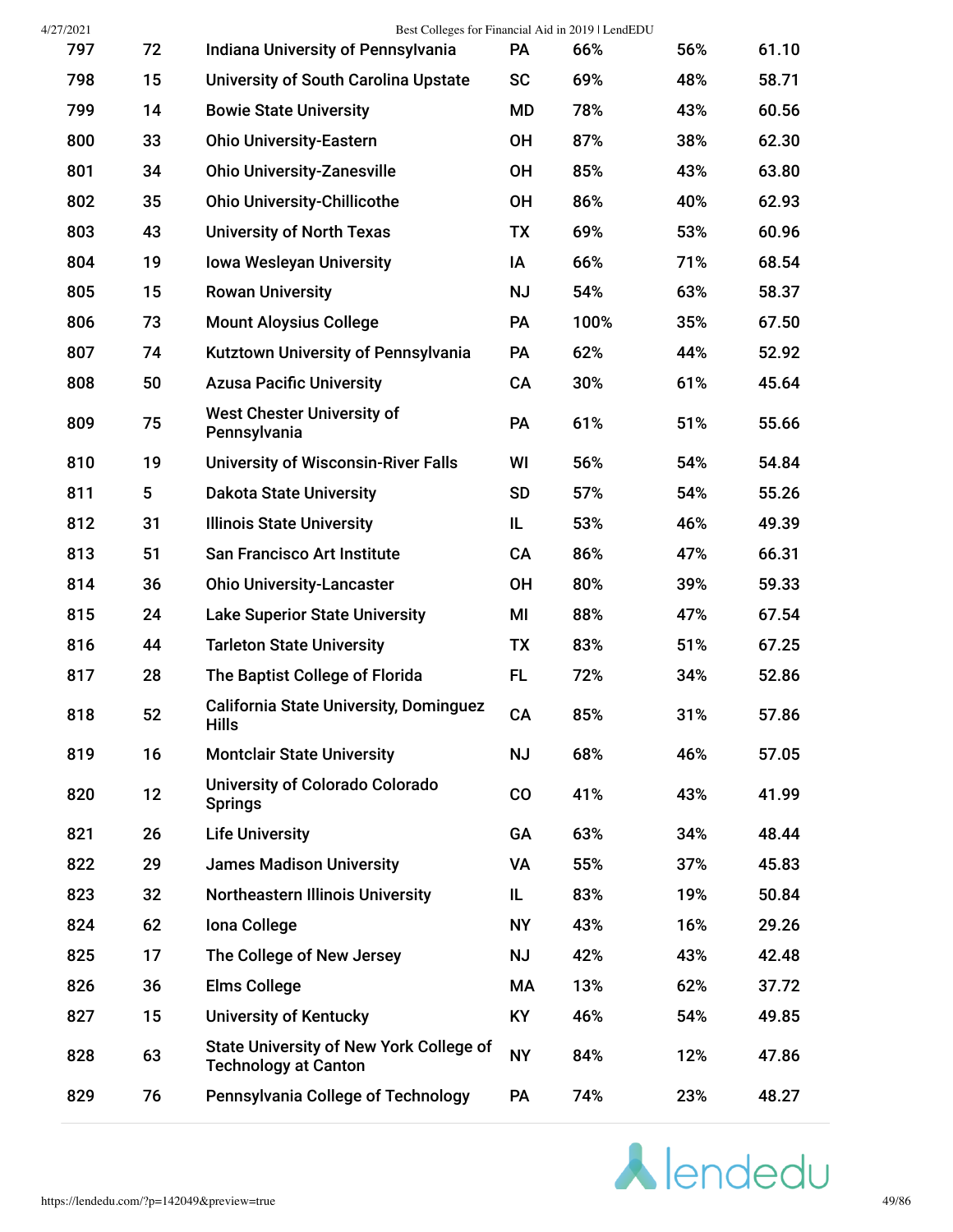| 797 | 72 | Indiana University of Pennsylvania | PA | 66% | 56% | 61.10 |
|---|---|---|---|---|---|---|
| 798 | 15 | University of South Carolina Upstate | SC | 69% | 48% | 58.71 |
| 799 | 14 | Bowie State University | MD | 78% | 43% | 60.56 |
| 800 | 33 | Ohio University-Eastern | OH | 87% | 38% | 62.30 |
| 801 | 34 | Ohio University-Zanesville | OH | 85% | 43% | 63.80 |
| 802 | 35 | Ohio University-Chillicothe | OH | 86% | 40% | 62.93 |
| 803 | 43 | University of North Texas | TX | 69% | 53% | 60.96 |
| 804 | 19 | Iowa Wesleyan University | IA | 66% | 71% | 68.54 |
| 805 | 15 | Rowan University | NJ | 54% | 63% | 58.37 |
| 806 | 73 | Mount Aloysius College | PA | 100% | 35% | 67.50 |
| 807 | 74 | Kutztown University of Pennsylvania | PA | 62% | 44% | 52.92 |
| 808 | 50 | Azusa Pacific University | CA | 30% | 61% | 45.64 |
| 809 | 75 | West Chester University of Pennsylvania | PA | 61% | 51% | 55.66 |
| 810 | 19 | University of Wisconsin-River Falls | WI | 56% | 54% | 54.84 |
| 811 | 5 | Dakota State University | SD | 57% | 54% | 55.26 |
| 812 | 31 | Illinois State University | IL | 53% | 46% | 49.39 |
| 813 | 51 | San Francisco Art Institute | CA | 86% | 47% | 66.31 |
| 814 | 36 | Ohio University-Lancaster | OH | 80% | 39% | 59.33 |
| 815 | 24 | Lake Superior State University | MI | 88% | 47% | 67.54 |
| 816 | 44 | Tarleton State University | TX | 83% | 51% | 67.25 |
| 817 | 28 | The Baptist College of Florida | FL | 72% | 34% | 52.86 |
| 818 | 52 | California State University, Dominguez Hills | CA | 85% | 31% | 57.86 |
| 819 | 16 | Montclair State University | NJ | 68% | 46% | 57.05 |
| 820 | 12 | University of Colorado Colorado Springs | CO | 41% | 43% | 41.99 |
| 821 | 26 | Life University | GA | 63% | 34% | 48.44 |
| 822 | 29 | James Madison University | VA | 55% | 37% | 45.83 |
| 823 | 32 | Northeastern Illinois University | IL | 83% | 19% | 50.84 |
| 824 | 62 | Iona College | NY | 43% | 16% | 29.26 |
| 825 | 17 | The College of New Jersey | NJ | 42% | 43% | 42.48 |
| 826 | 36 | Elms College | MA | 13% | 62% | 37.72 |
| 827 | 15 | University of Kentucky | KY | 46% | 54% | 49.85 |
| 828 | 63 | State University of New York College of Technology at Canton | NY | 84% | 12% | 47.86 |
| 829 | 76 | Pennsylvania College of Technology | PA | 74% | 23% | 48.27 |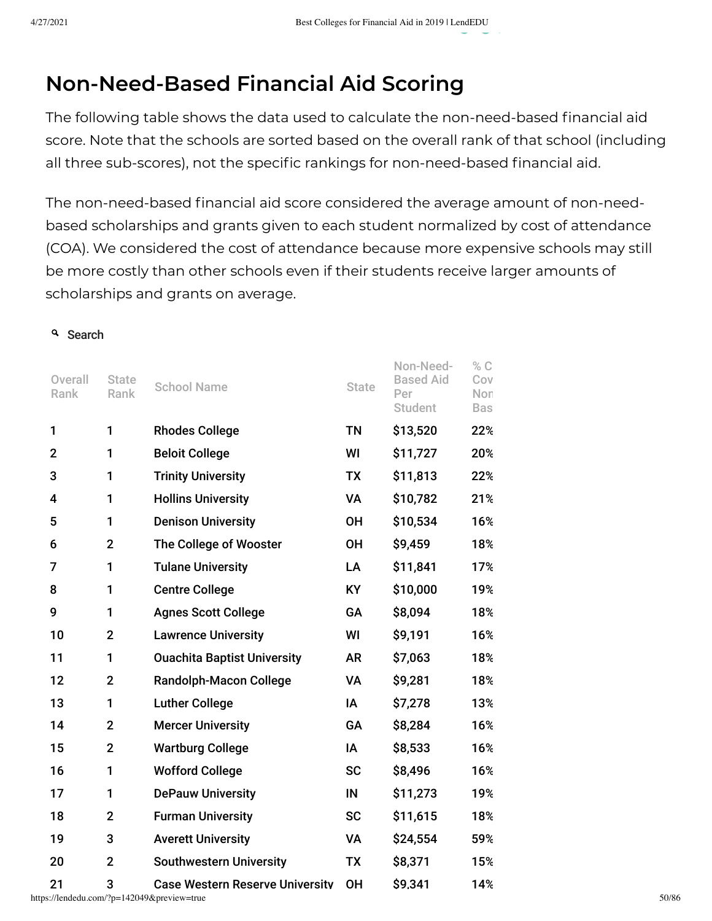## Non-Need-Based Financial Aid Scoring

The following table shows the data used to calculate the non-need-based financial aid score. Note that the schools are sorted based on the overall rank of that school (including all three sub-scores), not the specific rankings for non-need-based financial aid.

The non-need-based financial aid score considered the average amount of non-need-based scholarships and grants given to each student normalized by cost of attendance (COA). We considered the cost of attendance because more expensive schools may still be more costly than other schools even if their students receive larger amounts of scholarships and grants on average.

Search

| Overall Rank | State Rank | School Name | State | Non-Need-Based Aid Per Student | % C Cov Non Bas |
|---|---|---|---|---|---|
| 1 | 1 | Rhodes College | TN | $13,520 | 22% |
| 2 | 1 | Beloit College | WI | $11,727 | 20% |
| 3 | 1 | Trinity University | TX | $11,813 | 22% |
| 4 | 1 | Hollins University | VA | $10,782 | 21% |
| 5 | 1 | Denison University | OH | $10,534 | 16% |
| 6 | 2 | The College of Wooster | OH | $9,459 | 18% |
| 7 | 1 | Tulane University | LA | $11,841 | 17% |
| 8 | 1 | Centre College | KY | $10,000 | 19% |
| 9 | 1 | Agnes Scott College | GA | $8,094 | 18% |
| 10 | 2 | Lawrence University | WI | $9,191 | 16% |
| 11 | 1 | Ouachita Baptist University | AR | $7,063 | 18% |
| 12 | 2 | Randolph-Macon College | VA | $9,281 | 18% |
| 13 | 1 | Luther College | IA | $7,278 | 13% |
| 14 | 2 | Mercer University | GA | $8,284 | 16% |
| 15 | 2 | Wartburg College | IA | $8,533 | 16% |
| 16 | 1 | Wofford College | SC | $8,496 | 16% |
| 17 | 1 | DePauw University | IN | $11,273 | 19% |
| 18 | 2 | Furman University | SC | $11,615 | 18% |
| 19 | 3 | Averett University | VA | $24,554 | 59% |
| 20 | 2 | Southwestern University | TX | $8,371 | 15% |
| 21 | 3 | Case Western Reserve University | OH | $9,341 | 14% |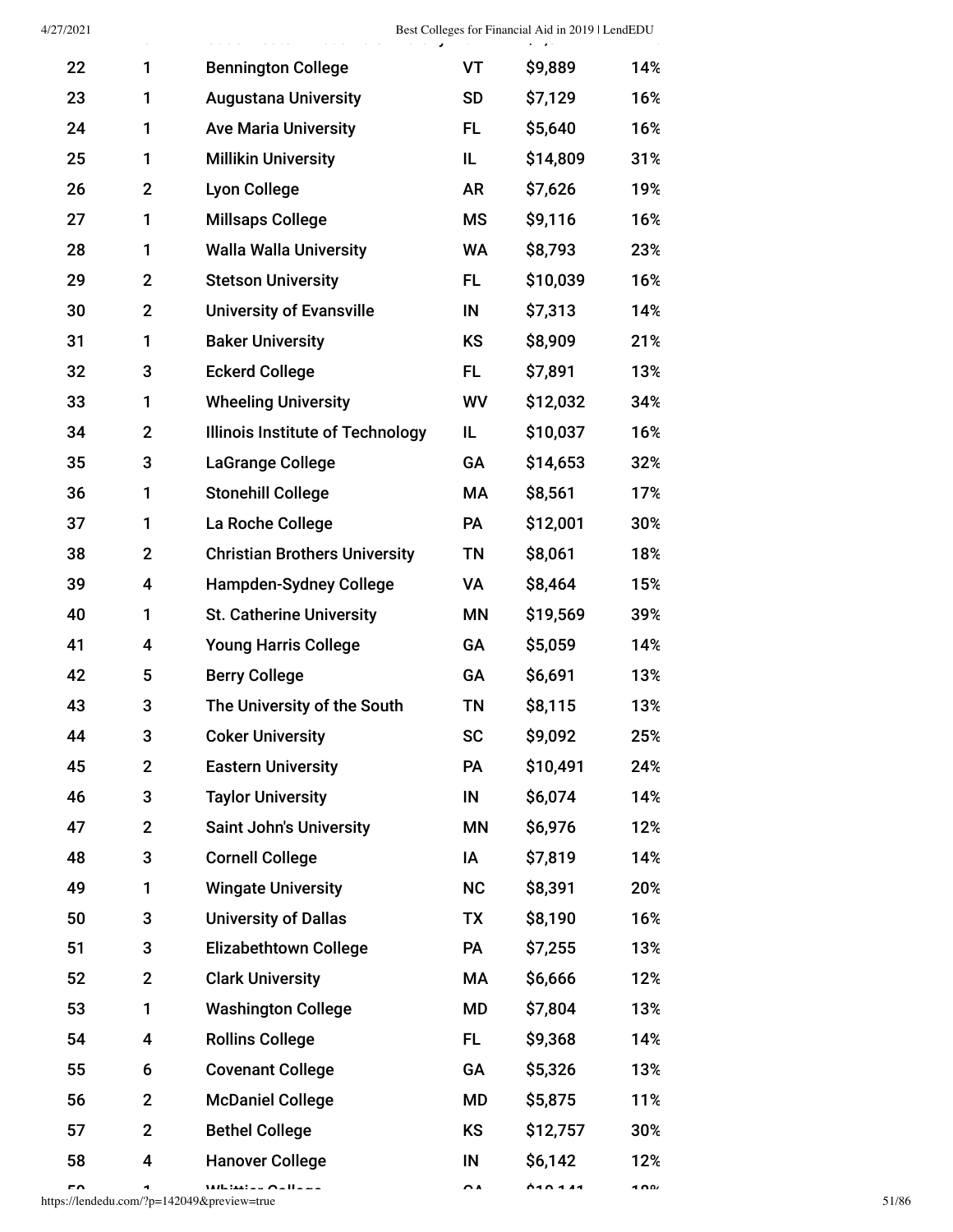| | | | | | |
|---|---|---|---|---|---|
| 22 | 1 | Bennington College | VT | $9,889 | 14% |
| 23 | 1 | Augustana University | SD | $7,129 | 16% |
| 24 | 1 | Ave Maria University | FL | $5,640 | 16% |
| 25 | 1 | Millikin University | IL | $14,809 | 31% |
| 26 | 2 | Lyon College | AR | $7,626 | 19% |
| 27 | 1 | Millsaps College | MS | $9,116 | 16% |
| 28 | 1 | Walla Walla University | WA | $8,793 | 23% |
| 29 | 2 | Stetson University | FL | $10,039 | 16% |
| 30 | 2 | University of Evansville | IN | $7,313 | 14% |
| 31 | 1 | Baker University | KS | $8,909 | 21% |
| 32 | 3 | Eckerd College | FL | $7,891 | 13% |
| 33 | 1 | Wheeling University | WV | $12,032 | 34% |
| 34 | 2 | Illinois Institute of Technology | IL | $10,037 | 16% |
| 35 | 3 | LaGrange College | GA | $14,653 | 32% |
| 36 | 1 | Stonehill College | MA | $8,561 | 17% |
| 37 | 1 | La Roche College | PA | $12,001 | 30% |
| 38 | 2 | Christian Brothers University | TN | $8,061 | 18% |
| 39 | 4 | Hampden-Sydney College | VA | $8,464 | 15% |
| 40 | 1 | St. Catherine University | MN | $19,569 | 39% |
| 41 | 4 | Young Harris College | GA | $5,059 | 14% |
| 42 | 5 | Berry College | GA | $6,691 | 13% |
| 43 | 3 | The University of the South | TN | $8,115 | 13% |
| 44 | 3 | Coker University | SC | $9,092 | 25% |
| 45 | 2 | Eastern University | PA | $10,491 | 24% |
| 46 | 3 | Taylor University | IN | $6,074 | 14% |
| 47 | 2 | Saint John's University | MN | $6,976 | 12% |
| 48 | 3 | Cornell College | IA | $7,819 | 14% |
| 49 | 1 | Wingate University | NC | $8,391 | 20% |
| 50 | 3 | University of Dallas | TX | $8,190 | 16% |
| 51 | 3 | Elizabethtown College | PA | $7,255 | 13% |
| 52 | 2 | Clark University | MA | $6,666 | 12% |
| 53 | 1 | Washington College | MD | $7,804 | 13% |
| 54 | 4 | Rollins College | FL | $9,368 | 14% |
| 55 | 6 | Covenant College | GA | $5,326 | 13% |
| 56 | 2 | McDaniel College | MD | $5,875 | 11% |
| 57 | 2 | Bethel College | KS | $12,757 | 30% |
| 58 | 4 | Hanover College | IN | $6,142 | 12% |
| 59 | 1 | Whittier College | CA | $10,141 | 18% |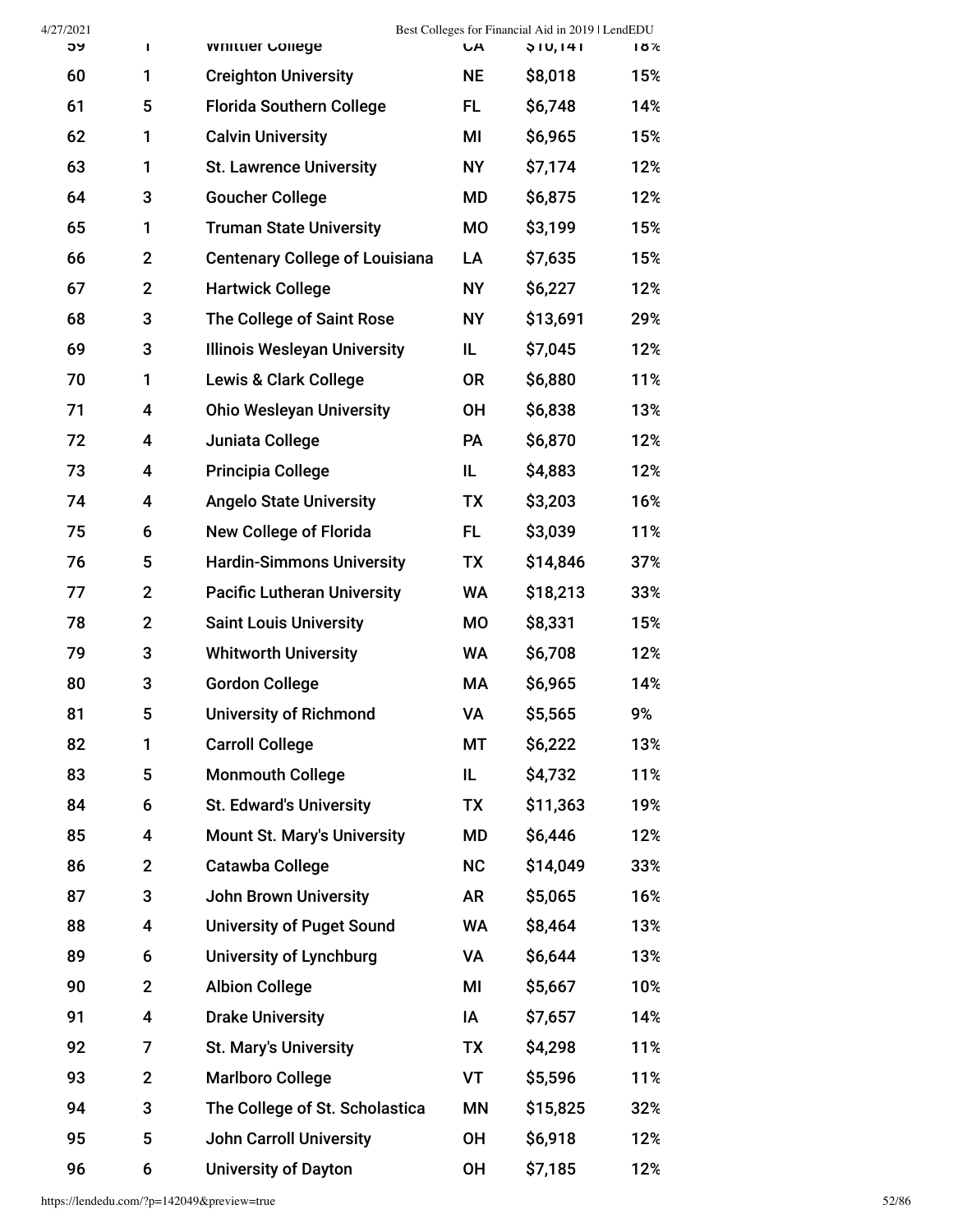| | | | | | |
|---|---|---|---|---|---|
| 59 | 1 | Whittier College | CA | $10,141 | 18% |
| 60 | 1 | Creighton University | NE | $8,018 | 15% |
| 61 | 5 | Florida Southern College | FL | $6,748 | 14% |
| 62 | 1 | Calvin University | MI | $6,965 | 15% |
| 63 | 1 | St. Lawrence University | NY | $7,174 | 12% |
| 64 | 3 | Goucher College | MD | $6,875 | 12% |
| 65 | 1 | Truman State University | MO | $3,199 | 15% |
| 66 | 2 | Centenary College of Louisiana | LA | $7,635 | 15% |
| 67 | 2 | Hartwick College | NY | $6,227 | 12% |
| 68 | 3 | The College of Saint Rose | NY | $13,691 | 29% |
| 69 | 3 | Illinois Wesleyan University | IL | $7,045 | 12% |
| 70 | 1 | Lewis & Clark College | OR | $6,880 | 11% |
| 71 | 4 | Ohio Wesleyan University | OH | $6,838 | 13% |
| 72 | 4 | Juniata College | PA | $6,870 | 12% |
| 73 | 4 | Principia College | IL | $4,883 | 12% |
| 74 | 4 | Angelo State University | TX | $3,203 | 16% |
| 75 | 6 | New College of Florida | FL | $3,039 | 11% |
| 76 | 5 | Hardin-Simmons University | TX | $14,846 | 37% |
| 77 | 2 | Pacific Lutheran University | WA | $18,213 | 33% |
| 78 | 2 | Saint Louis University | MO | $8,331 | 15% |
| 79 | 3 | Whitworth University | WA | $6,708 | 12% |
| 80 | 3 | Gordon College | MA | $6,965 | 14% |
| 81 | 5 | University of Richmond | VA | $5,565 | 9% |
| 82 | 1 | Carroll College | MT | $6,222 | 13% |
| 83 | 5 | Monmouth College | IL | $4,732 | 11% |
| 84 | 6 | St. Edward's University | TX | $11,363 | 19% |
| 85 | 4 | Mount St. Mary's University | MD | $6,446 | 12% |
| 86 | 2 | Catawba College | NC | $14,049 | 33% |
| 87 | 3 | John Brown University | AR | $5,065 | 16% |
| 88 | 4 | University of Puget Sound | WA | $8,464 | 13% |
| 89 | 6 | University of Lynchburg | VA | $6,644 | 13% |
| 90 | 2 | Albion College | MI | $5,667 | 10% |
| 91 | 4 | Drake University | IA | $7,657 | 14% |
| 92 | 7 | St. Mary's University | TX | $4,298 | 11% |
| 93 | 2 | Marlboro College | VT | $5,596 | 11% |
| 94 | 3 | The College of St. Scholastica | MN | $15,825 | 32% |
| 95 | 5 | John Carroll University | OH | $6,918 | 12% |
| 96 | 6 | University of Dayton | OH | $7,185 | 12% |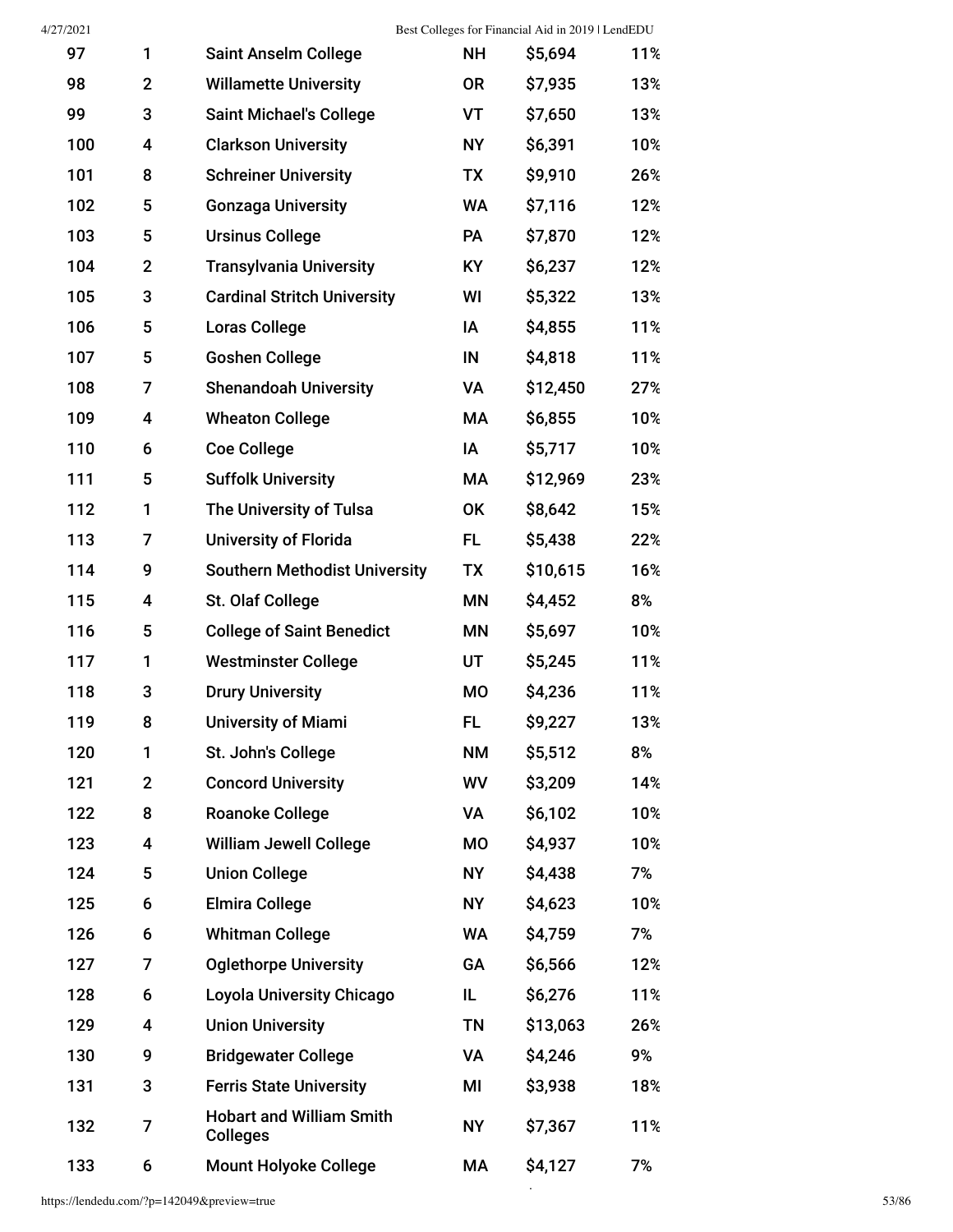| | | | | | |
|---|---|---|---|---|---|
| 97 | 1 | **Saint Anselm College** | **NH** | $5,694 | 11% |
| 98 | 2 | **Willamette University** | **OR** | $7,935 | 13% |
| 99 | 3 | **Saint Michael's College** | **VT** | $7,650 | 13% |
| 100 | 4 | **Clarkson University** | **NY** | $6,391 | 10% |
| 101 | 8 | **Schreiner University** | **TX** | $9,910 | 26% |
| 102 | 5 | **Gonzaga University** | **WA** | $7,116 | 12% |
| 103 | 5 | **Ursinus College** | **PA** | $7,870 | 12% |
| 104 | 2 | **Transylvania University** | **KY** | $6,237 | 12% |
| 105 | 3 | **Cardinal Stritch University** | **WI** | $5,322 | 13% |
| 106 | 5 | **Loras College** | **IA** | $4,855 | 11% |
| 107 | 5 | **Goshen College** | **IN** | $4,818 | 11% |
| 108 | 7 | **Shenandoah University** | **VA** | $12,450 | 27% |
| 109 | 4 | **Wheaton College** | **MA** | $6,855 | 10% |
| 110 | 6 | **Coe College** | **IA** | $5,717 | 10% |
| 111 | 5 | **Suffolk University** | **MA** | $12,969 | 23% |
| 112 | 1 | **The University of Tulsa** | **OK** | $8,642 | 15% |
| 113 | 7 | **University of Florida** | **FL** | $5,438 | 22% |
| 114 | 9 | **Southern Methodist University** | **TX** | $10,615 | 16% |
| 115 | 4 | **St. Olaf College** | **MN** | $4,452 | 8% |
| 116 | 5 | **College of Saint Benedict** | **MN** | $5,697 | 10% |
| 117 | 1 | **Westminster College** | **UT** | $5,245 | 11% |
| 118 | 3 | **Drury University** | **MO** | $4,236 | 11% |
| 119 | 8 | **University of Miami** | **FL** | $9,227 | 13% |
| 120 | 1 | **St. John's College** | **NM** | $5,512 | 8% |
| 121 | 2 | **Concord University** | **WV** | $3,209 | 14% |
| 122 | 8 | **Roanoke College** | **VA** | $6,102 | 10% |
| 123 | 4 | **William Jewell College** | **MO** | $4,937 | 10% |
| 124 | 5 | **Union College** | **NY** | $4,438 | 7% |
| 125 | 6 | **Elmira College** | **NY** | $4,623 | 10% |
| 126 | 6 | **Whitman College** | **WA** | $4,759 | 7% |
| 127 | 7 | **Oglethorpe University** | **GA** | $6,566 | 12% |
| 128 | 6 | **Loyola University Chicago** | **IL** | $6,276 | 11% |
| 129 | 4 | **Union University** | **TN** | $13,063 | 26% |
| 130 | 9 | **Bridgewater College** | **VA** | $4,246 | 9% |
| 131 | 3 | **Ferris State University** | **MI** | $3,938 | 18% |
| 132 | 7 | **Hobart and William Smith Colleges** | **NY** | $7,367 | 11% |
| 133 | 6 | **Mount Holyoke College** | **MA** | $4,127 | 7% |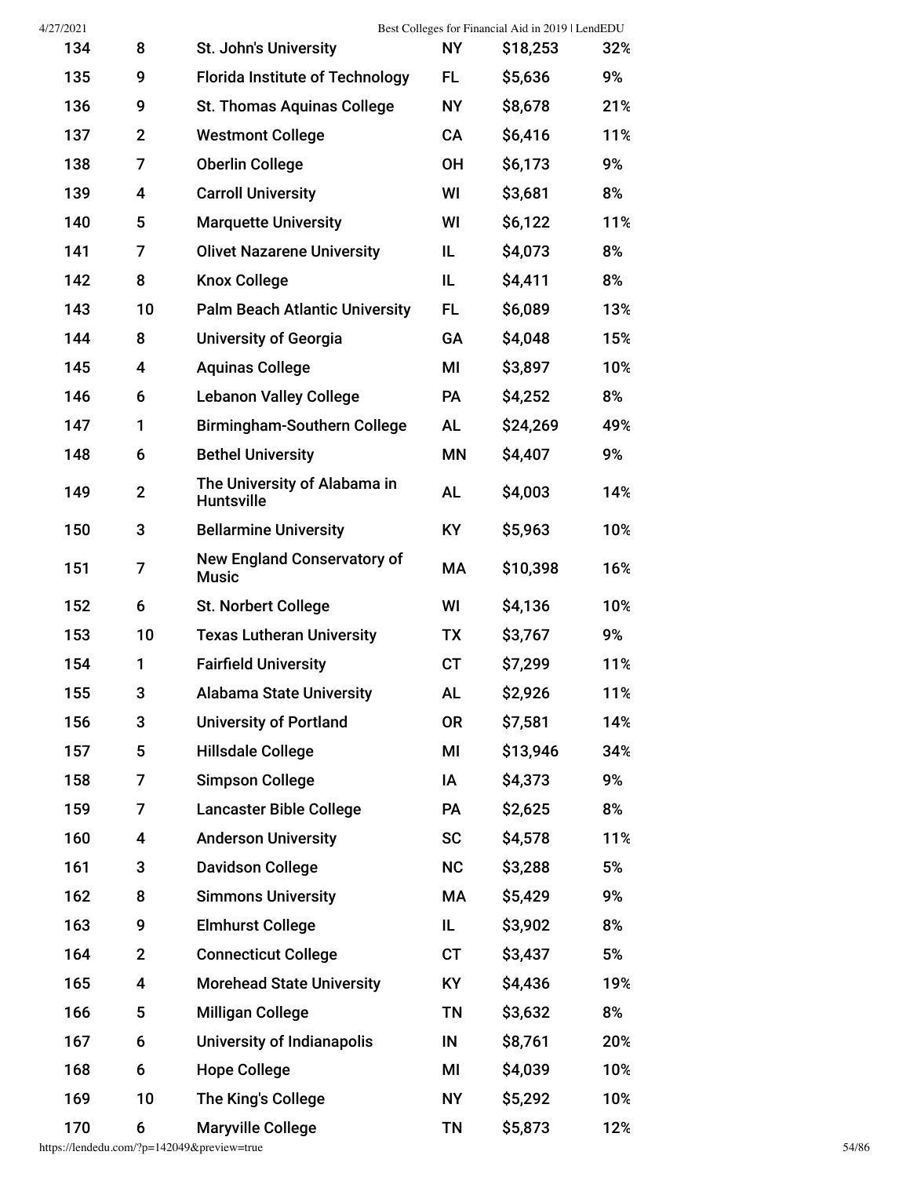| | | | | | |
|---|---|---|---|---|---|
| 134 | 8 | St. John's University | NY | $18,253 | 32% |
| 135 | 9 | Florida Institute of Technology | FL | $5,636 | 9% |
| 136 | 9 | St. Thomas Aquinas College | NY | $8,678 | 21% |
| 137 | 2 | Westmont College | CA | $6,416 | 11% |
| 138 | 7 | Oberlin College | OH | $6,173 | 9% |
| 139 | 4 | Carroll University | WI | $3,681 | 8% |
| 140 | 5 | Marquette University | WI | $6,122 | 11% |
| 141 | 7 | Olivet Nazarene University | IL | $4,073 | 8% |
| 142 | 8 | Knox College | IL | $4,411 | 8% |
| 143 | 10 | Palm Beach Atlantic University | FL | $6,089 | 13% |
| 144 | 8 | University of Georgia | GA | $4,048 | 15% |
| 145 | 4 | Aquinas College | MI | $3,897 | 10% |
| 146 | 6 | Lebanon Valley College | PA | $4,252 | 8% |
| 147 | 1 | Birmingham-Southern College | AL | $24,269 | 49% |
| 148 | 6 | Bethel University | MN | $4,407 | 9% |
| 149 | 2 | The University of Alabama in Huntsville | AL | $4,003 | 14% |
| 150 | 3 | Bellarmine University | KY | $5,963 | 10% |
| 151 | 7 | New England Conservatory of Music | MA | $10,398 | 16% |
| 152 | 6 | St. Norbert College | WI | $4,136 | 10% |
| 153 | 10 | Texas Lutheran University | TX | $3,767 | 9% |
| 154 | 1 | Fairfield University | CT | $7,299 | 11% |
| 155 | 3 | Alabama State University | AL | $2,926 | 11% |
| 156 | 3 | University of Portland | OR | $7,581 | 14% |
| 157 | 5 | Hillsdale College | MI | $13,946 | 34% |
| 158 | 7 | Simpson College | IA | $4,373 | 9% |
| 159 | 7 | Lancaster Bible College | PA | $2,625 | 8% |
| 160 | 4 | Anderson University | SC | $4,578 | 11% |
| 161 | 3 | Davidson College | NC | $3,288 | 5% |
| 162 | 8 | Simmons University | MA | $5,429 | 9% |
| 163 | 9 | Elmhurst College | IL | $3,902 | 8% |
| 164 | 2 | Connecticut College | CT | $3,437 | 5% |
| 165 | 4 | Morehead State University | KY | $4,436 | 19% |
| 166 | 5 | Milligan College | TN | $3,632 | 8% |
| 167 | 6 | University of Indianapolis | IN | $8,761 | 20% |
| 168 | 6 | Hope College | MI | $4,039 | 10% |
| 169 | 10 | The King's College | NY | $5,292 | 10% |
| 170 | 6 | Maryville College | TN | $5,873 | 12% |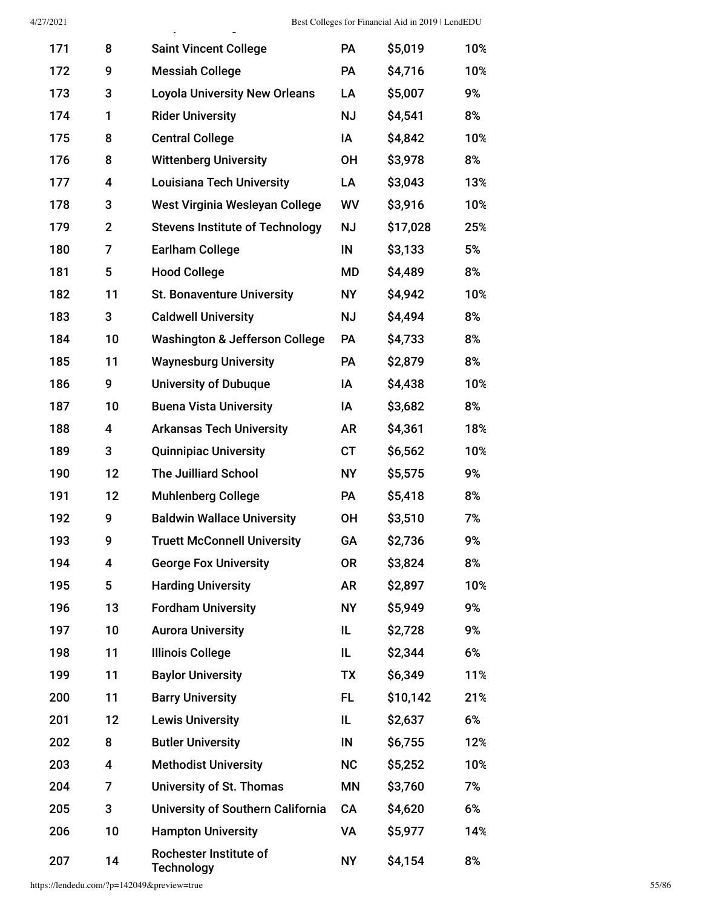| | | | | | |
|---|---|---|---|---|---|
| 171 | 8 | Saint Vincent College | PA | $5,019 | 10% |
| 172 | 9 | Messiah College | PA | $4,716 | 10% |
| 173 | 3 | Loyola University New Orleans | LA | $5,007 | 9% |
| 174 | 1 | Rider University | NJ | $4,541 | 8% |
| 175 | 8 | Central College | IA | $4,842 | 10% |
| 176 | 8 | Wittenberg University | OH | $3,978 | 8% |
| 177 | 4 | Louisiana Tech University | LA | $3,043 | 13% |
| 178 | 3 | West Virginia Wesleyan College | WV | $3,916 | 10% |
| 179 | 2 | Stevens Institute of Technology | NJ | $17,028 | 25% |
| 180 | 7 | Earlham College | IN | $3,133 | 5% |
| 181 | 5 | Hood College | MD | $4,489 | 8% |
| 182 | 11 | St. Bonaventure University | NY | $4,942 | 10% |
| 183 | 3 | Caldwell University | NJ | $4,494 | 8% |
| 184 | 10 | Washington & Jefferson College | PA | $4,733 | 8% |
| 185 | 11 | Waynesburg University | PA | $2,879 | 8% |
| 186 | 9 | University of Dubuque | IA | $4,438 | 10% |
| 187 | 10 | Buena Vista University | IA | $3,682 | 8% |
| 188 | 4 | Arkansas Tech University | AR | $4,361 | 18% |
| 189 | 3 | Quinnipiac University | CT | $6,562 | 10% |
| 190 | 12 | The Juilliard School | NY | $5,575 | 9% |
| 191 | 12 | Muhlenberg College | PA | $5,418 | 8% |
| 192 | 9 | Baldwin Wallace University | OH | $3,510 | 7% |
| 193 | 9 | Truett McConnell University | GA | $2,736 | 9% |
| 194 | 4 | George Fox University | OR | $3,824 | 8% |
| 195 | 5 | Harding University | AR | $2,897 | 10% |
| 196 | 13 | Fordham University | NY | $5,949 | 9% |
| 197 | 10 | Aurora University | IL | $2,728 | 9% |
| 198 | 11 | Illinois College | IL | $2,344 | 6% |
| 199 | 11 | Baylor University | TX | $6,349 | 11% |
| 200 | 11 | Barry University | FL | $10,142 | 21% |
| 201 | 12 | Lewis University | IL | $2,637 | 6% |
| 202 | 8 | Butler University | IN | $6,755 | 12% |
| 203 | 4 | Methodist University | NC | $5,252 | 10% |
| 204 | 7 | University of St. Thomas | MN | $3,760 | 7% |
| 205 | 3 | University of Southern California | CA | $4,620 | 6% |
| 206 | 10 | Hampton University | VA | $5,977 | 14% |
| 207 | 14 | Rochester Institute of Technology | NY | $4,154 | 8% |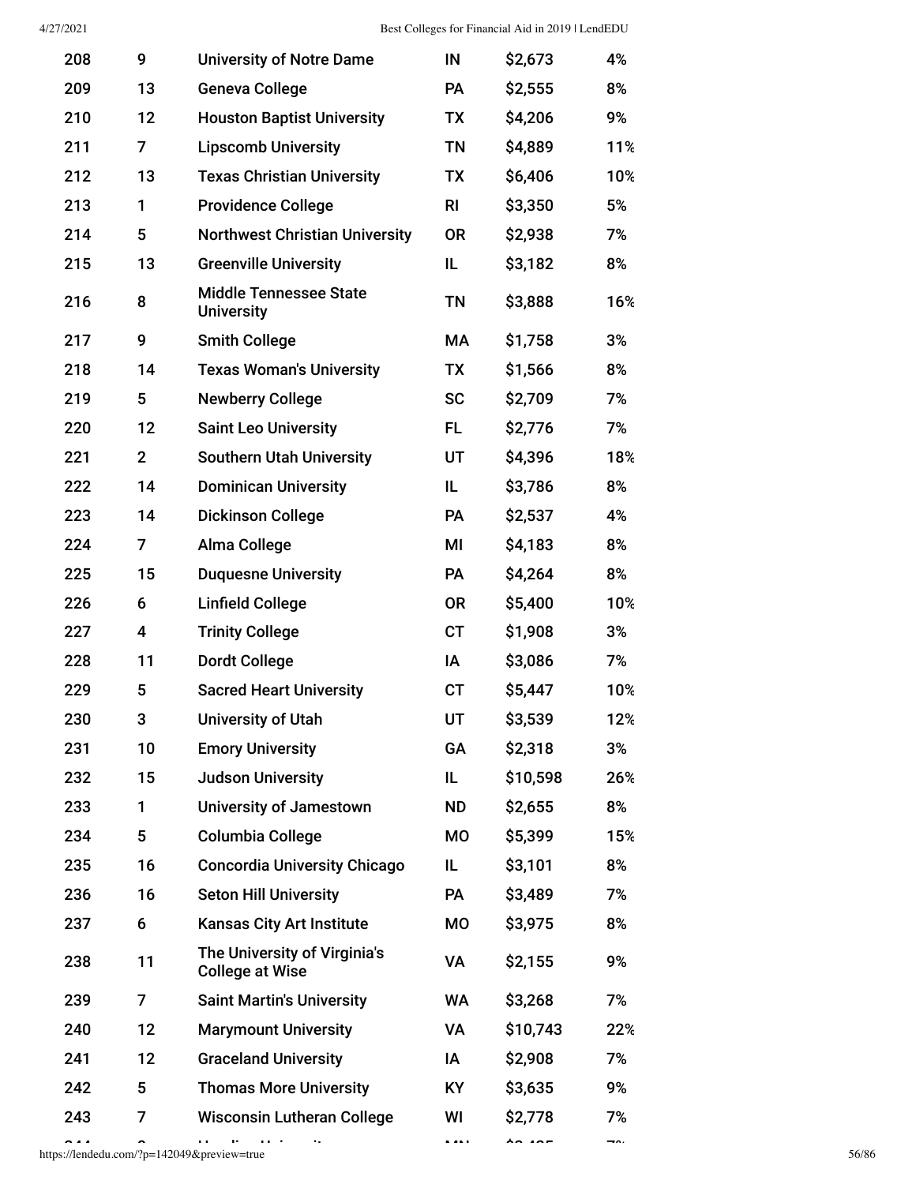| | | | | | |
|---|---|---|---|---|---|
| 208 | 9 | University of Notre Dame | IN | $2,673 | 4% |
| 209 | 13 | Geneva College | PA | $2,555 | 8% |
| 210 | 12 | Houston Baptist University | TX | $4,206 | 9% |
| 211 | 7 | Lipscomb University | TN | $4,889 | 11% |
| 212 | 13 | Texas Christian University | TX | $6,406 | 10% |
| 213 | 1 | Providence College | RI | $3,350 | 5% |
| 214 | 5 | Northwest Christian University | OR | $2,938 | 7% |
| 215 | 13 | Greenville University | IL | $3,182 | 8% |
| 216 | 8 | Middle Tennessee State University | TN | $3,888 | 16% |
| 217 | 9 | Smith College | MA | $1,758 | 3% |
| 218 | 14 | Texas Woman's University | TX | $1,566 | 8% |
| 219 | 5 | Newberry College | SC | $2,709 | 7% |
| 220 | 12 | Saint Leo University | FL | $2,776 | 7% |
| 221 | 2 | Southern Utah University | UT | $4,396 | 18% |
| 222 | 14 | Dominican University | IL | $3,786 | 8% |
| 223 | 14 | Dickinson College | PA | $2,537 | 4% |
| 224 | 7 | Alma College | MI | $4,183 | 8% |
| 225 | 15 | Duquesne University | PA | $4,264 | 8% |
| 226 | 6 | Linfield College | OR | $5,400 | 10% |
| 227 | 4 | Trinity College | CT | $1,908 | 3% |
| 228 | 11 | Dordt College | IA | $3,086 | 7% |
| 229 | 5 | Sacred Heart University | CT | $5,447 | 10% |
| 230 | 3 | University of Utah | UT | $3,539 | 12% |
| 231 | 10 | Emory University | GA | $2,318 | 3% |
| 232 | 15 | Judson University | IL | $10,598 | 26% |
| 233 | 1 | University of Jamestown | ND | $2,655 | 8% |
| 234 | 5 | Columbia College | MO | $5,399 | 15% |
| 235 | 16 | Concordia University Chicago | IL | $3,101 | 8% |
| 236 | 16 | Seton Hill University | PA | $3,489 | 7% |
| 237 | 6 | Kansas City Art Institute | MO | $3,975 | 8% |
| 238 | 11 | The University of Virginia's College at Wise | VA | $2,155 | 9% |
| 239 | 7 | Saint Martin's University | WA | $3,268 | 7% |
| 240 | 12 | Marymount University | VA | $10,743 | 22% |
| 241 | 12 | Graceland University | IA | $2,908 | 7% |
| 242 | 5 | Thomas More University | KY | $3,635 | 9% |
| 243 | 7 | Wisconsin Lutheran College | WI | $2,778 | 7% |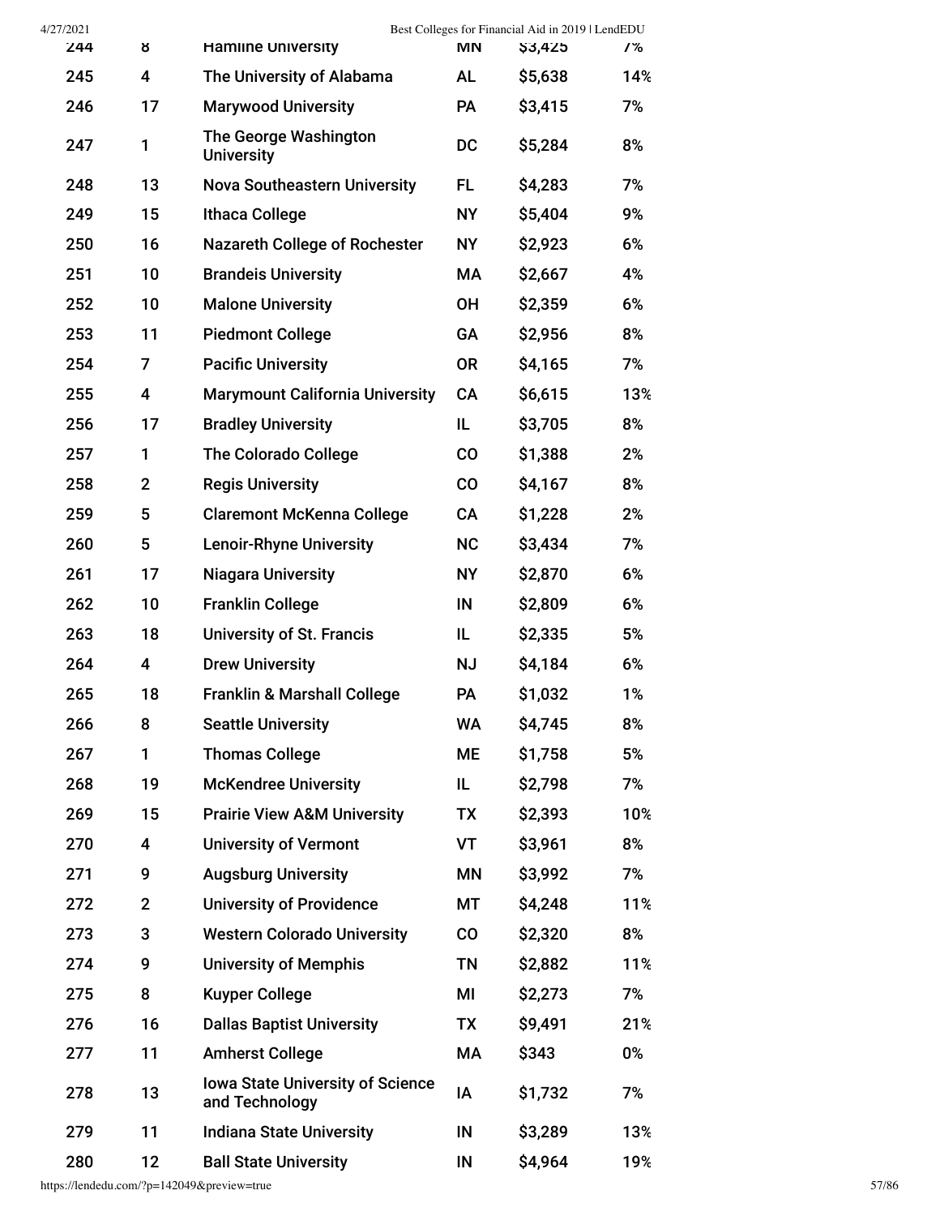| 244 | 8 | Hamline University | MN | $3,425 | 7% |
|---|---|---|---|---|---|
| 245 | 4 | The University of Alabama | AL | $5,638 | 14% |
| 246 | 17 | Marywood University | PA | $3,415 | 7% |
| 247 | 1 | The George Washington University | DC | $5,284 | 8% |
| 248 | 13 | Nova Southeastern University | FL | $4,283 | 7% |
| 249 | 15 | Ithaca College | NY | $5,404 | 9% |
| 250 | 16 | Nazareth College of Rochester | NY | $2,923 | 6% |
| 251 | 10 | Brandeis University | MA | $2,667 | 4% |
| 252 | 10 | Malone University | OH | $2,359 | 6% |
| 253 | 11 | Piedmont College | GA | $2,956 | 8% |
| 254 | 7 | Pacific University | OR | $4,165 | 7% |
| 255 | 4 | Marymount California University | CA | $6,615 | 13% |
| 256 | 17 | Bradley University | IL | $3,705 | 8% |
| 257 | 1 | The Colorado College | CO | $1,388 | 2% |
| 258 | 2 | Regis University | CO | $4,167 | 8% |
| 259 | 5 | Claremont McKenna College | CA | $1,228 | 2% |
| 260 | 5 | Lenoir-Rhyne University | NC | $3,434 | 7% |
| 261 | 17 | Niagara University | NY | $2,870 | 6% |
| 262 | 10 | Franklin College | IN | $2,809 | 6% |
| 263 | 18 | University of St. Francis | IL | $2,335 | 5% |
| 264 | 4 | Drew University | NJ | $4,184 | 6% |
| 265 | 18 | Franklin & Marshall College | PA | $1,032 | 1% |
| 266 | 8 | Seattle University | WA | $4,745 | 8% |
| 267 | 1 | Thomas College | ME | $1,758 | 5% |
| 268 | 19 | McKendree University | IL | $2,798 | 7% |
| 269 | 15 | Prairie View A&M University | TX | $2,393 | 10% |
| 270 | 4 | University of Vermont | VT | $3,961 | 8% |
| 271 | 9 | Augsburg University | MN | $3,992 | 7% |
| 272 | 2 | University of Providence | MT | $4,248 | 11% |
| 273 | 3 | Western Colorado University | CO | $2,320 | 8% |
| 274 | 9 | University of Memphis | TN | $2,882 | 11% |
| 275 | 8 | Kuyper College | MI | $2,273 | 7% |
| 276 | 16 | Dallas Baptist University | TX | $9,491 | 21% |
| 277 | 11 | Amherst College | MA | $343 | 0% |
| 278 | 13 | Iowa State University of Science and Technology | IA | $1,732 | 7% |
| 279 | 11 | Indiana State University | IN | $3,289 | 13% |
| 280 | 12 | Ball State University | IN | $4,964 | 19% |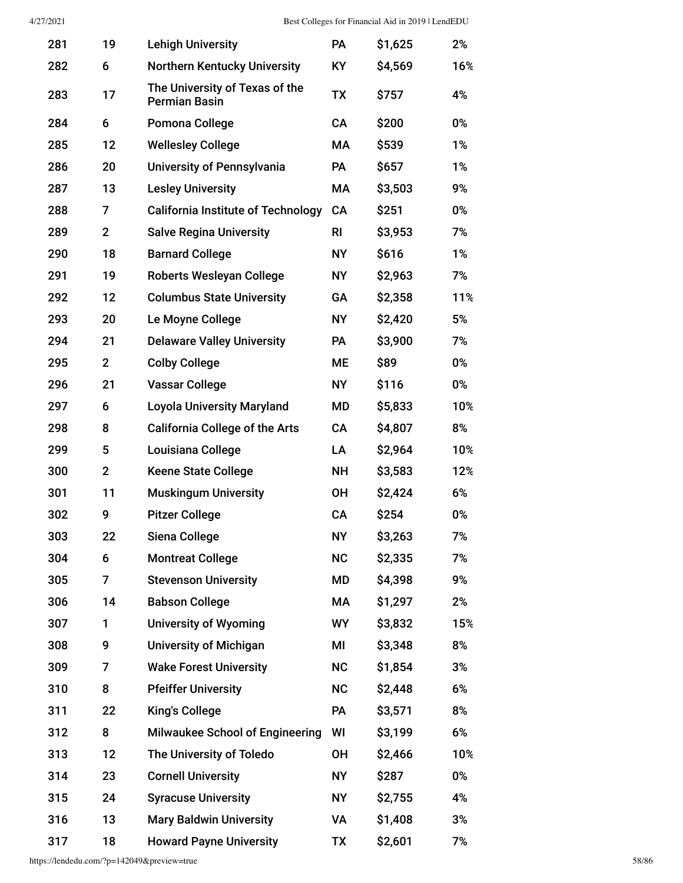| | | | | | |
|---|---|---|---|---|---|
| 281 | 19 | Lehigh University | PA | $1,625 | 2% |
| 282 | 6 | Northern Kentucky University | KY | $4,569 | 16% |
| 283 | 17 | The University of Texas of the Permian Basin | TX | $757 | 4% |
| 284 | 6 | Pomona College | CA | $200 | 0% |
| 285 | 12 | Wellesley College | MA | $539 | 1% |
| 286 | 20 | University of Pennsylvania | PA | $657 | 1% |
| 287 | 13 | Lesley University | MA | $3,503 | 9% |
| 288 | 7 | California Institute of Technology | CA | $251 | 0% |
| 289 | 2 | Salve Regina University | RI | $3,953 | 7% |
| 290 | 18 | Barnard College | NY | $616 | 1% |
| 291 | 19 | Roberts Wesleyan College | NY | $2,963 | 7% |
| 292 | 12 | Columbus State University | GA | $2,358 | 11% |
| 293 | 20 | Le Moyne College | NY | $2,420 | 5% |
| 294 | 21 | Delaware Valley University | PA | $3,900 | 7% |
| 295 | 2 | Colby College | ME | $89 | 0% |
| 296 | 21 | Vassar College | NY | $116 | 0% |
| 297 | 6 | Loyola University Maryland | MD | $5,833 | 10% |
| 298 | 8 | California College of the Arts | CA | $4,807 | 8% |
| 299 | 5 | Louisiana College | LA | $2,964 | 10% |
| 300 | 2 | Keene State College | NH | $3,583 | 12% |
| 301 | 11 | Muskingum University | OH | $2,424 | 6% |
| 302 | 9 | Pitzer College | CA | $254 | 0% |
| 303 | 22 | Siena College | NY | $3,263 | 7% |
| 304 | 6 | Montreat College | NC | $2,335 | 7% |
| 305 | 7 | Stevenson University | MD | $4,398 | 9% |
| 306 | 14 | Babson College | MA | $1,297 | 2% |
| 307 | 1 | University of Wyoming | WY | $3,832 | 15% |
| 308 | 9 | University of Michigan | MI | $3,348 | 8% |
| 309 | 7 | Wake Forest University | NC | $1,854 | 3% |
| 310 | 8 | Pfeiffer University | NC | $2,448 | 6% |
| 311 | 22 | King's College | PA | $3,571 | 8% |
| 312 | 8 | Milwaukee School of Engineering | WI | $3,199 | 6% |
| 313 | 12 | The University of Toledo | OH | $2,466 | 10% |
| 314 | 23 | Cornell University | NY | $287 | 0% |
| 315 | 24 | Syracuse University | NY | $2,755 | 4% |
| 316 | 13 | Mary Baldwin University | VA | $1,408 | 3% |
| 317 | 18 | Howard Payne University | TX | $2,601 | 7% |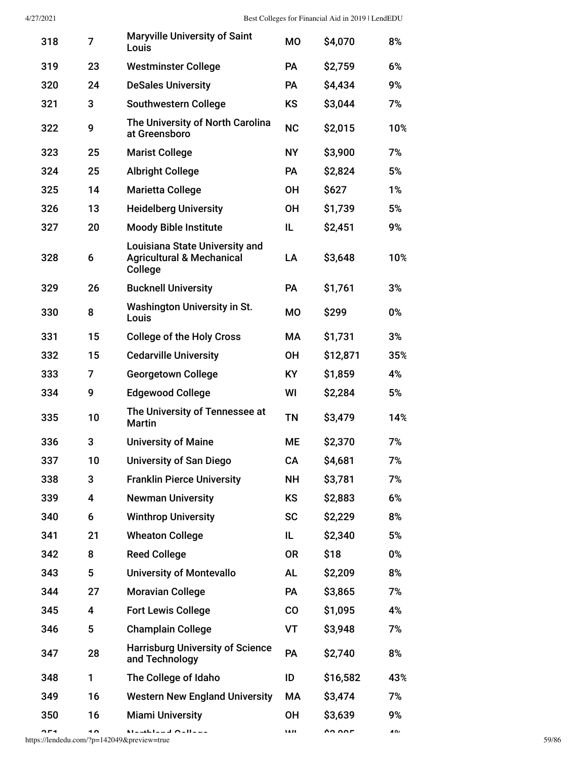| | | | | | |
|---|---|---|---|---|---|
| 318 | 7 | Maryville University of Saint Louis | MO | $4,070 | 8% |
| 319 | 23 | Westminster College | PA | $2,759 | 6% |
| 320 | 24 | DeSales University | PA | $4,434 | 9% |
| 321 | 3 | Southwestern College | KS | $3,044 | 7% |
| 322 | 9 | The University of North Carolina at Greensboro | NC | $2,015 | 10% |
| 323 | 25 | Marist College | NY | $3,900 | 7% |
| 324 | 25 | Albright College | PA | $2,824 | 5% |
| 325 | 14 | Marietta College | OH | $627 | 1% |
| 326 | 13 | Heidelberg University | OH | $1,739 | 5% |
| 327 | 20 | Moody Bible Institute | IL | $2,451 | 9% |
| 328 | 6 | Louisiana State University and Agricultural & Mechanical College | LA | $3,648 | 10% |
| 329 | 26 | Bucknell University | PA | $1,761 | 3% |
| 330 | 8 | Washington University in St. Louis | MO | $299 | 0% |
| 331 | 15 | College of the Holy Cross | MA | $1,731 | 3% |
| 332 | 15 | Cedarville University | OH | $12,871 | 35% |
| 333 | 7 | Georgetown College | KY | $1,859 | 4% |
| 334 | 9 | Edgewood College | WI | $2,284 | 5% |
| 335 | 10 | The University of Tennessee at Martin | TN | $3,479 | 14% |
| 336 | 3 | University of Maine | ME | $2,370 | 7% |
| 337 | 10 | University of San Diego | CA | $4,681 | 7% |
| 338 | 3 | Franklin Pierce University | NH | $3,781 | 7% |
| 339 | 4 | Newman University | KS | $2,883 | 6% |
| 340 | 6 | Winthrop University | SC | $2,229 | 8% |
| 341 | 21 | Wheaton College | IL | $2,340 | 5% |
| 342 | 8 | Reed College | OR | $18 | 0% |
| 343 | 5 | University of Montevallo | AL | $2,209 | 8% |
| 344 | 27 | Moravian College | PA | $3,865 | 7% |
| 345 | 4 | Fort Lewis College | CO | $1,095 | 4% |
| 346 | 5 | Champlain College | VT | $3,948 | 7% |
| 347 | 28 | Harrisburg University of Science and Technology | PA | $2,740 | 8% |
| 348 | 1 | The College of Idaho | ID | $16,582 | 43% |
| 349 | 16 | Western New England University | MA | $3,474 | 7% |
| 350 | 16 | Miami University | OH | $3,639 | 9% |
| 351 | 10 | Northland College | WI | $2,005 | 4% |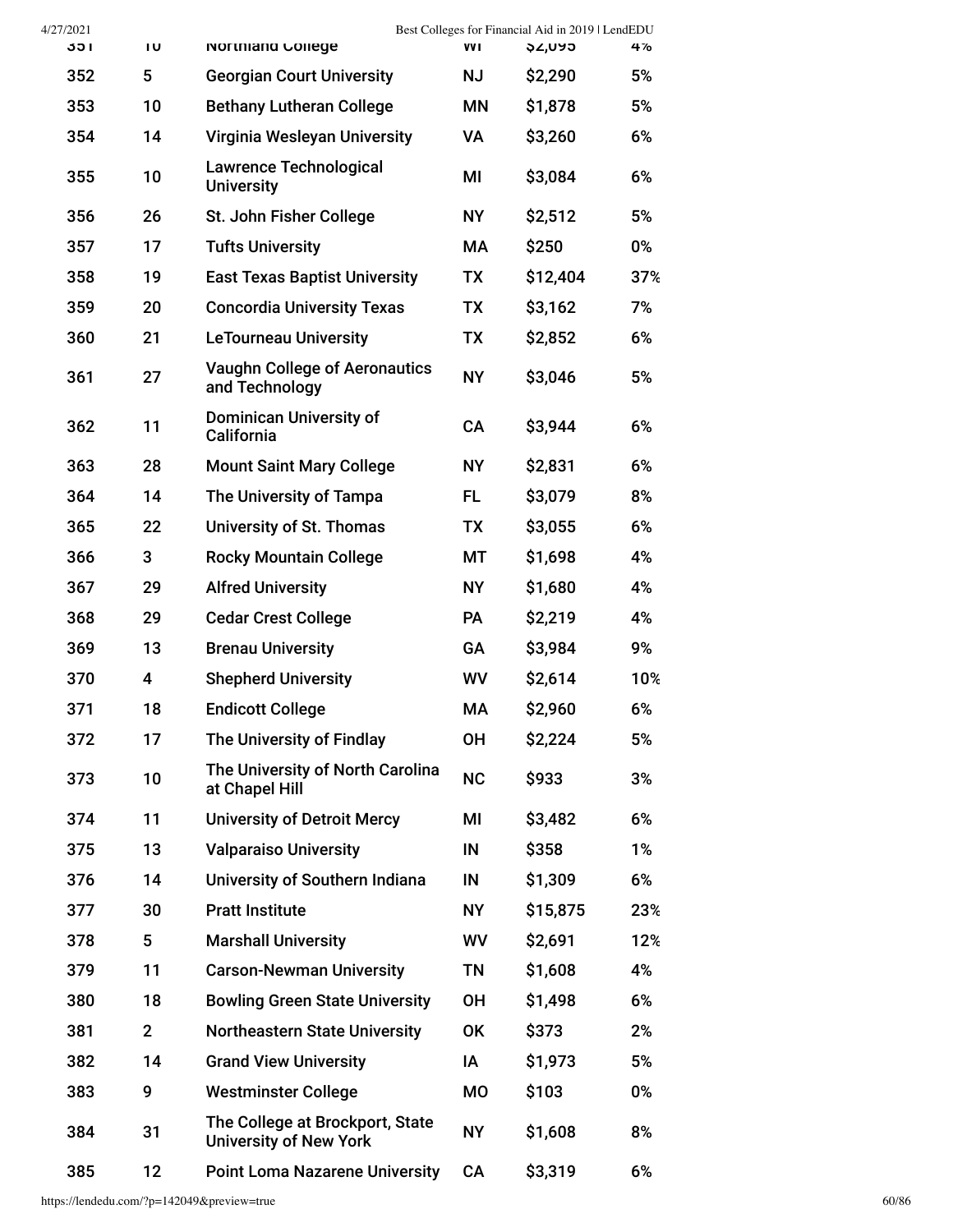| | | | | | |
|---|---|---|---|---|---|
| 351 | 10 | Northland College | WI | $2,095 | 4% |
| 352 | 5 | Georgian Court University | NJ | $2,290 | 5% |
| 353 | 10 | Bethany Lutheran College | MN | $1,878 | 5% |
| 354 | 14 | Virginia Wesleyan University | VA | $3,260 | 6% |
| 355 | 10 | Lawrence Technological University | MI | $3,084 | 6% |
| 356 | 26 | St. John Fisher College | NY | $2,512 | 5% |
| 357 | 17 | Tufts University | MA | $250 | 0% |
| 358 | 19 | East Texas Baptist University | TX | $12,404 | 37% |
| 359 | 20 | Concordia University Texas | TX | $3,162 | 7% |
| 360 | 21 | LeTourneau University | TX | $2,852 | 6% |
| 361 | 27 | Vaughn College of Aeronautics and Technology | NY | $3,046 | 5% |
| 362 | 11 | Dominican University of California | CA | $3,944 | 6% |
| 363 | 28 | Mount Saint Mary College | NY | $2,831 | 6% |
| 364 | 14 | The University of Tampa | FL | $3,079 | 8% |
| 365 | 22 | University of St. Thomas | TX | $3,055 | 6% |
| 366 | 3 | Rocky Mountain College | MT | $1,698 | 4% |
| 367 | 29 | Alfred University | NY | $1,680 | 4% |
| 368 | 29 | Cedar Crest College | PA | $2,219 | 4% |
| 369 | 13 | Brenau University | GA | $3,984 | 9% |
| 370 | 4 | Shepherd University | WV | $2,614 | 10% |
| 371 | 18 | Endicott College | MA | $2,960 | 6% |
| 372 | 17 | The University of Findlay | OH | $2,224 | 5% |
| 373 | 10 | The University of North Carolina at Chapel Hill | NC | $933 | 3% |
| 374 | 11 | University of Detroit Mercy | MI | $3,482 | 6% |
| 375 | 13 | Valparaiso University | IN | $358 | 1% |
| 376 | 14 | University of Southern Indiana | IN | $1,309 | 6% |
| 377 | 30 | Pratt Institute | NY | $15,875 | 23% |
| 378 | 5 | Marshall University | WV | $2,691 | 12% |
| 379 | 11 | Carson-Newman University | TN | $1,608 | 4% |
| 380 | 18 | Bowling Green State University | OH | $1,498 | 6% |
| 381 | 2 | Northeastern State University | OK | $373 | 2% |
| 382 | 14 | Grand View University | IA | $1,973 | 5% |
| 383 | 9 | Westminster College | MO | $103 | 0% |
| 384 | 31 | The College at Brockport, State University of New York | NY | $1,608 | 8% |
| 385 | 12 | Point Loma Nazarene University | CA | $3,319 | 6% |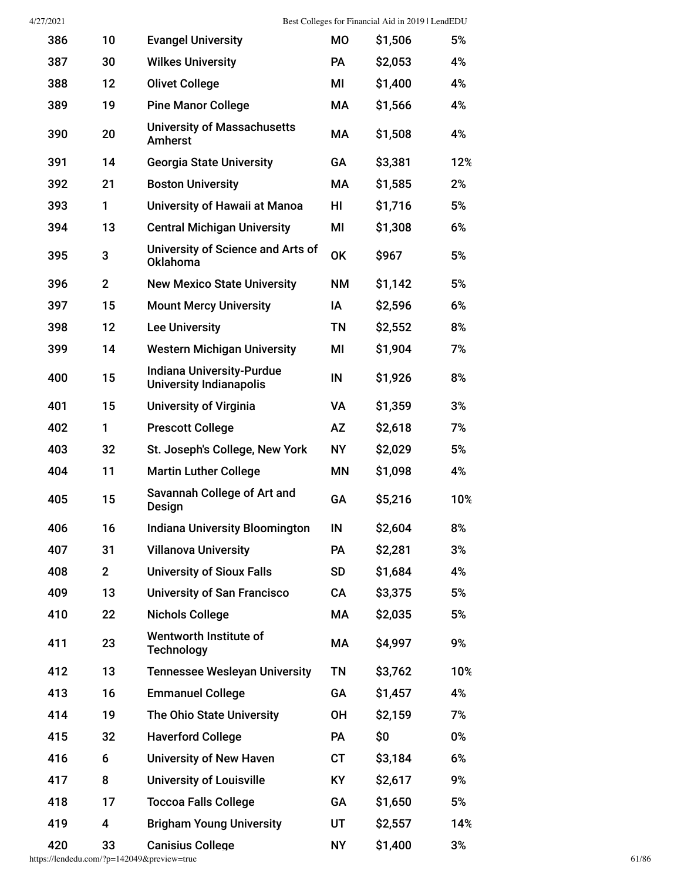| | | | | | |
|---|---|---|---|---|---|
| 386 | 10 | Evangel University | MO | $1,506 | 5% |
| 387 | 30 | Wilkes University | PA | $2,053 | 4% |
| 388 | 12 | Olivet College | MI | $1,400 | 4% |
| 389 | 19 | Pine Manor College | MA | $1,566 | 4% |
| 390 | 20 | University of Massachusetts Amherst | MA | $1,508 | 4% |
| 391 | 14 | Georgia State University | GA | $3,381 | 12% |
| 392 | 21 | Boston University | MA | $1,585 | 2% |
| 393 | 1 | University of Hawaii at Manoa | HI | $1,716 | 5% |
| 394 | 13 | Central Michigan University | MI | $1,308 | 6% |
| 395 | 3 | University of Science and Arts of Oklahoma | OK | $967 | 5% |
| 396 | 2 | New Mexico State University | NM | $1,142 | 5% |
| 397 | 15 | Mount Mercy University | IA | $2,596 | 6% |
| 398 | 12 | Lee University | TN | $2,552 | 8% |
| 399 | 14 | Western Michigan University | MI | $1,904 | 7% |
| 400 | 15 | Indiana University-Purdue University Indianapolis | IN | $1,926 | 8% |
| 401 | 15 | University of Virginia | VA | $1,359 | 3% |
| 402 | 1 | Prescott College | AZ | $2,618 | 7% |
| 403 | 32 | St. Joseph's College, New York | NY | $2,029 | 5% |
| 404 | 11 | Martin Luther College | MN | $1,098 | 4% |
| 405 | 15 | Savannah College of Art and Design | GA | $5,216 | 10% |
| 406 | 16 | Indiana University Bloomington | IN | $2,604 | 8% |
| 407 | 31 | Villanova University | PA | $2,281 | 3% |
| 408 | 2 | University of Sioux Falls | SD | $1,684 | 4% |
| 409 | 13 | University of San Francisco | CA | $3,375 | 5% |
| 410 | 22 | Nichols College | MA | $2,035 | 5% |
| 411 | 23 | Wentworth Institute of Technology | MA | $4,997 | 9% |
| 412 | 13 | Tennessee Wesleyan University | TN | $3,762 | 10% |
| 413 | 16 | Emmanuel College | GA | $1,457 | 4% |
| 414 | 19 | The Ohio State University | OH | $2,159 | 7% |
| 415 | 32 | Haverford College | PA | $0 | 0% |
| 416 | 6 | University of New Haven | CT | $3,184 | 6% |
| 417 | 8 | University of Louisville | KY | $2,617 | 9% |
| 418 | 17 | Toccoa Falls College | GA | $1,650 | 5% |
| 419 | 4 | Brigham Young University | UT | $2,557 | 14% |
| 420 | 33 | Canisius College | NY | $1,400 | 3% |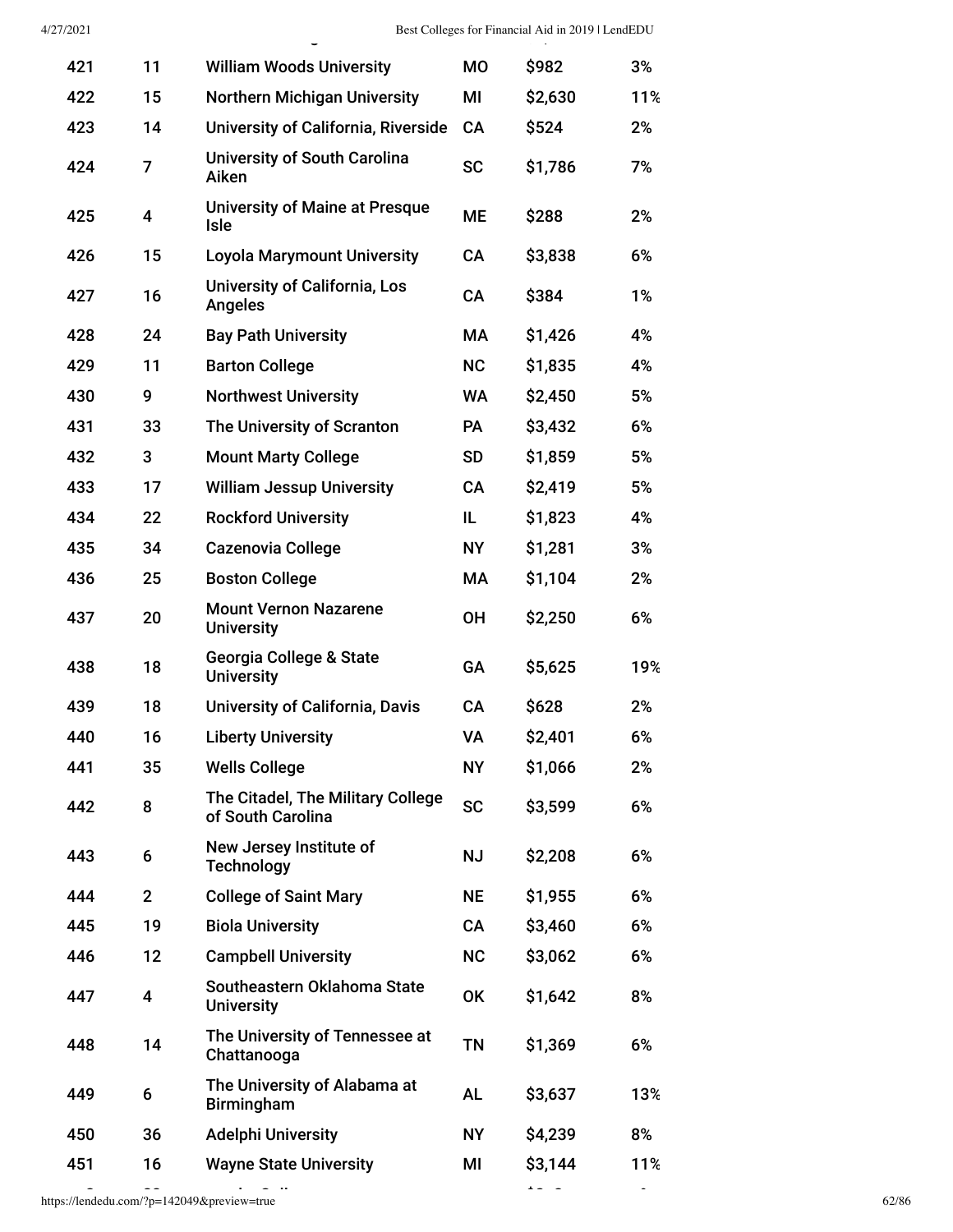| | | | | | |
|---|---|---|---|---|---|
| 421 | 11 | William Woods University | MO | $982 | 3% |
| 422 | 15 | Northern Michigan University | MI | $2,630 | 11% |
| 423 | 14 | University of California, Riverside | CA | $524 | 2% |
| 424 | 7 | University of South Carolina Aiken | SC | $1,786 | 7% |
| 425 | 4 | University of Maine at Presque Isle | ME | $288 | 2% |
| 426 | 15 | Loyola Marymount University | CA | $3,838 | 6% |
| 427 | 16 | University of California, Los Angeles | CA | $384 | 1% |
| 428 | 24 | Bay Path University | MA | $1,426 | 4% |
| 429 | 11 | Barton College | NC | $1,835 | 4% |
| 430 | 9 | Northwest University | WA | $2,450 | 5% |
| 431 | 33 | The University of Scranton | PA | $3,432 | 6% |
| 432 | 3 | Mount Marty College | SD | $1,859 | 5% |
| 433 | 17 | William Jessup University | CA | $2,419 | 5% |
| 434 | 22 | Rockford University | IL | $1,823 | 4% |
| 435 | 34 | Cazenovia College | NY | $1,281 | 3% |
| 436 | 25 | Boston College | MA | $1,104 | 2% |
| 437 | 20 | Mount Vernon Nazarene University | OH | $2,250 | 6% |
| 438 | 18 | Georgia College & State University | GA | $5,625 | 19% |
| 439 | 18 | University of California, Davis | CA | $628 | 2% |
| 440 | 16 | Liberty University | VA | $2,401 | 6% |
| 441 | 35 | Wells College | NY | $1,066 | 2% |
| 442 | 8 | The Citadel, The Military College of South Carolina | SC | $3,599 | 6% |
| 443 | 6 | New Jersey Institute of Technology | NJ | $2,208 | 6% |
| 444 | 2 | College of Saint Mary | NE | $1,955 | 6% |
| 445 | 19 | Biola University | CA | $3,460 | 6% |
| 446 | 12 | Campbell University | NC | $3,062 | 6% |
| 447 | 4 | Southeastern Oklahoma State University | OK | $1,642 | 8% |
| 448 | 14 | The University of Tennessee at Chattanooga | TN | $1,369 | 6% |
| 449 | 6 | The University of Alabama at Birmingham | AL | $3,637 | 13% |
| 450 | 36 | Adelphi University | NY | $4,239 | 8% |
| 451 | 16 | Wayne State University | MI | $3,144 | 11% |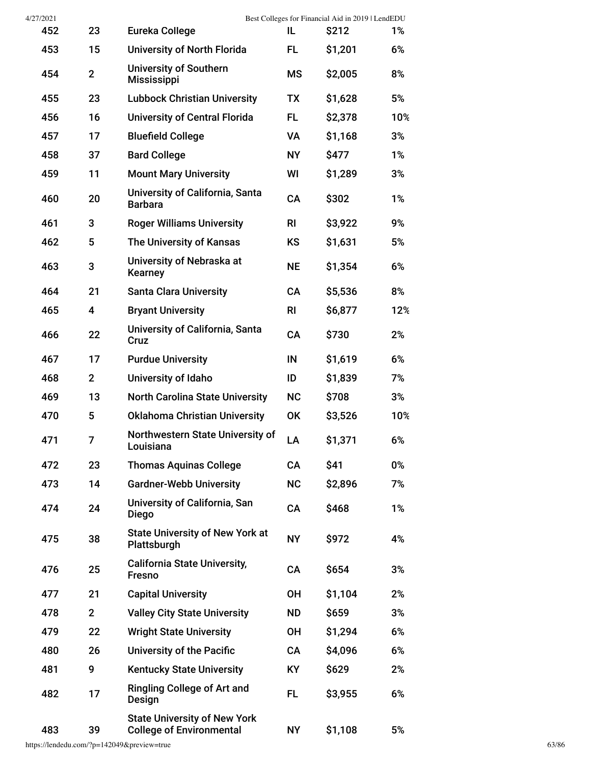| 452 | 23 | Eureka College | IL | $212 | 1% |
|---|---|---|---|---|---|
| 453 | 15 | University of North Florida | FL | $1,201 | 6% |
| 454 | 2 | University of Southern Mississippi | MS | $2,005 | 8% |
| 455 | 23 | Lubbock Christian University | TX | $1,628 | 5% |
| 456 | 16 | University of Central Florida | FL | $2,378 | 10% |
| 457 | 17 | Bluefield College | VA | $1,168 | 3% |
| 458 | 37 | Bard College | NY | $477 | 1% |
| 459 | 11 | Mount Mary University | WI | $1,289 | 3% |
| 460 | 20 | University of California, Santa Barbara | CA | $302 | 1% |
| 461 | 3 | Roger Williams University | RI | $3,922 | 9% |
| 462 | 5 | The University of Kansas | KS | $1,631 | 5% |
| 463 | 3 | University of Nebraska at Kearney | NE | $1,354 | 6% |
| 464 | 21 | Santa Clara University | CA | $5,536 | 8% |
| 465 | 4 | Bryant University | RI | $6,877 | 12% |
| 466 | 22 | University of California, Santa Cruz | CA | $730 | 2% |
| 467 | 17 | Purdue University | IN | $1,619 | 6% |
| 468 | 2 | University of Idaho | ID | $1,839 | 7% |
| 469 | 13 | North Carolina State University | NC | $708 | 3% |
| 470 | 5 | Oklahoma Christian University | OK | $3,526 | 10% |
| 471 | 7 | Northwestern State University of Louisiana | LA | $1,371 | 6% |
| 472 | 23 | Thomas Aquinas College | CA | $41 | 0% |
| 473 | 14 | Gardner-Webb University | NC | $2,896 | 7% |
| 474 | 24 | University of California, San Diego | CA | $468 | 1% |
| 475 | 38 | State University of New York at Plattsburgh | NY | $972 | 4% |
| 476 | 25 | California State University, Fresno | CA | $654 | 3% |
| 477 | 21 | Capital University | OH | $1,104 | 2% |
| 478 | 2 | Valley City State University | ND | $659 | 3% |
| 479 | 22 | Wright State University | OH | $1,294 | 6% |
| 480 | 26 | University of the Pacific | CA | $4,096 | 6% |
| 481 | 9 | Kentucky State University | KY | $629 | 2% |
| 482 | 17 | Ringling College of Art and Design | FL | $3,955 | 6% |
| 483 | 39 | State University of New York College of Environmental | NY | $1,108 | 5% |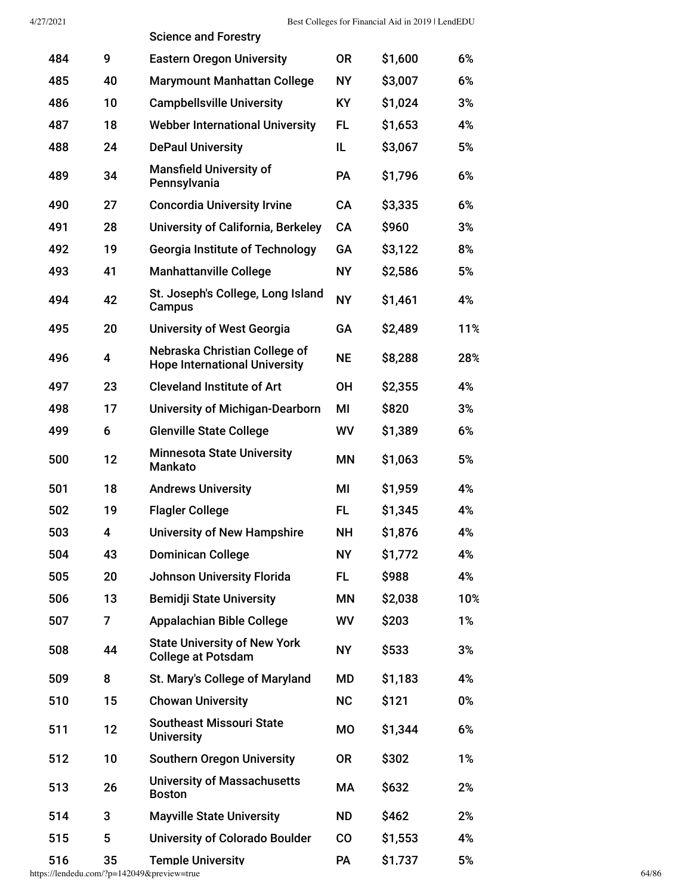| | | Science and Forestry | | | |
|---|---|---|---|---|---|
| 484 | 9 | Eastern Oregon University | OR | $1,600 | 6% |
| 485 | 40 | Marymount Manhattan College | NY | $3,007 | 6% |
| 486 | 10 | Campbellsville University | KY | $1,024 | 3% |
| 487 | 18 | Webber International University | FL | $1,653 | 4% |
| 488 | 24 | DePaul University | IL | $3,067 | 5% |
| 489 | 34 | Mansfield University of Pennsylvania | PA | $1,796 | 6% |
| 490 | 27 | Concordia University Irvine | CA | $3,335 | 6% |
| 491 | 28 | University of California, Berkeley | CA | $960 | 3% |
| 492 | 19 | Georgia Institute of Technology | GA | $3,122 | 8% |
| 493 | 41 | Manhattanville College | NY | $2,586 | 5% |
| 494 | 42 | St. Joseph's College, Long Island Campus | NY | $1,461 | 4% |
| 495 | 20 | University of West Georgia | GA | $2,489 | 11% |
| 496 | 4 | Nebraska Christian College of Hope International University | NE | $8,288 | 28% |
| 497 | 23 | Cleveland Institute of Art | OH | $2,355 | 4% |
| 498 | 17 | University of Michigan-Dearborn | MI | $820 | 3% |
| 499 | 6 | Glenville State College | WV | $1,389 | 6% |
| 500 | 12 | Minnesota State University Mankato | MN | $1,063 | 5% |
| 501 | 18 | Andrews University | MI | $1,959 | 4% |
| 502 | 19 | Flagler College | FL | $1,345 | 4% |
| 503 | 4 | University of New Hampshire | NH | $1,876 | 4% |
| 504 | 43 | Dominican College | NY | $1,772 | 4% |
| 505 | 20 | Johnson University Florida | FL | $988 | 4% |
| 506 | 13 | Bemidji State University | MN | $2,038 | 10% |
| 507 | 7 | Appalachian Bible College | WV | $203 | 1% |
| 508 | 44 | State University of New York College at Potsdam | NY | $533 | 3% |
| 509 | 8 | St. Mary's College of Maryland | MD | $1,183 | 4% |
| 510 | 15 | Chowan University | NC | $121 | 0% |
| 511 | 12 | Southeast Missouri State University | MO | $1,344 | 6% |
| 512 | 10 | Southern Oregon University | OR | $302 | 1% |
| 513 | 26 | University of Massachusetts Boston | MA | $632 | 2% |
| 514 | 3 | Mayville State University | ND | $462 | 2% |
| 515 | 5 | University of Colorado Boulder | CO | $1,553 | 4% |
| 516 | 35 | Temple University | PA | $1,737 | 5% |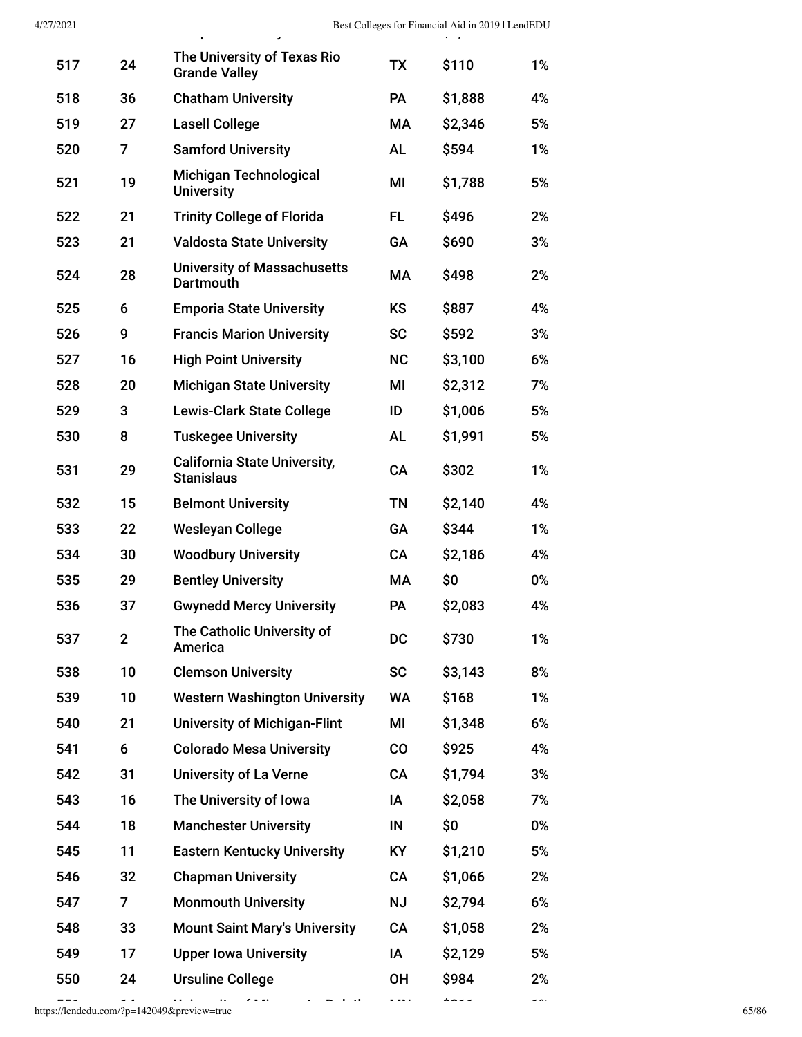| | | | | | |
|---|---|---|---|---|---|
| 517 | 24 | The University of Texas Rio Grande Valley | TX | $110 | 1% |
| 518 | 36 | Chatham University | PA | $1,888 | 4% |
| 519 | 27 | Lasell College | MA | $2,346 | 5% |
| 520 | 7 | Samford University | AL | $594 | 1% |
| 521 | 19 | Michigan Technological University | MI | $1,788 | 5% |
| 522 | 21 | Trinity College of Florida | FL | $496 | 2% |
| 523 | 21 | Valdosta State University | GA | $690 | 3% |
| 524 | 28 | University of Massachusetts Dartmouth | MA | $498 | 2% |
| 525 | 6 | Emporia State University | KS | $887 | 4% |
| 526 | 9 | Francis Marion University | SC | $592 | 3% |
| 527 | 16 | High Point University | NC | $3,100 | 6% |
| 528 | 20 | Michigan State University | MI | $2,312 | 7% |
| 529 | 3 | Lewis-Clark State College | ID | $1,006 | 5% |
| 530 | 8 | Tuskegee University | AL | $1,991 | 5% |
| 531 | 29 | California State University, Stanislaus | CA | $302 | 1% |
| 532 | 15 | Belmont University | TN | $2,140 | 4% |
| 533 | 22 | Wesleyan College | GA | $344 | 1% |
| 534 | 30 | Woodbury University | CA | $2,186 | 4% |
| 535 | 29 | Bentley University | MA | $0 | 0% |
| 536 | 37 | Gwynedd Mercy University | PA | $2,083 | 4% |
| 537 | 2 | The Catholic University of America | DC | $730 | 1% |
| 538 | 10 | Clemson University | SC | $3,143 | 8% |
| 539 | 10 | Western Washington University | WA | $168 | 1% |
| 540 | 21 | University of Michigan-Flint | MI | $1,348 | 6% |
| 541 | 6 | Colorado Mesa University | CO | $925 | 4% |
| 542 | 31 | University of La Verne | CA | $1,794 | 3% |
| 543 | 16 | The University of Iowa | IA | $2,058 | 7% |
| 544 | 18 | Manchester University | IN | $0 | 0% |
| 545 | 11 | Eastern Kentucky University | KY | $1,210 | 5% |
| 546 | 32 | Chapman University | CA | $1,066 | 2% |
| 547 | 7 | Monmouth University | NJ | $2,794 | 6% |
| 548 | 33 | Mount Saint Mary's University | CA | $1,058 | 2% |
| 549 | 17 | Upper Iowa University | IA | $2,129 | 5% |
| 550 | 24 | Ursuline College | OH | $984 | 2% |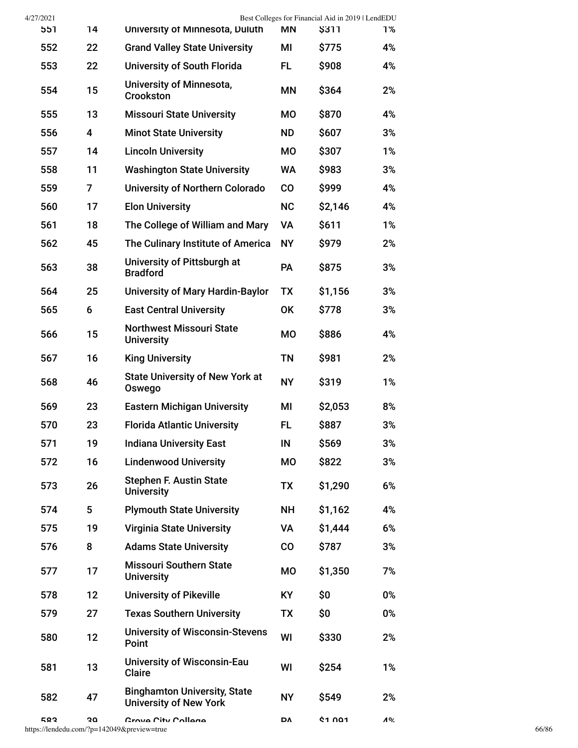| | | | | | |
|---|---|---|---|---|---|
| 551 | 14 | University of Minnesota, Duluth | MN | $311 | 1% |
| 552 | 22 | Grand Valley State University | MI | $775 | 4% |
| 553 | 22 | University of South Florida | FL | $908 | 4% |
| 554 | 15 | University of Minnesota, Crookston | MN | $364 | 2% |
| 555 | 13 | Missouri State University | MO | $870 | 4% |
| 556 | 4 | Minot State University | ND | $607 | 3% |
| 557 | 14 | Lincoln University | MO | $307 | 1% |
| 558 | 11 | Washington State University | WA | $983 | 3% |
| 559 | 7 | University of Northern Colorado | CO | $999 | 4% |
| 560 | 17 | Elon University | NC | $2,146 | 4% |
| 561 | 18 | The College of William and Mary | VA | $611 | 1% |
| 562 | 45 | The Culinary Institute of America | NY | $979 | 2% |
| 563 | 38 | University of Pittsburgh at Bradford | PA | $875 | 3% |
| 564 | 25 | University of Mary Hardin-Baylor | TX | $1,156 | 3% |
| 565 | 6 | East Central University | OK | $778 | 3% |
| 566 | 15 | Northwest Missouri State University | MO | $886 | 4% |
| 567 | 16 | King University | TN | $981 | 2% |
| 568 | 46 | State University of New York at Oswego | NY | $319 | 1% |
| 569 | 23 | Eastern Michigan University | MI | $2,053 | 8% |
| 570 | 23 | Florida Atlantic University | FL | $887 | 3% |
| 571 | 19 | Indiana University East | IN | $569 | 3% |
| 572 | 16 | Lindenwood University | MO | $822 | 3% |
| 573 | 26 | Stephen F. Austin State University | TX | $1,290 | 6% |
| 574 | 5 | Plymouth State University | NH | $1,162 | 4% |
| 575 | 19 | Virginia State University | VA | $1,444 | 6% |
| 576 | 8 | Adams State University | CO | $787 | 3% |
| 577 | 17 | Missouri Southern State University | MO | $1,350 | 7% |
| 578 | 12 | University of Pikeville | KY | $0 | 0% |
| 579 | 27 | Texas Southern University | TX | $0 | 0% |
| 580 | 12 | University of Wisconsin-Stevens Point | WI | $330 | 2% |
| 581 | 13 | University of Wisconsin-Eau Claire | WI | $254 | 1% |
| 582 | 47 | Binghamton University, State University of New York | NY | $549 | 2% |
| 583 | 39 | Grove City College | PA | $1,091 | 4% |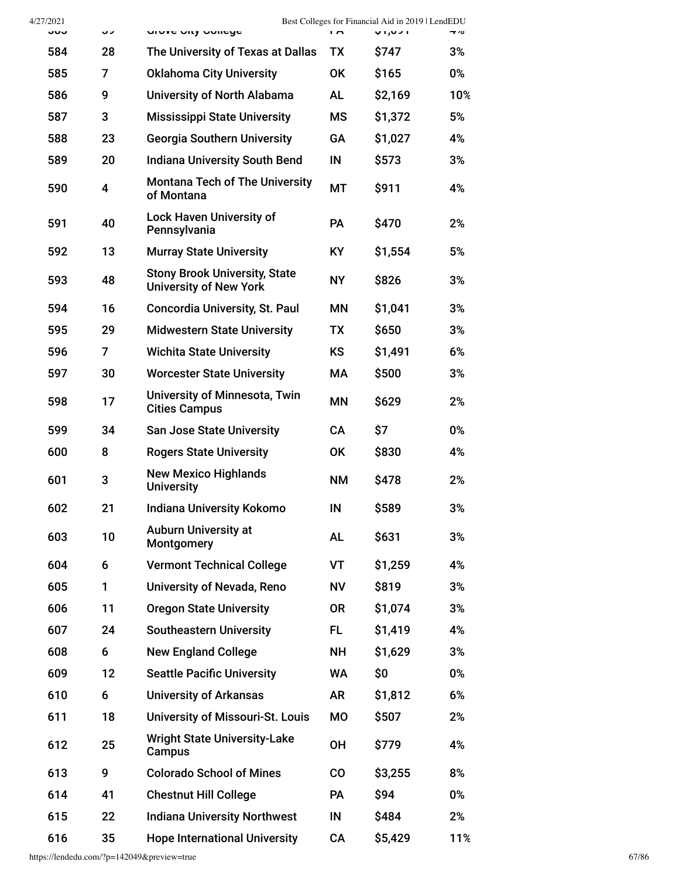| | | | | | |
|---|---|---|---|---|---|
| 583 | 39 | Grove City College | PA | $1,091 | 4% |
| 584 | 28 | The University of Texas at Dallas | TX | $747 | 3% |
| 585 | 7 | Oklahoma City University | OK | $165 | 0% |
| 586 | 9 | University of North Alabama | AL | $2,169 | 10% |
| 587 | 3 | Mississippi State University | MS | $1,372 | 5% |
| 588 | 23 | Georgia Southern University | GA | $1,027 | 4% |
| 589 | 20 | Indiana University South Bend | IN | $573 | 3% |
| 590 | 4 | Montana Tech of The University of Montana | MT | $911 | 4% |
| 591 | 40 | Lock Haven University of Pennsylvania | PA | $470 | 2% |
| 592 | 13 | Murray State University | KY | $1,554 | 5% |
| 593 | 48 | Stony Brook University, State University of New York | NY | $826 | 3% |
| 594 | 16 | Concordia University, St. Paul | MN | $1,041 | 3% |
| 595 | 29 | Midwestern State University | TX | $650 | 3% |
| 596 | 7 | Wichita State University | KS | $1,491 | 6% |
| 597 | 30 | Worcester State University | MA | $500 | 3% |
| 598 | 17 | University of Minnesota, Twin Cities Campus | MN | $629 | 2% |
| 599 | 34 | San Jose State University | CA | $7 | 0% |
| 600 | 8 | Rogers State University | OK | $830 | 4% |
| 601 | 3 | New Mexico Highlands University | NM | $478 | 2% |
| 602 | 21 | Indiana University Kokomo | IN | $589 | 3% |
| 603 | 10 | Auburn University at Montgomery | AL | $631 | 3% |
| 604 | 6 | Vermont Technical College | VT | $1,259 | 4% |
| 605 | 1 | University of Nevada, Reno | NV | $819 | 3% |
| 606 | 11 | Oregon State University | OR | $1,074 | 3% |
| 607 | 24 | Southeastern University | FL | $1,419 | 4% |
| 608 | 6 | New England College | NH | $1,629 | 3% |
| 609 | 12 | Seattle Pacific University | WA | $0 | 0% |
| 610 | 6 | University of Arkansas | AR | $1,812 | 6% |
| 611 | 18 | University of Missouri-St. Louis | MO | $507 | 2% |
| 612 | 25 | Wright State University-Lake Campus | OH | $779 | 4% |
| 613 | 9 | Colorado School of Mines | CO | $3,255 | 8% |
| 614 | 41 | Chestnut Hill College | PA | $94 | 0% |
| 615 | 22 | Indiana University Northwest | IN | $484 | 2% |
| 616 | 35 | Hope International University | CA | $5,429 | 11% |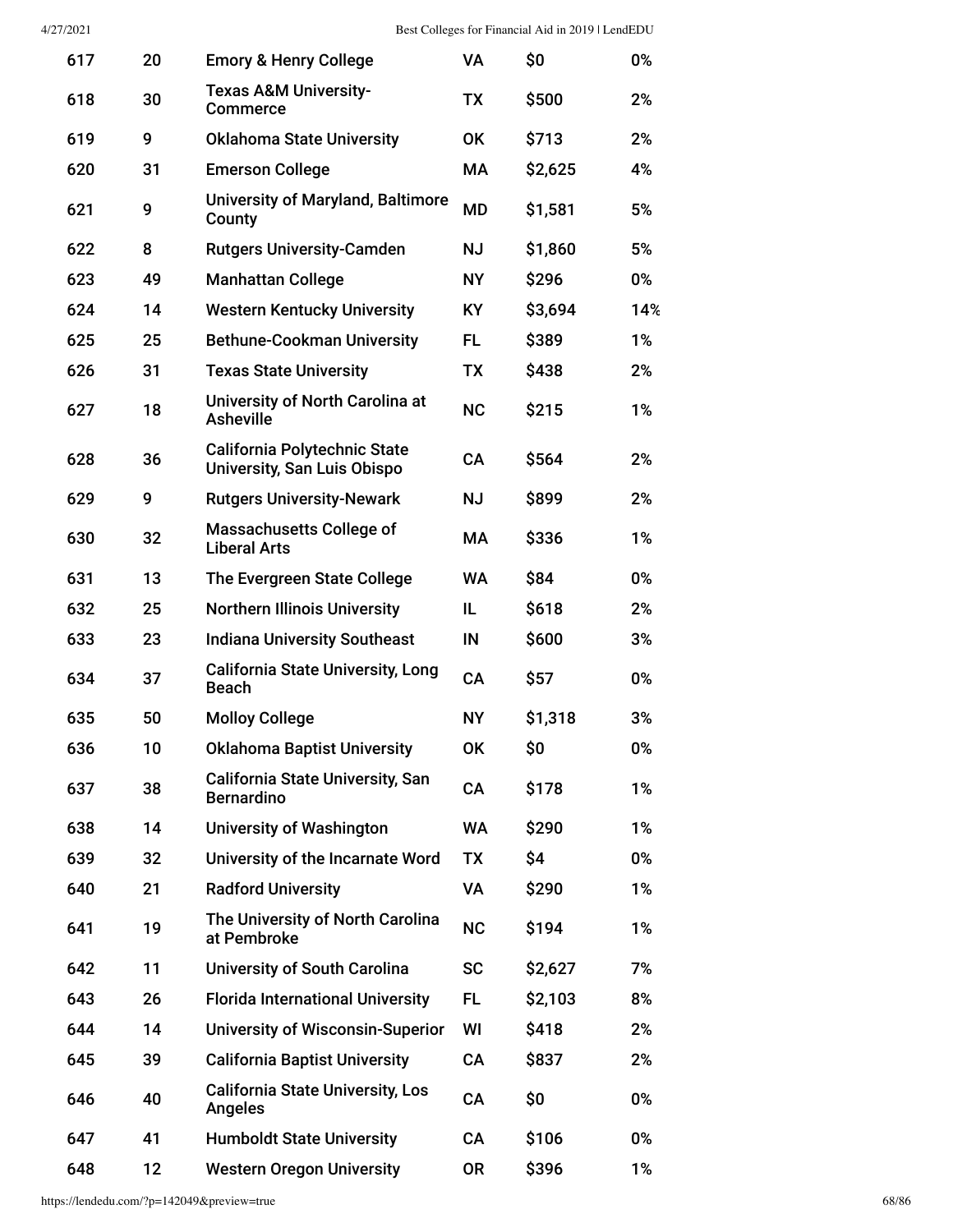| | | | | | |
|---|---|---|---|---|---|
| 617 | 20 | Emory & Henry College | VA | $0 | 0% |
| 618 | 30 | Texas A&M University-Commerce | TX | $500 | 2% |
| 619 | 9 | Oklahoma State University | OK | $713 | 2% |
| 620 | 31 | Emerson College | MA | $2,625 | 4% |
| 621 | 9 | University of Maryland, Baltimore County | MD | $1,581 | 5% |
| 622 | 8 | Rutgers University-Camden | NJ | $1,860 | 5% |
| 623 | 49 | Manhattan College | NY | $296 | 0% |
| 624 | 14 | Western Kentucky University | KY | $3,694 | 14% |
| 625 | 25 | Bethune-Cookman University | FL | $389 | 1% |
| 626 | 31 | Texas State University | TX | $438 | 2% |
| 627 | 18 | University of North Carolina at Asheville | NC | $215 | 1% |
| 628 | 36 | California Polytechnic State University, San Luis Obispo | CA | $564 | 2% |
| 629 | 9 | Rutgers University-Newark | NJ | $899 | 2% |
| 630 | 32 | Massachusetts College of Liberal Arts | MA | $336 | 1% |
| 631 | 13 | The Evergreen State College | WA | $84 | 0% |
| 632 | 25 | Northern Illinois University | IL | $618 | 2% |
| 633 | 23 | Indiana University Southeast | IN | $600 | 3% |
| 634 | 37 | California State University, Long Beach | CA | $57 | 0% |
| 635 | 50 | Molloy College | NY | $1,318 | 3% |
| 636 | 10 | Oklahoma Baptist University | OK | $0 | 0% |
| 637 | 38 | California State University, San Bernardino | CA | $178 | 1% |
| 638 | 14 | University of Washington | WA | $290 | 1% |
| 639 | 32 | University of the Incarnate Word | TX | $4 | 0% |
| 640 | 21 | Radford University | VA | $290 | 1% |
| 641 | 19 | The University of North Carolina at Pembroke | NC | $194 | 1% |
| 642 | 11 | University of South Carolina | SC | $2,627 | 7% |
| 643 | 26 | Florida International University | FL | $2,103 | 8% |
| 644 | 14 | University of Wisconsin-Superior | WI | $418 | 2% |
| 645 | 39 | California Baptist University | CA | $837 | 2% |
| 646 | 40 | California State University, Los Angeles | CA | $0 | 0% |
| 647 | 41 | Humboldt State University | CA | $106 | 0% |
| 648 | 12 | Western Oregon University | OR | $396 | 1% |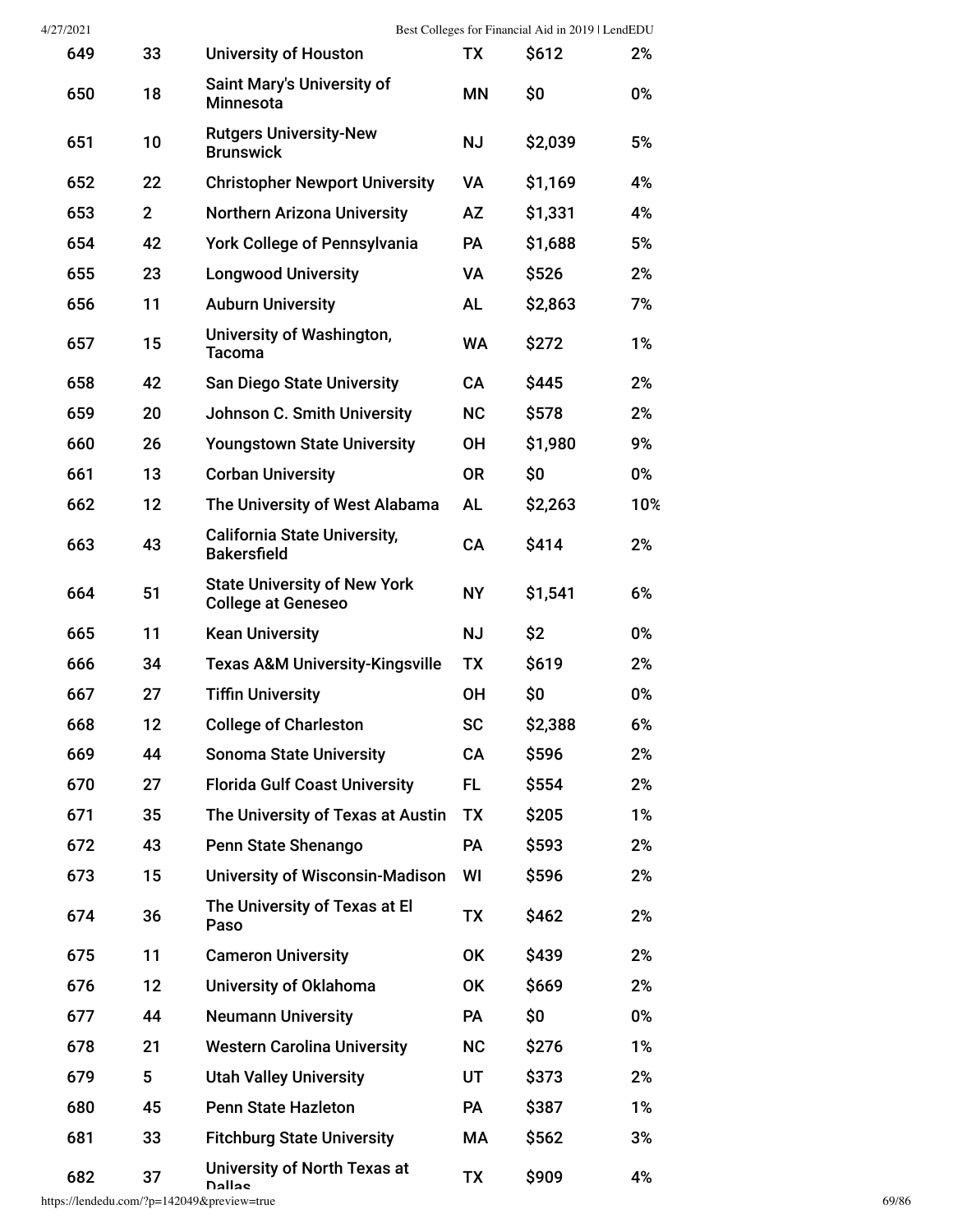| | | | | | |
|---|---|---|---|---|---|
| 649 | 33 | University of Houston | TX | $612 | 2% |
| 650 | 18 | Saint Mary's University of Minnesota | MN | $0 | 0% |
| 651 | 10 | Rutgers University-New Brunswick | NJ | $2,039 | 5% |
| 652 | 22 | Christopher Newport University | VA | $1,169 | 4% |
| 653 | 2 | Northern Arizona University | AZ | $1,331 | 4% |
| 654 | 42 | York College of Pennsylvania | PA | $1,688 | 5% |
| 655 | 23 | Longwood University | VA | $526 | 2% |
| 656 | 11 | Auburn University | AL | $2,863 | 7% |
| 657 | 15 | University of Washington, Tacoma | WA | $272 | 1% |
| 658 | 42 | San Diego State University | CA | $445 | 2% |
| 659 | 20 | Johnson C. Smith University | NC | $578 | 2% |
| 660 | 26 | Youngstown State University | OH | $1,980 | 9% |
| 661 | 13 | Corban University | OR | $0 | 0% |
| 662 | 12 | The University of West Alabama | AL | $2,263 | 10% |
| 663 | 43 | California State University, Bakersfield | CA | $414 | 2% |
| 664 | 51 | State University of New York College at Geneseo | NY | $1,541 | 6% |
| 665 | 11 | Kean University | NJ | $2 | 0% |
| 666 | 34 | Texas A&M University-Kingsville | TX | $619 | 2% |
| 667 | 27 | Tiffin University | OH | $0 | 0% |
| 668 | 12 | College of Charleston | SC | $2,388 | 6% |
| 669 | 44 | Sonoma State University | CA | $596 | 2% |
| 670 | 27 | Florida Gulf Coast University | FL | $554 | 2% |
| 671 | 35 | The University of Texas at Austin | TX | $205 | 1% |
| 672 | 43 | Penn State Shenango | PA | $593 | 2% |
| 673 | 15 | University of Wisconsin-Madison | WI | $596 | 2% |
| 674 | 36 | The University of Texas at El Paso | TX | $462 | 2% |
| 675 | 11 | Cameron University | OK | $439 | 2% |
| 676 | 12 | University of Oklahoma | OK | $669 | 2% |
| 677 | 44 | Neumann University | PA | $0 | 0% |
| 678 | 21 | Western Carolina University | NC | $276 | 1% |
| 679 | 5 | Utah Valley University | UT | $373 | 2% |
| 680 | 45 | Penn State Hazleton | PA | $387 | 1% |
| 681 | 33 | Fitchburg State University | MA | $562 | 3% |
| 682 | 37 | University of North Texas at Dallas | TX | $909 | 4% |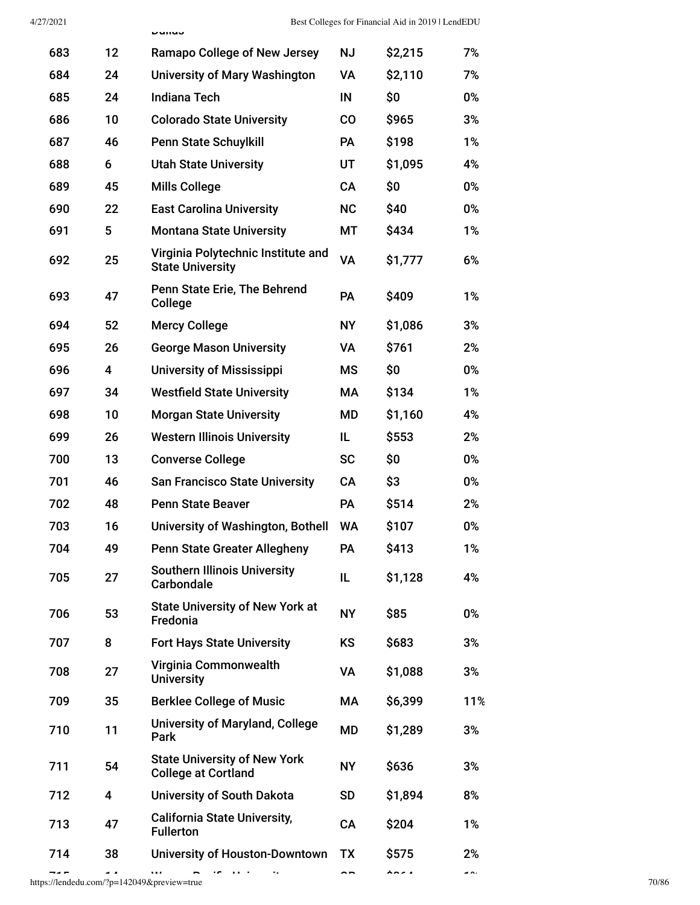| | | | | | |
|---|---|---|---|---|---|
| 683 | 12 | Ramapo College of New Jersey | NJ | $2,215 | 7% |
| 684 | 24 | University of Mary Washington | VA | $2,110 | 7% |
| 685 | 24 | Indiana Tech | IN | $0 | 0% |
| 686 | 10 | Colorado State University | CO | $965 | 3% |
| 687 | 46 | Penn State Schuylkill | PA | $198 | 1% |
| 688 | 6 | Utah State University | UT | $1,095 | 4% |
| 689 | 45 | Mills College | CA | $0 | 0% |
| 690 | 22 | East Carolina University | NC | $40 | 0% |
| 691 | 5 | Montana State University | MT | $434 | 1% |
| 692 | 25 | Virginia Polytechnic Institute and State University | VA | $1,777 | 6% |
| 693 | 47 | Penn State Erie, The Behrend College | PA | $409 | 1% |
| 694 | 52 | Mercy College | NY | $1,086 | 3% |
| 695 | 26 | George Mason University | VA | $761 | 2% |
| 696 | 4 | University of Mississippi | MS | $0 | 0% |
| 697 | 34 | Westfield State University | MA | $134 | 1% |
| 698 | 10 | Morgan State University | MD | $1,160 | 4% |
| 699 | 26 | Western Illinois University | IL | $553 | 2% |
| 700 | 13 | Converse College | SC | $0 | 0% |
| 701 | 46 | San Francisco State University | CA | $3 | 0% |
| 702 | 48 | Penn State Beaver | PA | $514 | 2% |
| 703 | 16 | University of Washington, Bothell | WA | $107 | 0% |
| 704 | 49 | Penn State Greater Allegheny | PA | $413 | 1% |
| 705 | 27 | Southern Illinois University Carbondale | IL | $1,128 | 4% |
| 706 | 53 | State University of New York at Fredonia | NY | $85 | 0% |
| 707 | 8 | Fort Hays State University | KS | $683 | 3% |
| 708 | 27 | Virginia Commonwealth University | VA | $1,088 | 3% |
| 709 | 35 | Berklee College of Music | MA | $6,399 | 11% |
| 710 | 11 | University of Maryland, College Park | MD | $1,289 | 3% |
| 711 | 54 | State University of New York College at Cortland | NY | $636 | 3% |
| 712 | 4 | University of South Dakota | SD | $1,894 | 8% |
| 713 | 47 | California State University, Fullerton | CA | $204 | 1% |
| 714 | 38 | University of Houston-Downtown | TX | $575 | 2% |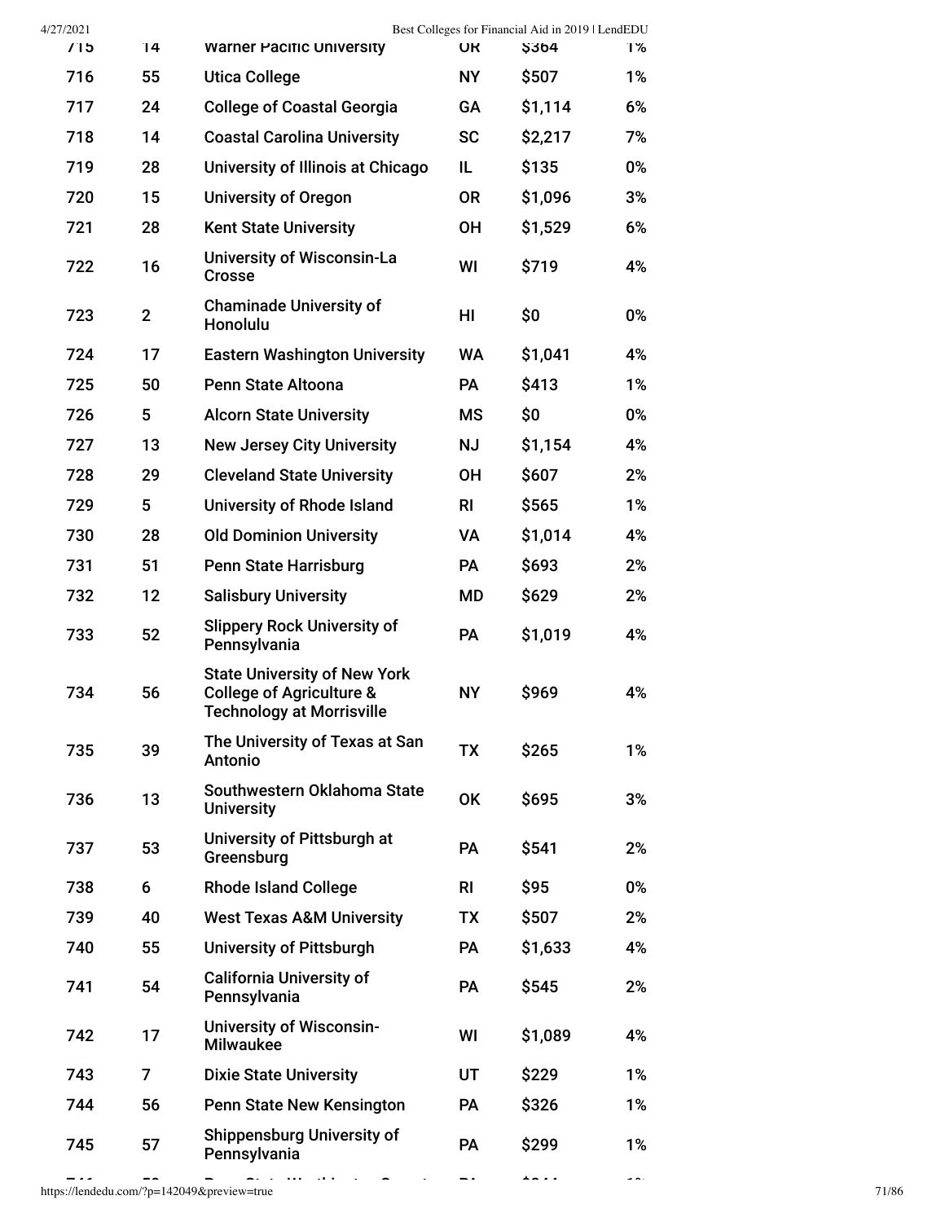| | | | | | |
|---|---|---|---|---|---|
| 715 | 14 | Warner Pacific University | OR | $364 | 1% |
| 716 | 55 | Utica College | NY | $507 | 1% |
| 717 | 24 | College of Coastal Georgia | GA | $1,114 | 6% |
| 718 | 14 | Coastal Carolina University | SC | $2,217 | 7% |
| 719 | 28 | University of Illinois at Chicago | IL | $135 | 0% |
| 720 | 15 | University of Oregon | OR | $1,096 | 3% |
| 721 | 28 | Kent State University | OH | $1,529 | 6% |
| 722 | 16 | University of Wisconsin-La Crosse | WI | $719 | 4% |
| 723 | 2 | Chaminade University of Honolulu | HI | $0 | 0% |
| 724 | 17 | Eastern Washington University | WA | $1,041 | 4% |
| 725 | 50 | Penn State Altoona | PA | $413 | 1% |
| 726 | 5 | Alcorn State University | MS | $0 | 0% |
| 727 | 13 | New Jersey City University | NJ | $1,154 | 4% |
| 728 | 29 | Cleveland State University | OH | $607 | 2% |
| 729 | 5 | University of Rhode Island | RI | $565 | 1% |
| 730 | 28 | Old Dominion University | VA | $1,014 | 4% |
| 731 | 51 | Penn State Harrisburg | PA | $693 | 2% |
| 732 | 12 | Salisbury University | MD | $629 | 2% |
| 733 | 52 | Slippery Rock University of Pennsylvania | PA | $1,019 | 4% |
| 734 | 56 | State University of New York College of Agriculture & Technology at Morrisville | NY | $969 | 4% |
| 735 | 39 | The University of Texas at San Antonio | TX | $265 | 1% |
| 736 | 13 | Southwestern Oklahoma State University | OK | $695 | 3% |
| 737 | 53 | University of Pittsburgh at Greensburg | PA | $541 | 2% |
| 738 | 6 | Rhode Island College | RI | $95 | 0% |
| 739 | 40 | West Texas A&M University | TX | $507 | 2% |
| 740 | 55 | University of Pittsburgh | PA | $1,633 | 4% |
| 741 | 54 | California University of Pennsylvania | PA | $545 | 2% |
| 742 | 17 | University of Wisconsin-Milwaukee | WI | $1,089 | 4% |
| 743 | 7 | Dixie State University | UT | $229 | 1% |
| 744 | 56 | Penn State New Kensington | PA | $326 | 1% |
| 745 | 57 | Shippensburg University of Pennsylvania | PA | $299 | 1% |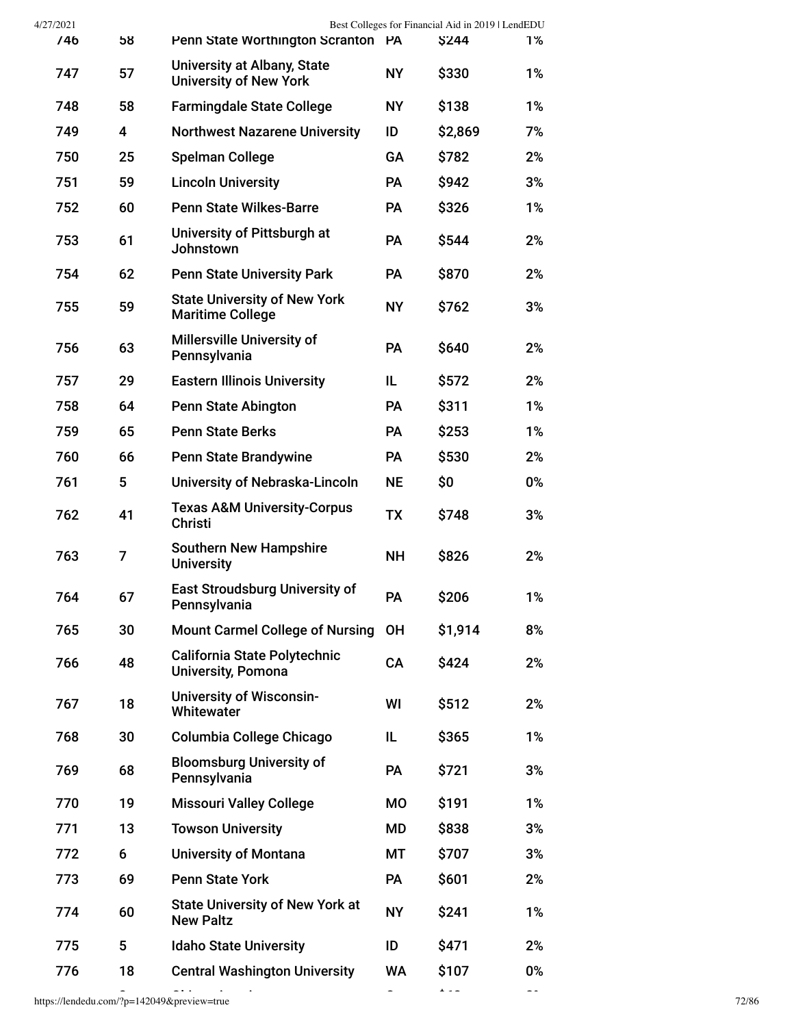| | | | | | |
|---|---|---|---|---|---|
| 746 | 58 | Penn State Worthington Scranton | PA | $244 | 1% |
| 747 | 57 | University at Albany, State University of New York | NY | $330 | 1% |
| 748 | 58 | Farmingdale State College | NY | $138 | 1% |
| 749 | 4 | Northwest Nazarene University | ID | $2,869 | 7% |
| 750 | 25 | Spelman College | GA | $782 | 2% |
| 751 | 59 | Lincoln University | PA | $942 | 3% |
| 752 | 60 | Penn State Wilkes-Barre | PA | $326 | 1% |
| 753 | 61 | University of Pittsburgh at Johnstown | PA | $544 | 2% |
| 754 | 62 | Penn State University Park | PA | $870 | 2% |
| 755 | 59 | State University of New York Maritime College | NY | $762 | 3% |
| 756 | 63 | Millersville University of Pennsylvania | PA | $640 | 2% |
| 757 | 29 | Eastern Illinois University | IL | $572 | 2% |
| 758 | 64 | Penn State Abington | PA | $311 | 1% |
| 759 | 65 | Penn State Berks | PA | $253 | 1% |
| 760 | 66 | Penn State Brandywine | PA | $530 | 2% |
| 761 | 5 | University of Nebraska-Lincoln | NE | $0 | 0% |
| 762 | 41 | Texas A&M University-Corpus Christi | TX | $748 | 3% |
| 763 | 7 | Southern New Hampshire University | NH | $826 | 2% |
| 764 | 67 | East Stroudsburg University of Pennsylvania | PA | $206 | 1% |
| 765 | 30 | Mount Carmel College of Nursing | OH | $1,914 | 8% |
| 766 | 48 | California State Polytechnic University, Pomona | CA | $424 | 2% |
| 767 | 18 | University of Wisconsin-Whitewater | WI | $512 | 2% |
| 768 | 30 | Columbia College Chicago | IL | $365 | 1% |
| 769 | 68 | Bloomsburg University of Pennsylvania | PA | $721 | 3% |
| 770 | 19 | Missouri Valley College | MO | $191 | 1% |
| 771 | 13 | Towson University | MD | $838 | 3% |
| 772 | 6 | University of Montana | MT | $707 | 3% |
| 773 | 69 | Penn State York | PA | $601 | 2% |
| 774 | 60 | State University of New York at New Paltz | NY | $241 | 1% |
| 775 | 5 | Idaho State University | ID | $471 | 2% |
| 776 | 18 | Central Washington University | WA | $107 | 0% |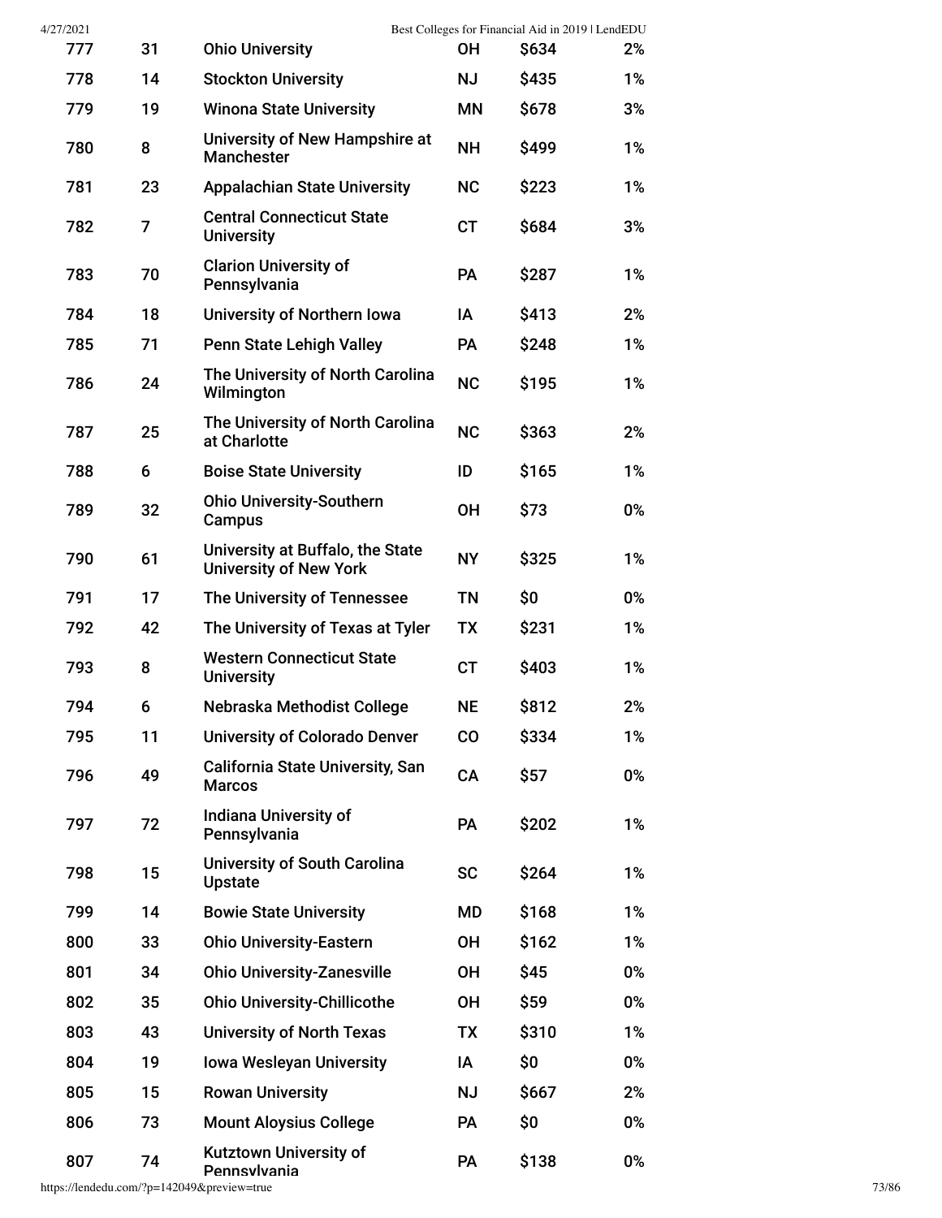| | | | | | |
|---|---|---|---|---|---|
| 777 | 31 | Ohio University | OH | $634 | 2% |
| 778 | 14 | Stockton University | NJ | $435 | 1% |
| 779 | 19 | Winona State University | MN | $678 | 3% |
| 780 | 8 | University of New Hampshire at Manchester | NH | $499 | 1% |
| 781 | 23 | Appalachian State University | NC | $223 | 1% |
| 782 | 7 | Central Connecticut State University | CT | $684 | 3% |
| 783 | 70 | Clarion University of Pennsylvania | PA | $287 | 1% |
| 784 | 18 | University of Northern Iowa | IA | $413 | 2% |
| 785 | 71 | Penn State Lehigh Valley | PA | $248 | 1% |
| 786 | 24 | The University of North Carolina Wilmington | NC | $195 | 1% |
| 787 | 25 | The University of North Carolina at Charlotte | NC | $363 | 2% |
| 788 | 6 | Boise State University | ID | $165 | 1% |
| 789 | 32 | Ohio University-Southern Campus | OH | $73 | 0% |
| 790 | 61 | University at Buffalo, the State University of New York | NY | $325 | 1% |
| 791 | 17 | The University of Tennessee | TN | $0 | 0% |
| 792 | 42 | The University of Texas at Tyler | TX | $231 | 1% |
| 793 | 8 | Western Connecticut State University | CT | $403 | 1% |
| 794 | 6 | Nebraska Methodist College | NE | $812 | 2% |
| 795 | 11 | University of Colorado Denver | CO | $334 | 1% |
| 796 | 49 | California State University, San Marcos | CA | $57 | 0% |
| 797 | 72 | Indiana University of Pennsylvania | PA | $202 | 1% |
| 798 | 15 | University of South Carolina Upstate | SC | $264 | 1% |
| 799 | 14 | Bowie State University | MD | $168 | 1% |
| 800 | 33 | Ohio University-Eastern | OH | $162 | 1% |
| 801 | 34 | Ohio University-Zanesville | OH | $45 | 0% |
| 802 | 35 | Ohio University-Chillicothe | OH | $59 | 0% |
| 803 | 43 | University of North Texas | TX | $310 | 1% |
| 804 | 19 | Iowa Wesleyan University | IA | $0 | 0% |
| 805 | 15 | Rowan University | NJ | $667 | 2% |
| 806 | 73 | Mount Aloysius College | PA | $0 | 0% |
| 807 | 74 | Kutztown University of Pennsylvania | PA | $138 | 0% |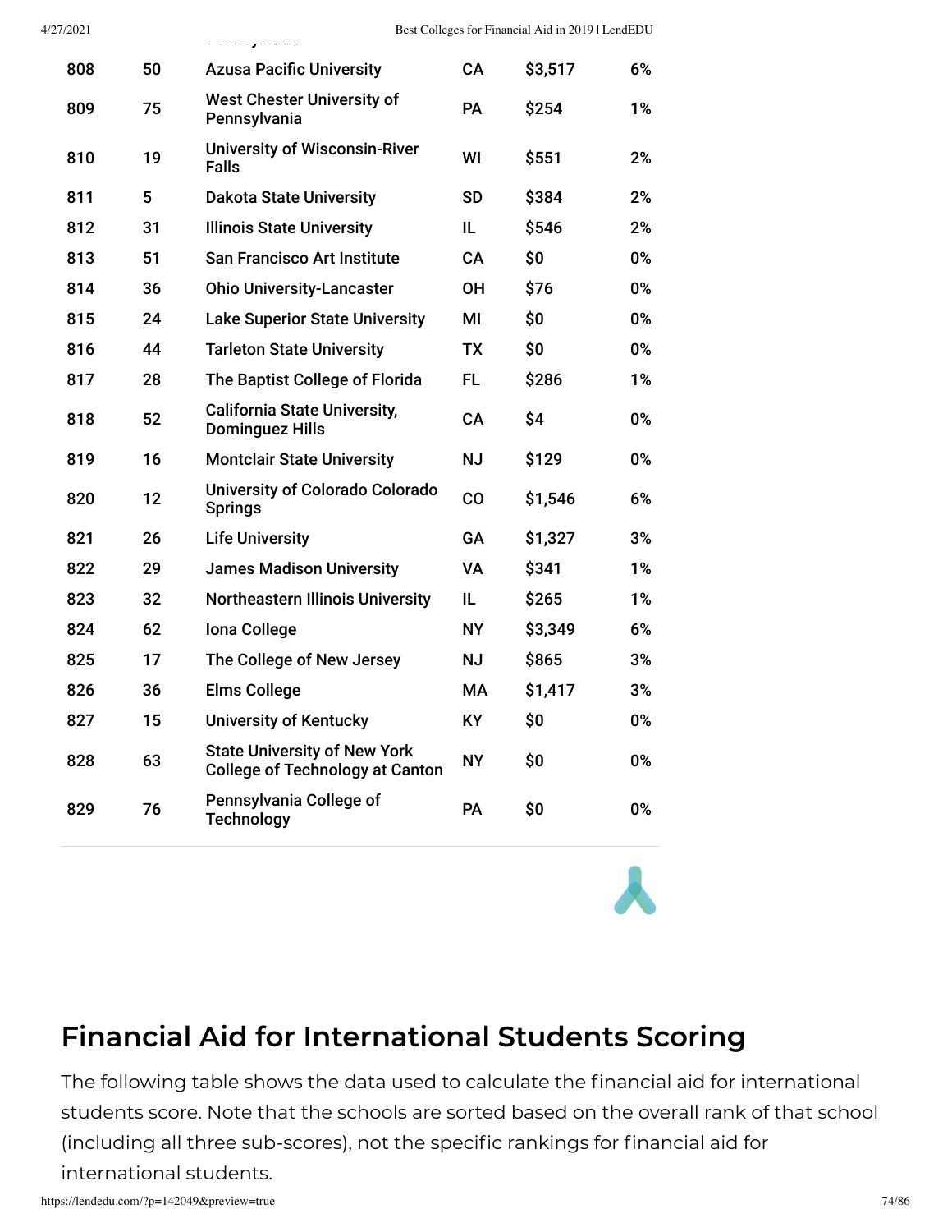| | | | | | |
|---|---|---|---|---|---|
| 808 | 50 | Azusa Pacific University | CA | $3,517 | 6% |
| 809 | 75 | West Chester University of Pennsylvania | PA | $254 | 1% |
| 810 | 19 | University of Wisconsin-River Falls | WI | $551 | 2% |
| 811 | 5 | Dakota State University | SD | $384 | 2% |
| 812 | 31 | Illinois State University | IL | $546 | 2% |
| 813 | 51 | San Francisco Art Institute | CA | $0 | 0% |
| 814 | 36 | Ohio University-Lancaster | OH | $76 | 0% |
| 815 | 24 | Lake Superior State University | MI | $0 | 0% |
| 816 | 44 | Tarleton State University | TX | $0 | 0% |
| 817 | 28 | The Baptist College of Florida | FL | $286 | 1% |
| 818 | 52 | California State University, Dominguez Hills | CA | $4 | 0% |
| 819 | 16 | Montclair State University | NJ | $129 | 0% |
| 820 | 12 | University of Colorado Colorado Springs | CO | $1,546 | 6% |
| 821 | 26 | Life University | GA | $1,327 | 3% |
| 822 | 29 | James Madison University | VA | $341 | 1% |
| 823 | 32 | Northeastern Illinois University | IL | $265 | 1% |
| 824 | 62 | Iona College | NY | $3,349 | 6% |
| 825 | 17 | The College of New Jersey | NJ | $865 | 3% |
| 826 | 36 | Elms College | MA | $1,417 | 3% |
| 827 | 15 | University of Kentucky | KY | $0 | 0% |
| 828 | 63 | State University of New York College of Technology at Canton | NY | $0 | 0% |
| 829 | 76 | Pennsylvania College of Technology | PA | $0 | 0% |

## Financial Aid for International Students Scoring

The following table shows the data used to calculate the financial aid for international students score. Note that the schools are sorted based on the overall rank of that school (including all three sub-scores), not the specific rankings for financial aid for international students.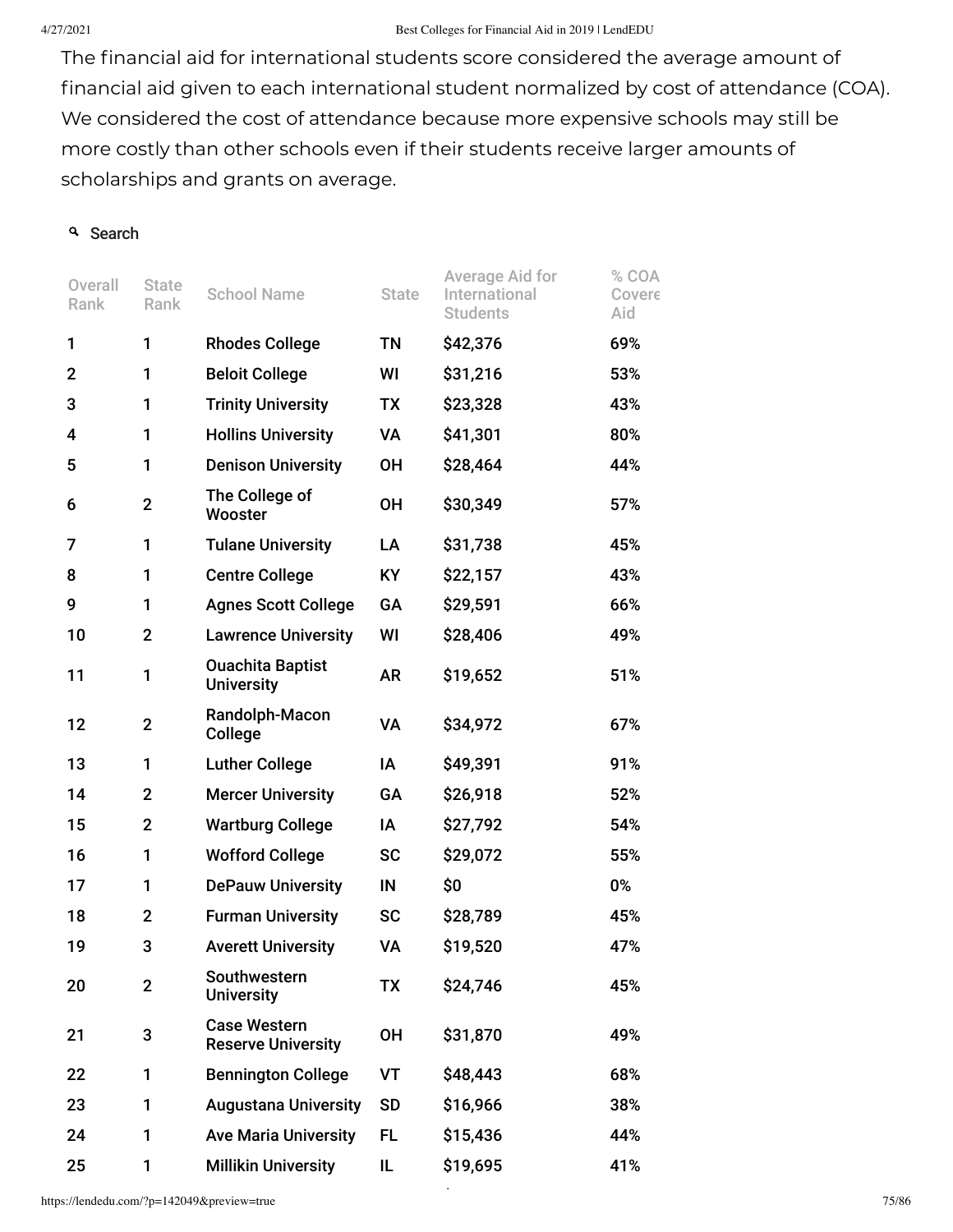The financial aid for international students score considered the average amount of financial aid given to each international student normalized by cost of attendance (COA). We considered the cost of attendance because more expensive schools may still be more costly than other schools even if their students receive larger amounts of scholarships and grants on average.

Search

| Overall Rank | State Rank | School Name | State | Average Aid for International Students | % COA Covere Aid |
|---|---|---|---|---|---|
| 1 | 1 | Rhodes College | TN | $42,376 | 69% |
| 2 | 1 | Beloit College | WI | $31,216 | 53% |
| 3 | 1 | Trinity University | TX | $23,328 | 43% |
| 4 | 1 | Hollins University | VA | $41,301 | 80% |
| 5 | 1 | Denison University | OH | $28,464 | 44% |
| 6 | 2 | The College of Wooster | OH | $30,349 | 57% |
| 7 | 1 | Tulane University | LA | $31,738 | 45% |
| 8 | 1 | Centre College | KY | $22,157 | 43% |
| 9 | 1 | Agnes Scott College | GA | $29,591 | 66% |
| 10 | 2 | Lawrence University | WI | $28,406 | 49% |
| 11 | 1 | Ouachita Baptist University | AR | $19,652 | 51% |
| 12 | 2 | Randolph-Macon College | VA | $34,972 | 67% |
| 13 | 1 | Luther College | IA | $49,391 | 91% |
| 14 | 2 | Mercer University | GA | $26,918 | 52% |
| 15 | 2 | Wartburg College | IA | $27,792 | 54% |
| 16 | 1 | Wofford College | SC | $29,072 | 55% |
| 17 | 1 | DePauw University | IN | $0 | 0% |
| 18 | 2 | Furman University | SC | $28,789 | 45% |
| 19 | 3 | Averett University | VA | $19,520 | 47% |
| 20 | 2 | Southwestern University | TX | $24,746 | 45% |
| 21 | 3 | Case Western Reserve University | OH | $31,870 | 49% |
| 22 | 1 | Bennington College | VT | $48,443 | 68% |
| 23 | 1 | Augustana University | SD | $16,966 | 38% |
| 24 | 1 | Ave Maria University | FL | $15,436 | 44% |
| 25 | 1 | Millikin University | IL | $19,695 | 41% |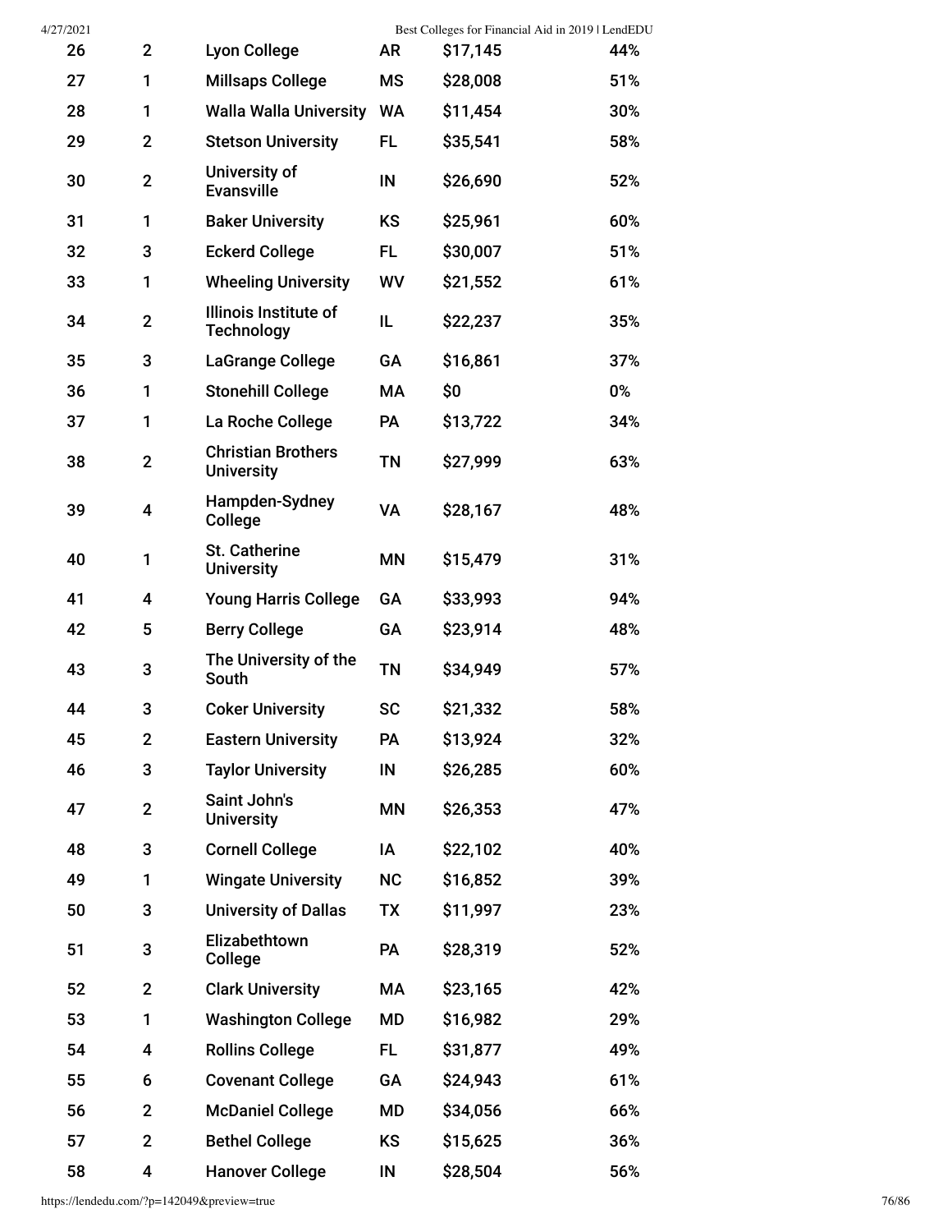| | | | | | |
|---|---|---|---|---|---|
| 26 | 2 | Lyon College | AR | $17,145 | 44% |
| 27 | 1 | Millsaps College | MS | $28,008 | 51% |
| 28 | 1 | Walla Walla University | WA | $11,454 | 30% |
| 29 | 2 | Stetson University | FL | $35,541 | 58% |
| 30 | 2 | University of Evansville | IN | $26,690 | 52% |
| 31 | 1 | Baker University | KS | $25,961 | 60% |
| 32 | 3 | Eckerd College | FL | $30,007 | 51% |
| 33 | 1 | Wheeling University | WV | $21,552 | 61% |
| 34 | 2 | Illinois Institute of Technology | IL | $22,237 | 35% |
| 35 | 3 | LaGrange College | GA | $16,861 | 37% |
| 36 | 1 | Stonehill College | MA | $0 | 0% |
| 37 | 1 | La Roche College | PA | $13,722 | 34% |
| 38 | 2 | Christian Brothers University | TN | $27,999 | 63% |
| 39 | 4 | Hampden-Sydney College | VA | $28,167 | 48% |
| 40 | 1 | St. Catherine University | MN | $15,479 | 31% |
| 41 | 4 | Young Harris College | GA | $33,993 | 94% |
| 42 | 5 | Berry College | GA | $23,914 | 48% |
| 43 | 3 | The University of the South | TN | $34,949 | 57% |
| 44 | 3 | Coker University | SC | $21,332 | 58% |
| 45 | 2 | Eastern University | PA | $13,924 | 32% |
| 46 | 3 | Taylor University | IN | $26,285 | 60% |
| 47 | 2 | Saint John's University | MN | $26,353 | 47% |
| 48 | 3 | Cornell College | IA | $22,102 | 40% |
| 49 | 1 | Wingate University | NC | $16,852 | 39% |
| 50 | 3 | University of Dallas | TX | $11,997 | 23% |
| 51 | 3 | Elizabethtown College | PA | $28,319 | 52% |
| 52 | 2 | Clark University | MA | $23,165 | 42% |
| 53 | 1 | Washington College | MD | $16,982 | 29% |
| 54 | 4 | Rollins College | FL | $31,877 | 49% |
| 55 | 6 | Covenant College | GA | $24,943 | 61% |
| 56 | 2 | McDaniel College | MD | $34,056 | 66% |
| 57 | 2 | Bethel College | KS | $15,625 | 36% |
| 58 | 4 | Hanover College | IN | $28,504 | 56% |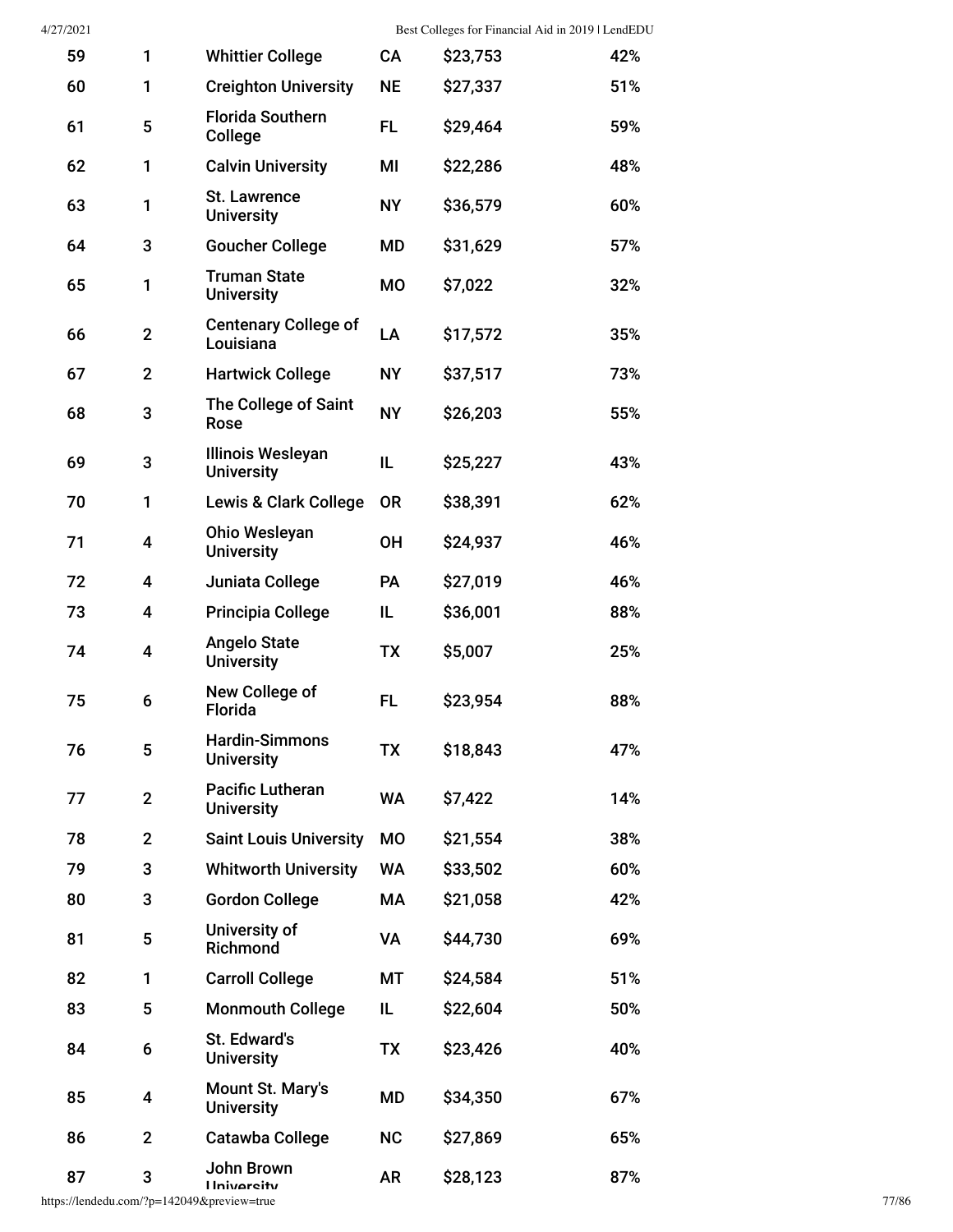| 59 | 1 | Whittier College | CA | $23,753 | 42% |
|---|---|---|---|---|---|
| 60 | 1 | Creighton University | NE | $27,337 | 51% |
| 61 | 5 | Florida Southern College | FL | $29,464 | 59% |
| 62 | 1 | Calvin University | MI | $22,286 | 48% |
| 63 | 1 | St. Lawrence University | NY | $36,579 | 60% |
| 64 | 3 | Goucher College | MD | $31,629 | 57% |
| 65 | 1 | Truman State University | MO | $7,022 | 32% |
| 66 | 2 | Centenary College of Louisiana | LA | $17,572 | 35% |
| 67 | 2 | Hartwick College | NY | $37,517 | 73% |
| 68 | 3 | The College of Saint Rose | NY | $26,203 | 55% |
| 69 | 3 | Illinois Wesleyan University | IL | $25,227 | 43% |
| 70 | 1 | Lewis & Clark College | OR | $38,391 | 62% |
| 71 | 4 | Ohio Wesleyan University | OH | $24,937 | 46% |
| 72 | 4 | Juniata College | PA | $27,019 | 46% |
| 73 | 4 | Principia College | IL | $36,001 | 88% |
| 74 | 4 | Angelo State University | TX | $5,007 | 25% |
| 75 | 6 | New College of Florida | FL | $23,954 | 88% |
| 76 | 5 | Hardin-Simmons University | TX | $18,843 | 47% |
| 77 | 2 | Pacific Lutheran University | WA | $7,422 | 14% |
| 78 | 2 | Saint Louis University | MO | $21,554 | 38% |
| 79 | 3 | Whitworth University | WA | $33,502 | 60% |
| 80 | 3 | Gordon College | MA | $21,058 | 42% |
| 81 | 5 | University of Richmond | VA | $44,730 | 69% |
| 82 | 1 | Carroll College | MT | $24,584 | 51% |
| 83 | 5 | Monmouth College | IL | $22,604 | 50% |
| 84 | 6 | St. Edward's University | TX | $23,426 | 40% |
| 85 | 4 | Mount St. Mary's University | MD | $34,350 | 67% |
| 86 | 2 | Catawba College | NC | $27,869 | 65% |
| 87 | 3 | John Brown University | AR | $28,123 | 87% |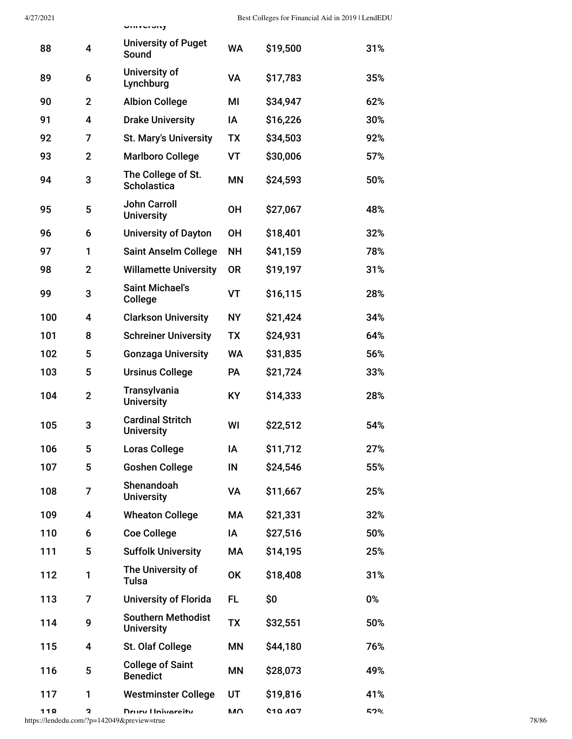| | | | | | |
|---|---|---|---|---|---|
| 88 | 4 | University of Puget Sound | WA | $19,500 | 31% |
| 89 | 6 | University of Lynchburg | VA | $17,783 | 35% |
| 90 | 2 | Albion College | MI | $34,947 | 62% |
| 91 | 4 | Drake University | IA | $16,226 | 30% |
| 92 | 7 | St. Mary's University | TX | $34,503 | 92% |
| 93 | 2 | Marlboro College | VT | $30,006 | 57% |
| 94 | 3 | The College of St. Scholastica | MN | $24,593 | 50% |
| 95 | 5 | John Carroll University | OH | $27,067 | 48% |
| 96 | 6 | University of Dayton | OH | $18,401 | 32% |
| 97 | 1 | Saint Anselm College | NH | $41,159 | 78% |
| 98 | 2 | Willamette University | OR | $19,197 | 31% |
| 99 | 3 | Saint Michael's College | VT | $16,115 | 28% |
| 100 | 4 | Clarkson University | NY | $21,424 | 34% |
| 101 | 8 | Schreiner University | TX | $24,931 | 64% |
| 102 | 5 | Gonzaga University | WA | $31,835 | 56% |
| 103 | 5 | Ursinus College | PA | $21,724 | 33% |
| 104 | 2 | Transylvania University | KY | $14,333 | 28% |
| 105 | 3 | Cardinal Stritch University | WI | $22,512 | 54% |
| 106 | 5 | Loras College | IA | $11,712 | 27% |
| 107 | 5 | Goshen College | IN | $24,546 | 55% |
| 108 | 7 | Shenandoah University | VA | $11,667 | 25% |
| 109 | 4 | Wheaton College | MA | $21,331 | 32% |
| 110 | 6 | Coe College | IA | $27,516 | 50% |
| 111 | 5 | Suffolk University | MA | $14,195 | 25% |
| 112 | 1 | The University of Tulsa | OK | $18,408 | 31% |
| 113 | 7 | University of Florida | FL | $0 | 0% |
| 114 | 9 | Southern Methodist University | TX | $32,551 | 50% |
| 115 | 4 | St. Olaf College | MN | $44,180 | 76% |
| 116 | 5 | College of Saint Benedict | MN | $28,073 | 49% |
| 117 | 1 | Westminster College | UT | $19,816 | 41% |
| 118 | 3 | Drury University | MO | $19,497 | 52% |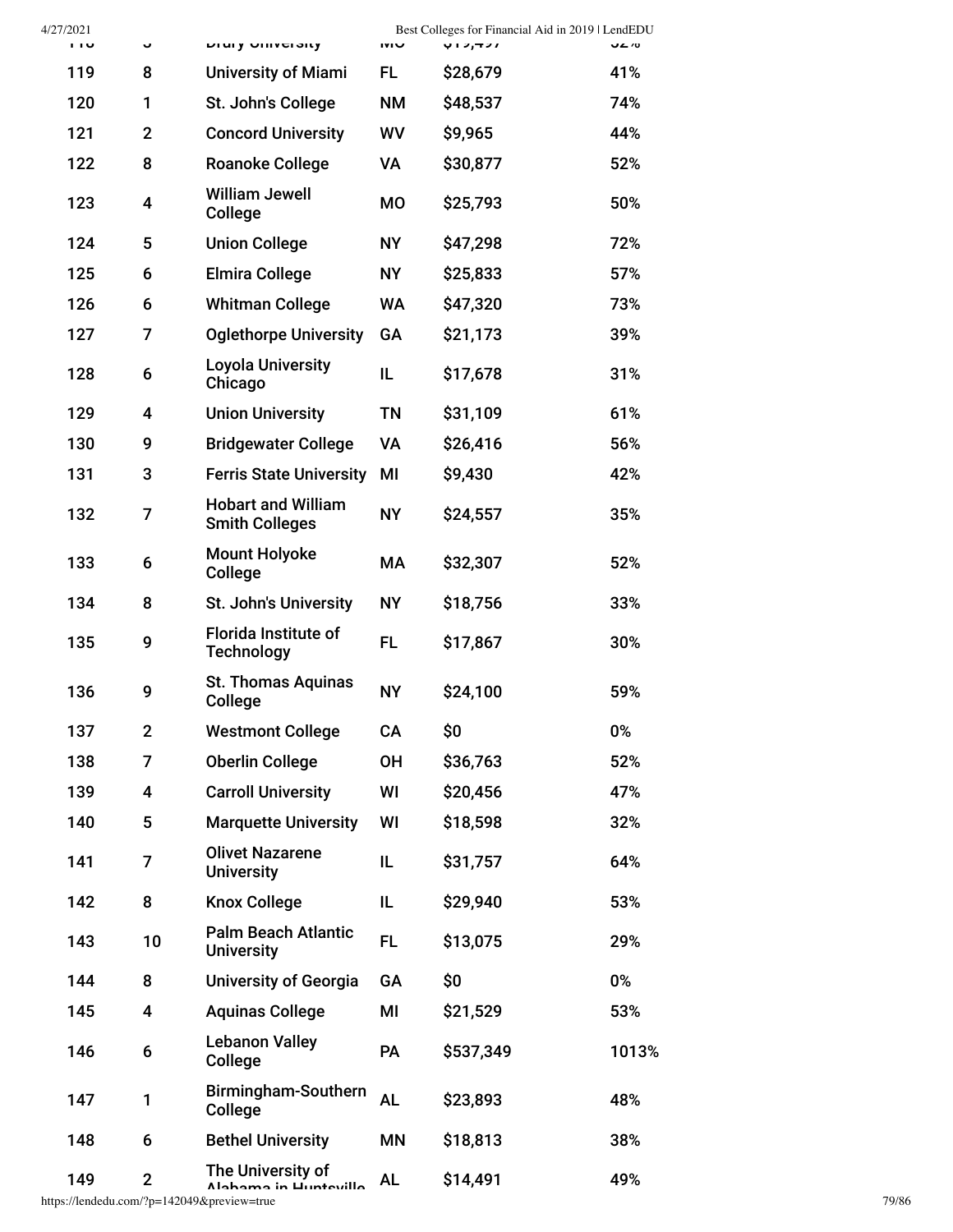| 118 | 5 | Drury University | MO | $19,497 | 32% |
|---|---|---|---|---|---|
| 119 | 8 | University of Miami | FL | $28,679 | 41% |
| 120 | 1 | St. John's College | NM | $48,537 | 74% |
| 121 | 2 | Concord University | WV | $9,965 | 44% |
| 122 | 8 | Roanoke College | VA | $30,877 | 52% |
| 123 | 4 | William Jewell College | MO | $25,793 | 50% |
| 124 | 5 | Union College | NY | $47,298 | 72% |
| 125 | 6 | Elmira College | NY | $25,833 | 57% |
| 126 | 6 | Whitman College | WA | $47,320 | 73% |
| 127 | 7 | Oglethorpe University | GA | $21,173 | 39% |
| 128 | 6 | Loyola University Chicago | IL | $17,678 | 31% |
| 129 | 4 | Union University | TN | $31,109 | 61% |
| 130 | 9 | Bridgewater College | VA | $26,416 | 56% |
| 131 | 3 | Ferris State University | MI | $9,430 | 42% |
| 132 | 7 | Hobart and William Smith Colleges | NY | $24,557 | 35% |
| 133 | 6 | Mount Holyoke College | MA | $32,307 | 52% |
| 134 | 8 | St. John's University | NY | $18,756 | 33% |
| 135 | 9 | Florida Institute of Technology | FL | $17,867 | 30% |
| 136 | 9 | St. Thomas Aquinas College | NY | $24,100 | 59% |
| 137 | 2 | Westmont College | CA | $0 | 0% |
| 138 | 7 | Oberlin College | OH | $36,763 | 52% |
| 139 | 4 | Carroll University | WI | $20,456 | 47% |
| 140 | 5 | Marquette University | WI | $18,598 | 32% |
| 141 | 7 | Olivet Nazarene University | IL | $31,757 | 64% |
| 142 | 8 | Knox College | IL | $29,940 | 53% |
| 143 | 10 | Palm Beach Atlantic University | FL | $13,075 | 29% |
| 144 | 8 | University of Georgia | GA | $0 | 0% |
| 145 | 4 | Aquinas College | MI | $21,529 | 53% |
| 146 | 6 | Lebanon Valley College | PA | $537,349 | 1013% |
| 147 | 1 | Birmingham-Southern College | AL | $23,893 | 48% |
| 148 | 6 | Bethel University | MN | $18,813 | 38% |
| 149 | 2 | The University of Alabama in Huntsville | AL | $14,491 | 49% |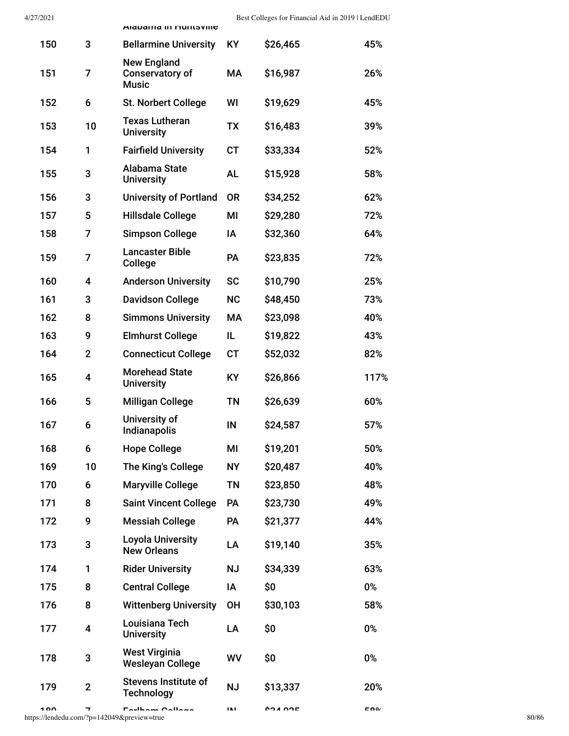| | | Alabama in Huntsville | | | |
|---|---|---|---|---|---|
| 150 | 3 | Bellarmine University | KY | $26,465 | 45% |
| 151 | 7 | New England Conservatory of Music | MA | $16,987 | 26% |
| 152 | 6 | St. Norbert College | WI | $19,629 | 45% |
| 153 | 10 | Texas Lutheran University | TX | $16,483 | 39% |
| 154 | 1 | Fairfield University | CT | $33,334 | 52% |
| 155 | 3 | Alabama State University | AL | $15,928 | 58% |
| 156 | 3 | University of Portland | OR | $34,252 | 62% |
| 157 | 5 | Hillsdale College | MI | $29,280 | 72% |
| 158 | 7 | Simpson College | IA | $32,360 | 64% |
| 159 | 7 | Lancaster Bible College | PA | $23,835 | 72% |
| 160 | 4 | Anderson University | SC | $10,790 | 25% |
| 161 | 3 | Davidson College | NC | $48,450 | 73% |
| 162 | 8 | Simmons University | MA | $23,098 | 40% |
| 163 | 9 | Elmhurst College | IL | $19,822 | 43% |
| 164 | 2 | Connecticut College | CT | $52,032 | 82% |
| 165 | 4 | Morehead State University | KY | $26,866 | 117% |
| 166 | 5 | Milligan College | TN | $26,639 | 60% |
| 167 | 6 | University of Indianapolis | IN | $24,587 | 57% |
| 168 | 6 | Hope College | MI | $19,201 | 50% |
| 169 | 10 | The King's College | NY | $20,487 | 40% |
| 170 | 6 | Maryville College | TN | $23,850 | 48% |
| 171 | 8 | Saint Vincent College | PA | $23,730 | 49% |
| 172 | 9 | Messiah College | PA | $21,377 | 44% |
| 173 | 3 | Loyola University New Orleans | LA | $19,140 | 35% |
| 174 | 1 | Rider University | NJ | $34,339 | 63% |
| 175 | 8 | Central College | IA | $0 | 0% |
| 176 | 8 | Wittenberg University | OH | $30,103 | 58% |
| 177 | 4 | Louisiana Tech University | LA | $0 | 0% |
| 178 | 3 | West Virginia Wesleyan College | WV | $0 | 0% |
| 179 | 2 | Stevens Institute of Technology | NJ | $13,337 | 20% |
| 180 | 7 | Earlham College | IN | $34,025 | 58% |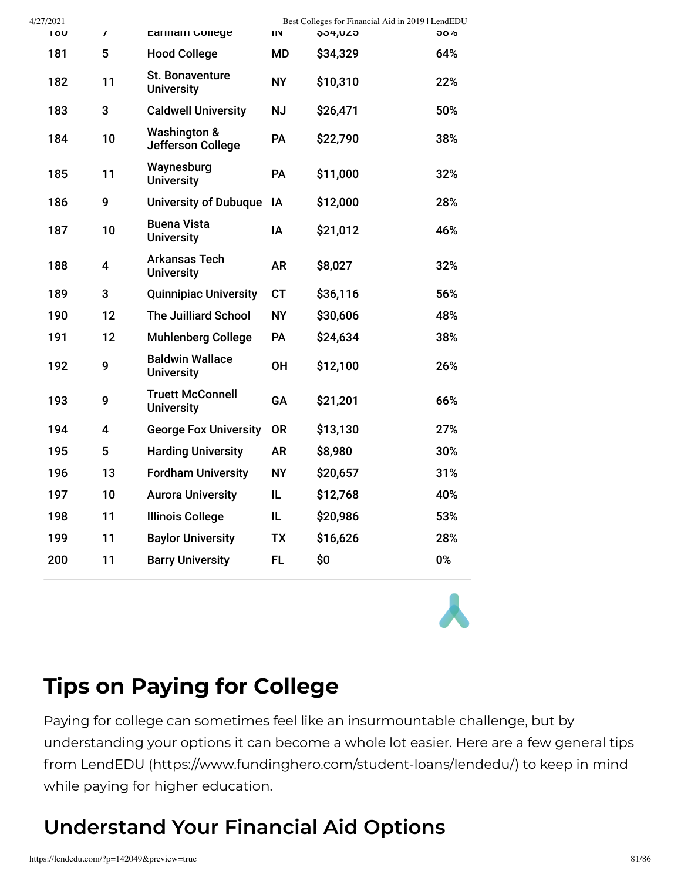| | | | | | |
|---|---|---|---|---|---|
| 180 | 7 | Earlham College | IN | $34,025 | 58% |
| 181 | 5 | Hood College | MD | $34,329 | 64% |
| 182 | 11 | St. Bonaventure University | NY | $10,310 | 22% |
| 183 | 3 | Caldwell University | NJ | $26,471 | 50% |
| 184 | 10 | Washington & Jefferson College | PA | $22,790 | 38% |
| 185 | 11 | Waynesburg University | PA | $11,000 | 32% |
| 186 | 9 | University of Dubuque | IA | $12,000 | 28% |
| 187 | 10 | Buena Vista University | IA | $21,012 | 46% |
| 188 | 4 | Arkansas Tech University | AR | $8,027 | 32% |
| 189 | 3 | Quinnipiac University | CT | $36,116 | 56% |
| 190 | 12 | The Juilliard School | NY | $30,606 | 48% |
| 191 | 12 | Muhlenberg College | PA | $24,634 | 38% |
| 192 | 9 | Baldwin Wallace University | OH | $12,100 | 26% |
| 193 | 9 | Truett McConnell University | GA | $21,201 | 66% |
| 194 | 4 | George Fox University | OR | $13,130 | 27% |
| 195 | 5 | Harding University | AR | $8,980 | 30% |
| 196 | 13 | Fordham University | NY | $20,657 | 31% |
| 197 | 10 | Aurora University | IL | $12,768 | 40% |
| 198 | 11 | Illinois College | IL | $20,986 | 53% |
| 199 | 11 | Baylor University | TX | $16,626 | 28% |
| 200 | 11 | Barry University | FL | $0 | 0% |

## Tips on Paying for College

Paying for college can sometimes feel like an insurmountable challenge, but by understanding your options it can become a whole lot easier. Here are a few general tips from LendEDU (https://www.fundinghero.com/student-loans/lendedu/) to keep in mind while paying for higher education.

## Understand Your Financial Aid Options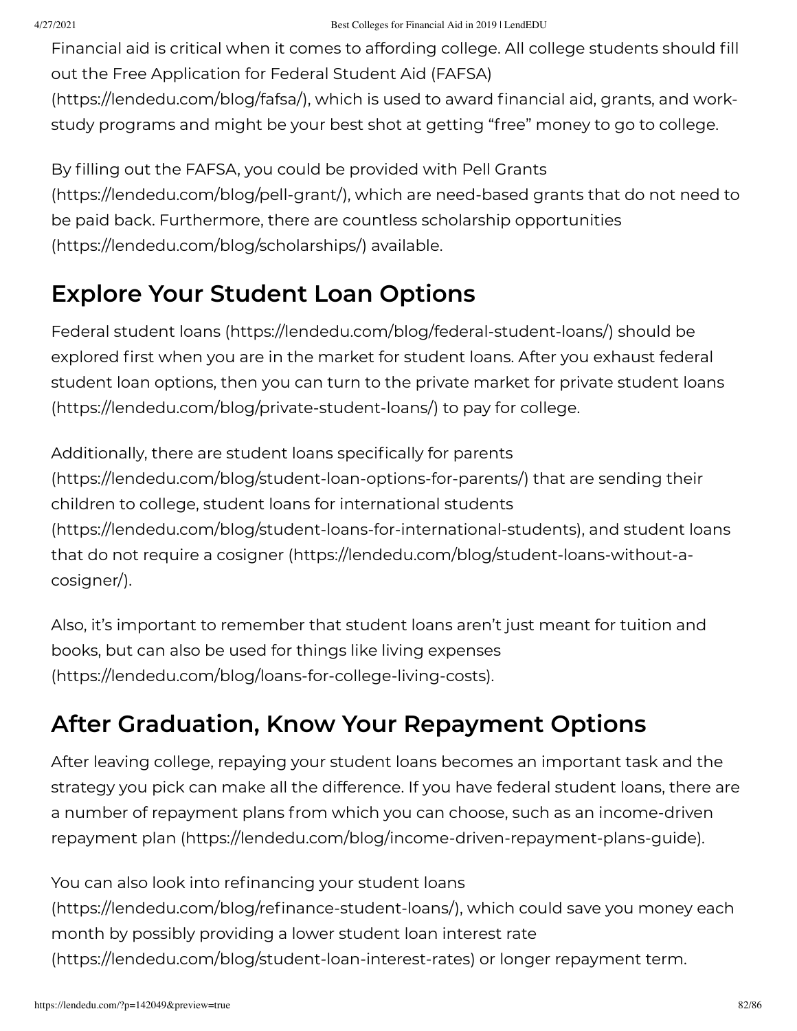Financial aid is critical when it comes to affording college. All college students should fill out the Free Application for Federal Student Aid (FAFSA) (https://lendedu.com/blog/fafsa/), which is used to award financial aid, grants, and work-study programs and might be your best shot at getting "free" money to go to college.

By filling out the FAFSA, you could be provided with Pell Grants (https://lendedu.com/blog/pell-grant/), which are need-based grants that do not need to be paid back. Furthermore, there are countless scholarship opportunities (https://lendedu.com/blog/scholarships/) available.

## Explore Your Student Loan Options

Federal student loans (https://lendedu.com/blog/federal-student-loans/) should be explored first when you are in the market for student loans. After you exhaust federal student loan options, then you can turn to the private market for private student loans (https://lendedu.com/blog/private-student-loans/) to pay for college.

Additionally, there are student loans specifically for parents (https://lendedu.com/blog/student-loan-options-for-parents/) that are sending their children to college, student loans for international students (https://lendedu.com/blog/student-loans-for-international-students), and student loans that do not require a cosigner (https://lendedu.com/blog/student-loans-without-a-cosigner/).

Also, it's important to remember that student loans aren't just meant for tuition and books, but can also be used for things like living expenses (https://lendedu.com/blog/loans-for-college-living-costs).

## After Graduation, Know Your Repayment Options

After leaving college, repaying your student loans becomes an important task and the strategy you pick can make all the difference. If you have federal student loans, there are a number of repayment plans from which you can choose, such as an income-driven repayment plan (https://lendedu.com/blog/income-driven-repayment-plans-guide).

You can also look into refinancing your student loans (https://lendedu.com/blog/refinance-student-loans/), which could save you money each month by possibly providing a lower student loan interest rate (https://lendedu.com/blog/student-loan-interest-rates) or longer repayment term.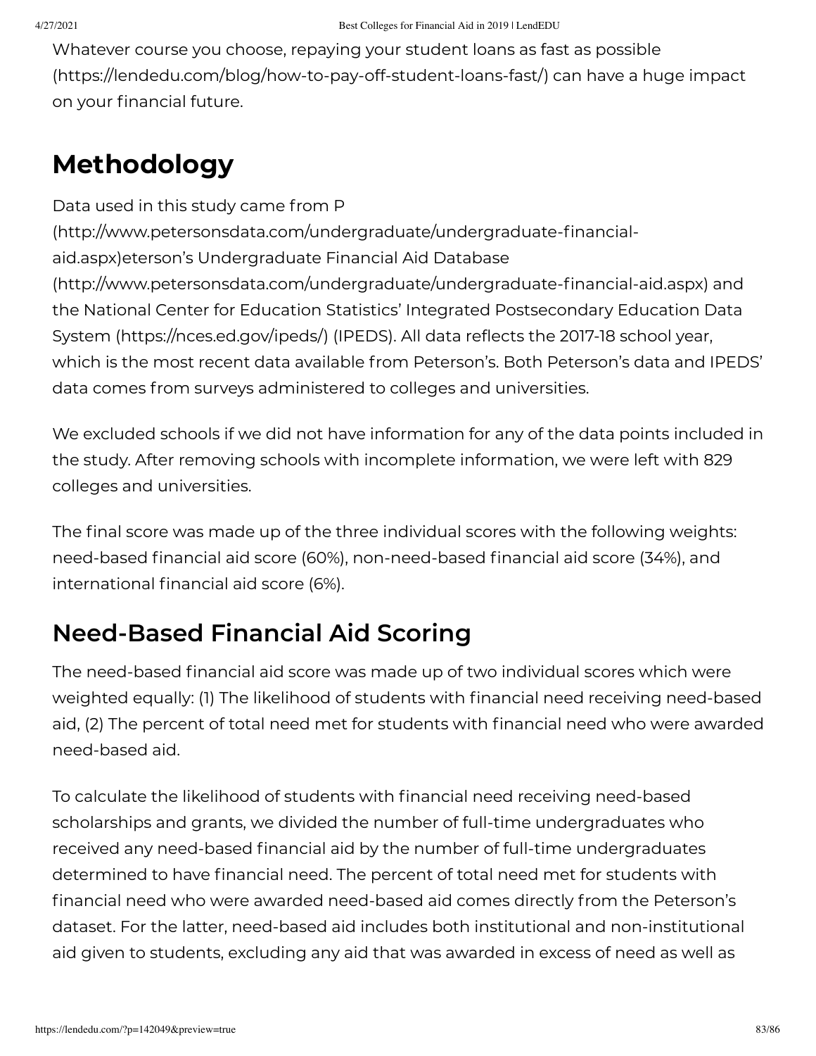Whatever course you choose, repaying your student loans as fast as possible (https://lendedu.com/blog/how-to-pay-off-student-loans-fast/) can have a huge impact on your financial future.

## Methodology

Data used in this study came from P (http://www.petersonsdata.com/undergraduate/undergraduate-financial-aid.aspx)eterson's Undergraduate Financial Aid Database (http://www.petersonsdata.com/undergraduate/undergraduate-financial-aid.aspx) and the National Center for Education Statistics' Integrated Postsecondary Education Data System (https://nces.ed.gov/ipeds/) (IPEDS). All data reflects the 2017-18 school year, which is the most recent data available from Peterson's. Both Peterson's data and IPEDS' data comes from surveys administered to colleges and universities.

We excluded schools if we did not have information for any of the data points included in the study. After removing schools with incomplete information, we were left with 829 colleges and universities.

The final score was made up of the three individual scores with the following weights: need-based financial aid score (60%), non-need-based financial aid score (34%), and international financial aid score (6%).

## Need-Based Financial Aid Scoring

The need-based financial aid score was made up of two individual scores which were weighted equally: (1) The likelihood of students with financial need receiving need-based aid, (2) The percent of total need met for students with financial need who were awarded need-based aid.

To calculate the likelihood of students with financial need receiving need-based scholarships and grants, we divided the number of full-time undergraduates who received any need-based financial aid by the number of full-time undergraduates determined to have financial need. The percent of total need met for students with financial need who were awarded need-based aid comes directly from the Peterson's dataset. For the latter, need-based aid includes both institutional and non-institutional aid given to students, excluding any aid that was awarded in excess of need as well as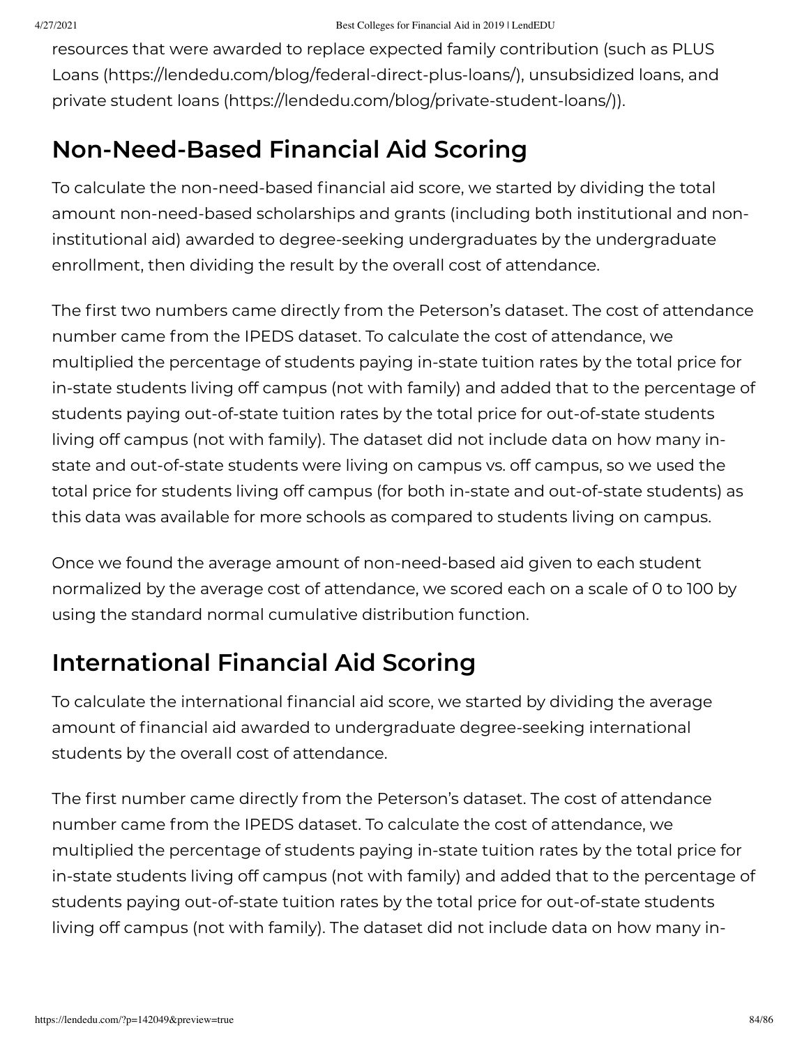resources that were awarded to replace expected family contribution (such as PLUS Loans (https://lendedu.com/blog/federal-direct-plus-loans/), unsubsidized loans, and private student loans (https://lendedu.com/blog/private-student-loans/)).

## Non-Need-Based Financial Aid Scoring

To calculate the non-need-based financial aid score, we started by dividing the total amount non-need-based scholarships and grants (including both institutional and non-institutional aid) awarded to degree-seeking undergraduates by the undergraduate enrollment, then dividing the result by the overall cost of attendance.

The first two numbers came directly from the Peterson's dataset. The cost of attendance number came from the IPEDS dataset. To calculate the cost of attendance, we multiplied the percentage of students paying in-state tuition rates by the total price for in-state students living off campus (not with family) and added that to the percentage of students paying out-of-state tuition rates by the total price for out-of-state students living off campus (not with family). The dataset did not include data on how many in-state and out-of-state students were living on campus vs. off campus, so we used the total price for students living off campus (for both in-state and out-of-state students) as this data was available for more schools as compared to students living on campus.

Once we found the average amount of non-need-based aid given to each student normalized by the average cost of attendance, we scored each on a scale of 0 to 100 by using the standard normal cumulative distribution function.

## International Financial Aid Scoring

To calculate the international financial aid score, we started by dividing the average amount of financial aid awarded to undergraduate degree-seeking international students by the overall cost of attendance.

The first number came directly from the Peterson's dataset. The cost of attendance number came from the IPEDS dataset. To calculate the cost of attendance, we multiplied the percentage of students paying in-state tuition rates by the total price for in-state students living off campus (not with family) and added that to the percentage of students paying out-of-state tuition rates by the total price for out-of-state students living off campus (not with family). The dataset did not include data on how many in-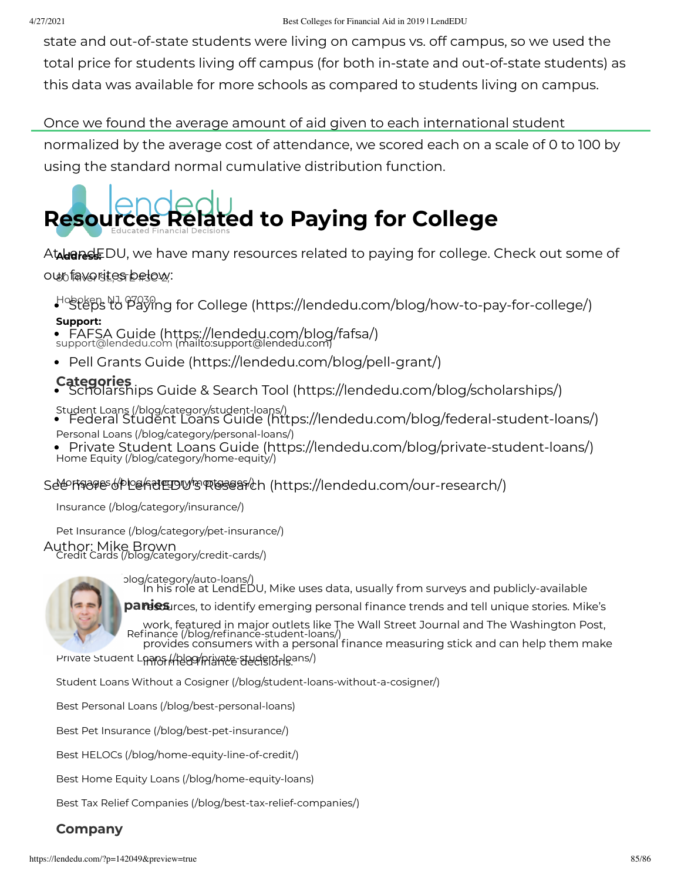state and out-of-state students were living on campus vs. off campus, so we used the total price for students living off campus (for both in-state and out-of-state students) as this data was available for more schools as compared to students living on campus.

Once we found the average amount of aid given to each international student normalized by the average cost of attendance, we scored each on a scale of 0 to 100 by using the standard normal cumulative distribution function.

## Resources Related to Paying for College

At LendEDU, we have many resources related to paying for college. Check out some of our favorites below:

- Steps to Paying for College (https://lendedu.com/blog/how-to-pay-for-college/)
- FAFSA Guide (https://lendedu.com/blog/fafsa/)
- Pell Grants Guide (https://lendedu.com/blog/pell-grant/)
- Scholarships Guide & Search Tool (https://lendedu.com/blog/scholarships/)
- Federal Student Loans Guide (https://lendedu.com/blog/federal-student-loans/)
- Private Student Loans Guide (https://lendedu.com/blog/private-student-loans/)

See more of LendEDU's Research (https://lendedu.com/our-research/)

Author: Mike Brown

In his role at LendEDU, Mike uses data, usually from surveys and publicly-available resources, to identify emerging personal finance trends and tell unique stories. Mike's work, featured in major outlets like The Wall Street Journal and The Washington Post, provides consumers with a personal finance measuring stick and can help them make informed finance decisions.

lendedu
Educated Financial Decisions

**Address:**

30 River St, STE #3C-2,

Hoboken, NJ, 07030

**Support:**

support@lendedu.com (mailto:support@lendedu.com)

**Categories**

Student Loans (/blog/category/student-loans/)

Personal Loans (/blog/category/personal-loans/)

Home Equity (/blog/category/home-equity/)

Mortgages (/blog/category/mortgages/)

Insurance (/blog/category/insurance/)

Pet Insurance (/blog/category/pet-insurance/)

Credit Cards (/blog/category/credit-cards/)

(/blog/category/auto-loans/)

**panies**

Refinance (/blog/refinance-student-loans/)

Private Student Loans (/blog/private-student-loans/)

Student Loans Without a Cosigner (/blog/student-loans-without-a-cosigner/)

Best Personal Loans (/blog/best-personal-loans)

Best Pet Insurance (/blog/best-pet-insurance/)

Best HELOCs (/blog/home-equity-line-of-credit/)

Best Home Equity Loans (/blog/home-equity-loans)

Best Tax Relief Companies (/blog/best-tax-relief-companies/)

**Company**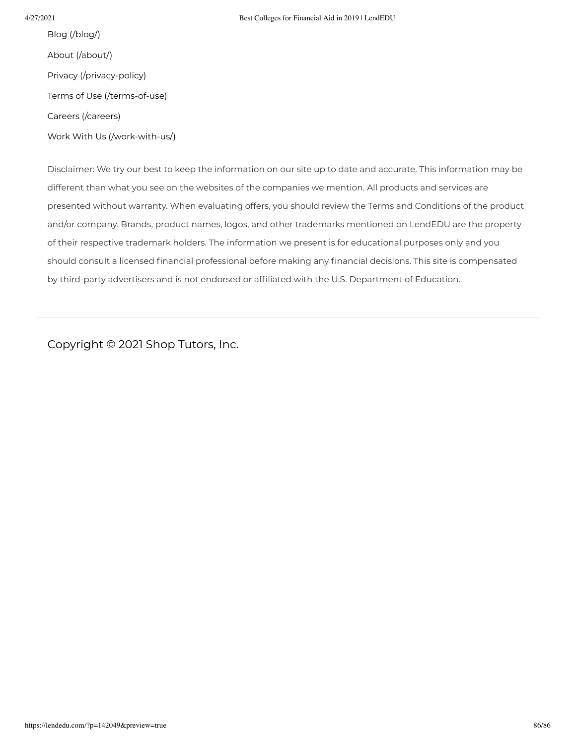Blog (/blog/)

About (/about/)

Privacy (/privacy-policy)

Terms of Use (/terms-of-use)

Careers (/careers)

Work With Us (/work-with-us/)

Disclaimer: We try our best to keep the information on our site up to date and accurate. This information may be different than what you see on the websites of the companies we mention. All products and services are presented without warranty. When evaluating offers, you should review the Terms and Conditions of the product and/or company. Brands, product names, logos, and other trademarks mentioned on LendEDU are the property of their respective trademark holders. The information we present is for educational purposes only and you should consult a licensed financial professional before making any financial decisions. This site is compensated by third-party advertisers and is not endorsed or affiliated with the U.S. Department of Education.

---

Copyright © 2021 Shop Tutors, Inc.